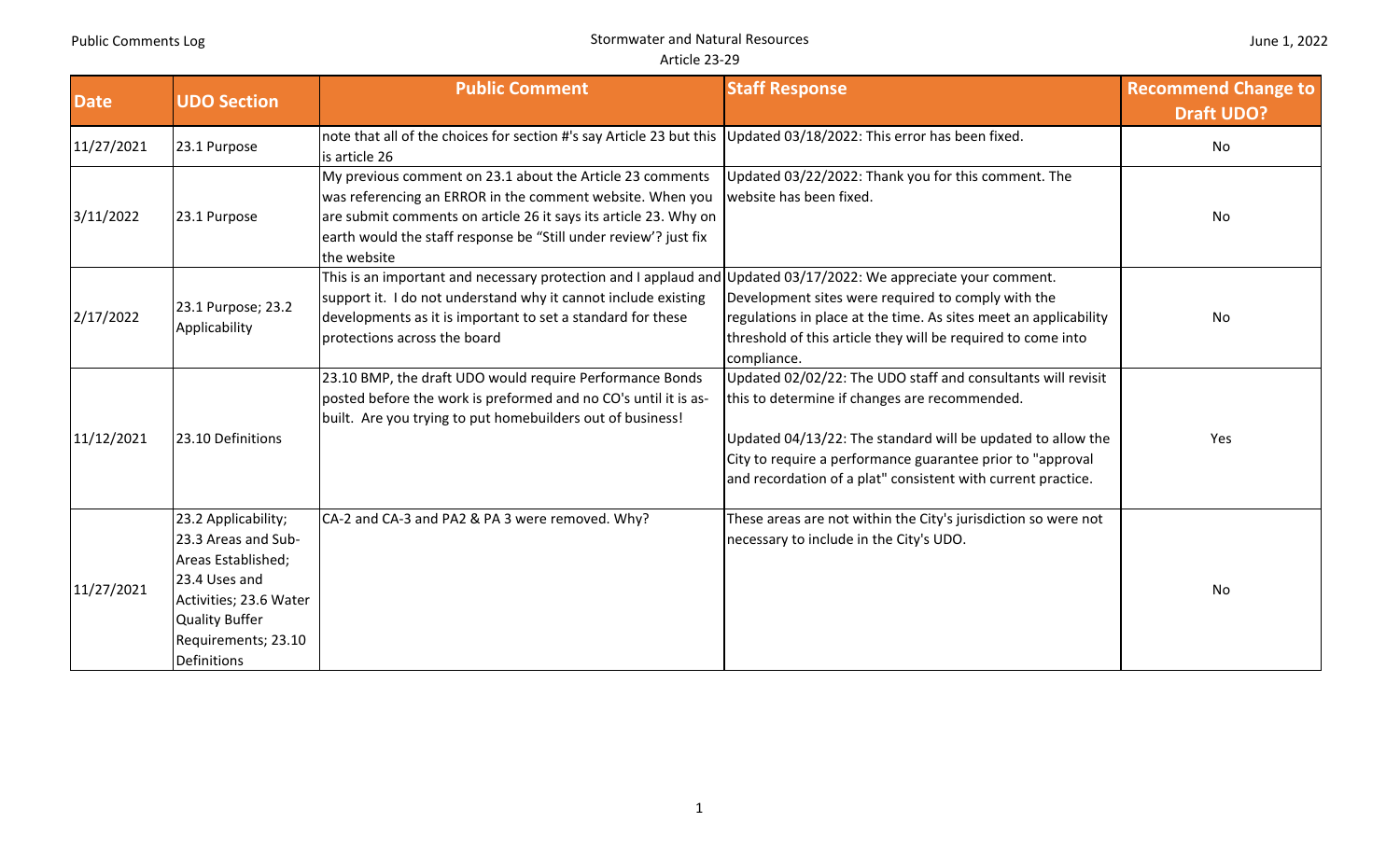| Date | UDO Section | Public Comment | Staff Response | Recommend Change to Draft UDO? |
|---|---|---|---|---|
| 11/27/2021 | 23.1 Purpose | note that all of the choices for section #'s say Article 23 but this is article 26 | Updated 03/18/2022: This error has been fixed. | No |
| 3/11/2022 | 23.1 Purpose | My previous comment on 23.1 about the Article 23 comments was referencing an ERROR in the comment website. When you are submit comments on article 26 it says its article 23. Why on earth would the staff response be "Still under review'? just fix the website | Updated 03/22/2022: Thank you for this comment. The website has been fixed. | No |
| 2/17/2022 | 23.1 Purpose; 23.2 Applicability | This is an important and necessary protection and I applaud and support it. I do not understand why it cannot include existing developments as it is important to set a standard for these protections across the board | Updated 03/17/2022: We appreciate your comment. Development sites were required to comply with the regulations in place at the time. As sites meet an applicability threshold of this article they will be required to come into compliance. | No |
| 11/12/2021 | 23.10 Definitions | 23.10 BMP, the draft UDO would require Performance Bonds posted before the work is preformed and no CO's until it is as-built. Are you trying to put homebuilders out of business! | Updated 02/02/22: The UDO staff and consultants will revisit this to determine if changes are recommended.<br><br>Updated 04/13/22: The standard will be updated to allow the City to require a performance guarantee prior to "approval and recordation of a plat" consistent with current practice. | Yes |
| 11/27/2021 | 23.2 Applicability; 23.3 Areas and Sub-Areas Established; 23.4 Uses and Activities; 23.6 Water Quality Buffer Requirements; 23.10 Definitions | CA-2 and CA-3 and PA2 & PA 3 were removed. Why? | These areas are not within the City's jurisdiction so were not necessary to include in the City's UDO. | No |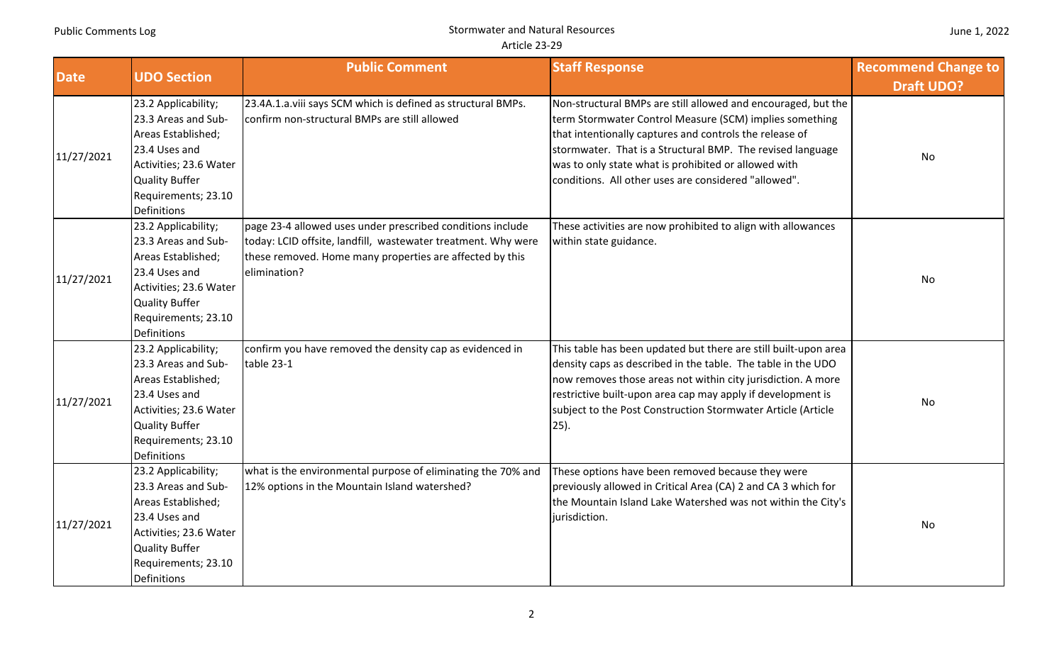| Date | UDO Section | Public Comment | Staff Response | Recommend Change to Draft UDO? |
|---|---|---|---|---|
| 11/27/2021 | 23.2 Applicability; 23.3 Areas and Sub-Areas Established; 23.4 Uses and Activities; 23.6 Water Quality Buffer Requirements; 23.10 Definitions | 23.4A.1.a.viii says SCM which is defined as structural BMPs. confirm non-structural BMPs are still allowed | Non-structural BMPs are still allowed and encouraged, but the term Stormwater Control Measure (SCM) implies something that intentionally captures and controls the release of stormwater. That is a Structural BMP. The revised language was to only state what is prohibited or allowed with conditions. All other uses are considered "allowed". | No |
| 11/27/2021 | 23.2 Applicability; 23.3 Areas and Sub-Areas Established; 23.4 Uses and Activities; 23.6 Water Quality Buffer Requirements; 23.10 Definitions | page 23-4 allowed uses under prescribed conditions include today: LCID offsite, landfill, wastewater treatment. Why were these removed. Home many properties are affected by this elimination? | These activities are now prohibited to align with allowances within state guidance. | No |
| 11/27/2021 | 23.2 Applicability; 23.3 Areas and Sub-Areas Established; 23.4 Uses and Activities; 23.6 Water Quality Buffer Requirements; 23.10 Definitions | confirm you have removed the density cap as evidenced in table 23-1 | This table has been updated but there are still built-upon area density caps as described in the table. The table in the UDO now removes those areas not within city jurisdiction. A more restrictive built-upon area cap may apply if development is subject to the Post Construction Stormwater Article (Article 25). | No |
| 11/27/2021 | 23.2 Applicability; 23.3 Areas and Sub-Areas Established; 23.4 Uses and Activities; 23.6 Water Quality Buffer Requirements; 23.10 Definitions | what is the environmental purpose of eliminating the 70% and 12% options in the Mountain Island watershed? | These options have been removed because they were previously allowed in Critical Area (CA) 2 and CA 3 which for the Mountain Island Lake Watershed was not within the City's jurisdiction. | No |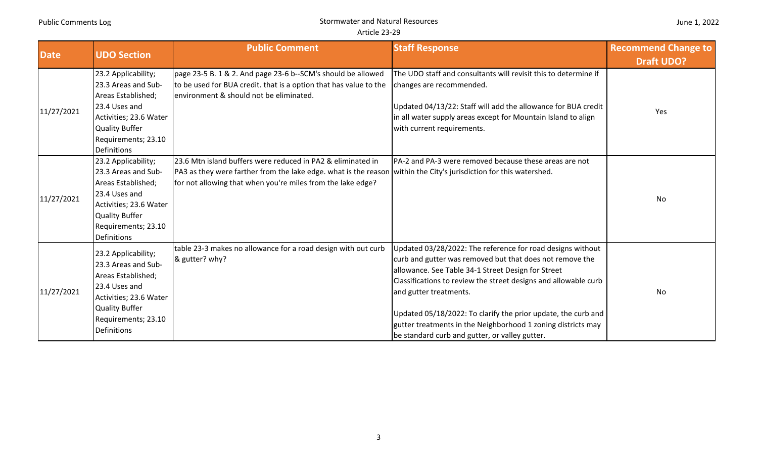| Date | UDO Section | Public Comment | Staff Response | Recommend Change to Draft UDO? |
|---|---|---|---|---|
| 11/27/2021 | 23.2 Applicability; 23.3 Areas and Sub-Areas Established; 23.4 Uses and Activities; 23.6 Water Quality Buffer Requirements; 23.10 Definitions | page 23-5 B. 1 & 2. And page 23-6 b--SCM's should be allowed to be used for BUA credit. that is a option that has value to the environment & should not be eliminated. | The UDO staff and consultants will revisit this to determine if changes are recommended.<br><br>Updated 04/13/22: Staff will add the allowance for BUA credit in all water supply areas except for Mountain Island to align with current requirements. | Yes |
| 11/27/2021 | 23.2 Applicability; 23.3 Areas and Sub-Areas Established; 23.4 Uses and Activities; 23.6 Water Quality Buffer Requirements; 23.10 Definitions | 23.6 Mtn island buffers were reduced in PA2 & eliminated in PA3 as they were farther from the lake edge. what is the reason for not allowing that when you're miles from the lake edge? | PA-2 and PA-3 were removed because these areas are not within the City's jurisdiction for this watershed. | No |
| 11/27/2021 | 23.2 Applicability; 23.3 Areas and Sub-Areas Established; 23.4 Uses and Activities; 23.6 Water Quality Buffer Requirements; 23.10 Definitions | table 23-3 makes no allowance for a road design with out curb & gutter? why? | Updated 03/28/2022: The reference for road designs without curb and gutter was removed but that does not remove the allowance. See Table 34-1 Street Design for Street Classifications to review the street designs and allowable curb and gutter treatments.<br><br>Updated 05/18/2022: To clarify the prior update, the curb and gutter treatments in the Neighborhood 1 zoning districts may be standard curb and gutter, or valley gutter. | No |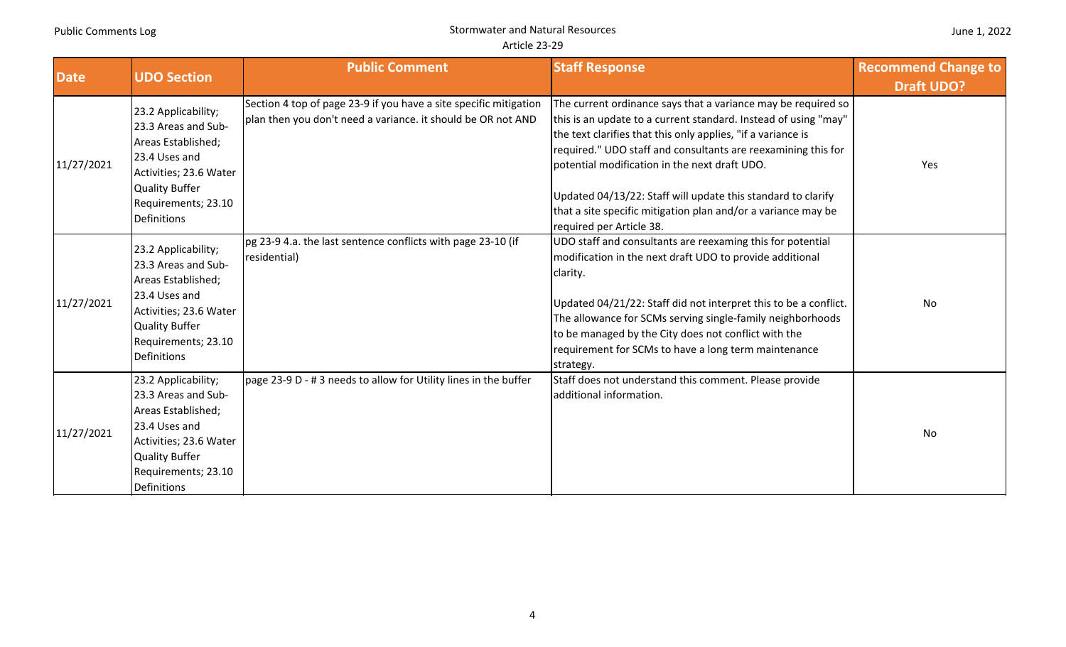| Date | UDO Section | Public Comment | Staff Response | Recommend Change to Draft UDO? |
|---|---|---|---|---|
| 11/27/2021 | 23.2 Applicability; 23.3 Areas and Sub-Areas Established; 23.4 Uses and Activities; 23.6 Water Quality Buffer Requirements; 23.10 Definitions | Section 4 top of page 23-9 if you have a site specific mitigation plan then you don't need a variance. it should be OR not AND | The current ordinance says that a variance may be required so this is an update to a current standard. Instead of using "may" the text clarifies that this only applies, "if a variance is required." UDO staff and consultants are reexamining this for potential modification in the next draft UDO.<br><br>Updated 04/13/22: Staff will update this standard to clarify that a site specific mitigation plan and/or a variance may be required per Article 38. | Yes |
| 11/27/2021 | 23.2 Applicability; 23.3 Areas and Sub-Areas Established; 23.4 Uses and Activities; 23.6 Water Quality Buffer Requirements; 23.10 Definitions | pg 23-9 4.a. the last sentence conflicts with page 23-10 (if residential) | UDO staff and consultants are reexaming this for potential modification in the next draft UDO to provide additional clarity.<br><br>Updated 04/21/22: Staff did not interpret this to be a conflict. The allowance for SCMs serving single-family neighborhoods to be managed by the City does not conflict with the requirement for SCMs to have a long term maintenance strategy. | No |
| 11/27/2021 | 23.2 Applicability; 23.3 Areas and Sub-Areas Established; 23.4 Uses and Activities; 23.6 Water Quality Buffer Requirements; 23.10 Definitions | page 23-9 D - # 3 needs to allow for Utility lines in the buffer | Staff does not understand this comment. Please provide additional information. | No |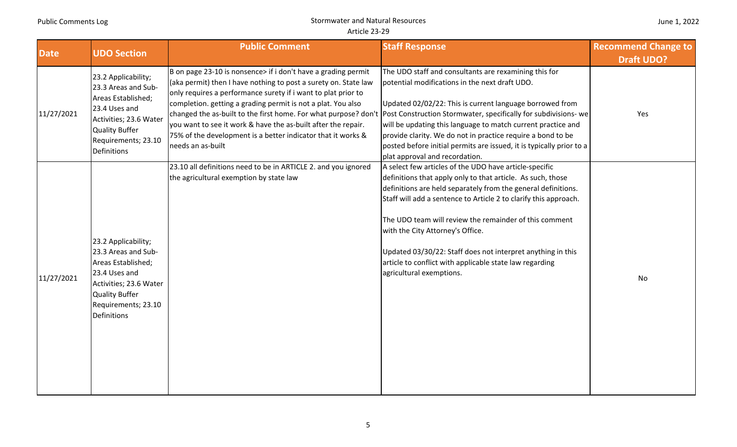| Date | UDO Section | Public Comment | Staff Response | Recommend Change to Draft UDO? |
|---|---|---|---|---|
| 11/27/2021 | 23.2 Applicability; 23.3 Areas and Sub-Areas Established; 23.4 Uses and Activities; 23.6 Water Quality Buffer Requirements; 23.10 Definitions | B on page 23-10 is nonsense> if i don't have a grading permit (aka permit) then I have nothing to post a surety on. State law only requires a performance surety if i want to plat prior to completion. getting a grading permit is not a plat. You also changed the as-built to the first home. For what purpose? don't you want to see it work & have the as-built after the repair. 75% of the development is a better indicator that it works & needs an as-built | The UDO staff and consultants are examining this for potential modifications in the next draft UDO.<br><br>Updated 02/02/22: This is current language borrowed from Post Construction Stormwater, specifically for subdivisions- we will be updating this language to match current practice and provide clarity. We do not in practice require a bond to be posted before initial permits are issued, it is typically prior to a plat approval and recordation. | Yes |
| 11/27/2021 | 23.2 Applicability; 23.3 Areas and Sub-Areas Established; 23.4 Uses and Activities; 23.6 Water Quality Buffer Requirements; 23.10 Definitions | 23.10 all definitions need to be in ARTICLE 2. and you ignored the agricultural exemption by state law | A select few articles of the UDO have article-specific definitions that apply only to that article. As such, those definitions are held separately from the general definitions. Staff will add a sentence to Article 2 to clarify this approach.<br><br>The UDO team will review the remainder of this comment with the City Attorney's Office.<br><br>Updated 03/30/22: Staff does not interpret anything in this article to conflict with applicable state law regarding agricultural exemptions. | No |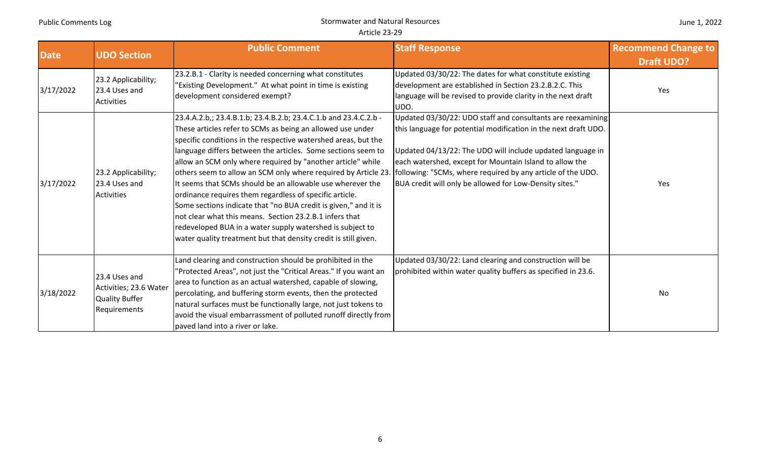| Date | UDO Section | Public Comment | Staff Response | Recommend Change to Draft UDO? |
|---|---|---|---|---|
| 3/17/2022 | 23.2 Applicability; 23.4 Uses and Activities | 23.2.B.1 - Clarity is needed concerning what constitutes "Existing Development." At what point in time is existing development considered exempt? | Updated 03/30/22: The dates for what constitute existing development are established in Section 23.2.B.2.C. This language will be revised to provide clarity in the next draft UDO. | Yes |
| 3/17/2022 | 23.2 Applicability; 23.4 Uses and Activities | 23.4.A.2.b,; 23.4.B.1.b; 23.4.B.2.b; 23.4.C.1.b and 23.4.C.2.b - These articles refer to SCMs as being an allowed use under specific conditions in the respective watershed areas, but the language differs between the articles. Some sections seem to allow an SCM only where required by "another article" while others seem to allow an SCM only where required by Article 23. It seems that SCMs should be an allowable use wherever the ordinance requires them regardless of specific article. Some sections indicate that "no BUA credit is given," and it is not clear what this means. Section 23.2.B.1 infers that redeveloped BUA in a water supply watershed is subject to water quality treatment but that density credit is still given. | Updated 03/30/22: UDO staff and consultants are reexamining this language for potential modification in the next draft UDO.<br><br>Updated 04/13/22: The UDO will include updated language in each watershed, except for Mountain Island to allow the following: "SCMs, where required by any article of the UDO. BUA credit will only be allowed for Low-Density sites." | Yes |
| 3/18/2022 | 23.4 Uses and Activities; 23.6 Water Quality Buffer Requirements | Land clearing and construction should be prohibited in the "Protected Areas", not just the "Critical Areas." If you want an area to function as an actual watershed, capable of slowing, percolating, and buffering storm events, then the protected natural surfaces must be functionally large, not just tokens to avoid the visual embarrassment of polluted runoff directly from paved land into a river or lake. | Updated 03/30/22: Land clearing and construction will be prohibited within water quality buffers as specified in 23.6. | No |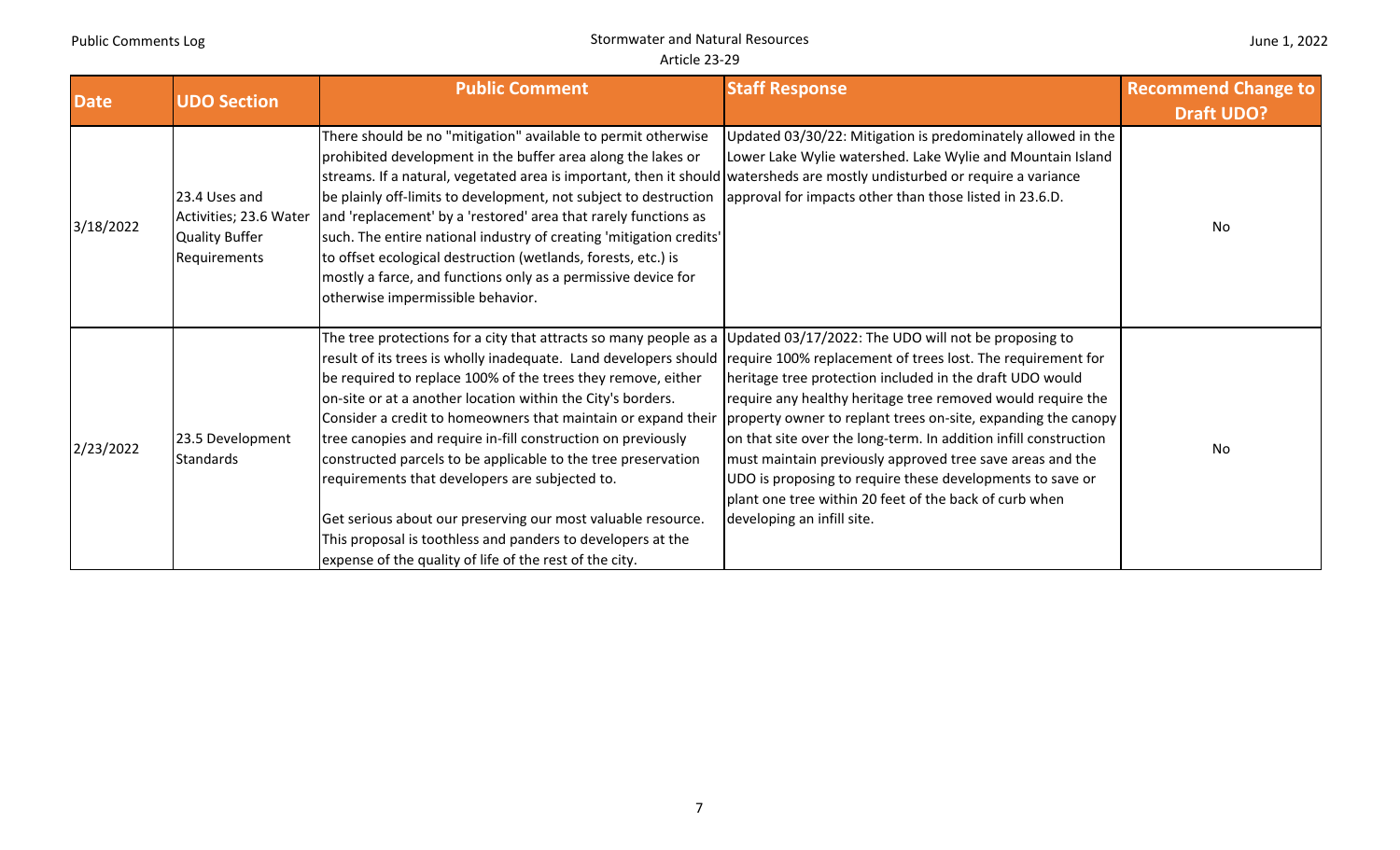| Date | UDO Section | Public Comment | Staff Response | Recommend Change to Draft UDO? |
|---|---|---|---|---|
| 3/18/2022 | 23.4 Uses and Activities; 23.6 Water Quality Buffer Requirements | There should be no "mitigation" available to permit otherwise prohibited development in the buffer area along the lakes or streams. If a natural, vegetated area is important, then it should be plainly off-limits to development, not subject to destruction and 'replacement' by a 'restored' area that rarely functions as such. The entire national industry of creating 'mitigation credits' to offset ecological destruction (wetlands, forests, etc.) is mostly a farce, and functions only as a permissive device for otherwise impermissible behavior. | Updated 03/30/22: Mitigation is predominately allowed in the Lower Lake Wylie watershed. Lake Wylie and Mountain Island watersheds are mostly undisturbed or require a variance approval for impacts other than those listed in 23.6.D. | No |
| 2/23/2022 | 23.5 Development Standards | The tree protections for a city that attracts so many people as a result of its trees is wholly inadequate. Land developers should be required to replace 100% of the trees they remove, either on-site or at a another location within the City's borders. Consider a credit to homeowners that maintain or expand their tree canopies and require in-fill construction on previously constructed parcels to be applicable to the tree preservation requirements that developers are subjected to.<br><br>Get serious about our preserving our most valuable resource. This proposal is toothless and panders to developers at the expense of the quality of life of the rest of the city. | Updated 03/17/2022: The UDO will not be proposing to require 100% replacement of trees lost. The requirement for heritage tree protection included in the draft UDO would require any healthy heritage tree removed would require the property owner to replant trees on-site, expanding the canopy on that site over the long-term. In addition infill construction must maintain previously approved tree save areas and the UDO is proposing to require these developments to save or plant one tree within 20 feet of the back of curb when developing an infill site. | No |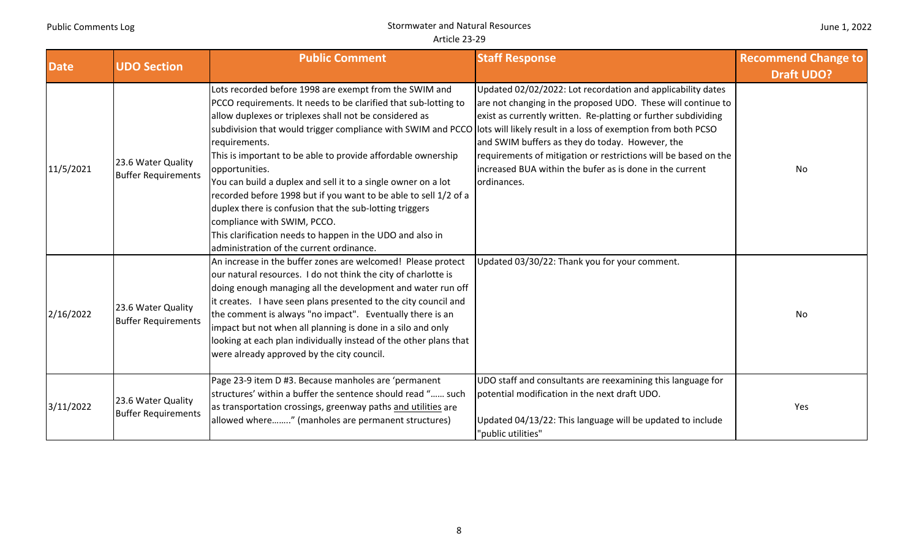| Date | UDO Section | Public Comment | Staff Response | Recommend Change to Draft UDO? |
|---|---|---|---|---|
| 11/5/2021 | 23.6 Water Quality Buffer Requirements | Lots recorded before 1998 are exempt from the SWIM and PCCO requirements. It needs to be clarified that sub-lotting to allow duplexes or triplexes shall not be considered as subdivision that would trigger compliance with SWIM and PCCO requirements.<br>This is important to be able to provide affordable ownership opportunities.<br>You can build a duplex and sell it to a single owner on a lot recorded before 1998 but if you want to be able to sell 1/2 of a duplex there is confusion that the sub-lotting triggers compliance with SWIM, PCCO.<br>This clarification needs to happen in the UDO and also in administration of the current ordinance. | Updated 02/02/2022: Lot recordation and applicability dates are not changing in the proposed UDO. These will continue to exist as currently written. Re-platting or further subdividing lots will likely result in a loss of exemption from both PCSO and SWIM buffers as they do today. However, the requirements of mitigation or restrictions will be based on the increased BUA within the bufer as is done in the current ordinances. | No |
| 2/16/2022 | 23.6 Water Quality Buffer Requirements | An increase in the buffer zones are welcomed! Please protect our natural resources. I do not think the city of charlotte is doing enough managing all the development and water run off it creates. I have seen plans presented to the city council and the comment is always "no impact". Eventually there is an impact but not when all planning is done in a silo and only looking at each plan individually instead of the other plans that were already approved by the city council. | Updated 03/30/22: Thank you for your comment. | No |
| 3/11/2022 | 23.6 Water Quality Buffer Requirements | Page 23-9 item D #3. Because manholes are 'permanent structures' within a buffer the sentence should read "...... such as transportation crossings, greenway paths <u>and utilities</u> are allowed where........" (manholes are permanent structures) | UDO staff and consultants are reexamining this language for potential modification in the next draft UDO.<br><br>Updated 04/13/22: This language will be updated to include "public utilities" | Yes |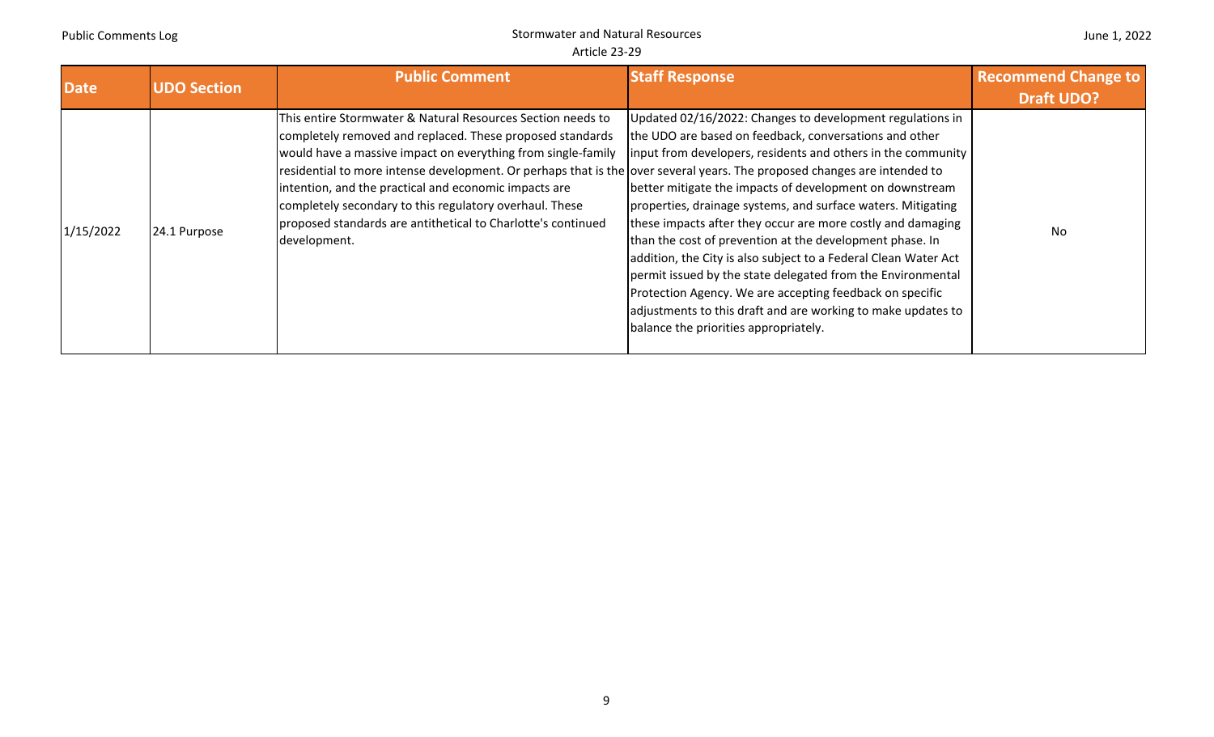| Date | UDO Section | Public Comment | Staff Response | Recommend Change to Draft UDO? |
|---|---|---|---|---|
| 1/15/2022 | 24.1 Purpose | This entire Stormwater & Natural Resources Section needs to completely removed and replaced. These proposed standards would have a massive impact on everything from single-family residential to more intense development. Or perhaps that is the intention, and the practical and economic impacts are completely secondary to this regulatory overhaul. These proposed standards are antithetical to Charlotte's continued development. | Updated 02/16/2022: Changes to development regulations in the UDO are based on feedback, conversations and other input from developers, residents and others in the community over several years. The proposed changes are intended to better mitigate the impacts of development on downstream properties, drainage systems, and surface waters. Mitigating these impacts after they occur are more costly and damaging than the cost of prevention at the development phase. In addition, the City is also subject to a Federal Clean Water Act permit issued by the state delegated from the Environmental Protection Agency. We are accepting feedback on specific adjustments to this draft and are working to make updates to balance the priorities appropriately. | No |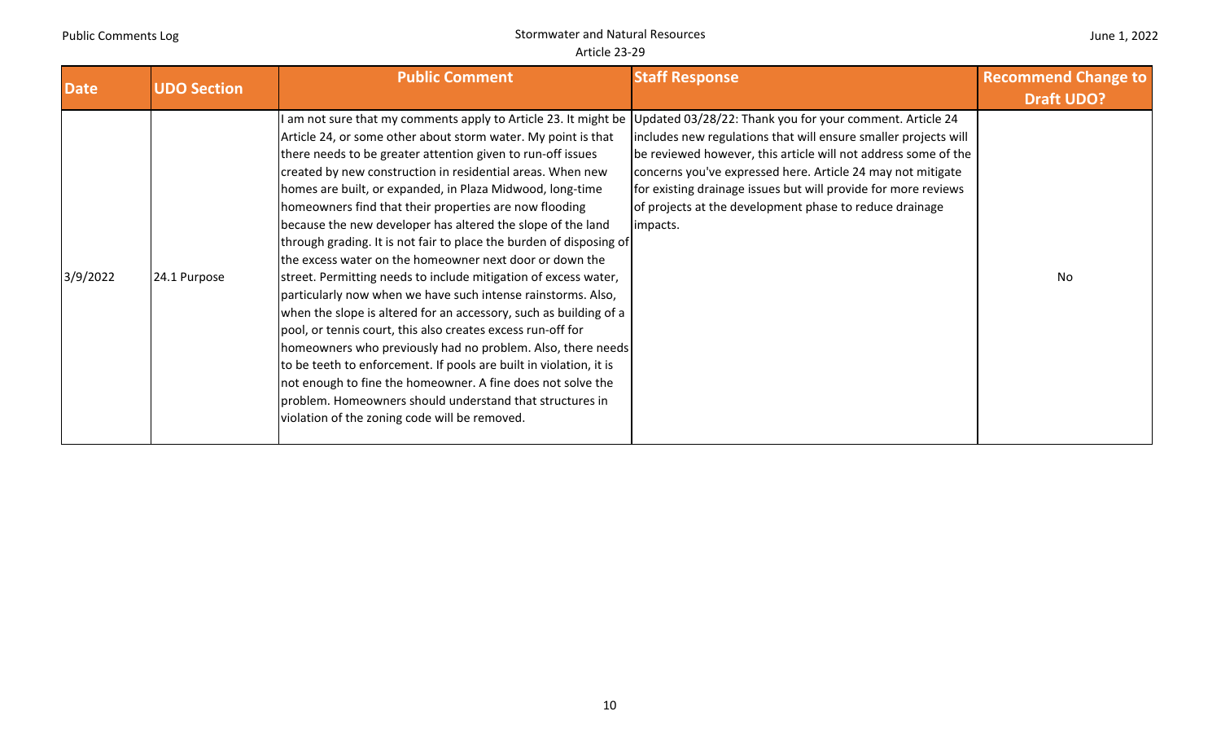| Date | UDO Section | Public Comment | Staff Response | Recommend Change to Draft UDO? |
|---|---|---|---|---|
| 3/9/2022 | 24.1 Purpose | I am not sure that my comments apply to Article 23. It might be Article 24, or some other about storm water. My point is that there needs to be greater attention given to run-off issues created by new construction in residential areas. When new homes are built, or expanded, in Plaza Midwood, long-time homeowners find that their properties are now flooding because the new developer has altered the slope of the land through grading. It is not fair to place the burden of disposing of the excess water on the homeowner next door or down the street. Permitting needs to include mitigation of excess water, particularly now when we have such intense rainstorms. Also, when the slope is altered for an accessory, such as building of a pool, or tennis court, this also creates excess run-off for homeowners who previously had no problem. Also, there needs to be teeth to enforcement. If pools are built in violation, it is not enough to fine the homeowner. A fine does not solve the problem. Homeowners should understand that structures in violation of the zoning code will be removed. | Updated 03/28/22: Thank you for your comment. Article 24 includes new regulations that will ensure smaller projects will be reviewed however, this article will not address some of the concerns you've expressed here. Article 24 may not mitigate for existing drainage issues but will provide for more reviews of projects at the development phase to reduce drainage impacts. | No |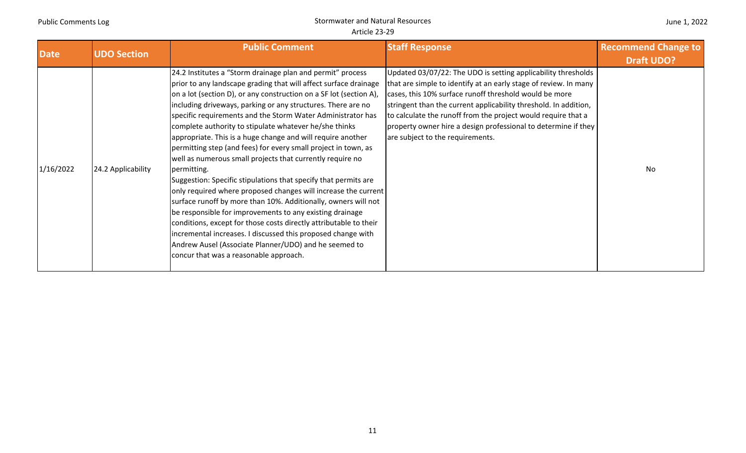| Date | UDO Section | Public Comment | Staff Response | Recommend Change to Draft UDO? |
|---|---|---|---|---|
| 1/16/2022 | 24.2 Applicability | 24.2 Institutes a "Storm drainage plan and permit" process prior to any landscape grading that will affect surface drainage on a lot (section D), or any construction on a SF lot (section A), including driveways, parking or any structures. There are no specific requirements and the Storm Water Administrator has complete authority to stipulate whatever he/she thinks appropriate. This is a huge change and will require another permitting step (and fees) for every small project in town, as well as numerous small projects that currently require no permitting.<br>Suggestion: Specific stipulations that specify that permits are only required where proposed changes will increase the current surface runoff by more than 10%. Additionally, owners will not be responsible for improvements to any existing drainage conditions, except for those costs directly attributable to their incremental increases. I discussed this proposed change with Andrew Ausel (Associate Planner/UDO) and he seemed to concur that was a reasonable approach. | Updated 03/07/22: The UDO is setting applicability thresholds that are simple to identify at an early stage of review. In many cases, this 10% surface runoff threshold would be more stringent than the current applicability threshold. In addition, to calculate the runoff from the project would require that a property owner hire a design professional to determine if they are subject to the requirements. | No |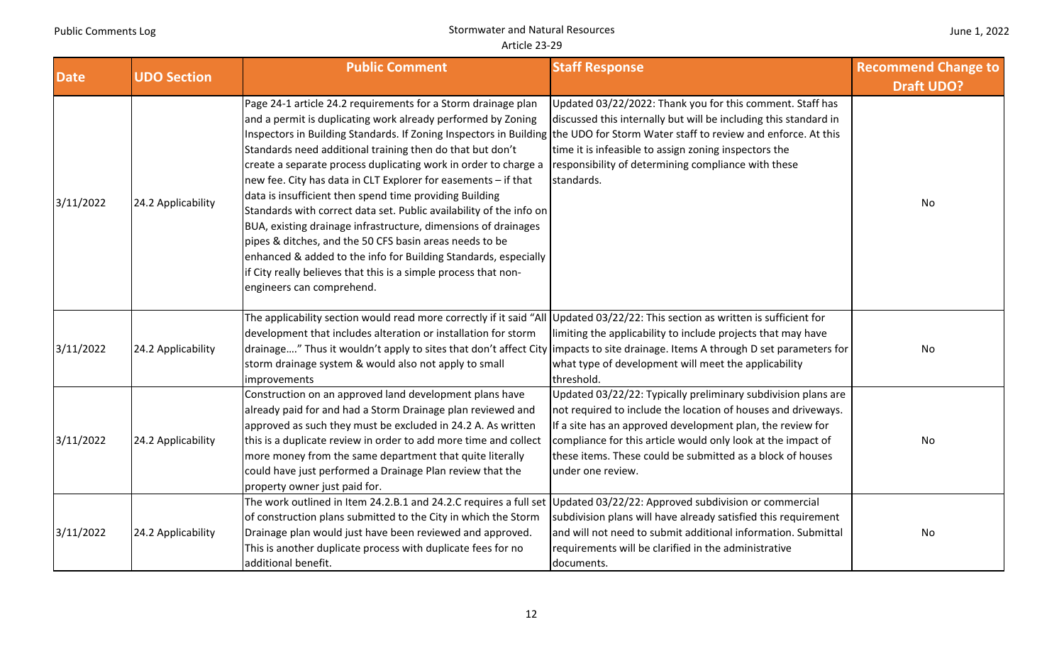| Date | UDO Section | Public Comment | Staff Response | Recommend Change to Draft UDO? |
|---|---|---|---|---|
| 3/11/2022 | 24.2 Applicability | Page 24-1 article 24.2 requirements for a Storm drainage plan and a permit is duplicating work already performed by Zoning Inspectors in Building Standards. If Zoning Inspectors in Building Standards need additional training then do that but don't create a separate process duplicating work in order to charge a new fee. City has data in CLT Explorer for easements – if that data is insufficient then spend time providing Building Standards with correct data set. Public availability of the info on BUA, existing drainage infrastructure, dimensions of drainages pipes & ditches, and the 50 CFS basin areas needs to be enhanced & added to the info for Building Standards, especially if City really believes that this is a simple process that non-engineers can comprehend. | Updated 03/22/2022: Thank you for this comment. Staff has discussed this internally but will be including this standard in the UDO for Storm Water staff to review and enforce. At this time it is infeasible to assign zoning inspectors the responsibility of determining compliance with these standards. | No |
| 3/11/2022 | 24.2 Applicability | The applicability section would read more correctly if it said "All development that includes alteration or installation for storm drainage…." Thus it wouldn't apply to sites that don't affect City storm drainage system & would also not apply to small improvements | Updated 03/22/22: This section as written is sufficient for limiting the applicability to include projects that may have impacts to site drainage. Items A through D set parameters for what type of development will meet the applicability threshold. | No |
| 3/11/2022 | 24.2 Applicability | Construction on an approved land development plans have already paid for and had a Storm Drainage plan reviewed and approved as such they must be excluded in 24.2 A. As written this is a duplicate review in order to add more time and collect more money from the same department that quite literally could have just performed a Drainage Plan review that the property owner just paid for. | Updated 03/22/22: Typically preliminary subdivision plans are not required to include the location of houses and driveways. If a site has an approved development plan, the review for compliance for this article would only look at the impact of these items. These could be submitted as a block of houses under one review. | No |
| 3/11/2022 | 24.2 Applicability | The work outlined in Item 24.2.B.1 and 24.2.C requires a full set of construction plans submitted to the City in which the Storm Drainage plan would just have been reviewed and approved. This is another duplicate process with duplicate fees for no additional benefit. | Updated 03/22/22: Approved subdivision or commercial subdivision plans will have already satisfied this requirement and will not need to submit additional information. Submittal requirements will be clarified in the administrative documents. | No |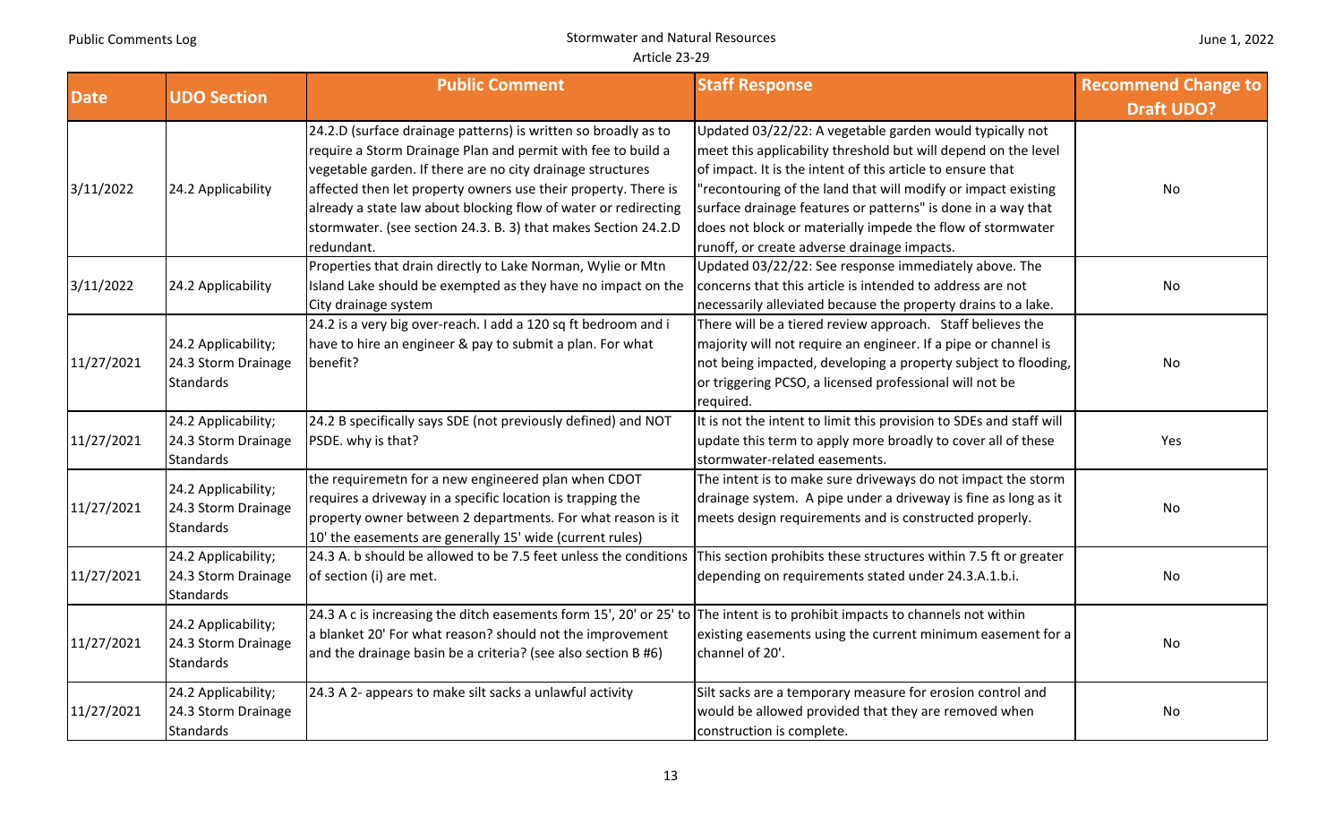| Date | UDO Section | Public Comment | Staff Response | Recommend Change to Draft UDO? |
|---|---|---|---|---|
| 3/11/2022 | 24.2 Applicability | 24.2.D (surface drainage patterns) is written so broadly as to require a Storm Drainage Plan and permit with fee to build a vegetable garden. If there are no city drainage structures affected then let property owners use their property. There is already a state law about blocking flow of water or redirecting stormwater. (see section 24.3. B. 3) that makes Section 24.2.D redundant. | Updated 03/22/22: A vegetable garden would typically not meet this applicability threshold but will depend on the level of impact. It is the intent of this article to ensure that "recontouring of the land that will modify or impact existing surface drainage features or patterns" is done in a way that does not block or materially impede the flow of stormwater runoff, or create adverse drainage impacts. | No |
| 3/11/2022 | 24.2 Applicability | Properties that drain directly to Lake Norman, Wylie or Mtn Island Lake should be exempted as they have no impact on the City drainage system | Updated 03/22/22: See response immediately above. The concerns that this article is intended to address are not necessarily alleviated because the property drains to a lake. | No |
| 11/27/2021 | 24.2 Applicability; 24.3 Storm Drainage Standards | 24.2 is a very big over-reach. I add a 120 sq ft bedroom and i have to hire an engineer & pay to submit a plan. For what benefit? | There will be a tiered review approach. Staff believes the majority will not require an engineer. If a pipe or channel is not being impacted, developing a property subject to flooding, or triggering PCSO, a licensed professional will not be required. | No |
| 11/27/2021 | 24.2 Applicability; 24.3 Storm Drainage Standards | 24.2 B specifically says SDE (not previously defined) and NOT PSDE. why is that? | It is not the intent to limit this provision to SDEs and staff will update this term to apply more broadly to cover all of these stormwater-related easements. | Yes |
| 11/27/2021 | 24.2 Applicability; 24.3 Storm Drainage Standards | the requiremetn for a new engineered plan when CDOT requires a driveway in a specific location is trapping the property owner between 2 departments. For what reason is it 10' the easements are generally 15' wide (current rules) | The intent is to make sure driveways do not impact the storm drainage system. A pipe under a driveway is fine as long as it meets design requirements and is constructed properly. | No |
| 11/27/2021 | 24.2 Applicability; 24.3 Storm Drainage Standards | 24.3 A. b should be allowed to be 7.5 feet unless the conditions of section (i) are met. | This section prohibits these structures within 7.5 ft or greater depending on requirements stated under 24.3.A.1.b.i. | No |
| 11/27/2021 | 24.2 Applicability; 24.3 Storm Drainage Standards | 24.3 A c is increasing the ditch easements form 15', 20' or 25' to a blanket 20' For what reason? should not the improvement and the drainage basin be a criteria? (see also section B #6) | The intent is to prohibit impacts to channels not within existing easements using the current minimum easement for a channel of 20'. | No |
| 11/27/2021 | 24.2 Applicability; 24.3 Storm Drainage Standards | 24.3 A 2- appears to make silt sacks a unlawful activity | Silt sacks are a temporary measure for erosion control and would be allowed provided that they are removed when construction is complete. | No |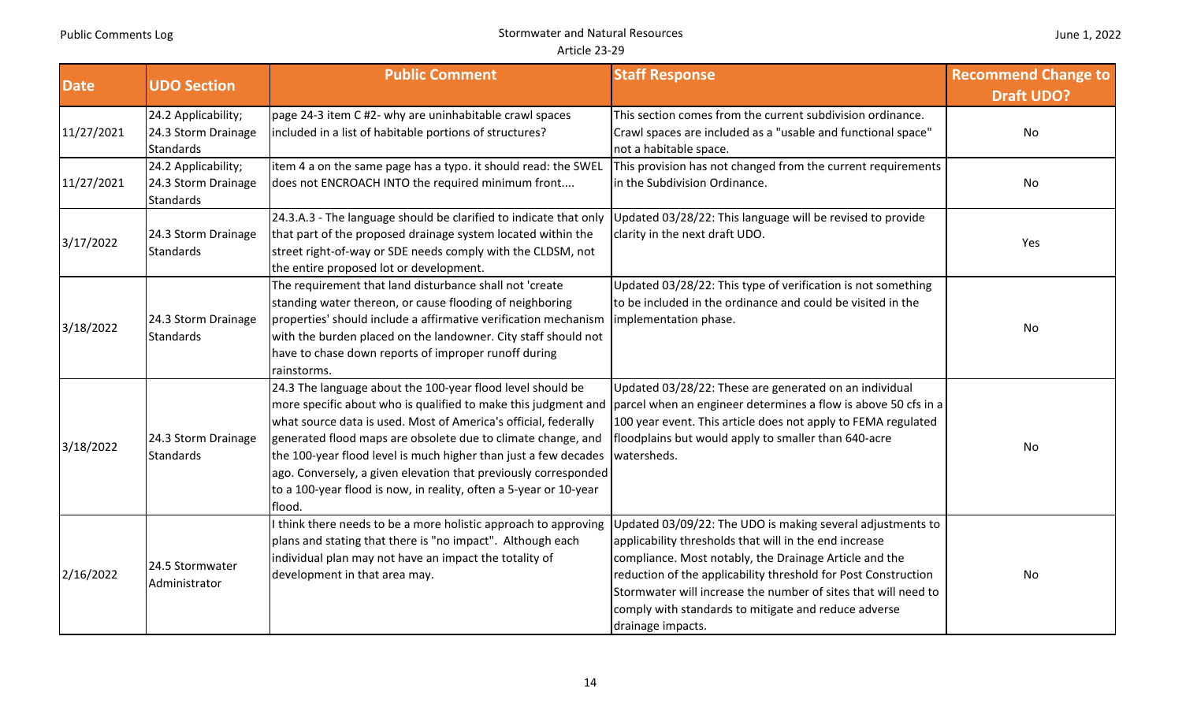| Date | UDO Section | Public Comment | Staff Response | Recommend Change to Draft UDO? |
|---|---|---|---|---|
| 11/27/2021 | 24.2 Applicability; 24.3 Storm Drainage Standards | page 24-3 item C #2- why are uninhabitable crawl spaces included in a list of habitable portions of structures? | This section comes from the current subdivision ordinance. Crawl spaces are included as a "usable and functional space" not a habitable space. | No |
| 11/27/2021 | 24.2 Applicability; 24.3 Storm Drainage Standards | item 4 a on the same page has a typo. it should read: the SWEL does not ENCROACH INTO the required minimum front.... | This provision has not changed from the current requirements in the Subdivision Ordinance. | No |
| 3/17/2022 | 24.3 Storm Drainage Standards | 24.3.A.3 - The language should be clarified to indicate that only that part of the proposed drainage system located within the street right-of-way or SDE needs comply with the CLDSM, not the entire proposed lot or development. | Updated 03/28/22: This language will be revised to provide clarity in the next draft UDO. | Yes |
| 3/18/2022 | 24.3 Storm Drainage Standards | The requirement that land disturbance shall not 'create standing water thereon, or cause flooding of neighboring properties' should include a affirmative verification mechanism with the burden placed on the landowner. City staff should not have to chase down reports of improper runoff during rainstorms. | Updated 03/28/22: This type of verification is not something to be included in the ordinance and could be visited in the implementation phase. | No |
| 3/18/2022 | 24.3 Storm Drainage Standards | 24.3 The language about the 100-year flood level should be more specific about who is qualified to make this judgment and what source data is used. Most of America's official, federally generated flood maps are obsolete due to climate change, and the 100-year flood level is much higher than just a few decades ago. Conversely, a given elevation that previously corresponded to a 100-year flood is now, in reality, often a 5-year or 10-year flood. | Updated 03/28/22: These are generated on an individual parcel when an engineer determines a flow is above 50 cfs in a 100 year event. This article does not apply to FEMA regulated floodplains but would apply to smaller than 640-acre watersheds. | No |
| 2/16/2022 | 24.5 Stormwater Administrator | I think there needs to be a more holistic approach to approving plans and stating that there is "no impact". Although each individual plan may not have an impact the totality of development in that area may. | Updated 03/09/22: The UDO is making several adjustments to applicability thresholds that will in the end increase compliance. Most notably, the Drainage Article and the reduction of the applicability threshold for Post Construction Stormwater will increase the number of sites that will need to comply with standards to mitigate and reduce adverse drainage impacts. | No |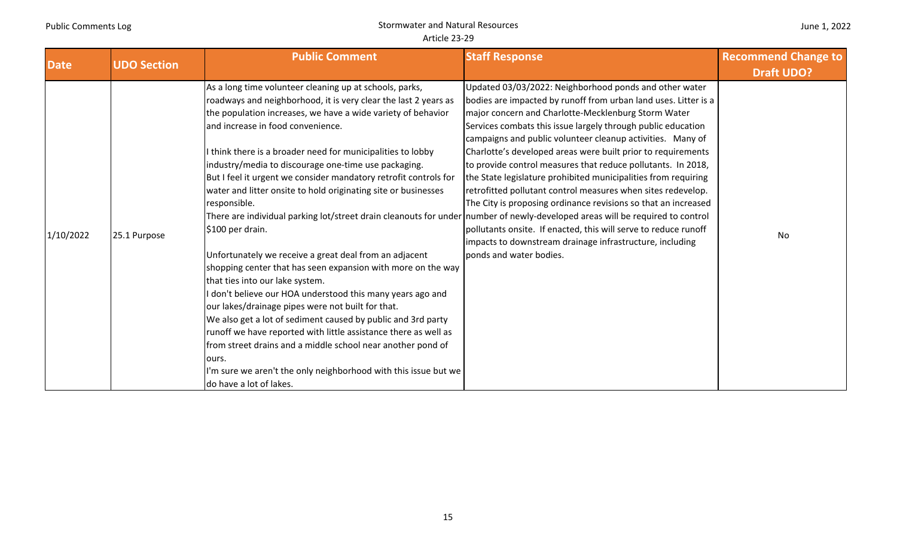| Date | UDO Section | Public Comment | Staff Response | Recommend Change to Draft UDO? |
|---|---|---|---|---|
| 1/10/2022 | 25.1 Purpose | As a long time volunteer cleaning up at schools, parks, roadways and neighborhood, it is very clear the last 2 years as the population increases, we have a wide variety of behavior and increase in food convenience.<br><br>I think there is a broader need for municipalities to lobby industry/media to discourage one-time use packaging.<br>But I feel it urgent we consider mandatory retrofit controls for water and litter onsite to hold originating site or businesses responsible.<br>There are individual parking lot/street drain cleanouts for under $100 per drain.<br><br>Unfortunately we receive a great deal from an adjacent shopping center that has seen expansion with more on the way that ties into our lake system.<br>I don't believe our HOA understood this many years ago and our lakes/drainage pipes were not built for that.<br>We also get a lot of sediment caused by public and 3rd party runoff we have reported with little assistance there as well as from street drains and a middle school near another pond of ours.<br>I'm sure we aren't the only neighborhood with this issue but we do have a lot of lakes. | Updated 03/03/2022: Neighborhood ponds and other water bodies are impacted by runoff from urban land uses. Litter is a major concern and Charlotte-Mecklenburg Storm Water Services combats this issue largely through public education campaigns and public volunteer cleanup activities. Many of Charlotte's developed areas were built prior to requirements to provide control measures that reduce pollutants. In 2018, the State legislature prohibited municipalities from requiring retrofitted pollutant control measures when sites redevelop. The City is proposing ordinance revisions so that an increased number of newly-developed areas will be required to control pollutants onsite. If enacted, this will serve to reduce runoff impacts to downstream drainage infrastructure, including ponds and water bodies. | No |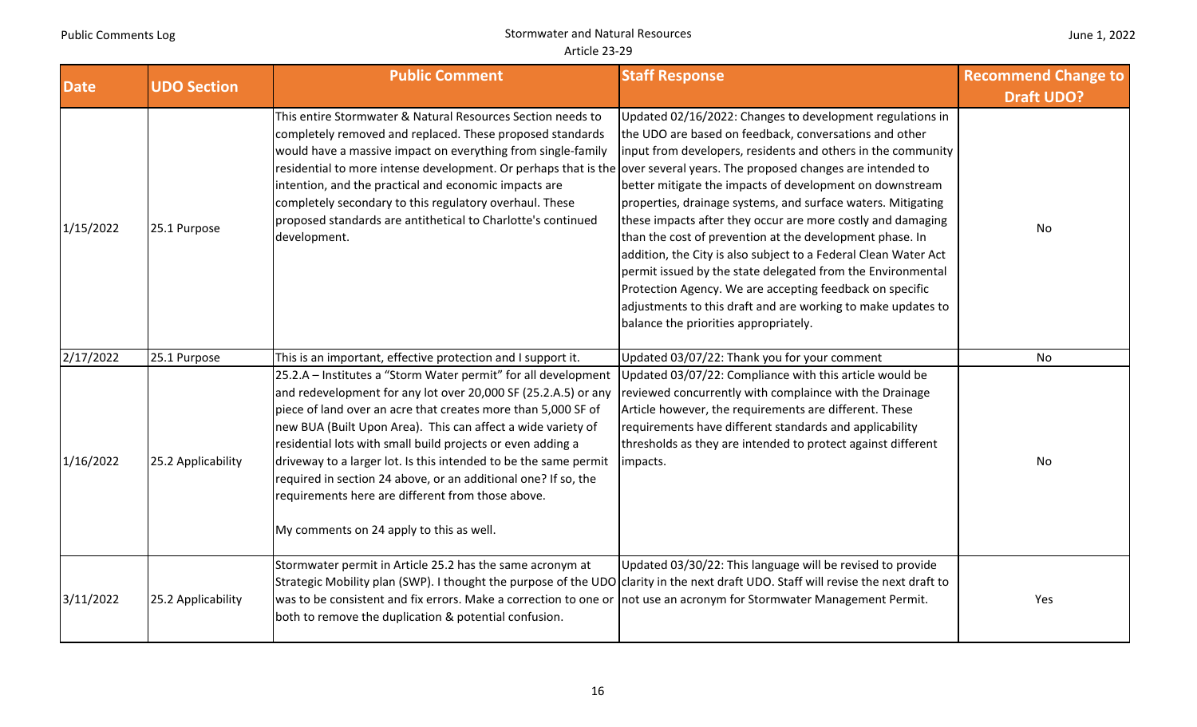| Date | UDO Section | Public Comment | Staff Response | Recommend Change to Draft UDO? |
|---|---|---|---|---|
| 1/15/2022 | 25.1 Purpose | This entire Stormwater & Natural Resources Section needs to completely removed and replaced. These proposed standards would have a massive impact on everything from single-family residential to more intense development. Or perhaps that is the intention, and the practical and economic impacts are completely secondary to this regulatory overhaul. These proposed standards are antithetical to Charlotte's continued development. | Updated 02/16/2022: Changes to development regulations in the UDO are based on feedback, conversations and other input from developers, residents and others in the community over several years. The proposed changes are intended to better mitigate the impacts of development on downstream properties, drainage systems, and surface waters. Mitigating these impacts after they occur are more costly and damaging than the cost of prevention at the development phase. In addition, the City is also subject to a Federal Clean Water Act permit issued by the state delegated from the Environmental Protection Agency. We are accepting feedback on specific adjustments to this draft and are working to make updates to balance the priorities appropriately. | No |
| 2/17/2022 | 25.1 Purpose | This is an important, effective protection and I support it. | Updated 03/07/22: Thank you for your comment | No |
| 1/16/2022 | 25.2 Applicability | 25.2.A – Institutes a "Storm Water permit" for all development and redevelopment for any lot over 20,000 SF (25.2.A.5) or any piece of land over an acre that creates more than 5,000 SF of new BUA (Built Upon Area). This can affect a wide variety of residential lots with small build projects or even adding a driveway to a larger lot. Is this intended to be the same permit required in section 24 above, or an additional one? If so, the requirements here are different from those above.<br><br>My comments on 24 apply to this as well. | Updated 03/07/22: Compliance with this article would be reviewed concurrently with complaince with the Drainage Article however, the requirements are different. These requirements have different standards and applicability thresholds as they are intended to protect against different impacts. | No |
| 3/11/2022 | 25.2 Applicability | Stormwater permit in Article 25.2 has the same acronym at Strategic Mobility plan (SWP). I thought the purpose of the UDO was to be consistent and fix errors. Make a correction to one or both to remove the duplication & potential confusion. | Updated 03/30/22: This language will be revised to provide clarity in the next draft UDO. Staff will revise the next draft to not use an acronym for Stormwater Management Permit. | Yes |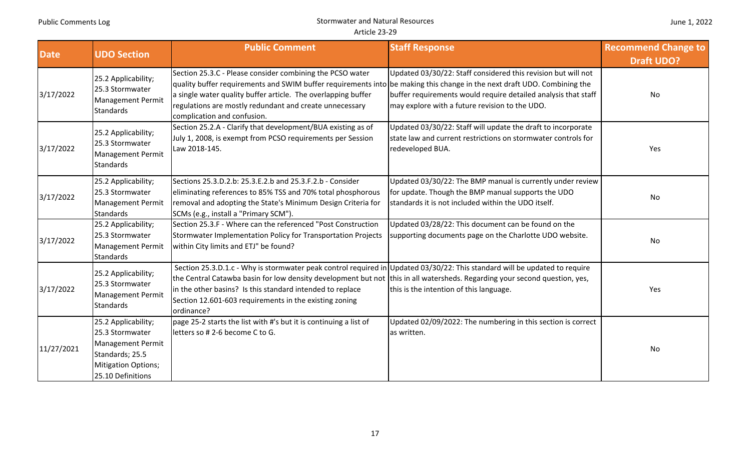| Date | UDO Section | Public Comment | Staff Response | Recommend Change to Draft UDO? |
|---|---|---|---|---|
| 3/17/2022 | 25.2 Applicability; 25.3 Stormwater Management Permit Standards | Section 25.3.C - Please consider combining the PCSO water quality buffer requirements and SWIM buffer requirements into a single water quality buffer article. The overlapping buffer regulations are mostly redundant and create unnecessary complication and confusion. | Updated 03/30/22: Staff considered this revision but will not be making this change in the next draft UDO. Combining the buffer requirements would require detailed analysis that staff may explore with a future revision to the UDO. | No |
| 3/17/2022 | 25.2 Applicability; 25.3 Stormwater Management Permit Standards | Section 25.2.A - Clarify that development/BUA existing as of July 1, 2008, is exempt from PCSO requirements per Session Law 2018-145. | Updated 03/30/22: Staff will update the draft to incorporate state law and current restrictions on stormwater controls for redeveloped BUA. | Yes |
| 3/17/2022 | 25.2 Applicability; 25.3 Stormwater Management Permit Standards | Sections 25.3.D.2.b: 25.3.E.2.b and 25.3.F.2.b - Consider eliminating references to 85% TSS and 70% total phosphorous removal and adopting the State's Minimum Design Criteria for SCMs (e.g., install a "Primary SCM"). | Updated 03/30/22: The BMP manual is currently under review for update. Though the BMP manual supports the UDO standards it is not included within the UDO itself. | No |
| 3/17/2022 | 25.2 Applicability; 25.3 Stormwater Management Permit Standards | Section 25.3.F - Where can the referenced "Post Construction Stormwater Implementation Policy for Transportation Projects within City limits and ETJ" be found? | Updated 03/28/22: This document can be found on the supporting documents page on the Charlotte UDO website. | No |
| 3/17/2022 | 25.2 Applicability; 25.3 Stormwater Management Permit Standards | Section 25.3.D.1.c - Why is stormwater peak control required in the Central Catawba basin for low density development but not in the other basins? Is this standard intended to replace Section 12.601-603 requirements in the existing zoning ordinance? | Updated 03/30/22: This standard will be updated to require this in all watersheds. Regarding your second question, yes, this is the intention of this language. | Yes |
| 11/27/2021 | 25.2 Applicability; 25.3 Stormwater Management Permit Standards; 25.5 Mitigation Options; 25.10 Definitions | page 25-2 starts the list with #'s but it is continuing a list of letters so # 2-6 become C to G. | Updated 02/09/2022: The numbering in this section is correct as written. | No |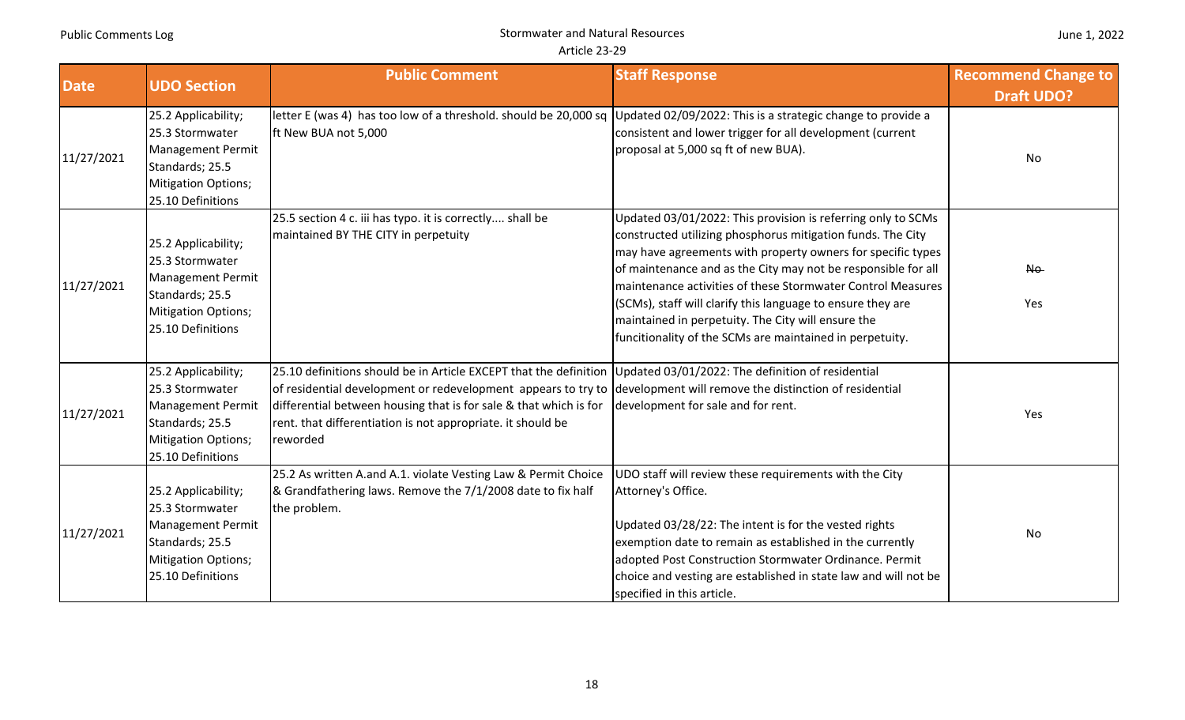| Date | UDO Section | Public Comment | Staff Response | Recommend Change to Draft UDO? |
|---|---|---|---|---|
| 11/27/2021 | 25.2 Applicability; 25.3 Stormwater Management Permit Standards; 25.5 Mitigation Options; 25.10 Definitions | letter E (was 4) has too low of a threshold. should be 20,000 sq ft New BUA not 5,000 | Updated 02/09/2022: This is a strategic change to provide a consistent and lower trigger for all development (current proposal at 5,000 sq ft of new BUA). | No |
| 11/27/2021 | 25.2 Applicability; 25.3 Stormwater Management Permit Standards; 25.5 Mitigation Options; 25.10 Definitions | 25.5 section 4 c. iii has typo. it is correctly.... shall be maintained BY THE CITY in perpetuity | Updated 03/01/2022: This provision is referring only to SCMs constructed utilizing phosphorus mitigation funds. The City may have agreements with property owners for specific types of maintenance and as the City may not be responsible for all maintenance activities of these Stormwater Control Measures (SCMs), staff will clarify this language to ensure they are maintained in perpetuity. The City will ensure the functionality of the SCMs are maintained in perpetuity. | ~~No~~ Yes |
| 11/27/2021 | 25.2 Applicability; 25.3 Stormwater Management Permit Standards; 25.5 Mitigation Options; 25.10 Definitions | 25.10 definitions should be in Article EXCEPT that the definition of residential development or redevelopment appears to try to differential between housing that is for sale & that which is for rent. that differentiation is not appropriate. it should be reworded | Updated 03/01/2022: The definition of residential development will remove the distinction of residential development for sale and for rent. | Yes |
| 11/27/2021 | 25.2 Applicability; 25.3 Stormwater Management Permit Standards; 25.5 Mitigation Options; 25.10 Definitions | 25.2 As written A.and A.1. violate Vesting Law & Permit Choice & Grandfathering laws. Remove the 7/1/2008 date to fix half the problem. | UDO staff will review these requirements with the City Attorney's Office.<br><br>Updated 03/28/22: The intent is for the vested rights exemption date to remain as established in the currently adopted Post Construction Stormwater Ordinance. Permit choice and vesting are established in state law and will not be specified in this article. | No |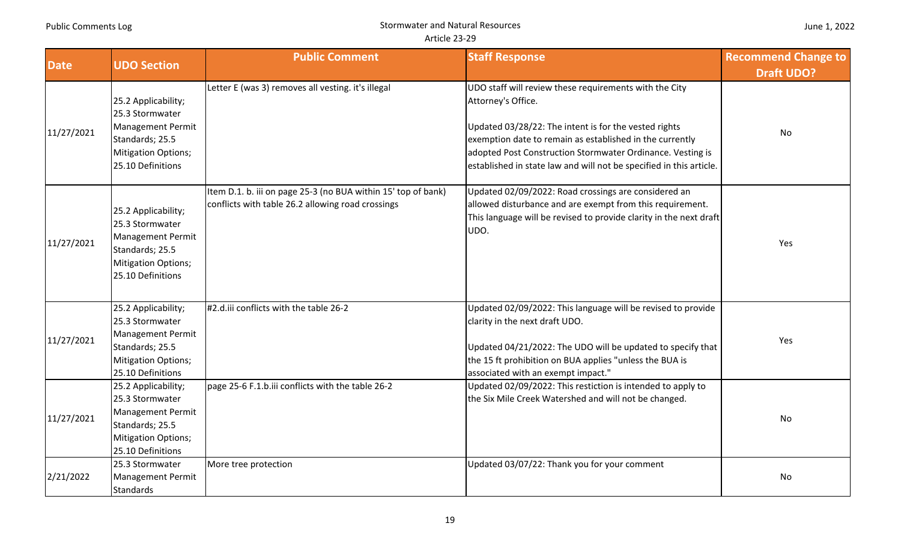| Date | UDO Section | Public Comment | Staff Response | Recommend Change to Draft UDO? |
|---|---|---|---|---|
| 11/27/2021 | 25.2 Applicability; 25.3 Stormwater Management Permit Standards; 25.5 Mitigation Options; 25.10 Definitions | Letter E (was 3) removes all vesting. it's illegal | UDO staff will review these requirements with the City Attorney's Office.<br><br>Updated 03/28/22: The intent is for the vested rights exemption date to remain as established in the currently adopted Post Construction Stormwater Ordinance. Vesting is established in state law and will not be specified in this article. | No |
| 11/27/2021 | 25.2 Applicability; 25.3 Stormwater Management Permit Standards; 25.5 Mitigation Options; 25.10 Definitions | Item D.1. b. iii on page 25-3 (no BUA within 15' top of bank) conflicts with table 26.2 allowing road crossings | Updated 02/09/2022: Road crossings are considered an allowed disturbance and are exempt from this requirement. This language will be revised to provide clarity in the next draft UDO. | Yes |
| 11/27/2021 | 25.2 Applicability; 25.3 Stormwater Management Permit Standards; 25.5 Mitigation Options; 25.10 Definitions | #2.d.iii conflicts with the table 26-2 | Updated 02/09/2022: This language will be revised to provide clarity in the next draft UDO.<br><br>Updated 04/21/2022: The UDO will be updated to specify that the 15 ft prohibition on BUA applies "unless the BUA is associated with an exempt impact." | Yes |
| 11/27/2021 | 25.2 Applicability; 25.3 Stormwater Management Permit Standards; 25.5 Mitigation Options; 25.10 Definitions | page 25-6 F.1.b.iii conflicts with the table 26-2 | Updated 02/09/2022: This restiction is intended to apply to the Six Mile Creek Watershed and will not be changed. | No |
| 2/21/2022 | 25.3 Stormwater Management Permit Standards | More tree protection | Updated 03/07/22: Thank you for your comment | No |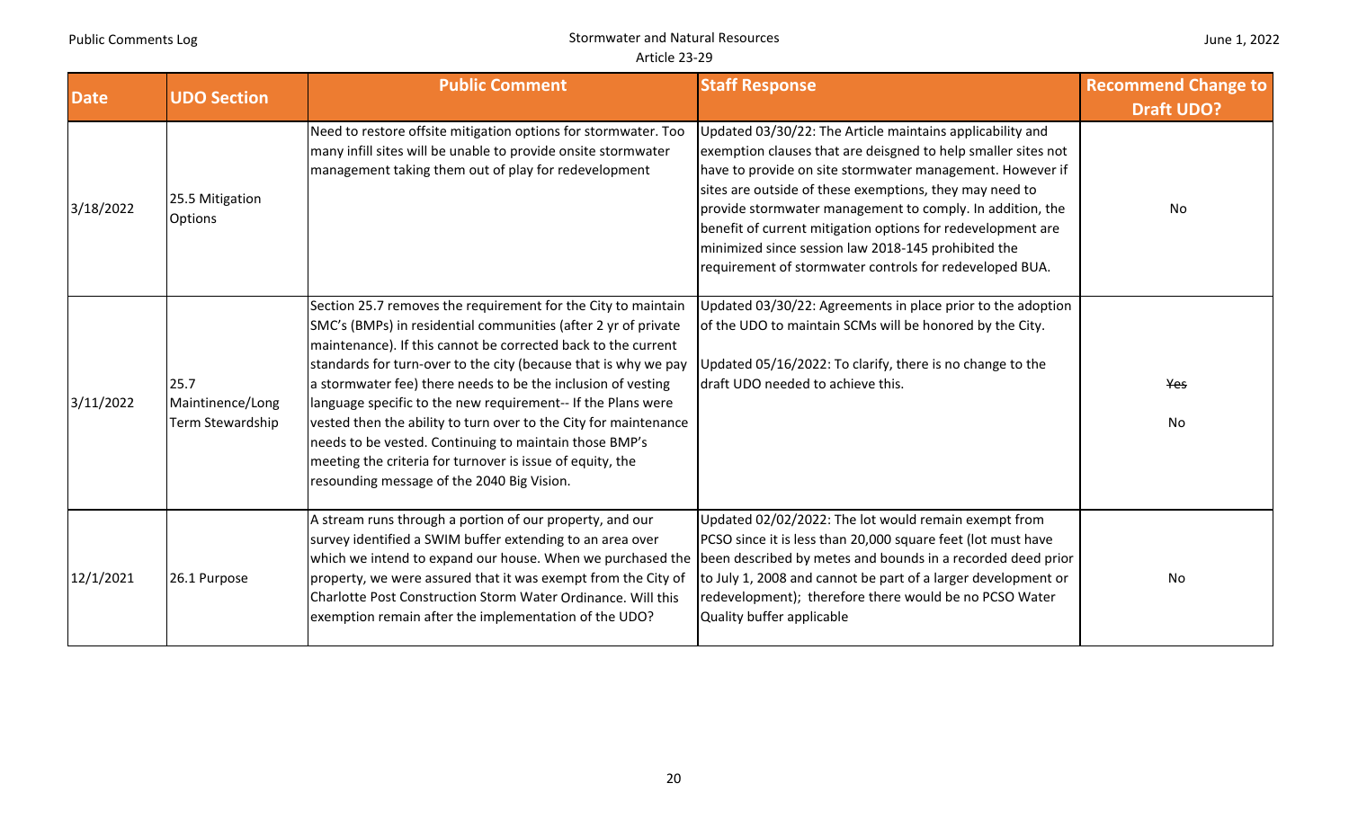| Date | UDO Section | Public Comment | Staff Response | Recommend Change to Draft UDO? |
|---|---|---|---|---|
| 3/18/2022 | 25.5 Mitigation Options | Need to restore offsite mitigation options for stormwater. Too many infill sites will be unable to provide onsite stormwater management taking them out of play for redevelopment | Updated 03/30/22: The Article maintains applicability and exemption clauses that are deisgned to help smaller sites not have to provide on site stormwater management. However if sites are outside of these exemptions, they may need to provide stormwater management to comply. In addition, the benefit of current mitigation options for redevelopment are minimized since session law 2018-145 prohibited the requirement of stormwater controls for redeveloped BUA. | No |
| 3/11/2022 | 25.7 Maintinence/Long Term Stewardship | Section 25.7 removes the requirement for the City to maintain SMC's (BMPs) in residential communities (after 2 yr of private maintenance). If this cannot be corrected back to the current standards for turn-over to the city (because that is why we pay a stormwater fee) there needs to be the inclusion of vesting language specific to the new requirement-- If the Plans were vested then the ability to turn over to the City for maintenance needs to be vested. Continuing to maintain those BMP's meeting the criteria for turnover is issue of equity, the resounding message of the 2040 Big Vision. | Updated 03/30/22: Agreements in place prior to the adoption of the UDO to maintain SCMs will be honored by the City.<br><br>Updated 05/16/2022: To clarify, there is no change to the draft UDO needed to achieve this. | ~~Yes~~<br><br>No |
| 12/1/2021 | 26.1 Purpose | A stream runs through a portion of our property, and our survey identified a SWIM buffer extending to an area over which we intend to expand our house. When we purchased the property, we were assured that it was exempt from the City of Charlotte Post Construction Storm Water Ordinance. Will this exemption remain after the implementation of the UDO? | Updated 02/02/2022: The lot would remain exempt from PCSO since it is less than 20,000 square feet (lot must have been described by metes and bounds in a recorded deed prior to July 1, 2008 and cannot be part of a larger development or redevelopment); therefore there would be no PCSO Water Quality buffer applicable | No |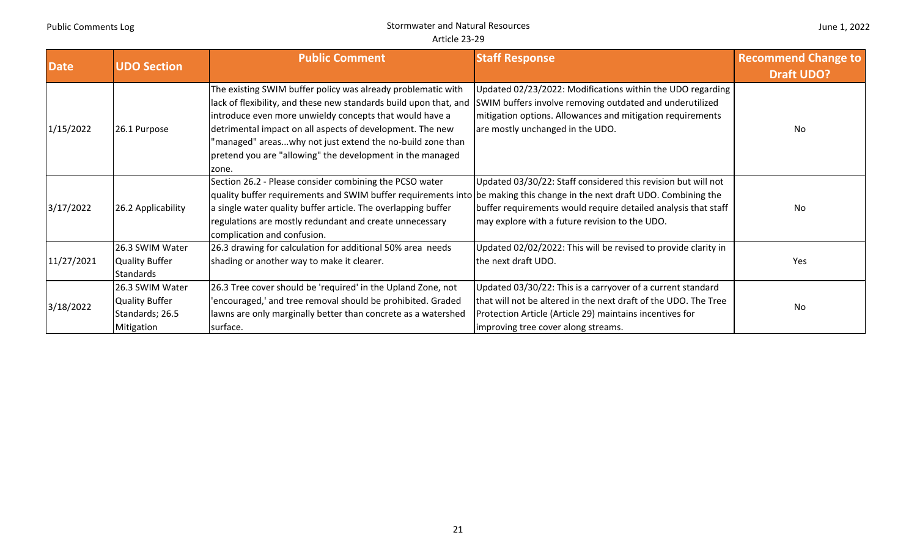| Date | UDO Section | Public Comment | Staff Response | Recommend Change to Draft UDO? |
|---|---|---|---|---|
| 1/15/2022 | 26.1 Purpose | The existing SWIM buffer policy was already problematic with lack of flexibility, and these new standards build upon that, and introduce even more unwieldy concepts that would have a detrimental impact on all aspects of development. The new "managed" areas...why not just extend the no-build zone than pretend you are "allowing" the development in the managed zone. | Updated 02/23/2022: Modifications within the UDO regarding SWIM buffers involve removing outdated and underutilized mitigation options. Allowances and mitigation requirements are mostly unchanged in the UDO. | No |
| 3/17/2022 | 26.2 Applicability | Section 26.2 - Please consider combining the PCSO water quality buffer requirements and SWIM buffer requirements into a single water quality buffer article. The overlapping buffer regulations are mostly redundant and create unnecessary complication and confusion. | Updated 03/30/22: Staff considered this revision but will not be making this change in the next draft UDO. Combining the buffer requirements would require detailed analysis that staff may explore with a future revision to the UDO. | No |
| 11/27/2021 | 26.3 SWIM Water Quality Buffer Standards | 26.3 drawing for calculation for additional 50% area needs shading or another way to make it clearer. | Updated 02/02/2022: This will be revised to provide clarity in the next draft UDO. | Yes |
| 3/18/2022 | 26.3 SWIM Water Quality Buffer Standards; 26.5 Mitigation | 26.3 Tree cover should be 'required' in the Upland Zone, not 'encouraged,' and tree removal should be prohibited. Graded lawns are only marginally better than concrete as a watershed surface. | Updated 03/30/22: This is a carryover of a current standard that will not be altered in the next draft of the UDO. The Tree Protection Article (Article 29) maintains incentives for improving tree cover along streams. | No |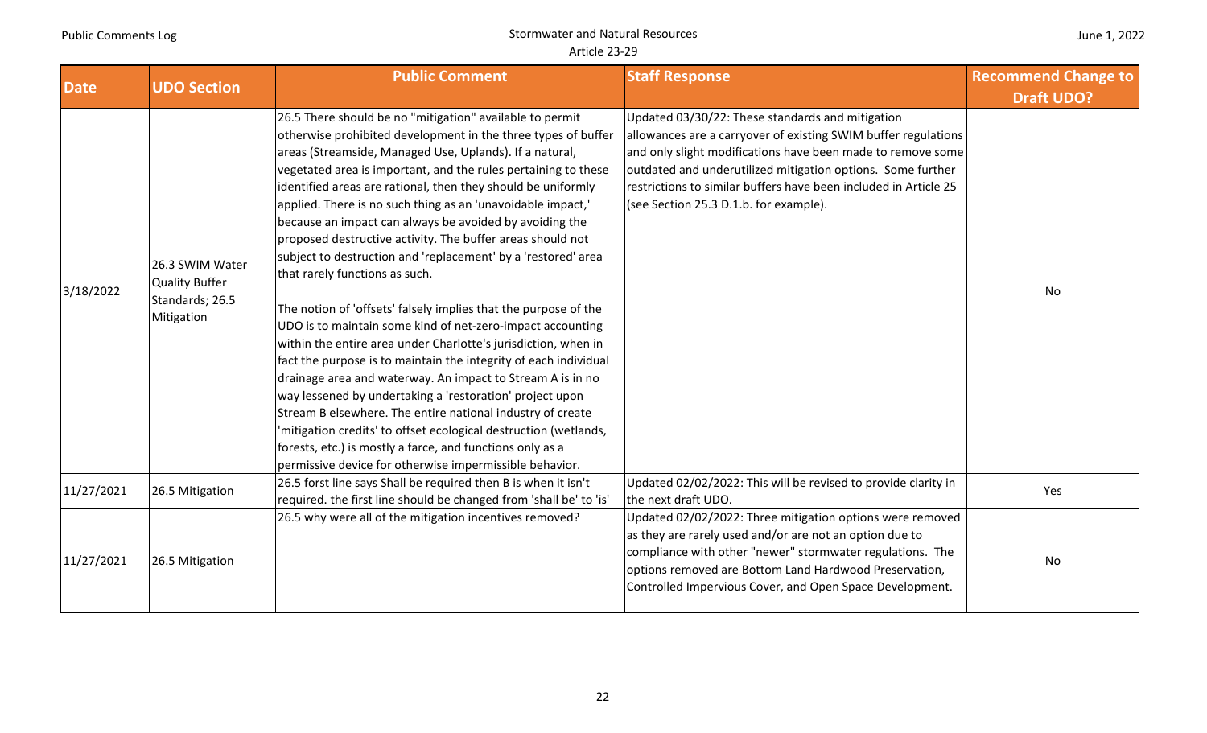| Date | UDO Section | Public Comment | Staff Response | Recommend Change to Draft UDO? |
|---|---|---|---|---|
| 3/18/2022 | 26.3 SWIM Water Quality Buffer Standards; 26.5 Mitigation | 26.5 There should be no "mitigation" available to permit otherwise prohibited development in the three types of buffer areas (Streamside, Managed Use, Uplands). If a natural, vegetated area is important, and the rules pertaining to these identified areas are rational, then they should be uniformly applied. There is no such thing as an 'unavoidable impact,' because an impact can always be avoided by avoiding the proposed destructive activity. The buffer areas should not subject to destruction and 'replacement' by a 'restored' area that rarely functions as such.<br><br>The notion of 'offsets' falsely implies that the purpose of the UDO is to maintain some kind of net-zero-impact accounting within the entire area under Charlotte's jurisdiction, when in fact the purpose is to maintain the integrity of each individual drainage area and waterway. An impact to Stream A is in no way lessened by undertaking a 'restoration' project upon Stream B elsewhere. The entire national industry of create 'mitigation credits' to offset ecological destruction (wetlands, forests, etc.) is mostly a farce, and functions only as a permissive device for otherwise impermissible behavior. | Updated 03/30/22: These standards and mitigation allowances are a carryover of existing SWIM buffer regulations and only slight modifications have been made to remove some outdated and underutilized mitigation options. Some further restrictions to similar buffers have been included in Article 25 (see Section 25.3 D.1.b. for example). | No |
| 11/27/2021 | 26.5 Mitigation | 26.5 forst line says Shall be required then B is when it isn't required. the first line should be changed from 'shall be' to 'is' | Updated 02/02/2022: This will be revised to provide clarity in the next draft UDO. | Yes |
| 11/27/2021 | 26.5 Mitigation | 26.5 why were all of the mitigation incentives removed? | Updated 02/02/2022: Three mitigation options were removed as they are rarely used and/or are not an option due to compliance with other "newer" stormwater regulations. The options removed are Bottom Land Hardwood Preservation, Controlled Impervious Cover, and Open Space Development. | No |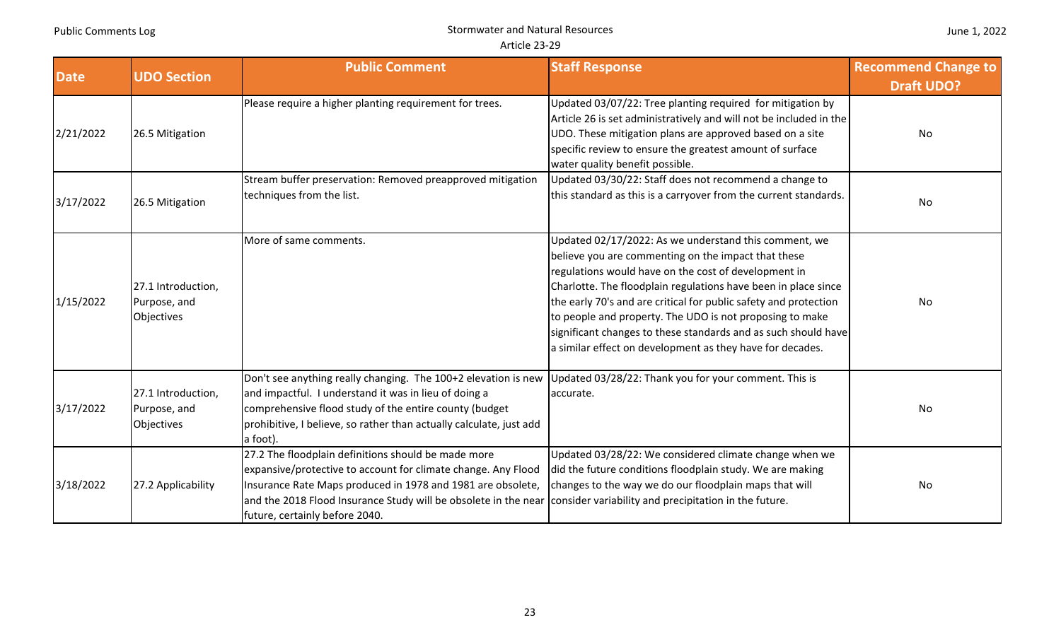| Date | UDO Section | Public Comment | Staff Response | Recommend Change to Draft UDO? |
|---|---|---|---|---|
| 2/21/2022 | 26.5 Mitigation | Please require a higher planting requirement for trees. | Updated 03/07/22: Tree planting required for mitigation by Article 26 is set administratively and will not be included in the UDO. These mitigation plans are approved based on a site specific review to ensure the greatest amount of surface water quality benefit possible. | No |
| 3/17/2022 | 26.5 Mitigation | Stream buffer preservation: Removed preapproved mitigation techniques from the list. | Updated 03/30/22: Staff does not recommend a change to this standard as this is a carryover from the current standards. | No |
| 1/15/2022 | 27.1 Introduction, Purpose, and Objectives | More of same comments. | Updated 02/17/2022: As we understand this comment, we believe you are commenting on the impact that these regulations would have on the cost of development in Charlotte. The floodplain regulations have been in place since the early 70's and are critical for public safety and protection to people and property. The UDO is not proposing to make significant changes to these standards and as such should have a similar effect on development as they have for decades. | No |
| 3/17/2022 | 27.1 Introduction, Purpose, and Objectives | Don't see anything really changing. The 100+2 elevation is new and impactful. I understand it was in lieu of doing a comprehensive flood study of the entire county (budget prohibitive, I believe, so rather than actually calculate, just add a foot). | Updated 03/28/22: Thank you for your comment. This is accurate. | No |
| 3/18/2022 | 27.2 Applicability | 27.2 The floodplain definitions should be made more expansive/protective to account for climate change. Any Flood Insurance Rate Maps produced in 1978 and 1981 are obsolete, and the 2018 Flood Insurance Study will be obsolete in the near future, certainly before 2040. | Updated 03/28/22: We considered climate change when we did the future conditions floodplain study. We are making changes to the way we do our floodplain maps that will consider variability and precipitation in the future. | No |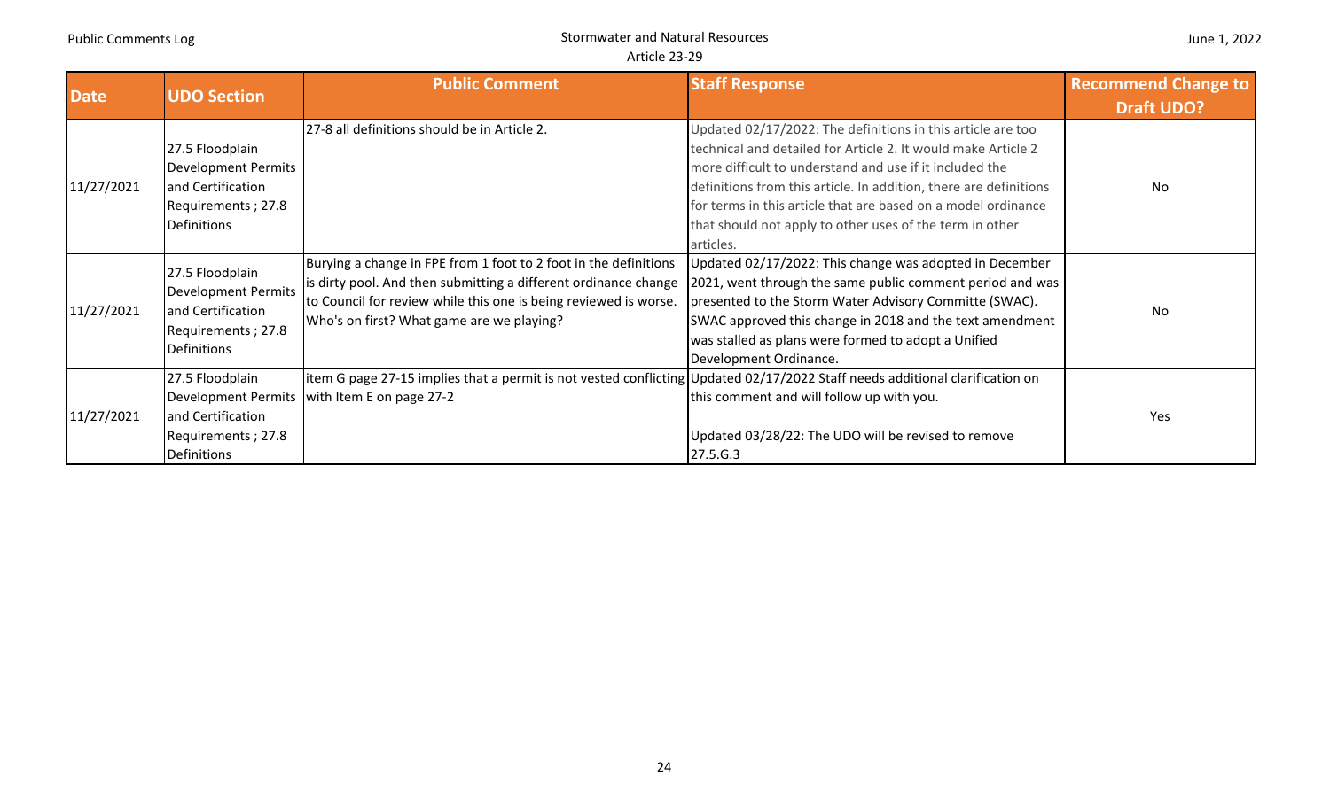| Date | UDO Section | Public Comment | Staff Response | Recommend Change to Draft UDO? |
|---|---|---|---|---|
| 11/27/2021 | 27.5 Floodplain Development Permits and Certification Requirements ; 27.8 Definitions | 27-8 all definitions should be in Article 2. | Updated 02/17/2022: The definitions in this article are too technical and detailed for Article 2. It would make Article 2 more difficult to understand and use if it included the definitions from this article. In addition, there are definitions for terms in this article that are based on a model ordinance that should not apply to other uses of the term in other articles. | No |
| 11/27/2021 | 27.5 Floodplain Development Permits and Certification Requirements ; 27.8 Definitions | Burying a change in FPE from 1 foot to 2 foot in the definitions is dirty pool. And then submitting a different ordinance change to Council for review while this one is being reviewed is worse. Who's on first? What game are we playing? | Updated 02/17/2022: This change was adopted in December 2021, went through the same public comment period and was presented to the Storm Water Advisory Committe (SWAC). SWAC approved this change in 2018 and the text amendment was stalled as plans were formed to adopt a Unified Development Ordinance. | No |
| 11/27/2021 | 27.5 Floodplain Development Permits and Certification Requirements ; 27.8 Definitions | item G page 27-15 implies that a permit is not vested conflicting with Item E on page 27-2 | Updated 02/17/2022 Staff needs additional clarification on this comment and will follow up with you.<br><br>Updated 03/28/22: The UDO will be revised to remove 27.5.G.3 | Yes |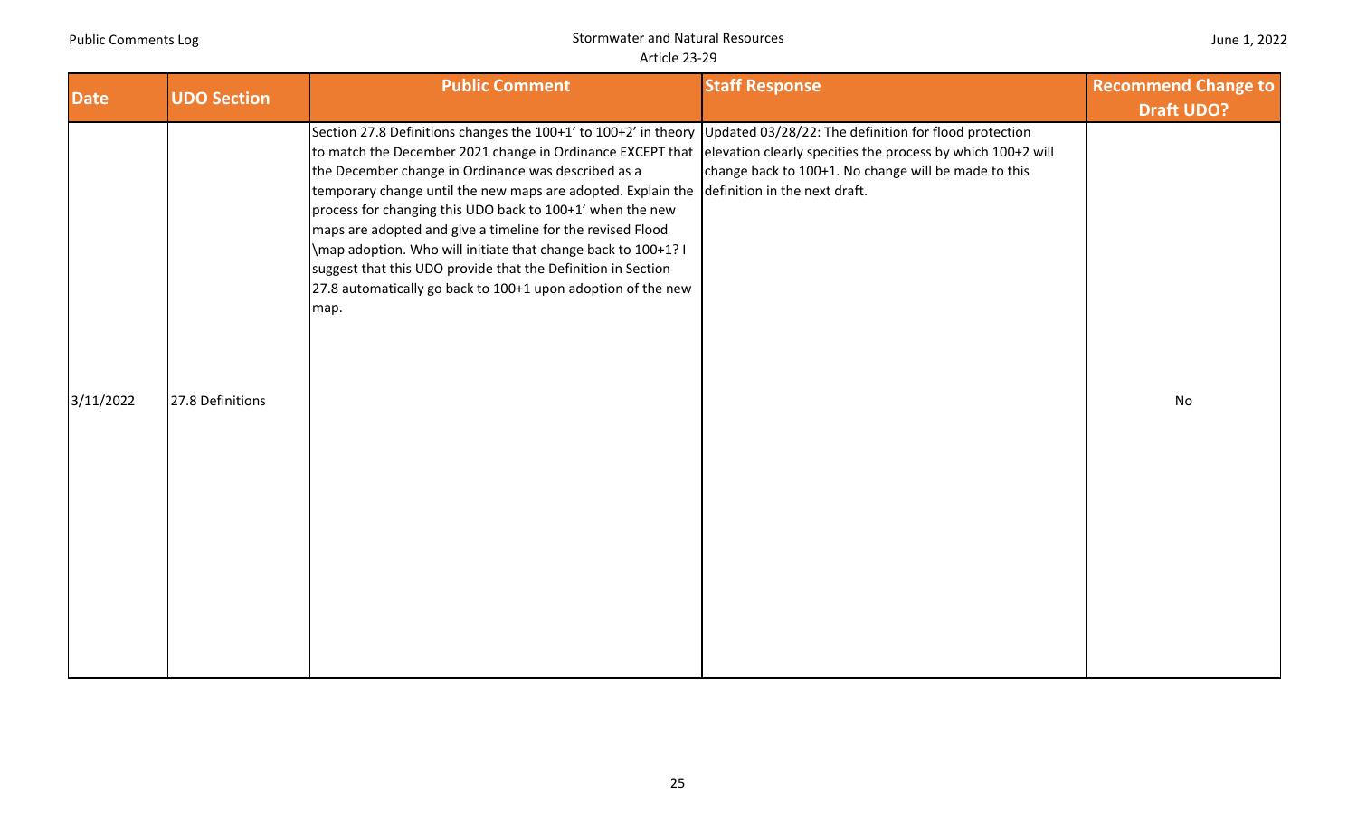| Date | UDO Section | Public Comment | Staff Response | Recommend Change to Draft UDO? |
|---|---|---|---|---|
| 3/11/2022 | 27.8 Definitions | Section 27.8 Definitions changes the 100+1' to 100+2' in theory to match the December 2021 change in Ordinance EXCEPT that the December change in Ordinance was described as a temporary change until the new maps are adopted. Explain the process for changing this UDO back to 100+1' when the new maps are adopted and give a timeline for the revised Flood \map adoption. Who will initiate that change back to 100+1? I suggest that this UDO provide that the Definition in Section 27.8 automatically go back to 100+1 upon adoption of the new map. | Updated 03/28/22: The definition for flood protection elevation clearly specifies the process by which 100+2 will change back to 100+1. No change will be made to this definition in the next draft. | No |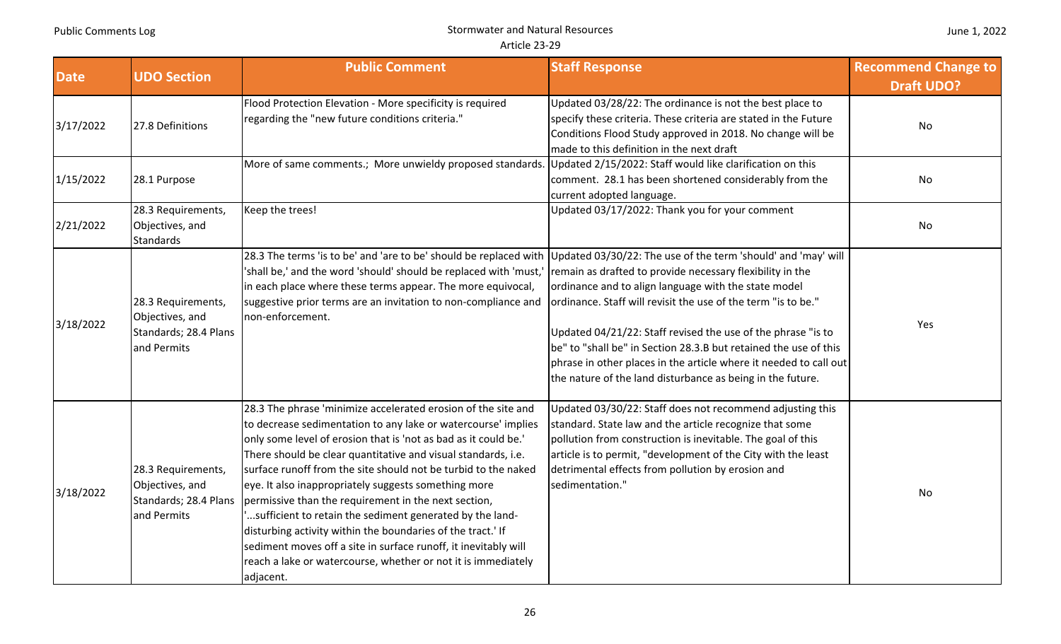| Date | UDO Section | Public Comment | Staff Response | Recommend Change to Draft UDO? |
|---|---|---|---|---|
| 3/17/2022 | 27.8 Definitions | Flood Protection Elevation - More specificity is required regarding the "new future conditions criteria." | Updated 03/28/22: The ordinance is not the best place to specify these criteria. These criteria are stated in the Future Conditions Flood Study approved in 2018. No change will be made to this definition in the next draft | No |
| 1/15/2022 | 28.1 Purpose | More of same comments.; More unwieldy proposed standards. | Updated 2/15/2022: Staff would like clarification on this comment. 28.1 has been shortened considerably from the current adopted language. | No |
| 2/21/2022 | 28.3 Requirements, Objectives, and Standards | Keep the trees! | Updated 03/17/2022: Thank you for your comment | No |
| 3/18/2022 | 28.3 Requirements, Objectives, and Standards; 28.4 Plans and Permits | 28.3 The terms 'is to be' and 'are to be' should be replaced with 'shall be,' and the word 'should' should be replaced with 'must,' in each place where these terms appear. The more equivocal, suggestive prior terms are an invitation to non-compliance and non-enforcement. | Updated 03/30/22: The use of the term 'should' and 'may' will remain as drafted to provide necessary flexibility in the ordinance and to align language with the state model ordinance. Staff will revisit the use of the term "is to be."<br><br>Updated 04/21/22: Staff revised the use of the phrase "is to be" to "shall be" in Section 28.3.B but retained the use of this phrase in other places in the article where it needed to call out the nature of the land disturbance as being in the future. | Yes |
| 3/18/2022 | 28.3 Requirements, Objectives, and Standards; 28.4 Plans and Permits | 28.3 The phrase 'minimize accelerated erosion of the site and to decrease sedimentation to any lake or watercourse' implies only some level of erosion that is 'not as bad as it could be.' There should be clear quantitative and visual standards, i.e. surface runoff from the site should not be turbid to the naked eye. It also inappropriately suggests something more permissive than the requirement in the next section, '...sufficient to retain the sediment generated by the land-disturbing activity within the boundaries of the tract.' If sediment moves off a site in surface runoff, it inevitably will reach a lake or watercourse, whether or not it is immediately adjacent. | Updated 03/30/22: Staff does not recommend adjusting this standard. State law and the article recognize that some pollution from construction is inevitable. The goal of this article is to permit, "development of the City with the least detrimental effects from pollution by erosion and sedimentation." | No |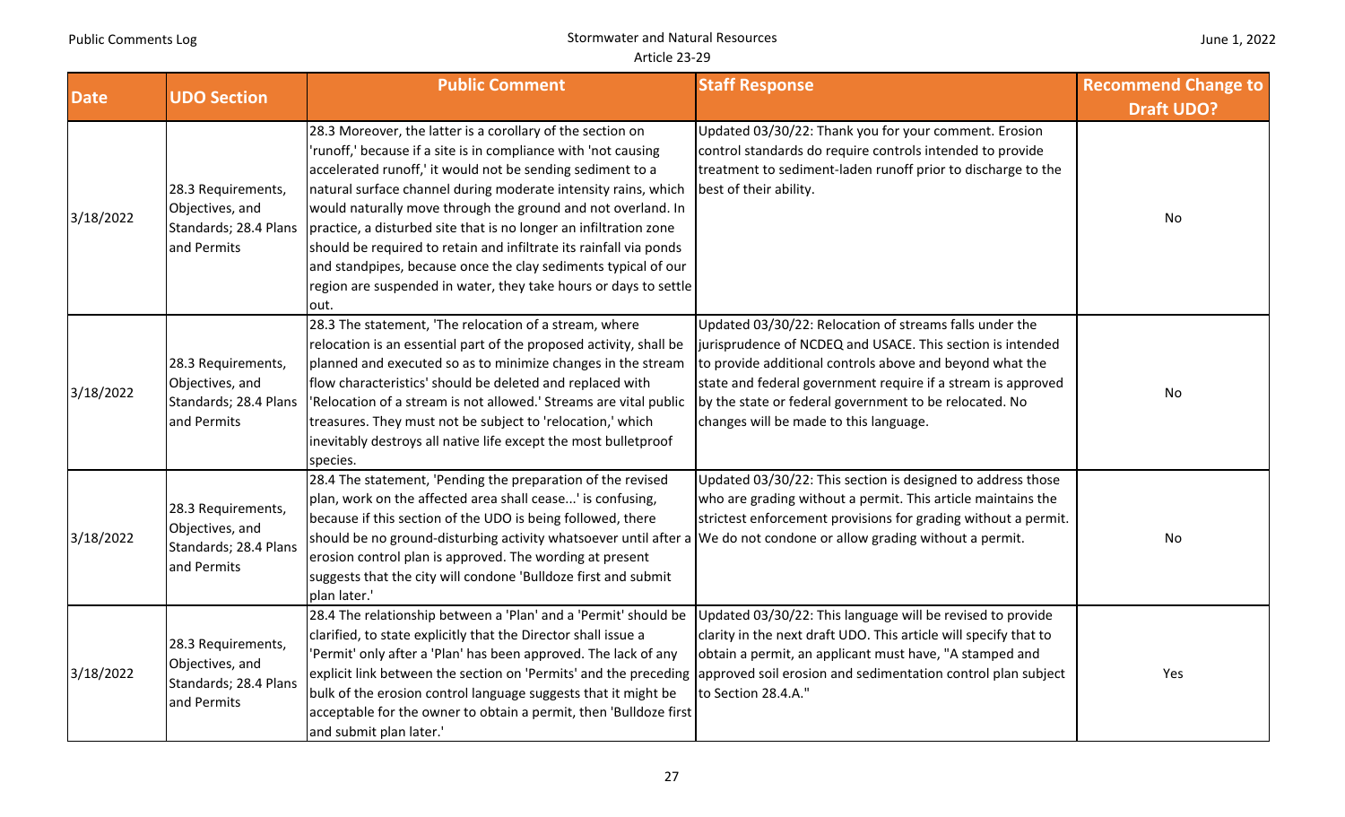| Date | UDO Section | Public Comment | Staff Response | Recommend Change to Draft UDO? |
|---|---|---|---|---|
| 3/18/2022 | 28.3 Requirements, Objectives, and Standards; 28.4 Plans and Permits | 28.3 Moreover, the latter is a corollary of the section on 'runoff,' because if a site is in compliance with 'not causing accelerated runoff,' it would not be sending sediment to a natural surface channel during moderate intensity rains, which would naturally move through the ground and not overland. In practice, a disturbed site that is no longer an infiltration zone should be required to retain and infiltrate its rainfall via ponds and standpipes, because once the clay sediments typical of our region are suspended in water, they take hours or days to settle out. | Updated 03/30/22: Thank you for your comment. Erosion control standards do require controls intended to provide treatment to sediment-laden runoff prior to discharge to the best of their ability. | No |
| 3/18/2022 | 28.3 Requirements, Objectives, and Standards; 28.4 Plans and Permits | 28.3 The statement, 'The relocation of a stream, where relocation is an essential part of the proposed activity, shall be planned and executed so as to minimize changes in the stream flow characteristics' should be deleted and replaced with 'Relocation of a stream is not allowed.' Streams are vital public treasures. They must not be subject to 'relocation,' which inevitably destroys all native life except the most bulletproof species. | Updated 03/30/22: Relocation of streams falls under the jurisprudence of NCDEQ and USACE. This section is intended to provide additional controls above and beyond what the state and federal government require if a stream is approved by the state or federal government to be relocated. No changes will be made to this language. | No |
| 3/18/2022 | 28.3 Requirements, Objectives, and Standards; 28.4 Plans and Permits | 28.4 The statement, 'Pending the preparation of the revised plan, work on the affected area shall cease...' is confusing, because if this section of the UDO is being followed, there should be no ground-disturbing activity whatsoever until after a erosion control plan is approved. The wording at present suggests that the city will condone 'Bulldoze first and submit plan later.' | Updated 03/30/22: This section is designed to address those who are grading without a permit. This article maintains the strictest enforcement provisions for grading without a permit. We do not condone or allow grading without a permit. | No |
| 3/18/2022 | 28.3 Requirements, Objectives, and Standards; 28.4 Plans and Permits | 28.4 The relationship between a 'Plan' and a 'Permit' should be clarified, to state explicitly that the Director shall issue a 'Permit' only after a 'Plan' has been approved. The lack of any explicit link between the section on 'Permits' and the preceding bulk of the erosion control language suggests that it might be acceptable for the owner to obtain a permit, then 'Bulldoze first and submit plan later.' | Updated 03/30/22: This language will be revised to provide clarity in the next draft UDO. This article will specify that to obtain a permit, an applicant must have, "A stamped and approved soil erosion and sedimentation control plan subject to Section 28.4.A." | Yes |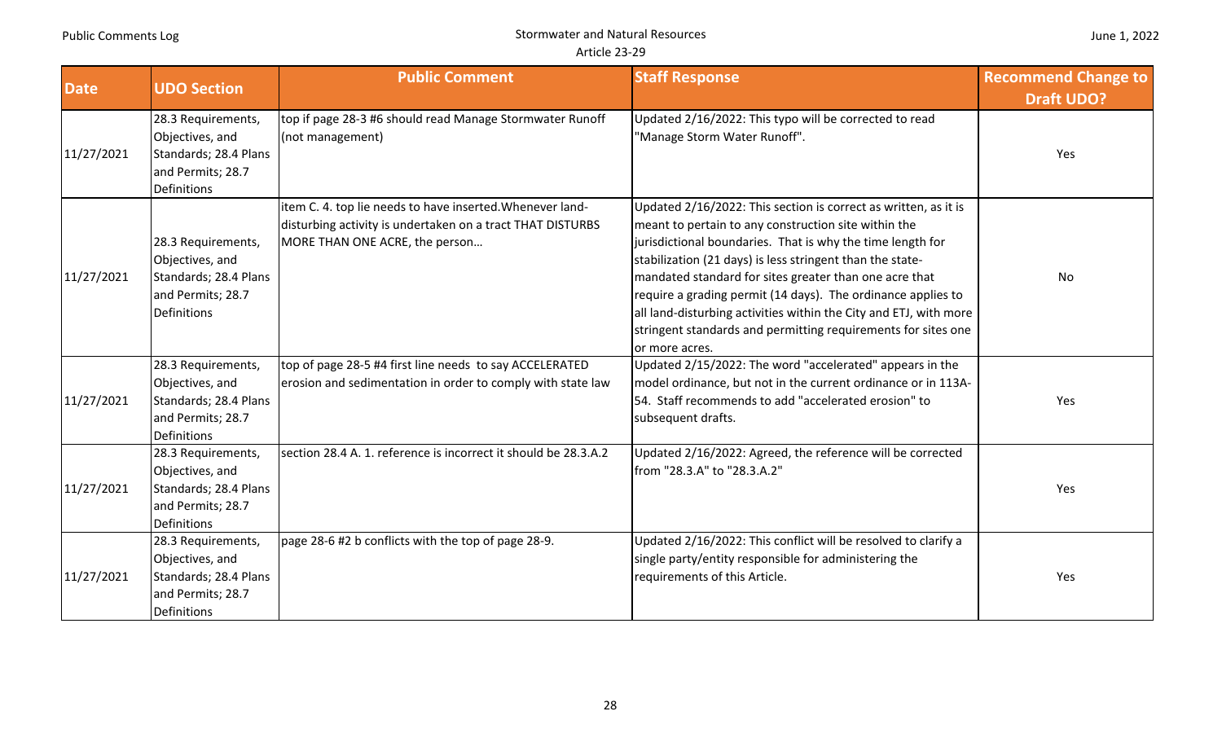| Date | UDO Section | Public Comment | Staff Response | Recommend Change to Draft UDO? |
|---|---|---|---|---|
| 11/27/2021 | 28.3 Requirements, Objectives, and Standards; 28.4 Plans and Permits; 28.7 Definitions | top if page 28-3 #6 should read Manage Stormwater Runoff (not management) | Updated 2/16/2022: This typo will be corrected to read "Manage Storm Water Runoff". | Yes |
| 11/27/2021 | 28.3 Requirements, Objectives, and Standards; 28.4 Plans and Permits; 28.7 Definitions | item C. 4. top lie needs to have inserted.Whenever land-disturbing activity is undertaken on a tract THAT DISTURBS MORE THAN ONE ACRE, the person… | Updated 2/16/2022: This section is correct as written, as it is meant to pertain to any construction site within the jurisdictional boundaries. That is why the time length for stabilization (21 days) is less stringent than the state-mandated standard for sites greater than one acre that require a grading permit (14 days). The ordinance applies to all land-disturbing activities within the City and ETJ, with more stringent standards and permitting requirements for sites one or more acres. | No |
| 11/27/2021 | 28.3 Requirements, Objectives, and Standards; 28.4 Plans and Permits; 28.7 Definitions | top of page 28-5 #4 first line needs to say ACCELERATED erosion and sedimentation in order to comply with state law | Updated 2/15/2022: The word "accelerated" appears in the model ordinance, but not in the current ordinance or in 113A-54. Staff recommends to add "accelerated erosion" to subsequent drafts. | Yes |
| 11/27/2021 | 28.3 Requirements, Objectives, and Standards; 28.4 Plans and Permits; 28.7 Definitions | section 28.4 A. 1. reference is incorrect it should be 28.3.A.2 | Updated 2/16/2022: Agreed, the reference will be corrected from "28.3.A" to "28.3.A.2" | Yes |
| 11/27/2021 | 28.3 Requirements, Objectives, and Standards; 28.4 Plans and Permits; 28.7 Definitions | page 28-6 #2 b conflicts with the top of page 28-9. | Updated 2/16/2022: This conflict will be resolved to clarify a single party/entity responsible for administering the requirements of this Article. | Yes |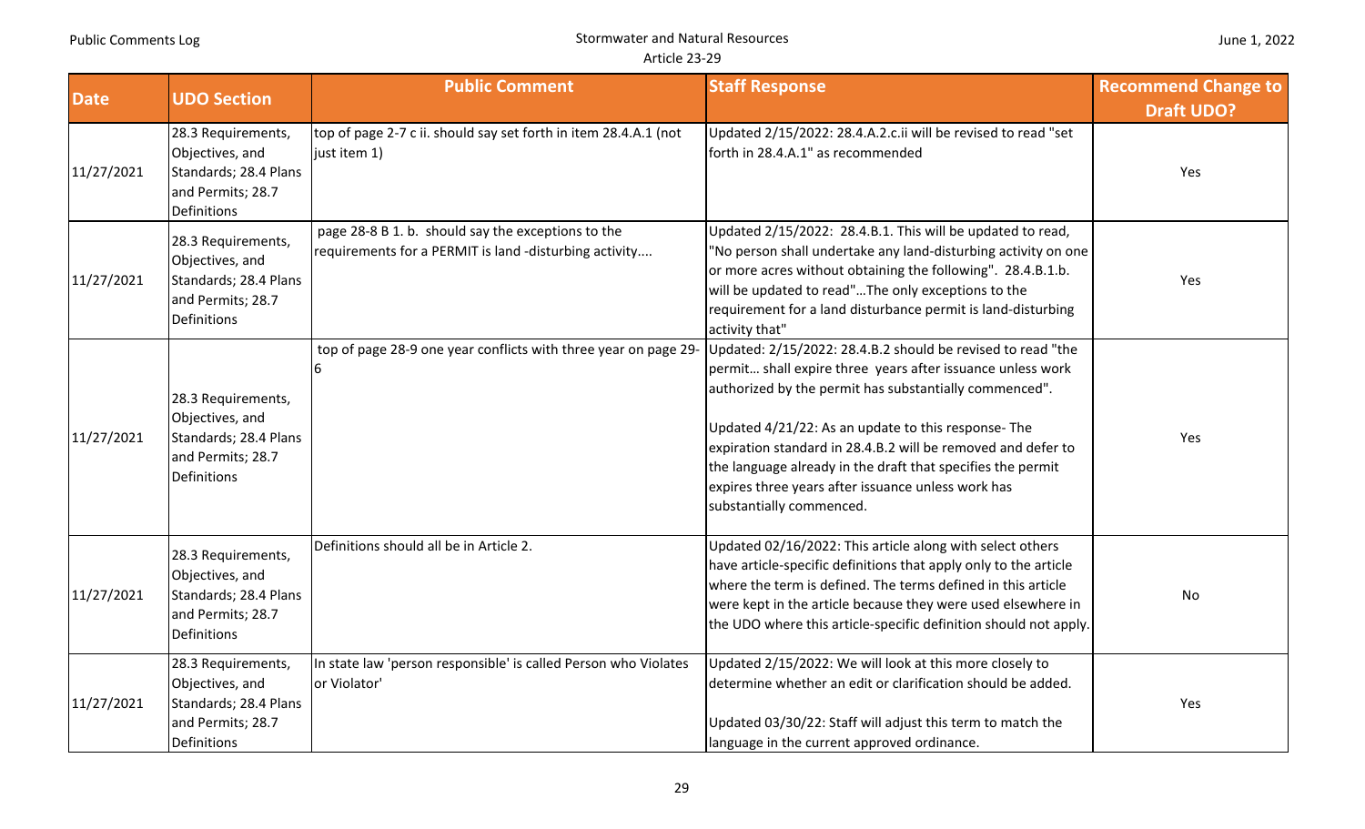| Date | UDO Section | Public Comment | Staff Response | Recommend Change to Draft UDO? |
|---|---|---|---|---|
| 11/27/2021 | 28.3 Requirements, Objectives, and Standards; 28.4 Plans and Permits; 28.7 Definitions | top of page 2-7 c ii. should say set forth in item 28.4.A.1 (not just item 1) | Updated 2/15/2022: 28.4.A.2.c.ii will be revised to read "set forth in 28.4.A.1" as recommended | Yes |
| 11/27/2021 | 28.3 Requirements, Objectives, and Standards; 28.4 Plans and Permits; 28.7 Definitions | page 28-8 B 1. b. should say the exceptions to the requirements for a PERMIT is land -disturbing activity.... | Updated 2/15/2022: 28.4.B.1. This will be updated to read, "No person shall undertake any land-disturbing activity on one or more acres without obtaining the following". 28.4.B.1.b. will be updated to read"...The only exceptions to the requirement for a land disturbance permit is land-disturbing activity that" | Yes |
| 11/27/2021 | 28.3 Requirements, Objectives, and Standards; 28.4 Plans and Permits; 28.7 Definitions | top of page 28-9 one year conflicts with three year on page 29-6 | Updated: 2/15/2022: 28.4.B.2 should be revised to read "the permit... shall expire three years after issuance unless work authorized by the permit has substantially commenced".<br><br>Updated 4/21/22: As an update to this response- The expiration standard in 28.4.B.2 will be removed and defer to the language already in the draft that specifies the permit expires three years after issuance unless work has substantially commenced. | Yes |
| 11/27/2021 | 28.3 Requirements, Objectives, and Standards; 28.4 Plans and Permits; 28.7 Definitions | Definitions should all be in Article 2. | Updated 02/16/2022: This article along with select others have article-specific definitions that apply only to the article where the term is defined. The terms defined in this article were kept in the article because they were used elsewhere in the UDO where this article-specific definition should not apply. | No |
| 11/27/2021 | 28.3 Requirements, Objectives, and Standards; 28.4 Plans and Permits; 28.7 Definitions | In state law 'person responsible' is called Person who Violates or Violator' | Updated 2/15/2022: We will look at this more closely to determine whether an edit or clarification should be added.<br><br>Updated 03/30/22: Staff will adjust this term to match the language in the current approved ordinance. | Yes |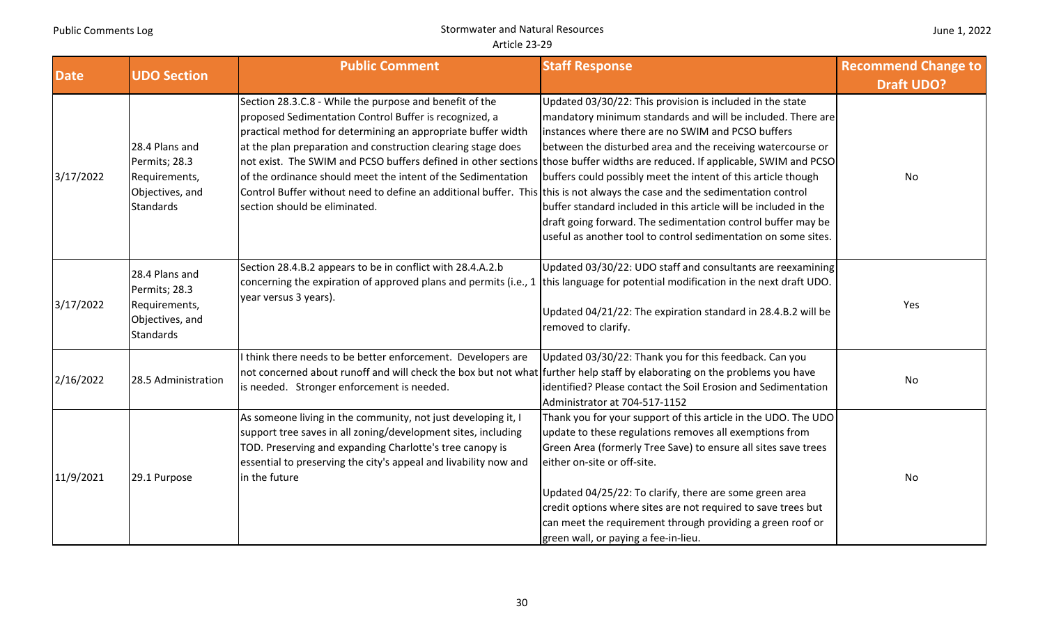| Date | UDO Section | Public Comment | Staff Response | Recommend Change to Draft UDO? |
|---|---|---|---|---|
| 3/17/2022 | 28.4 Plans and Permits; 28.3 Requirements, Objectives, and Standards | Section 28.3.C.8 - While the purpose and benefit of the proposed Sedimentation Control Buffer is recognized, a practical method for determining an appropriate buffer width at the plan preparation and construction clearing stage does not exist. The SWIM and PCSO buffers defined in other sections of the ordinance should meet the intent of the Sedimentation Control Buffer without need to define an additional buffer. This section should be eliminated. | Updated 03/30/22: This provision is included in the state mandatory minimum standards and will be included. There are instances where there are no SWIM and PCSO buffers between the disturbed area and the receiving watercourse or those buffer widths are reduced. If applicable, SWIM and PCSO buffers could possibly meet the intent of this article though this is not always the case and the sedimentation control buffer standard included in this article will be included in the draft going forward. The sedimentation control buffer may be useful as another tool to control sedimentation on some sites. | No |
| 3/17/2022 | 28.4 Plans and Permits; 28.3 Requirements, Objectives, and Standards | Section 28.4.B.2 appears to be in conflict with 28.4.A.2.b concerning the expiration of approved plans and permits (i.e., 1 year versus 3 years). | Updated 03/30/22: UDO staff and consultants are reexamining this language for potential modification in the next draft UDO.<br><br>Updated 04/21/22: The expiration standard in 28.4.B.2 will be removed to clarify. | Yes |
| 2/16/2022 | 28.5 Administration | I think there needs to be better enforcement. Developers are not concerned about runoff and will check the box but not what is needed. Stronger enforcement is needed. | Updated 03/30/22: Thank you for this feedback. Can you further help staff by elaborating on the problems you have identified? Please contact the Soil Erosion and Sedimentation Administrator at 704-517-1152 | No |
| 11/9/2021 | 29.1 Purpose | As someone living in the community, not just developing it, I support tree saves in all zoning/development sites, including TOD. Preserving and expanding Charlotte's tree canopy is essential to preserving the city's appeal and livability now and in the future | Thank you for your support of this article in the UDO. The UDO update to these regulations removes all exemptions from Green Area (formerly Tree Save) to ensure all sites save trees either on-site or off-site.<br><br>Updated 04/25/22: To clarify, there are some green area credit options where sites are not required to save trees but can meet the requirement through providing a green roof or green wall, or paying a fee-in-lieu. | No |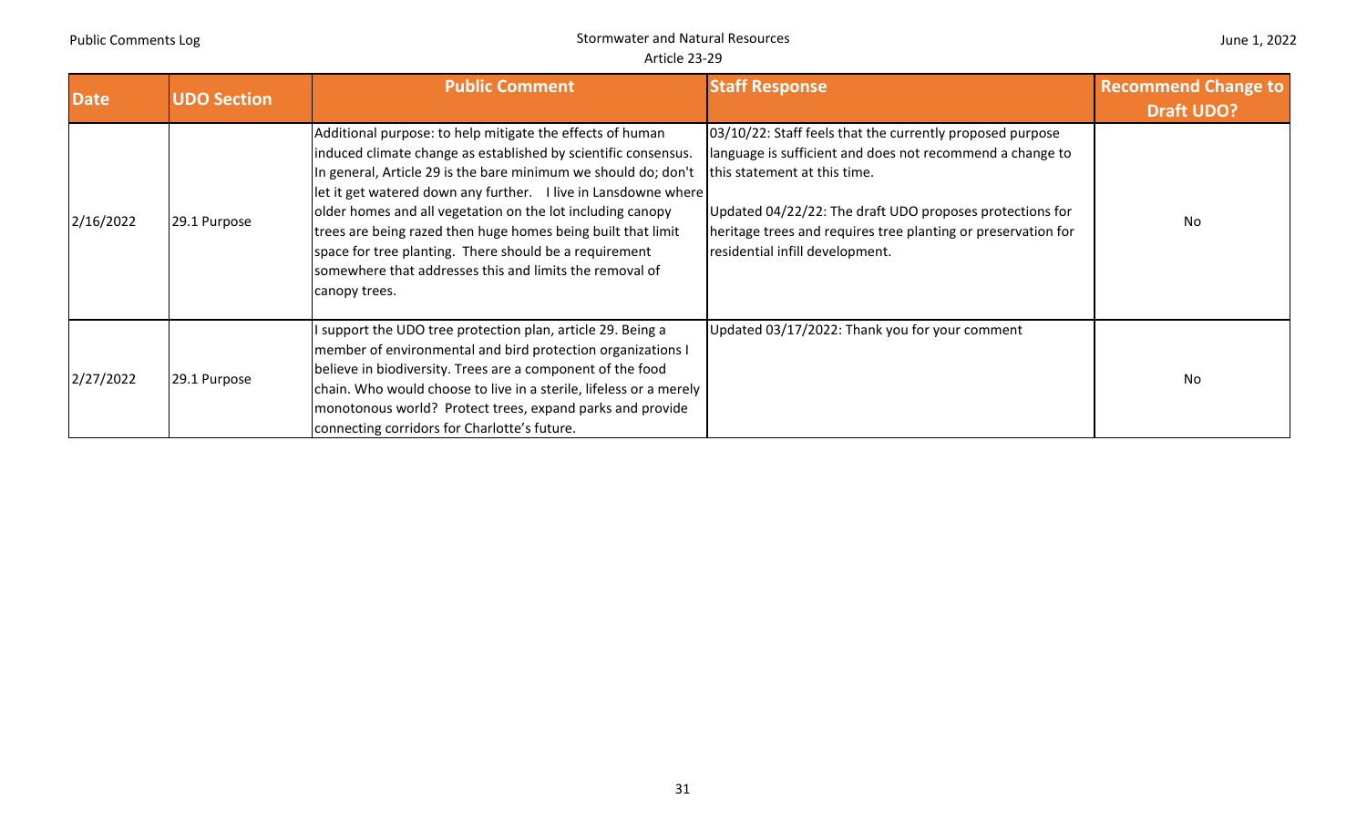| Date | UDO Section | Public Comment | Staff Response | Recommend Change to Draft UDO? |
|---|---|---|---|---|
| 2/16/2022 | 29.1 Purpose | Additional purpose: to help mitigate the effects of human induced climate change as established by scientific consensus. In general, Article 29 is the bare minimum we should do; don't let it get watered down any further. I live in Lansdowne where older homes and all vegetation on the lot including canopy trees are being razed then huge homes being built that limit space for tree planting. There should be a requirement somewhere that addresses this and limits the removal of canopy trees. | 03/10/22: Staff feels that the currently proposed purpose language is sufficient and does not recommend a change to this statement at this time.<br><br>Updated 04/22/22: The draft UDO proposes protections for heritage trees and requires tree planting or preservation for residential infill development. | No |
| 2/27/2022 | 29.1 Purpose | I support the UDO tree protection plan, article 29. Being a member of environmental and bird protection organizations I believe in biodiversity. Trees are a component of the food chain. Who would choose to live in a sterile, lifeless or a merely monotonous world? Protect trees, expand parks and provide connecting corridors for Charlotte's future. | Updated 03/17/2022: Thank you for your comment | No |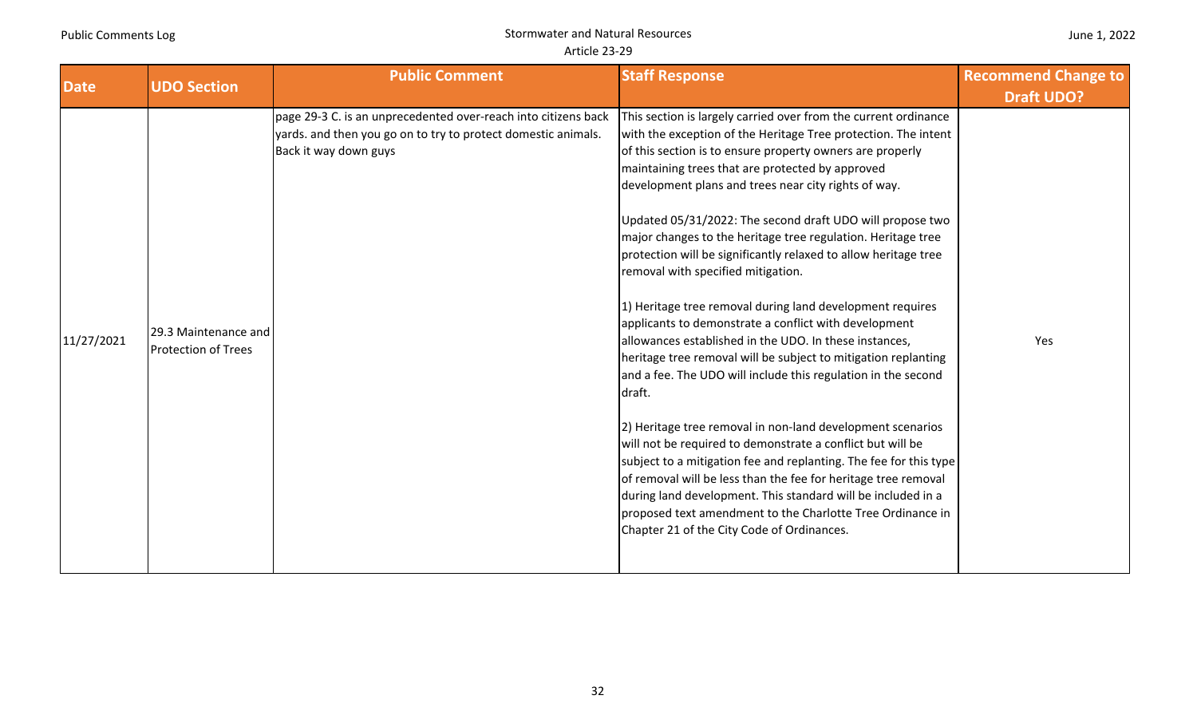| Date | UDO Section | Public Comment | Staff Response | Recommend Change to Draft UDO? |
|---|---|---|---|---|
| 11/27/2021 | 29.3 Maintenance and Protection of Trees | page 29-3 C. is an unprecedented over-reach into citizens back yards. and then you go on to try to protect domestic animals. Back it way down guys | This section is largely carried over from the current ordinance with the exception of the Heritage Tree protection. The intent of this section is to ensure property owners are properly maintaining trees that are protected by approved development plans and trees near city rights of way.<br><br>Updated 05/31/2022: The second draft UDO will propose two major changes to the heritage tree regulation. Heritage tree protection will be significantly relaxed to allow heritage tree removal with specified mitigation.<br><br>1) Heritage tree removal during land development requires applicants to demonstrate a conflict with development allowances established in the UDO. In these instances, heritage tree removal will be subject to mitigation replanting and a fee. The UDO will include this regulation in the second draft.<br><br>2) Heritage tree removal in non-land development scenarios will not be required to demonstrate a conflict but will be subject to a mitigation fee and replanting. The fee for this type of removal will be less than the fee for heritage tree removal during land development. This standard will be included in a proposed text amendment to the Charlotte Tree Ordinance in Chapter 21 of the City Code of Ordinances. | Yes |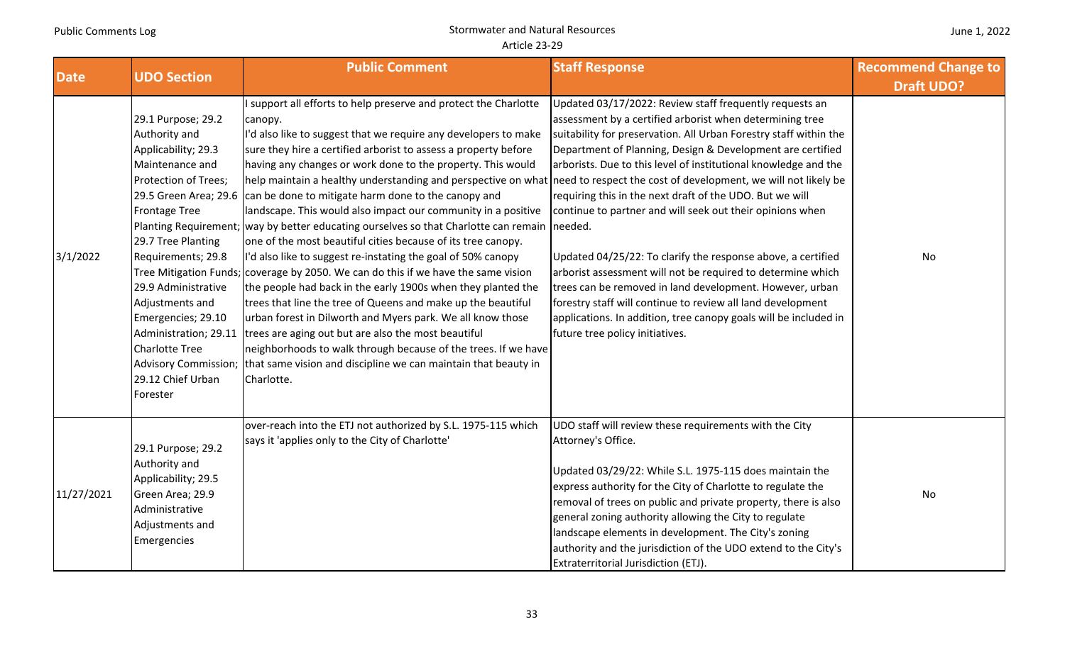| Date | UDO Section | Public Comment | Staff Response | Recommend Change to Draft UDO? |
|---|---|---|---|---|
| 3/1/2022 | 29.1 Purpose; 29.2 Authority and Applicability; 29.3 Maintenance and Protection of Trees; 29.5 Green Area; 29.6 Frontage Tree Planting Requirement; 29.7 Tree Planting Requirements; 29.8 Tree Mitigation Funds; 29.9 Administrative Adjustments and Emergencies; 29.10 Administration; 29.11 Charlotte Tree Advisory Commission; 29.12 Chief Urban Forester | I support all efforts to help preserve and protect the Charlotte canopy.<br>I'd also like to suggest that we require any developers to make sure they hire a certified arborist to assess a property before having any changes or work done to the property. This would help maintain a healthy understanding and perspective on what can be done to mitigate harm done to the canopy and landscape. This would also impact our community in a positive way by better educating ourselves so that Charlotte can remain one of the most beautiful cities because of its tree canopy.<br>I'd also like to suggest re-instating the goal of 50% canopy coverage by 2050. We can do this if we have the same vision the people had back in the early 1900s when they planted the trees that line the tree of Queens and make up the beautiful urban forest in Dilworth and Myers park. We all know those trees are aging out but are also the most beautiful neighborhoods to walk through because of the trees. If we have that same vision and discipline we can maintain that beauty in Charlotte. | Updated 03/17/2022: Review staff frequently requests an assessment by a certified arborist when determining tree suitability for preservation. All Urban Forestry staff within the Department of Planning, Design & Development are certified arborists. Due to this level of institutional knowledge and the need to respect the cost of development, we will not likely be requiring this in the next draft of the UDO. But we will continue to partner and will seek out their opinions when needed.<br><br>Updated 04/25/22: To clarify the response above, a certified arborist assessment will not be required to determine which trees can be removed in land development. However, urban forestry staff will continue to review all land development applications. In addition, tree canopy goals will be included in future tree policy initiatives. | No |
| 11/27/2021 | 29.1 Purpose; 29.2 Authority and Applicability; 29.5 Green Area; 29.9 Administrative Adjustments and Emergencies | over-reach into the ETJ not authorized by S.L. 1975-115 which says it 'applies only to the City of Charlotte' | UDO staff will review these requirements with the City Attorney's Office.<br><br>Updated 03/29/22: While S.L. 1975-115 does maintain the express authority for the City of Charlotte to regulate the removal of trees on public and private property, there is also general zoning authority allowing the City to regulate landscape elements in development. The City's zoning authority and the jurisdiction of the UDO extend to the City's Extraterritorial Jurisdiction (ETJ). | No |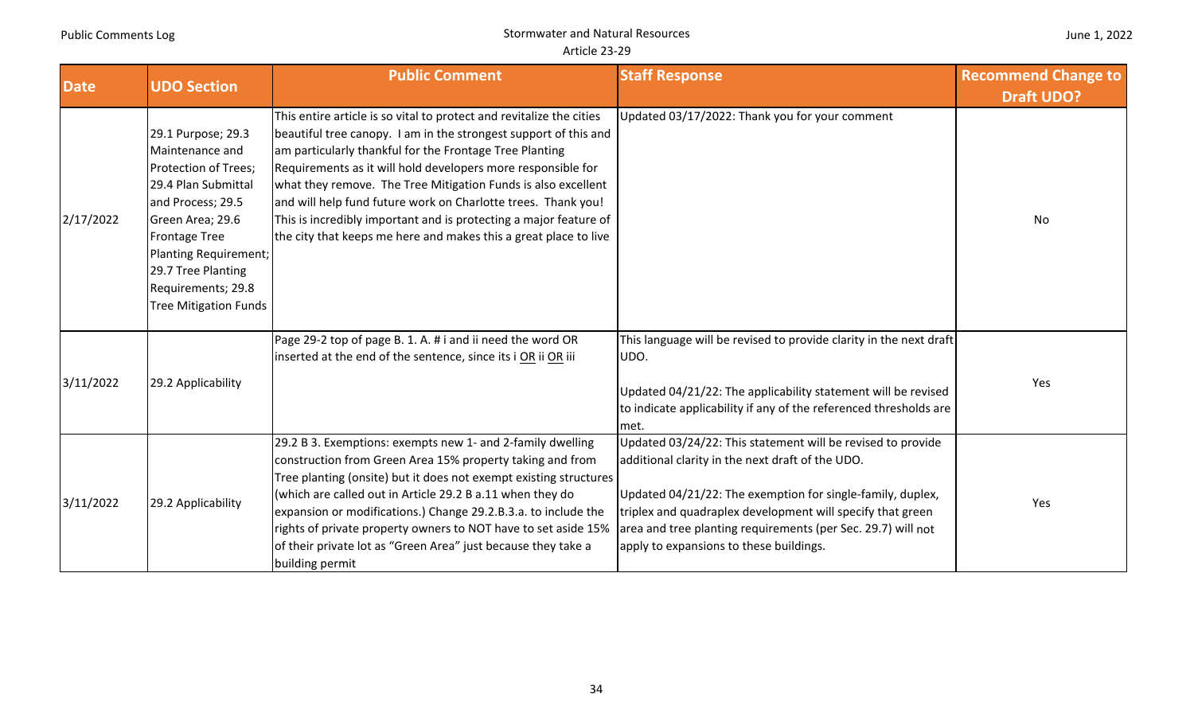| Date | UDO Section | Public Comment | Staff Response | Recommend Change to Draft UDO? |
|---|---|---|---|---|
| 2/17/2022 | 29.1 Purpose; 29.3 Maintenance and Protection of Trees; 29.4 Plan Submittal and Process; 29.5 Green Area; 29.6 Frontage Tree Planting Requirement; 29.7 Tree Planting Requirements; 29.8 Tree Mitigation Funds | This entire article is so vital to protect and revitalize the cities beautiful tree canopy. I am in the strongest support of this and am particularly thankful for the Frontage Tree Planting Requirements as it will hold developers more responsible for what they remove. The Tree Mitigation Funds is also excellent and will help fund future work on Charlotte trees. Thank you! This is incredibly important and is protecting a major feature of the city that keeps me here and makes this a great place to live | Updated 03/17/2022: Thank you for your comment | No |
| 3/11/2022 | 29.2 Applicability | Page 29-2 top of page B. 1. A. # i and ii need the word OR inserted at the end of the sentence, since its i <u>OR</u> ii <u>OR</u> iii | This language will be revised to provide clarity in the next draft UDO.<br><br>Updated 04/21/22: The applicability statement will be revised to indicate applicability if any of the referenced thresholds are met. | Yes |
| 3/11/2022 | 29.2 Applicability | 29.2 B 3. Exemptions: exempts new 1- and 2-family dwelling construction from Green Area 15% property taking and from Tree planting (onsite) but it does not exempt existing structures (which are called out in Article 29.2 B a.11 when they do expansion or modifications.) Change 29.2.B.3.a. to include the rights of private property owners to NOT have to set aside 15% of their private lot as "Green Area" just because they take a building permit | Updated 03/24/22: This statement will be revised to provide additional clarity in the next draft of the UDO.<br><br>Updated 04/21/22: The exemption for single-family, duplex, triplex and quadraplex development will specify that green area and tree planting requirements (per Sec. 29.7) will not apply to expansions to these buildings. | Yes |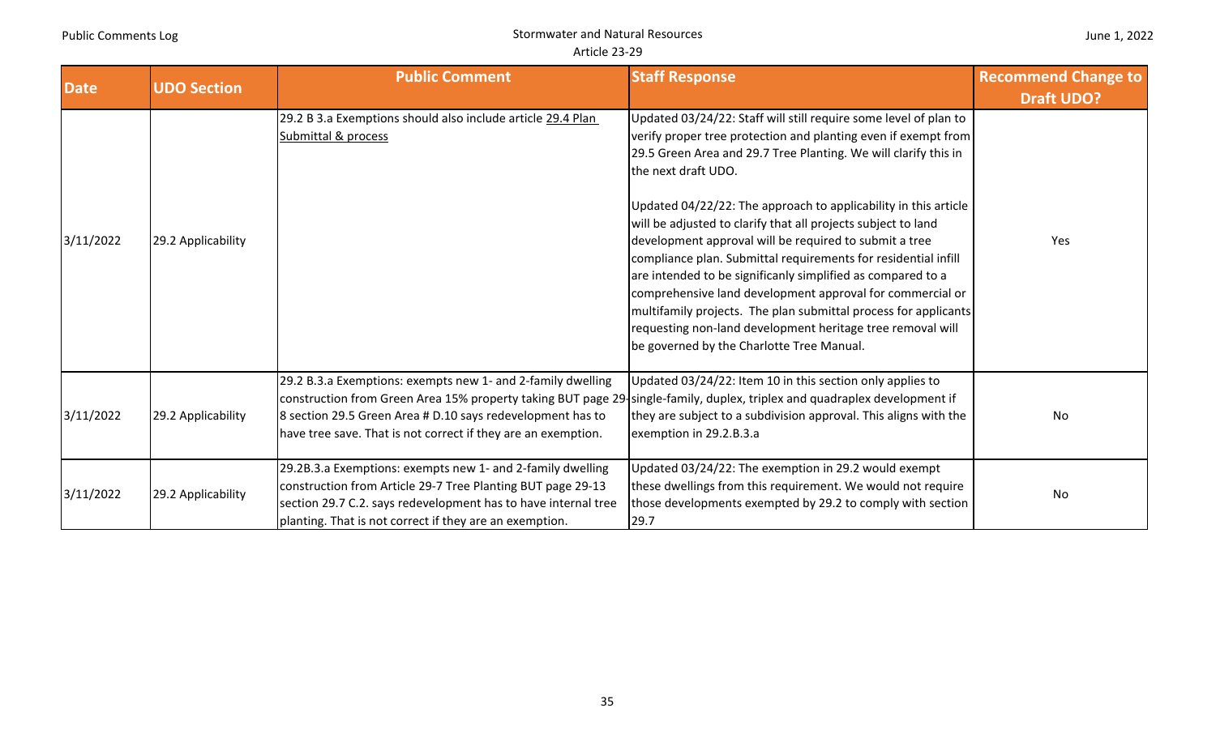| Date | UDO Section | Public Comment | Staff Response | Recommend Change to Draft UDO? |
|---|---|---|---|---|
| 3/11/2022 | 29.2 Applicability | 29.2 B 3.a Exemptions should also include article 29.4 Plan Submittal & process | Updated 03/24/22: Staff will still require some level of plan to verify proper tree protection and planting even if exempt from 29.5 Green Area and 29.7 Tree Planting. We will clarify this in the next draft UDO.<br><br>Updated 04/22/22: The approach to applicability in this article will be adjusted to clarify that all projects subject to land development approval will be required to submit a tree compliance plan. Submittal requirements for residential infill are intended to be significantly simplified as compared to a comprehensive land development approval for commercial or multifamily projects. The plan submittal process for applicants requesting non-land development heritage tree removal will be governed by the Charlotte Tree Manual. | Yes |
| 3/11/2022 | 29.2 Applicability | 29.2 B.3.a Exemptions: exempts new 1- and 2-family dwelling construction from Green Area 15% property taking BUT page 29-8 section 29.5 Green Area # D.10 says redevelopment has to have tree save. That is not correct if they are an exemption. | Updated 03/24/22: Item 10 in this section only applies to single-family, duplex, triplex and quadraplex development if they are subject to a subdivision approval. This aligns with the exemption in 29.2.B.3.a | No |
| 3/11/2022 | 29.2 Applicability | 29.2B.3.a Exemptions: exempts new 1- and 2-family dwelling construction from Article 29-7 Tree Planting BUT page 29-13 section 29.7 C.2. says redevelopment has to have internal tree planting. That is not correct if they are an exemption. | Updated 03/24/22: The exemption in 29.2 would exempt these dwellings from this requirement. We would not require those developments exempted by 29.2 to comply with section 29.7 | No |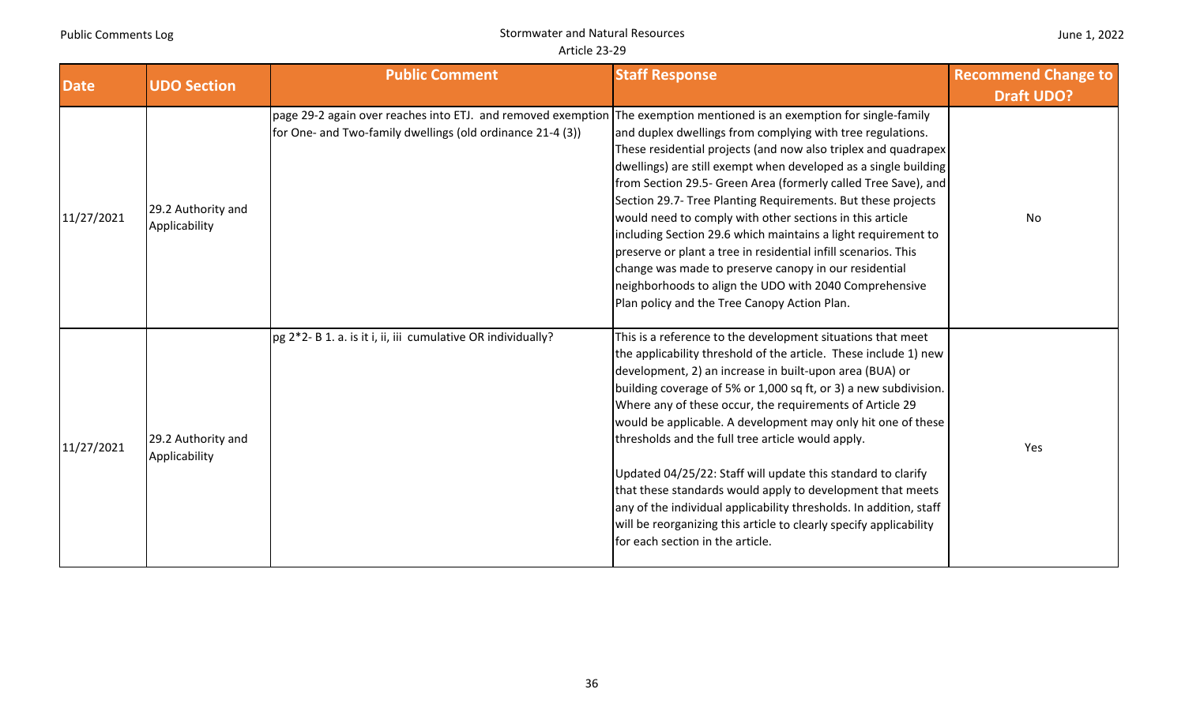| Date | UDO Section | Public Comment | Staff Response | Recommend Change to Draft UDO? |
|---|---|---|---|---|
| 11/27/2021 | 29.2 Authority and Applicability | page 29-2 again over reaches into ETJ. and removed exemption for One- and Two-family dwellings (old ordinance 21-4 (3)) | The exemption mentioned is an exemption for single-family and duplex dwellings from complying with tree regulations. These residential projects (and now also triplex and quadrapex dwellings) are still exempt when developed as a single building from Section 29.5- Green Area (formerly called Tree Save), and Section 29.7- Tree Planting Requirements. But these projects would need to comply with other sections in this article including Section 29.6 which maintains a light requirement to preserve or plant a tree in residential infill scenarios. This change was made to preserve canopy in our residential neighborhoods to align the UDO with 2040 Comprehensive Plan policy and the Tree Canopy Action Plan. | No |
| 11/27/2021 | 29.2 Authority and Applicability | pg 2*2- B 1. a. is it i, ii, iii cumulative OR individually? | This is a reference to the development situations that meet the applicability threshold of the article. These include 1) new development, 2) an increase in built-upon area (BUA) or building coverage of 5% or 1,000 sq ft, or 3) a new subdivision. Where any of these occur, the requirements of Article 29 would be applicable. A development may only hit one of these thresholds and the full tree article would apply.<br><br>Updated 04/25/22: Staff will update this standard to clarify that these standards would apply to development that meets any of the individual applicability thresholds. In addition, staff will be reorganizing this article to clearly specify applicability for each section in the article. | Yes |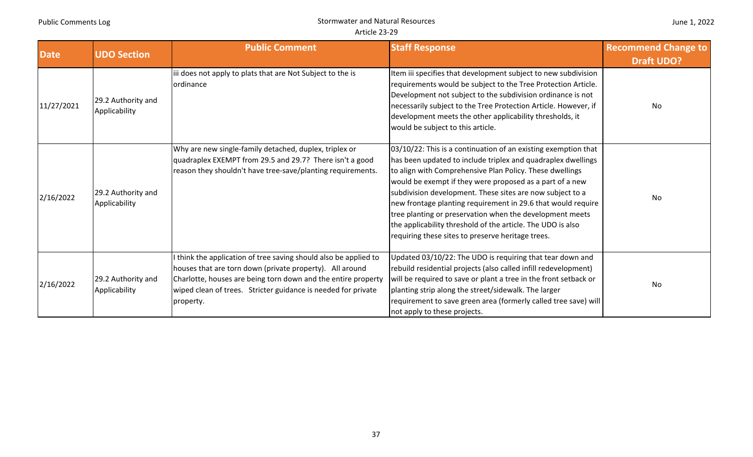| Date | UDO Section | Public Comment | Staff Response | Recommend Change to Draft UDO? |
|---|---|---|---|---|
| 11/27/2021 | 29.2 Authority and Applicability | iii does not apply to plats that are Not Subject to the is ordinance | Item iii specifies that development subject to new subdivision requirements would be subject to the Tree Protection Article. Development not subject to the subdivision ordinance is not necessarily subject to the Tree Protection Article. However, if development meets the other applicability thresholds, it would be subject to this article. | No |
| 2/16/2022 | 29.2 Authority and Applicability | Why are new single-family detached, duplex, triplex or quadraplex EXEMPT from 29.5 and 29.7? There isn't a good reason they shouldn't have tree-save/planting requirements. | 03/10/22: This is a continuation of an existing exemption that has been updated to include triplex and quadraplex dwellings to align with Comprehensive Plan Policy. These dwellings would be exempt if they were proposed as a part of a new subdivision development. These sites are now subject to a new frontage planting requirement in 29.6 that would require tree planting or preservation when the development meets the applicability threshold of the article. The UDO is also requiring these sites to preserve heritage trees. | No |
| 2/16/2022 | 29.2 Authority and Applicability | I think the application of tree saving should also be applied to houses that are torn down (private property). All around Charlotte, houses are being torn down and the entire property wiped clean of trees. Stricter guidance is needed for private property. | Updated 03/10/22: The UDO is requiring that tear down and rebuild residential projects (also called infill redevelopment) will be required to save or plant a tree in the front setback or planting strip along the street/sidewalk. The larger requirement to save green area (formerly called tree save) will not apply to these projects. | No |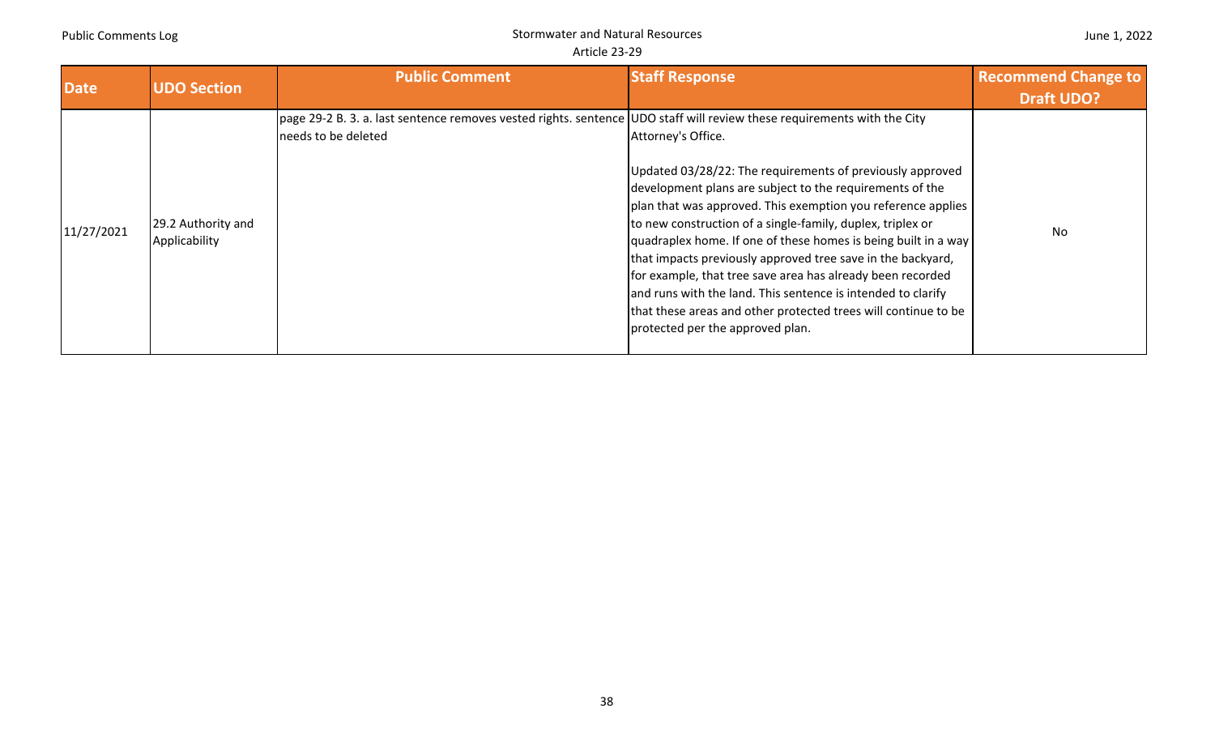| Date | UDO Section | Public Comment | Staff Response | Recommend Change to Draft UDO? |
| --- | --- | --- | --- | --- |
| 11/27/2021 | 29.2 Authority and Applicability | page 29-2 B. 3. a. last sentence removes vested rights. sentence needs to be deleted | UDO staff will review these requirements with the City Attorney's Office.<br><br>Updated 03/28/22: The requirements of previously approved development plans are subject to the requirements of the plan that was approved. This exemption you reference applies to new construction of a single-family, duplex, triplex or quadraplex home. If one of these homes is being built in a way that impacts previously approved tree save in the backyard, for example, that tree save area has already been recorded and runs with the land. This sentence is intended to clarify that these areas and other protected trees will continue to be protected per the approved plan. | No |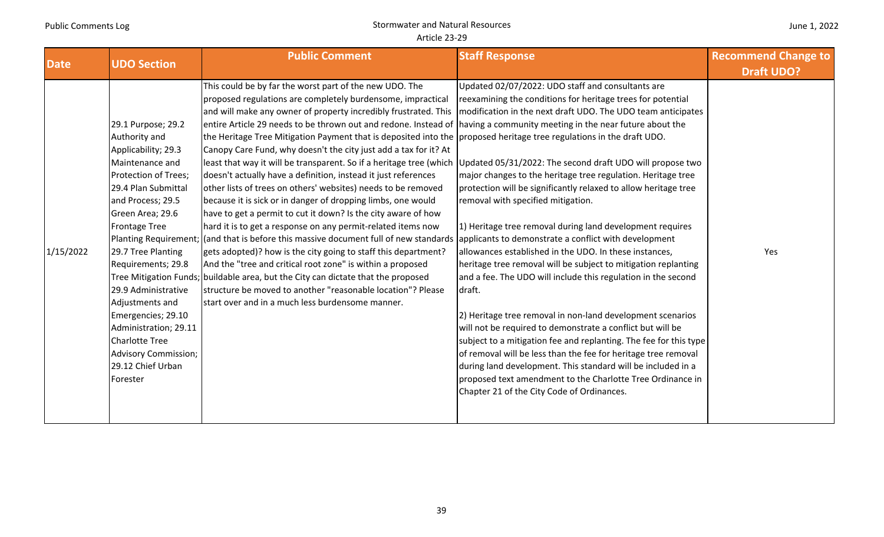| Date | UDO Section | Public Comment | Staff Response | Recommend Change to Draft UDO? |
|---|---|---|---|---|
| 1/15/2022 | 29.1 Purpose; 29.2 Authority and Applicability; 29.3 Maintenance and Protection of Trees; 29.4 Plan Submittal and Process; 29.5 Green Area; 29.6 Frontage Tree Planting Requirement; 29.7 Tree Planting Requirements; 29.8 Tree Mitigation Funds; 29.9 Administrative Adjustments and Emergencies; 29.10 Administration; 29.11 Charlotte Tree Advisory Commission; 29.12 Chief Urban Forester | This could be by far the worst part of the new UDO. The proposed regulations are completely burdensome, impractical and will make any owner of property incredibly frustrated. This entire Article 29 needs to be thrown out and redone. Instead of the Heritage Tree Mitigation Payment that is deposited into the Canopy Care Fund, why doesn't the city just add a tax for it? At least that way it will be transparent. So if a heritage tree (which doesn't actually have a definition, instead it just references other lists of trees on others' websites) needs to be removed because it is sick or in danger of dropping limbs, one would have to get a permit to cut it down? Is the city aware of how hard it is to get a response on any permit-related items now (and that is before this massive document full of new standards gets adopted)? how is the city going to staff this department? And the "tree and critical root zone" is within a proposed buildable area, but the City can dictate that the proposed structure be moved to another "reasonable location"? Please start over and in a much less burdensome manner. | Updated 02/07/2022: UDO staff and consultants are reexamining the conditions for heritage trees for potential modification in the next draft UDO. The UDO team anticipates having a community meeting in the near future about the proposed heritage tree regulations in the draft UDO.<br><br>Updated 05/31/2022: The second draft UDO will propose two major changes to the heritage tree regulation. Heritage tree protection will be significantly relaxed to allow heritage tree removal with specified mitigation.<br><br>1) Heritage tree removal during land development requires applicants to demonstrate a conflict with development allowances established in the UDO. In these instances, heritage tree removal will be subject to mitigation replanting and a fee. The UDO will include this regulation in the second draft.<br><br>2) Heritage tree removal in non-land development scenarios will not be required to demonstrate a conflict but will be subject to a mitigation fee and replanting. The fee for this type of removal will be less than the fee for heritage tree removal during land development. This standard will be included in a proposed text amendment to the Charlotte Tree Ordinance in Chapter 21 of the City Code of Ordinances. | Yes |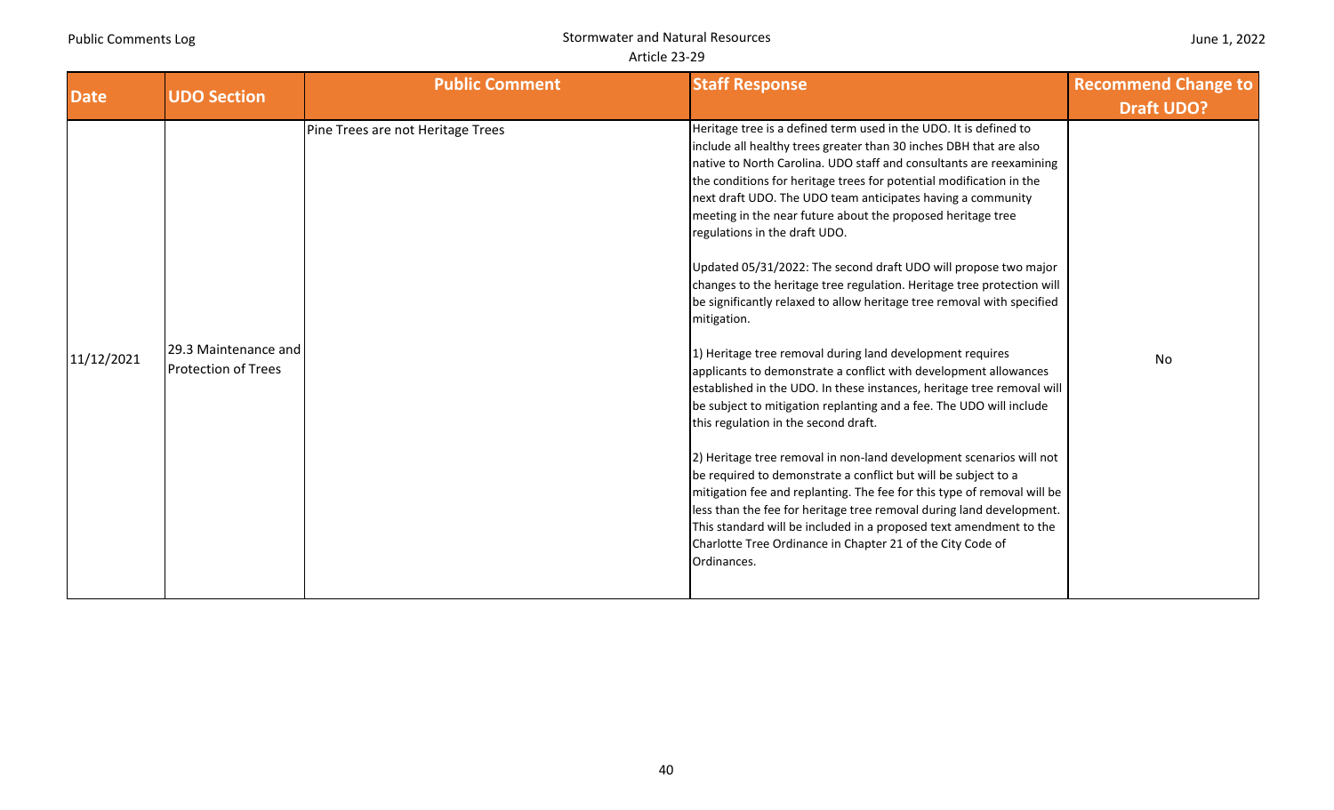| Date | UDO Section | Public Comment | Staff Response | Recommend Change to Draft UDO? |
|---|---|---|---|---|
| 11/12/2021 | 29.3 Maintenance and Protection of Trees | Pine Trees are not Heritage Trees | Heritage tree is a defined term used in the UDO. It is defined to include all healthy trees greater than 30 inches DBH that are also native to North Carolina. UDO staff and consultants are reexamining the conditions for heritage trees for potential modification in the next draft UDO. The UDO team anticipates having a community meeting in the near future about the proposed heritage tree regulations in the draft UDO.<br><br>Updated 05/31/2022: The second draft UDO will propose two major changes to the heritage tree regulation. Heritage tree protection will be significantly relaxed to allow heritage tree removal with specified mitigation.<br><br>1) Heritage tree removal during land development requires applicants to demonstrate a conflict with development allowances established in the UDO. In these instances, heritage tree removal will be subject to mitigation replanting and a fee. The UDO will include this regulation in the second draft.<br><br>2) Heritage tree removal in non-land development scenarios will not be required to demonstrate a conflict but will be subject to a mitigation fee and replanting. The fee for this type of removal will be less than the fee for heritage tree removal during land development. This standard will be included in a proposed text amendment to the Charlotte Tree Ordinance in Chapter 21 of the City Code of Ordinances. | No |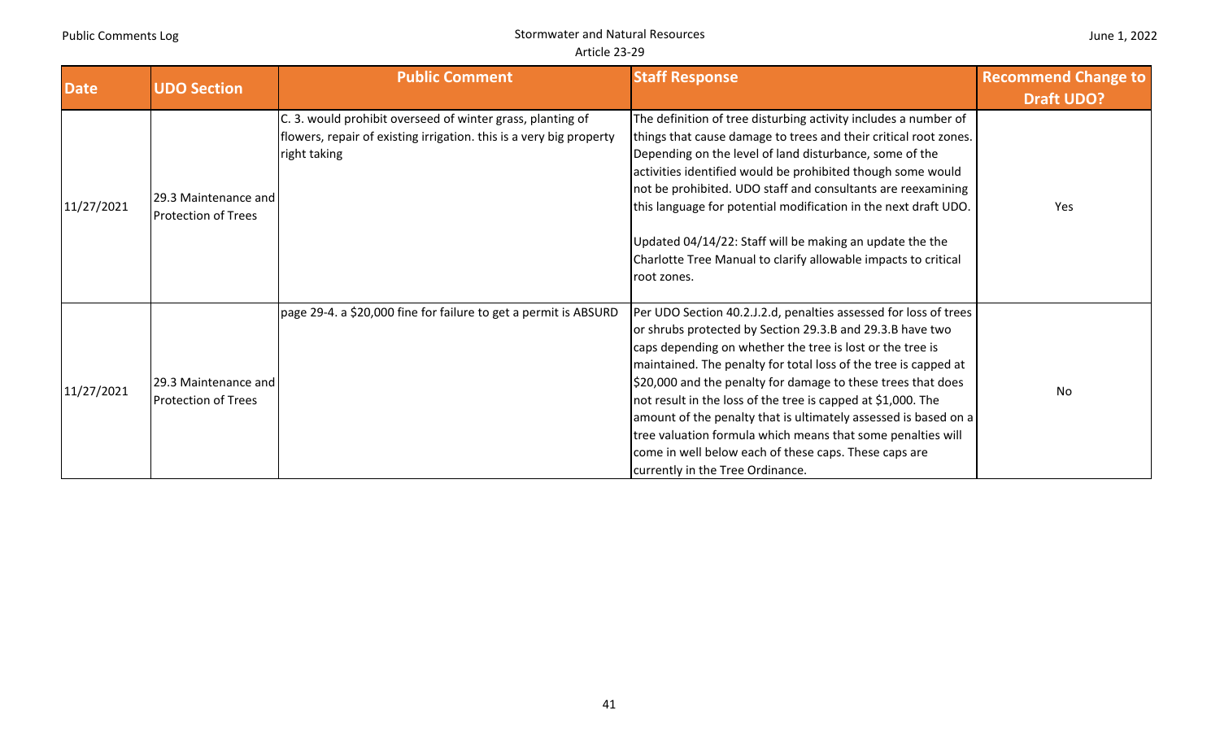| Date | UDO Section | Public Comment | Staff Response | Recommend Change to Draft UDO? |
|---|---|---|---|---|
| 11/27/2021 | 29.3 Maintenance and Protection of Trees | C. 3. would prohibit overseed of winter grass, planting of flowers, repair of existing irrigation. this is a very big property right taking | The definition of tree disturbing activity includes a number of things that cause damage to trees and their critical root zones. Depending on the level of land disturbance, some of the activities identified would be prohibited though some would not be prohibited. UDO staff and consultants are reexamining this language for potential modification in the next draft UDO.<br><br>Updated 04/14/22: Staff will be making an update the the Charlotte Tree Manual to clarify allowable impacts to critical root zones. | Yes |
| 11/27/2021 | 29.3 Maintenance and Protection of Trees | page 29-4. a $20,000 fine for failure to get a permit is ABSURD | Per UDO Section 40.2.J.2.d, penalties assessed for loss of trees or shrubs protected by Section 29.3.B and 29.3.B have two caps depending on whether the tree is lost or the tree is maintained. The penalty for total loss of the tree is capped at $20,000 and the penalty for damage to these trees that does not result in the loss of the tree is capped at $1,000. The amount of the penalty that is ultimately assessed is based on a tree valuation formula which means that some penalties will come in well below each of these caps. These caps are currently in the Tree Ordinance. | No |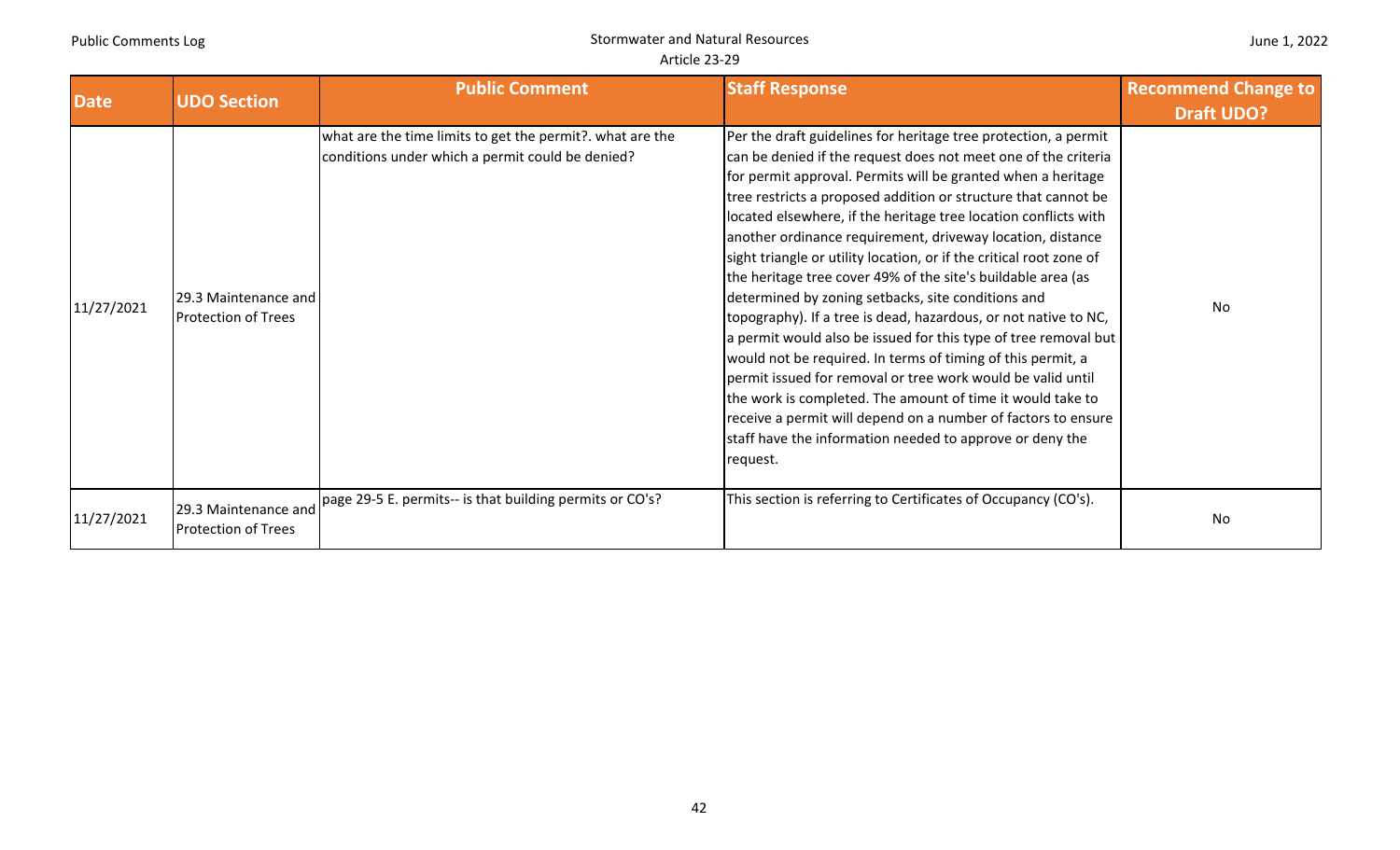| Date | UDO Section | Public Comment | Staff Response | Recommend Change to Draft UDO? |
| --- | --- | --- | --- | --- |
| 11/27/2021 | 29.3 Maintenance and Protection of Trees | what are the time limits to get the permit?. what are the conditions under which a permit could be denied? | Per the draft guidelines for heritage tree protection, a permit can be denied if the request does not meet one of the criteria for permit approval. Permits will be granted when a heritage tree restricts a proposed addition or structure that cannot be located elsewhere, if the heritage tree location conflicts with another ordinance requirement, driveway location, distance sight triangle or utility location, or if the critical root zone of the heritage tree cover 49% of the site's buildable area (as determined by zoning setbacks, site conditions and topography). If a tree is dead, hazardous, or not native to NC, a permit would also be issued for this type of tree removal but would not be required. In terms of timing of this permit, a permit issued for removal or tree work would be valid until the work is completed. The amount of time it would take to receive a permit will depend on a number of factors to ensure staff have the information needed to approve or deny the request. | No |
| 11/27/2021 | 29.3 Maintenance and Protection of Trees | page 29-5 E. permits-- is that building permits or CO's? | This section is referring to Certificates of Occupancy (CO's). | No |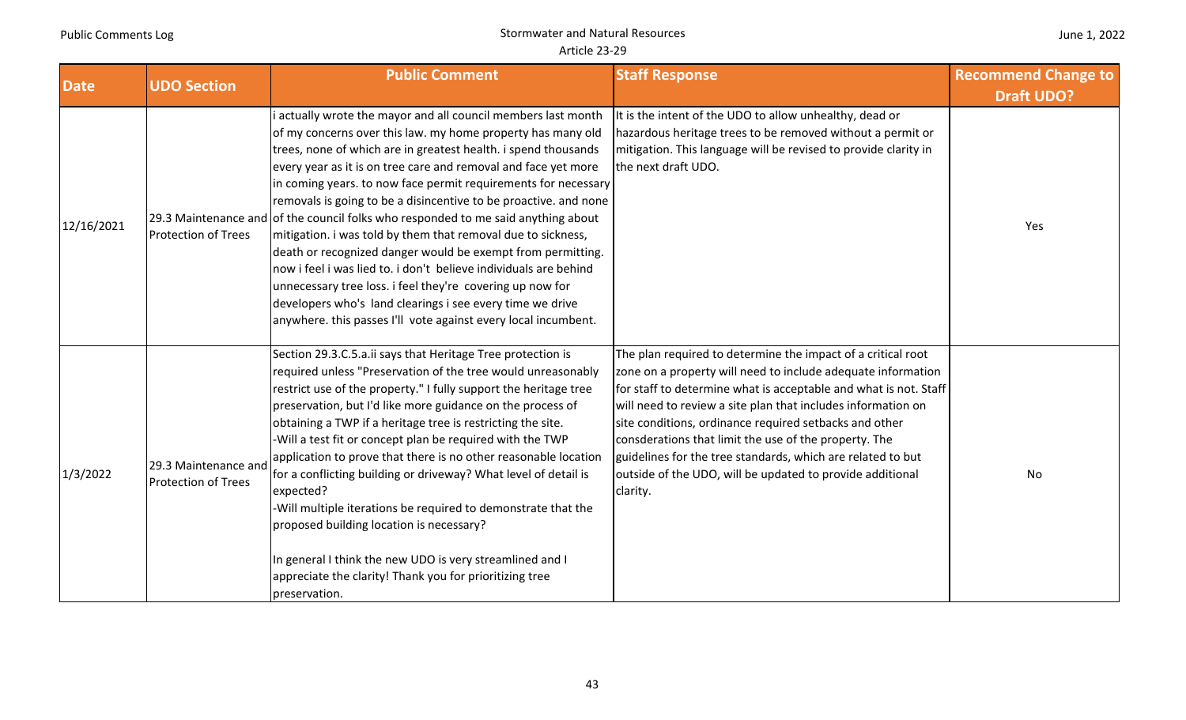| Date | UDO Section | Public Comment | Staff Response | Recommend Change to Draft UDO? |
|---|---|---|---|---|
| 12/16/2021 | 29.3 Maintenance and Protection of Trees | i actually wrote the mayor and all council members last month of my concerns over this law. my home property has many old trees, none of which are in greatest health. i spend thousands every year as it is on tree care and removal and face yet more in coming years. to now face permit requirements for necessary removals is going to be a disincentive to be proactive. and none of the council folks who responded to me said anything about mitigation. i was told by them that removal due to sickness, death or recognized danger would be exempt from permitting. now i feel i was lied to. i don't believe individuals are behind unnecessary tree loss. i feel they're covering up now for developers who's land clearings i see every time we drive anywhere. this passes I'll vote against every local incumbent. | It is the intent of the UDO to allow unhealthy, dead or hazardous heritage trees to be removed without a permit or mitigation. This language will be revised to provide clarity in the next draft UDO. | Yes |
| 1/3/2022 | 29.3 Maintenance and Protection of Trees | Section 29.3.C.5.a.ii says that Heritage Tree protection is required unless "Preservation of the tree would unreasonably restrict use of the property." I fully support the heritage tree preservation, but I'd like more guidance on the process of obtaining a TWP if a heritage tree is restricting the site.<br>-Will a test fit or concept plan be required with the TWP application to prove that there is no other reasonable location for a conflicting building or driveway? What level of detail is expected?<br>-Will multiple iterations be required to demonstrate that the proposed building location is necessary?<br><br>In general I think the new UDO is very streamlined and I appreciate the clarity! Thank you for prioritizing tree preservation. | The plan required to determine the impact of a critical root zone on a property will need to include adequate information for staff to determine what is acceptable and what is not. Staff will need to review a site plan that includes information on site conditions, ordinance required setbacks and other consderations that limit the use of the property. The guidelines for the tree standards, which are related to but outside of the UDO, will be updated to provide additional clarity. | No |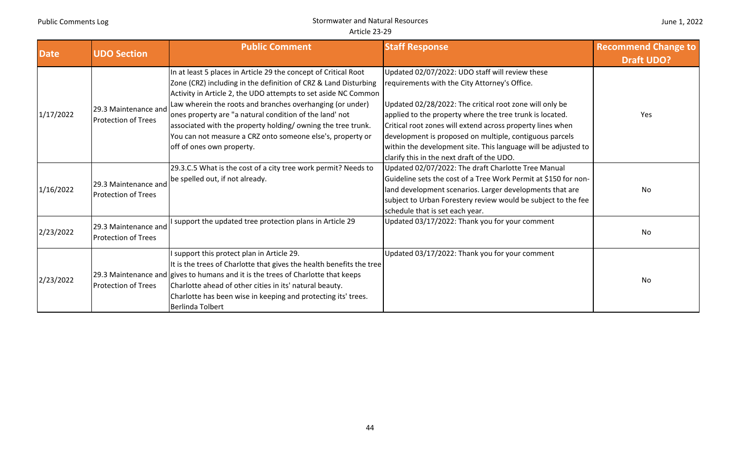| Date | UDO Section | Public Comment | Staff Response | Recommend Change to Draft UDO? |
|---|---|---|---|---|
| 1/17/2022 | 29.3 Maintenance and Protection of Trees | In at least 5 places in Article 29 the concept of Critical Root Zone (CRZ) including in the definition of CRZ & Land Disturbing Activity in Article 2, the UDO attempts to set aside NC Common Law wherein the roots and branches overhanging (or under) ones property are "a natural condition of the land' not associated with the property holding/ owning the tree trunk. You can not measure a CRZ onto someone else's, property or off of ones own property. | Updated 02/07/2022: UDO staff will review these requirements with the City Attorney's Office.<br><br>Updated 02/28/2022: The critical root zone will only be applied to the property where the tree trunk is located. Critical root zones will extend across property lines when development is proposed on multiple, contiguous parcels within the development site. This language will be adjusted to clarify this in the next draft of the UDO. | Yes |
| 1/16/2022 | 29.3 Maintenance and Protection of Trees | 29.3.C.5 What is the cost of a city tree work permit? Needs to be spelled out, if not already. | Updated 02/07/2022: The draft Charlotte Tree Manual Guideline sets the cost of a Tree Work Permit at $150 for non-land development scenarios. Larger developments that are subject to Urban Forestery review would be subject to the fee schedule that is set each year. | No |
| 2/23/2022 | 29.3 Maintenance and Protection of Trees | I support the updated tree protection plans in Article 29 | Updated 03/17/2022: Thank you for your comment | No |
| 2/23/2022 | 29.3 Maintenance and Protection of Trees | I support this protect plan in Article 29.<br>It is the trees of Charlotte that gives the health benefits the tree gives to humans and it is the trees of Charlotte that keeps Charlotte ahead of other cities in its' natural beauty.<br>Charlotte has been wise in keeping and protecting its' trees.<br>Berlinda Tolbert | Updated 03/17/2022: Thank you for your comment | No |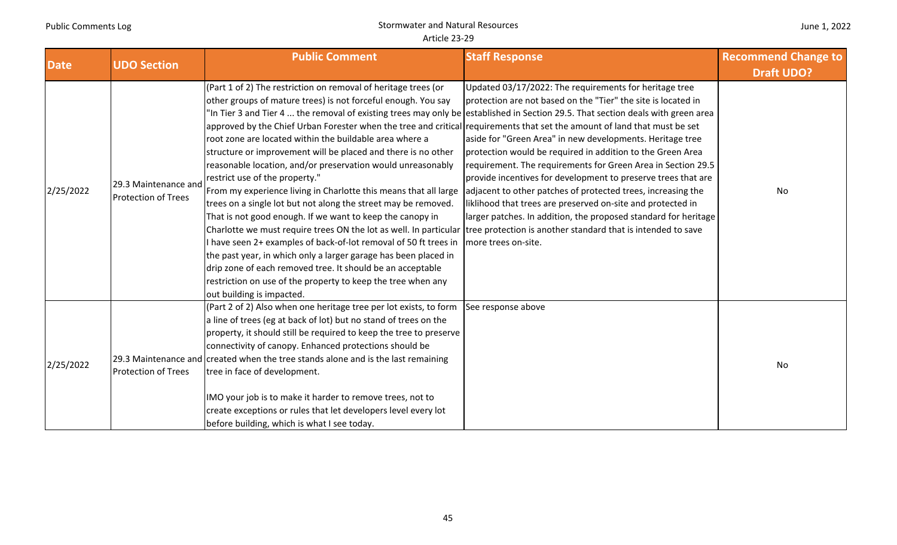| Date | UDO Section | Public Comment | Staff Response | Recommend Change to Draft UDO? |
|---|---|---|---|---|
| 2/25/2022 | 29.3 Maintenance and Protection of Trees | (Part 1 of 2) The restriction on removal of heritage trees (or other groups of mature trees) is not forceful enough. You say "In Tier 3 and Tier 4 ... the removal of existing trees may only be approved by the Chief Urban Forester when the tree and critical root zone are located within the buildable area where a structure or improvement will be placed and there is no other reasonable location, and/or preservation would unreasonably restrict use of the property."<br>From my experience living in Charlotte this means that all large trees on a single lot but not along the street may be removed. That is not good enough. If we want to keep the canopy in Charlotte we must require trees ON the lot as well. In particular I have seen 2+ examples of back-of-lot removal of 50 ft trees in the past year, in which only a larger garage has been placed in drip zone of each removed tree. It should be an acceptable restriction on use of the property to keep the tree when any out building is impacted. | Updated 03/17/2022: The requirements for heritage tree protection are not based on the "Tier" the site is located in established in Section 29.5. That section deals with green area requirements that set the amount of land that must be set aside for "Green Area" in new developments. Heritage tree protection would be required in addition to the Green Area requirement. The requirements for Green Area in Section 29.5 provide incentives for development to preserve trees that are adjacent to other patches of protected trees, increasing the liklihood that trees are preserved on-site and protected in larger patches. In addition, the proposed standard for heritage tree protection is another standard that is intended to save more trees on-site. | No |
| 2/25/2022 | 29.3 Maintenance and Protection of Trees | (Part 2 of 2) Also when one heritage tree per lot exists, to form a line of trees (eg at back of lot) but no stand of trees on the property, it should still be required to keep the tree to preserve connectivity of canopy. Enhanced protections should be created when the tree stands alone and is the last remaining tree in face of development.<br><br>IMO your job is to make it harder to remove trees, not to create exceptions or rules that let developers level every lot before building, which is what I see today. | See response above | No |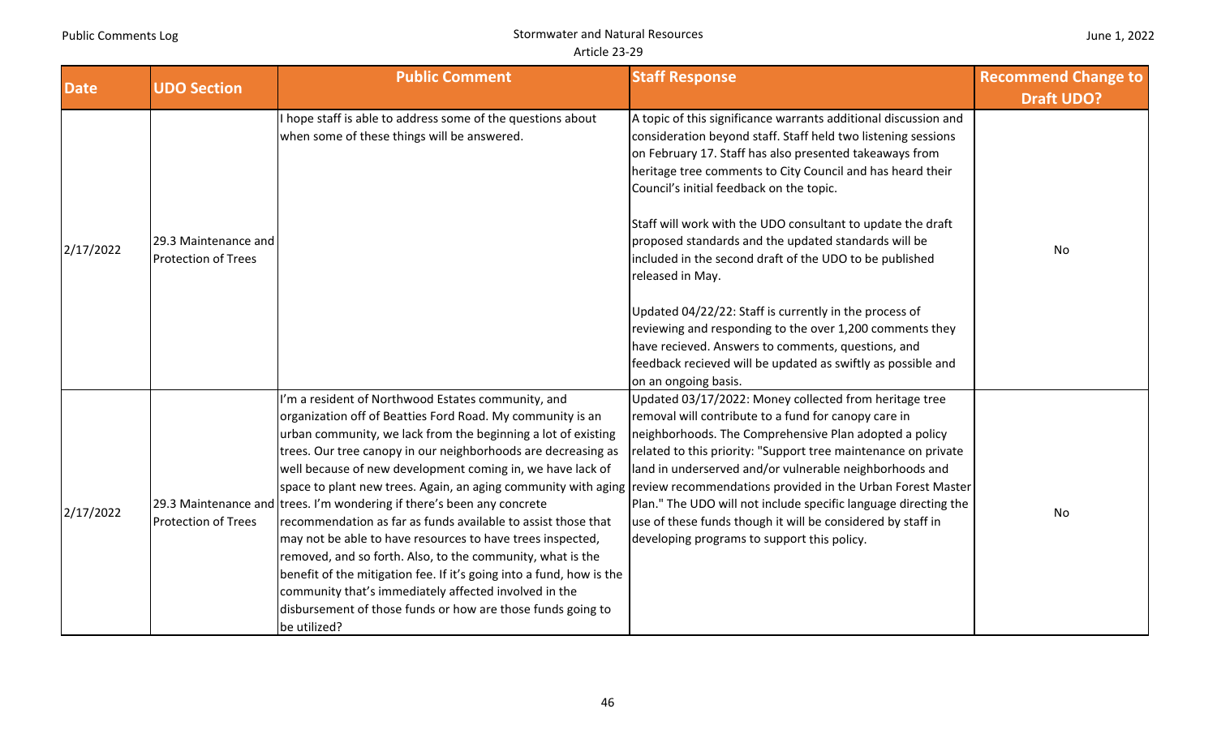| Date | UDO Section | Public Comment | Staff Response | Recommend Change to Draft UDO? |
|---|---|---|---|---|
| 2/17/2022 | 29.3 Maintenance and Protection of Trees | I hope staff is able to address some of the questions about when some of these things will be answered. | A topic of this significance warrants additional discussion and consideration beyond staff. Staff held two listening sessions on February 17. Staff has also presented takeaways from heritage tree comments to City Council and has heard their Council's initial feedback on the topic.<br><br>Staff will work with the UDO consultant to update the draft proposed standards and the updated standards will be included in the second draft of the UDO to be published released in May.<br><br>Updated 04/22/22: Staff is currently in the process of reviewing and responding to the over 1,200 comments they have recieved. Answers to comments, questions, and feedback recieved will be updated as swiftly as possible and on an ongoing basis. | No |
| 2/17/2022 | 29.3 Maintenance and Protection of Trees | I'm a resident of Northwood Estates community, and organization off of Beatties Ford Road. My community is an urban community, we lack from the beginning a lot of existing trees. Our tree canopy in our neighborhoods are decreasing as well because of new development coming in, we have lack of space to plant new trees. Again, an aging community with aging trees. I'm wondering if there's been any concrete recommendation as far as funds available to assist those that may not be able to have resources to have trees inspected, removed, and so forth. Also, to the community, what is the benefit of the mitigation fee. If it's going into a fund, how is the community that's immediately affected involved in the disbursement of those funds or how are those funds going to be utilized? | Updated 03/17/2022: Money collected from heritage tree removal will contribute to a fund for canopy care in neighborhoods. The Comprehensive Plan adopted a policy related to this priority: "Support tree maintenance on private land in underserved and/or vulnerable neighborhoods and review recommendations provided in the Urban Forest Master Plan." The UDO will not include specific language directing the use of these funds though it will be considered by staff in developing programs to support this policy. | No |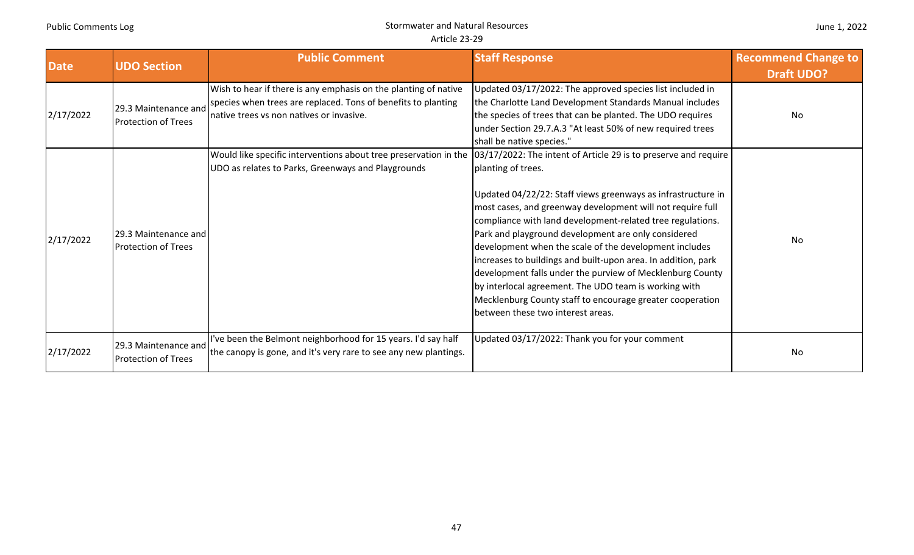| Date | UDO Section | Public Comment | Staff Response | Recommend Change to Draft UDO? |
|---|---|---|---|---|
| 2/17/2022 | 29.3 Maintenance and Protection of Trees | Wish to hear if there is any emphasis on the planting of native species when trees are replaced. Tons of benefits to planting native trees vs non natives or invasive. | Updated 03/17/2022: The approved species list included in the Charlotte Land Development Standards Manual includes the species of trees that can be planted. The UDO requires under Section 29.7.A.3 "At least 50% of new required trees shall be native species." | No |
| 2/17/2022 | 29.3 Maintenance and Protection of Trees | Would like specific interventions about tree preservation in the UDO as relates to Parks, Greenways and Playgrounds | 03/17/2022: The intent of Article 29 is to preserve and require planting of trees.<br><br>Updated 04/22/22: Staff views greenways as infrastructure in most cases, and greenway development will not require full compliance with land development-related tree regulations. Park and playground development are only considered development when the scale of the development includes increases to buildings and built-upon area. In addition, park development falls under the purview of Mecklenburg County by interlocal agreement. The UDO team is working with Mecklenburg County staff to encourage greater cooperation between these two interest areas. | No |
| 2/17/2022 | 29.3 Maintenance and Protection of Trees | I've been the Belmont neighborhood for 15 years. I'd say half the canopy is gone, and it's very rare to see any new plantings. | Updated 03/17/2022: Thank you for your comment | No |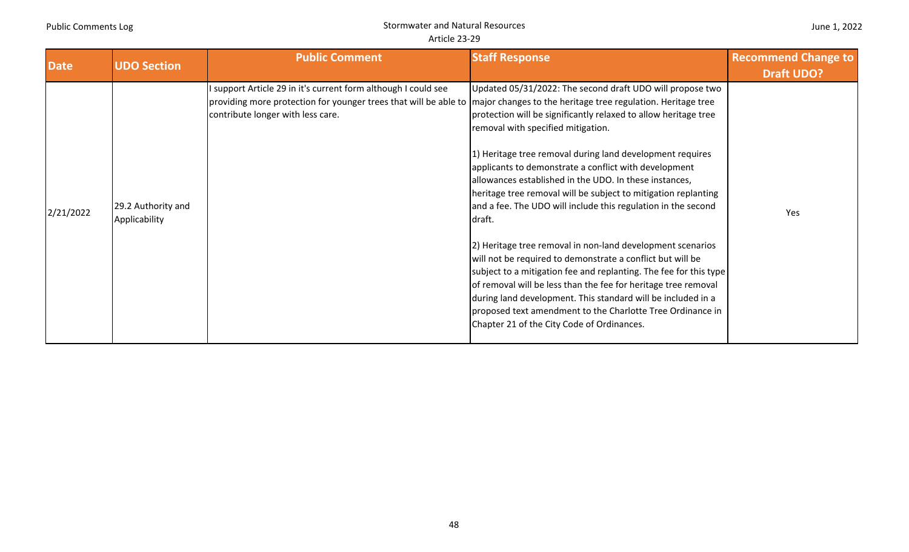| Date | UDO Section | Public Comment | Staff Response | Recommend Change to Draft UDO? |
|---|---|---|---|---|
| 2/21/2022 | 29.2 Authority and Applicability | I support Article 29 in it's current form although I could see providing more protection for younger trees that will be able to contribute longer with less care. | Updated 05/31/2022: The second draft UDO will propose two major changes to the heritage tree regulation. Heritage tree protection will be significantly relaxed to allow heritage tree removal with specified mitigation.<br><br>1) Heritage tree removal during land development requires applicants to demonstrate a conflict with development allowances established in the UDO. In these instances, heritage tree removal will be subject to mitigation replanting and a fee. The UDO will include this regulation in the second draft.<br><br>2) Heritage tree removal in non-land development scenarios will not be required to demonstrate a conflict but will be subject to a mitigation fee and replanting. The fee for this type of removal will be less than the fee for heritage tree removal during land development. This standard will be included in a proposed text amendment to the Charlotte Tree Ordinance in Chapter 21 of the City Code of Ordinances. | Yes |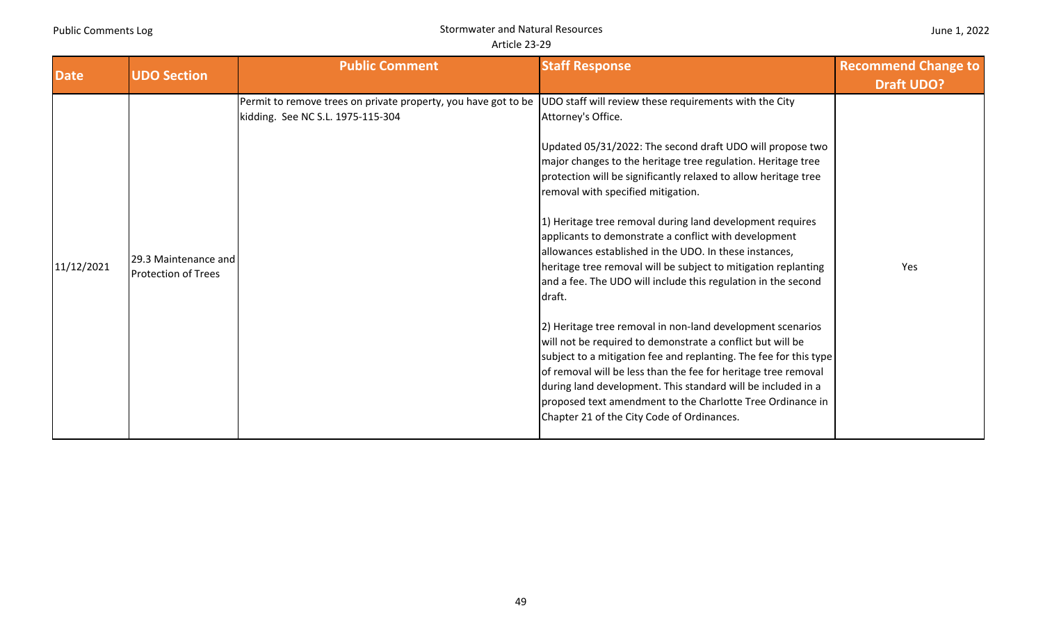| Date | UDO Section | Public Comment | Staff Response | Recommend Change to Draft UDO? |
| --- | --- | --- | --- | --- |
| 11/12/2021 | 29.3 Maintenance and Protection of Trees | Permit to remove trees on private property, you have got to be kidding. See NC S.L. 1975-115-304 | UDO staff will review these requirements with the City Attorney's Office.<br><br>Updated 05/31/2022: The second draft UDO will propose two major changes to the heritage tree regulation. Heritage tree protection will be significantly relaxed to allow heritage tree removal with specified mitigation.<br><br>1) Heritage tree removal during land development requires applicants to demonstrate a conflict with development allowances established in the UDO. In these instances, heritage tree removal will be subject to mitigation replanting and a fee. The UDO will include this regulation in the second draft.<br><br>2) Heritage tree removal in non-land development scenarios will not be required to demonstrate a conflict but will be subject to a mitigation fee and replanting. The fee for this type of removal will be less than the fee for heritage tree removal during land development. This standard will be included in a proposed text amendment to the Charlotte Tree Ordinance in Chapter 21 of the City Code of Ordinances. | Yes |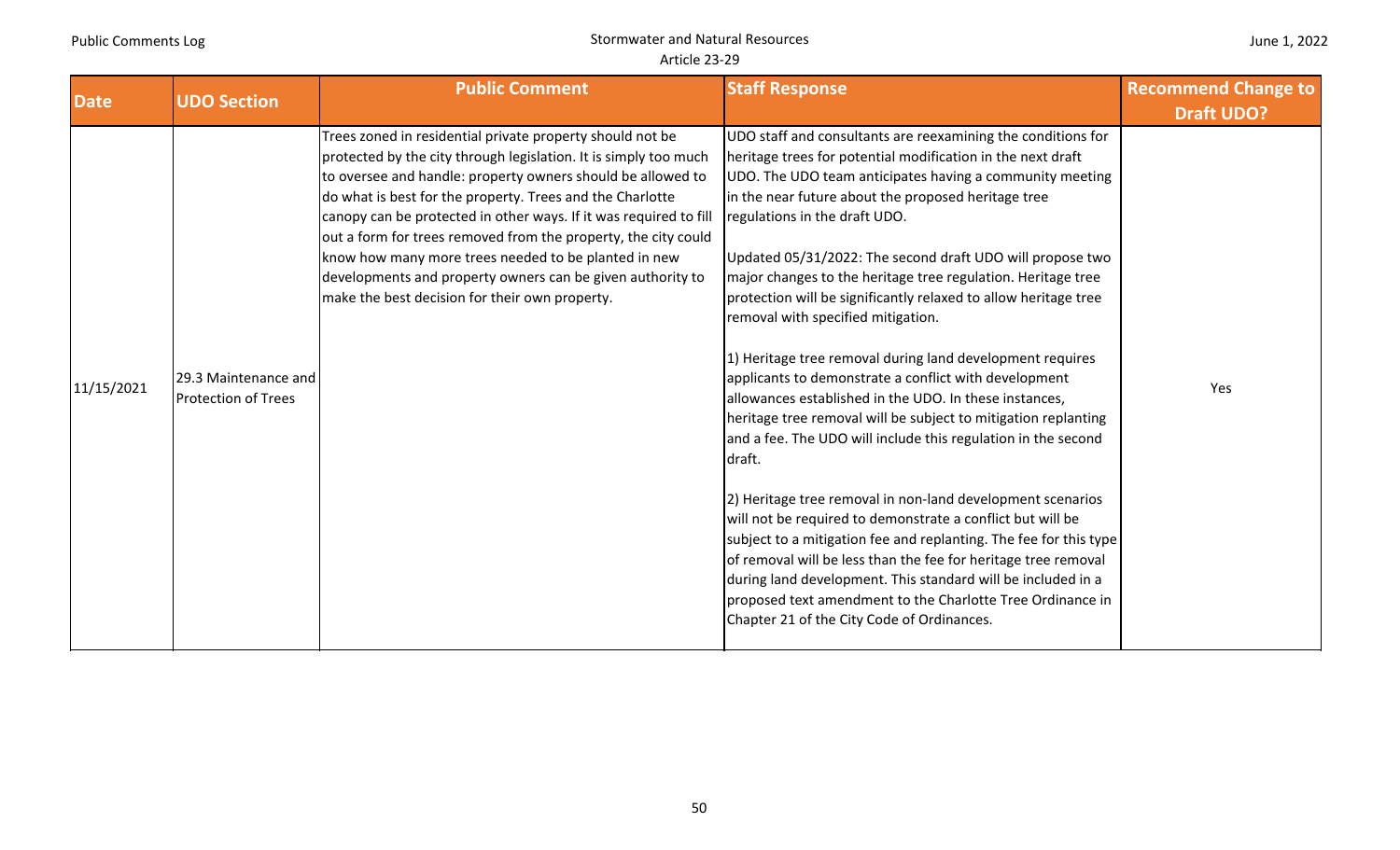| Date | UDO Section | Public Comment | Staff Response | Recommend Change to Draft UDO? |
|---|---|---|---|---|
| 11/15/2021 | 29.3 Maintenance and Protection of Trees | Trees zoned in residential private property should not be protected by the city through legislation. It is simply too much to oversee and handle: property owners should be allowed to do what is best for the property. Trees and the Charlotte canopy can be protected in other ways. If it was required to fill out a form for trees removed from the property, the city could know how many more trees needed to be planted in new developments and property owners can be given authority to make the best decision for their own property. | UDO staff and consultants are reexamining the conditions for heritage trees for potential modification in the next draft UDO. The UDO team anticipates having a community meeting in the near future about the proposed heritage tree regulations in the draft UDO.<br><br>Updated 05/31/2022: The second draft UDO will propose two major changes to the heritage tree regulation. Heritage tree protection will be significantly relaxed to allow heritage tree removal with specified mitigation.<br><br>1) Heritage tree removal during land development requires applicants to demonstrate a conflict with development allowances established in the UDO. In these instances, heritage tree removal will be subject to mitigation replanting and a fee. The UDO will include this regulation in the second draft.<br><br>2) Heritage tree removal in non-land development scenarios will not be required to demonstrate a conflict but will be subject to a mitigation fee and replanting. The fee for this type of removal will be less than the fee for heritage tree removal during land development. This standard will be included in a proposed text amendment to the Charlotte Tree Ordinance in Chapter 21 of the City Code of Ordinances. | Yes |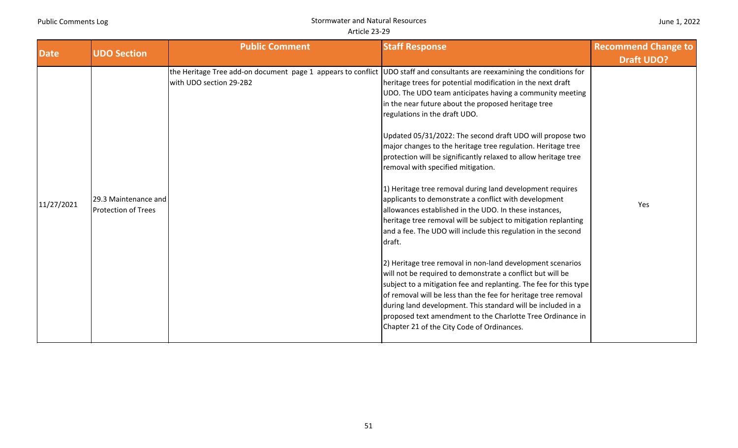| Date | UDO Section | Public Comment | Staff Response | Recommend Change to Draft UDO? |
|---|---|---|---|---|
| 11/27/2021 | 29.3 Maintenance and Protection of Trees | the Heritage Tree add-on document page 1 appears to conflict with UDO section 29-2B2 | UDO staff and consultants are reexamining the conditions for heritage trees for potential modification in the next draft UDO. The UDO team anticipates having a community meeting in the near future about the proposed heritage tree regulations in the draft UDO.<br><br>Updated 05/31/2022: The second draft UDO will propose two major changes to the heritage tree regulation. Heritage tree protection will be significantly relaxed to allow heritage tree removal with specified mitigation.<br><br>1) Heritage tree removal during land development requires applicants to demonstrate a conflict with development allowances established in the UDO. In these instances, heritage tree removal will be subject to mitigation replanting and a fee. The UDO will include this regulation in the second draft.<br><br>2) Heritage tree removal in non-land development scenarios will not be required to demonstrate a conflict but will be subject to a mitigation fee and replanting. The fee for this type of removal will be less than the fee for heritage tree removal during land development. This standard will be included in a proposed text amendment to the Charlotte Tree Ordinance in Chapter 21 of the City Code of Ordinances. | Yes |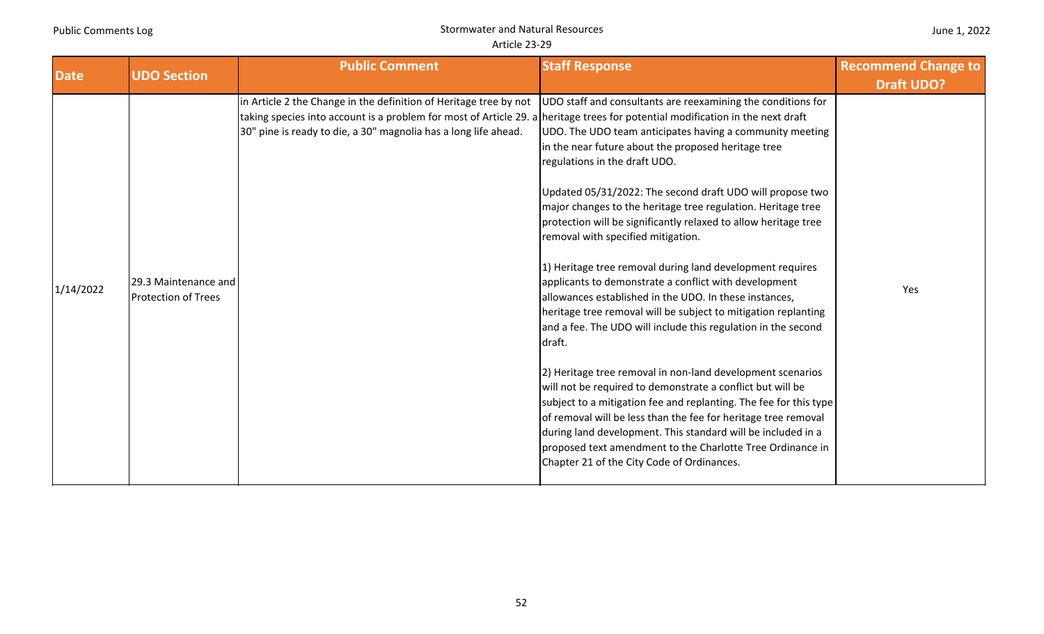| Date | UDO Section | Public Comment | Staff Response | Recommend Change to Draft UDO? |
|---|---|---|---|---|
| 1/14/2022 | 29.3 Maintenance and Protection of Trees | in Article 2 the Change in the definition of Heritage tree by not taking species into account is a problem for most of Article 29. a 30" pine is ready to die, a 30" magnolia has a long life ahead. | UDO staff and consultants are reexamining the conditions for heritage trees for potential modification in the next draft UDO. The UDO team anticipates having a community meeting in the near future about the proposed heritage tree regulations in the draft UDO.<br><br>Updated 05/31/2022: The second draft UDO will propose two major changes to the heritage tree regulation. Heritage tree protection will be significantly relaxed to allow heritage tree removal with specified mitigation.<br><br>1) Heritage tree removal during land development requires applicants to demonstrate a conflict with development allowances established in the UDO. In these instances, heritage tree removal will be subject to mitigation replanting and a fee. The UDO will include this regulation in the second draft.<br><br>2) Heritage tree removal in non-land development scenarios will not be required to demonstrate a conflict but will be subject to a mitigation fee and replanting. The fee for this type of removal will be less than the fee for heritage tree removal during land development. This standard will be included in a proposed text amendment to the Charlotte Tree Ordinance in Chapter 21 of the City Code of Ordinances. | Yes |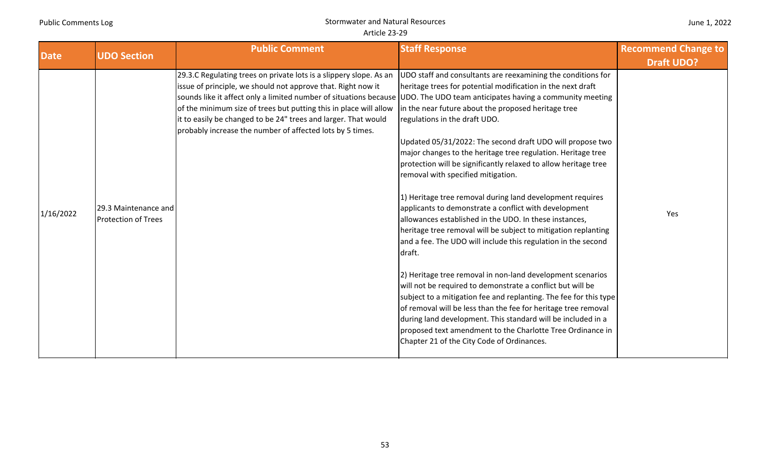| Date | UDO Section | Public Comment | Staff Response | Recommend Change to Draft UDO? |
|---|---|---|---|---|
| 1/16/2022 | 29.3 Maintenance and Protection of Trees | 29.3.C Regulating trees on private lots is a slippery slope. As an issue of principle, we should not approve that. Right now it sounds like it affect only a limited number of situations because of the minimum size of trees but putting this in place will allow it to easily be changed to be 24" trees and larger. That would probably increase the number of affected lots by 5 times. | UDO staff and consultants are reexamining the conditions for heritage trees for potential modification in the next draft UDO. The UDO team anticipates having a community meeting in the near future about the proposed heritage tree regulations in the draft UDO.<br><br>Updated 05/31/2022: The second draft UDO will propose two major changes to the heritage tree regulation. Heritage tree protection will be significantly relaxed to allow heritage tree removal with specified mitigation.<br><br>1) Heritage tree removal during land development requires applicants to demonstrate a conflict with development allowances established in the UDO. In these instances, heritage tree removal will be subject to mitigation replanting and a fee. The UDO will include this regulation in the second draft.<br><br>2) Heritage tree removal in non-land development scenarios will not be required to demonstrate a conflict but will be subject to a mitigation fee and replanting. The fee for this type of removal will be less than the fee for heritage tree removal during land development. This standard will be included in a proposed text amendment to the Charlotte Tree Ordinance in Chapter 21 of the City Code of Ordinances. | Yes |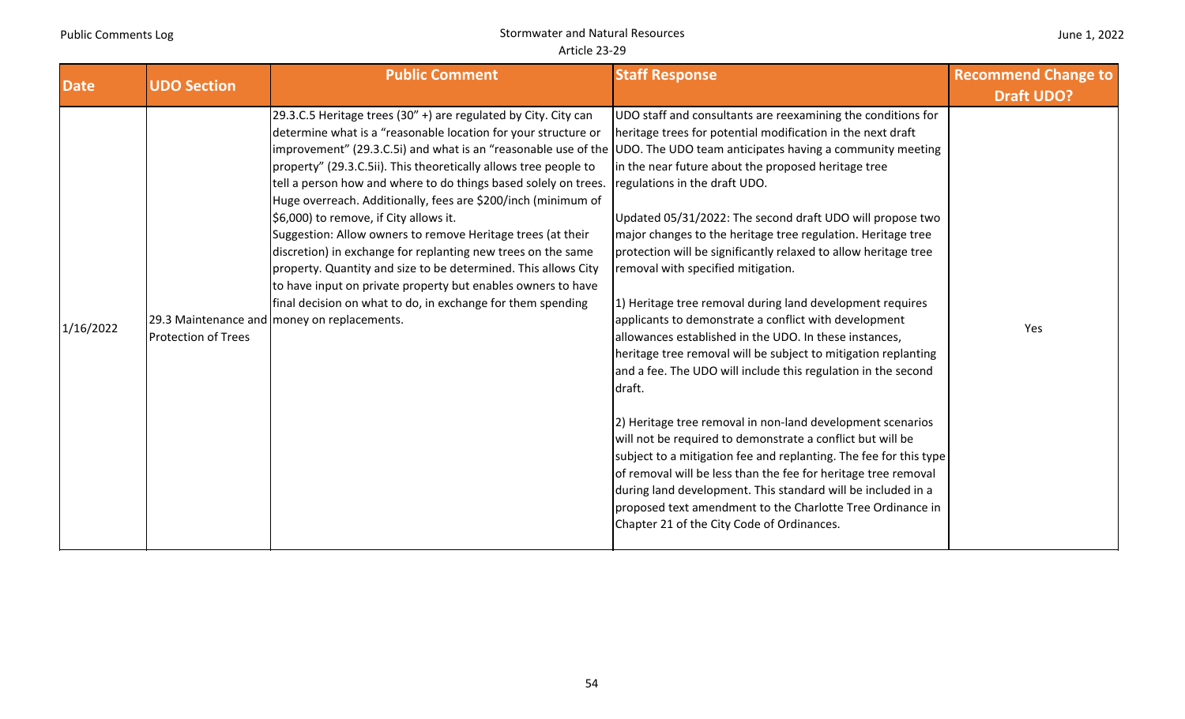| Date | UDO Section | Public Comment | Staff Response | Recommend Change to Draft UDO? |
|---|---|---|---|---|
| 1/16/2022 | 29.3 Maintenance and Protection of Trees | 29.3.C.5 Heritage trees (30" +) are regulated by City. City can determine what is a "reasonable location for your structure or improvement" (29.3.C.5i) and what is an "reasonable use of the property" (29.3.C.5ii). This theoretically allows tree people to tell a person how and where to do things based solely on trees. Huge overreach. Additionally, fees are $200/inch (minimum of $6,000) to remove, if City allows it.<br>Suggestion: Allow owners to remove Heritage trees (at their discretion) in exchange for replanting new trees on the same property. Quantity and size to be determined. This allows City to have input on private property but enables owners to have final decision on what to do, in exchange for them spending money on replacements. | UDO staff and consultants are reexamining the conditions for heritage trees for potential modification in the next draft UDO. The UDO team anticipates having a community meeting in the near future about the proposed heritage tree regulations in the draft UDO.<br><br>Updated 05/31/2022: The second draft UDO will propose two major changes to the heritage tree regulation. Heritage tree protection will be significantly relaxed to allow heritage tree removal with specified mitigation.<br><br>1) Heritage tree removal during land development requires applicants to demonstrate a conflict with development allowances established in the UDO. In these instances, heritage tree removal will be subject to mitigation replanting and a fee. The UDO will include this regulation in the second draft.<br><br>2) Heritage tree removal in non-land development scenarios will not be required to demonstrate a conflict but will be subject to a mitigation fee and replanting. The fee for this type of removal will be less than the fee for heritage tree removal during land development. This standard will be included in a proposed text amendment to the Charlotte Tree Ordinance in Chapter 21 of the City Code of Ordinances. | Yes |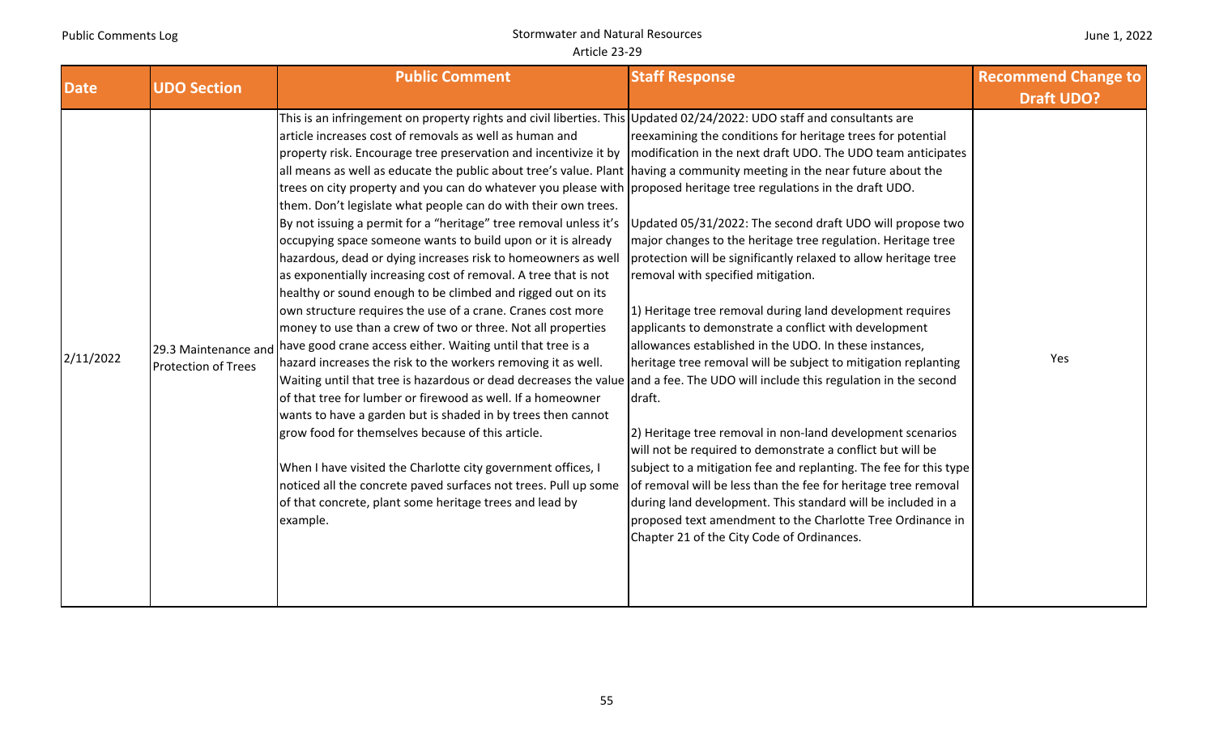| Date | UDO Section | Public Comment | Staff Response | Recommend Change to Draft UDO? |
|---|---|---|---|---|
| 2/11/2022 | 29.3 Maintenance and Protection of Trees | This is an infringement on property rights and civil liberties. This article increases cost of removals as well as human and property risk. Encourage tree preservation and incentivize it by all means as well as educate the public about tree's value. Plant trees on city property and you can do whatever you please with them. Don't legislate what people can do with their own trees. By not issuing a permit for a "heritage" tree removal unless it's occupying space someone wants to build upon or it is already hazardous, dead or dying increases risk to homeowners as well as exponentially increasing cost of removal. A tree that is not healthy or sound enough to be climbed and rigged out on its own structure requires the use of a crane. Cranes cost more money to use than a crew of two or three. Not all properties have good crane access either. Waiting until that tree is a hazard increases the risk to the workers removing it as well. Waiting until that tree is hazardous or dead decreases the value of that tree for lumber or firewood as well. If a homeowner wants to have a garden but is shaded in by trees then cannot grow food for themselves because of this article.<br><br>When I have visited the Charlotte city government offices, I noticed all the concrete paved surfaces not trees. Pull up some of that concrete, plant some heritage trees and lead by example. | Updated 02/24/2022: UDO staff and consultants are reexamining the conditions for heritage trees for potential modification in the next draft UDO. The UDO team anticipates having a community meeting in the near future about the proposed heritage tree regulations in the draft UDO.<br><br>Updated 05/31/2022: The second draft UDO will propose two major changes to the heritage tree regulation. Heritage tree protection will be significantly relaxed to allow heritage tree removal with specified mitigation.<br><br>1) Heritage tree removal during land development requires applicants to demonstrate a conflict with development allowances established in the UDO. In these instances, heritage tree removal will be subject to mitigation replanting and a fee. The UDO will include this regulation in the second draft.<br><br>2) Heritage tree removal in non-land development scenarios will not be required to demonstrate a conflict but will be subject to a mitigation fee and replanting. The fee for this type of removal will be less than the fee for heritage tree removal during land development. This standard will be included in a proposed text amendment to the Charlotte Tree Ordinance in Chapter 21 of the City Code of Ordinances. | Yes |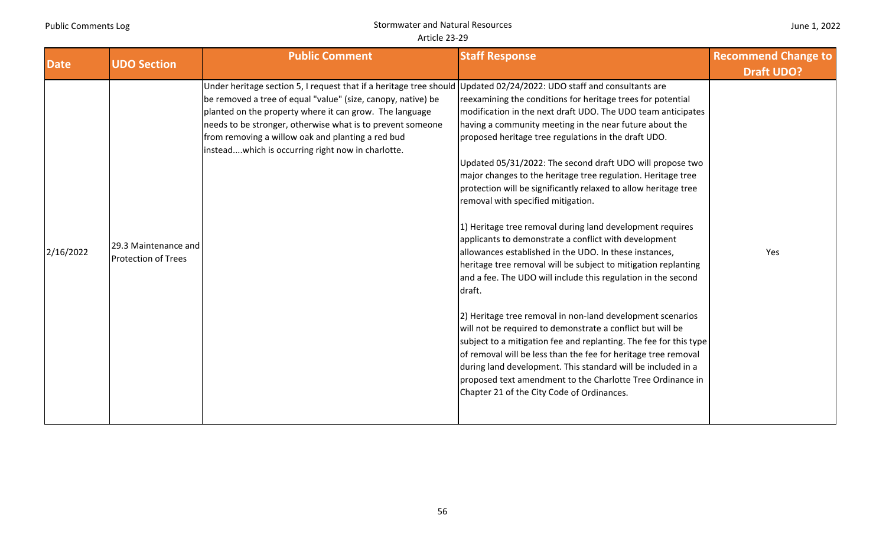| Date | UDO Section | Public Comment | Staff Response | Recommend Change to Draft UDO? |
|---|---|---|---|---|
| 2/16/2022 | 29.3 Maintenance and Protection of Trees | Under heritage section 5, I request that if a heritage tree should be removed a tree of equal "value" (size, canopy, native) be planted on the property where it can grow. The language needs to be stronger, otherwise what is to prevent someone from removing a willow oak and planting a red bud instead....which is occurring right now in charlotte. | Updated 02/24/2022: UDO staff and consultants are reexamining the conditions for heritage trees for potential modification in the next draft UDO. The UDO team anticipates having a community meeting in the near future about the proposed heritage tree regulations in the draft UDO.<br><br>Updated 05/31/2022: The second draft UDO will propose two major changes to the heritage tree regulation. Heritage tree protection will be significantly relaxed to allow heritage tree removal with specified mitigation.<br><br>1) Heritage tree removal during land development requires applicants to demonstrate a conflict with development allowances established in the UDO. In these instances, heritage tree removal will be subject to mitigation replanting and a fee. The UDO will include this regulation in the second draft.<br><br>2) Heritage tree removal in non-land development scenarios will not be required to demonstrate a conflict but will be subject to a mitigation fee and replanting. The fee for this type of removal will be less than the fee for heritage tree removal during land development. This standard will be included in a proposed text amendment to the Charlotte Tree Ordinance in Chapter 21 of the City Code of Ordinances. | Yes |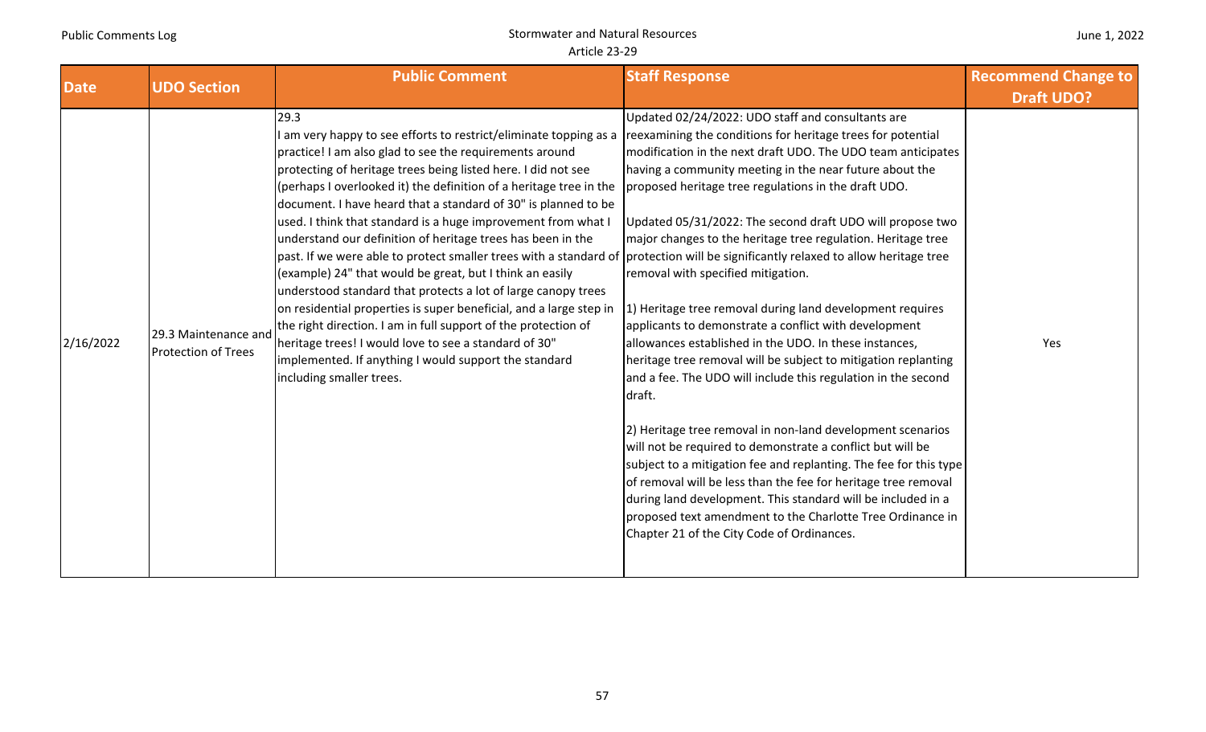| Date | UDO Section | Public Comment | Staff Response | Recommend Change to Draft UDO? |
|---|---|---|---|---|
| 2/16/2022 | 29.3 Maintenance and Protection of Trees | 29.3<br>I am very happy to see efforts to restrict/eliminate topping as a practice! I am also glad to see the requirements around protecting of heritage trees being listed here. I did not see (perhaps I overlooked it) the definition of a heritage tree in the document. I have heard that a standard of 30" is planned to be used. I think that standard is a huge improvement from what I understand our definition of heritage trees has been in the past. If we were able to protect smaller trees with a standard of (example) 24" that would be great, but I think an easily understood standard that protects a lot of large canopy trees on residential properties is super beneficial, and a large step in the right direction. I am in full support of the protection of heritage trees! I would love to see a standard of 30" implemented. If anything I would support the standard including smaller trees. | Updated 02/24/2022: UDO staff and consultants are reexamining the conditions for heritage trees for potential modification in the next draft UDO. The UDO team anticipates having a community meeting in the near future about the proposed heritage tree regulations in the draft UDO.<br><br>Updated 05/31/2022: The second draft UDO will propose two major changes to the heritage tree regulation. Heritage tree protection will be significantly relaxed to allow heritage tree removal with specified mitigation.<br><br>1) Heritage tree removal during land development requires applicants to demonstrate a conflict with development allowances established in the UDO. In these instances, heritage tree removal will be subject to mitigation replanting and a fee. The UDO will include this regulation in the second draft.<br><br>2) Heritage tree removal in non-land development scenarios will not be required to demonstrate a conflict but will be subject to a mitigation fee and replanting. The fee for this type of removal will be less than the fee for heritage tree removal during land development. This standard will be included in a proposed text amendment to the Charlotte Tree Ordinance in Chapter 21 of the City Code of Ordinances. | Yes |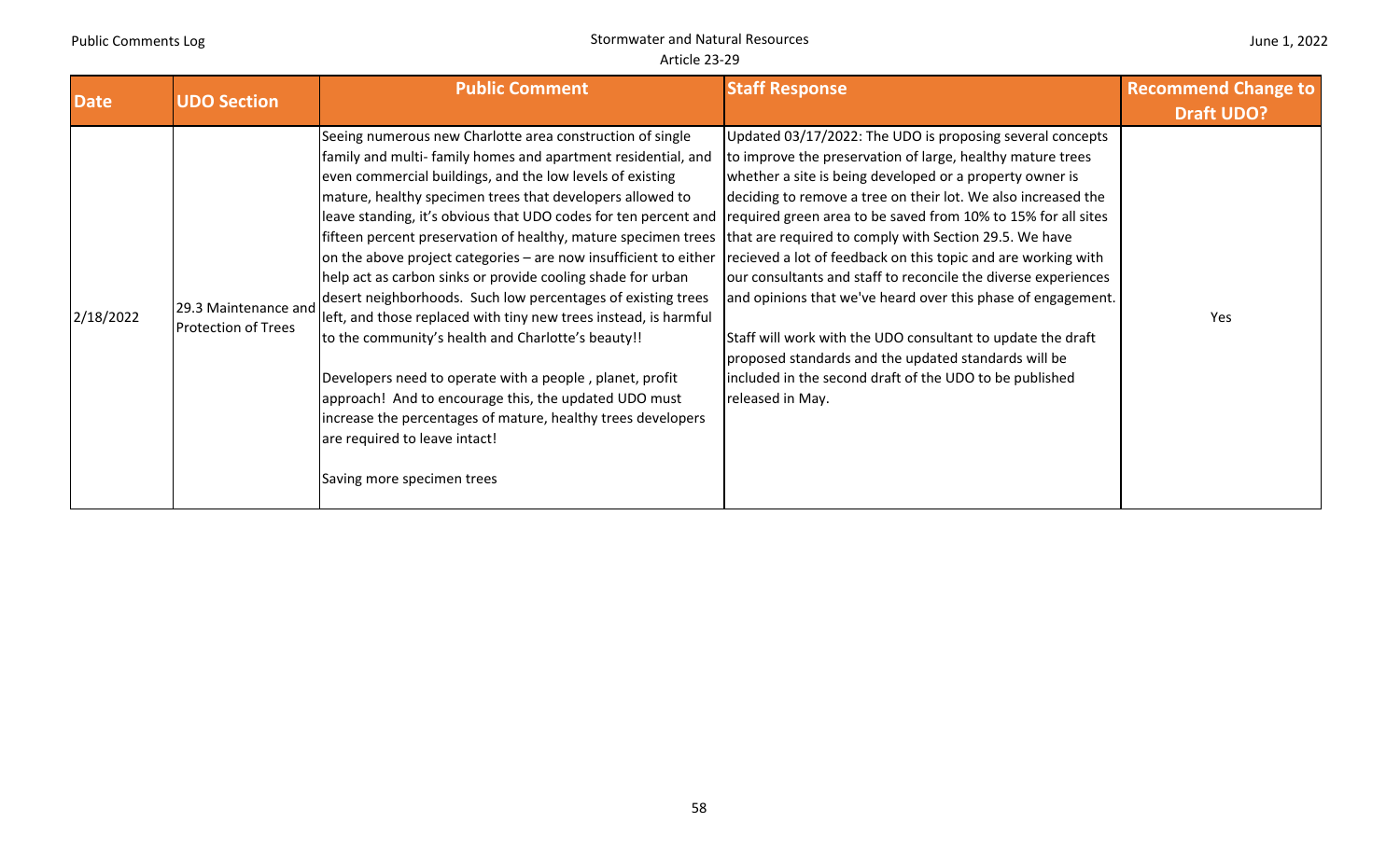| Date | UDO Section | Public Comment | Staff Response | Recommend Change to Draft UDO? |
|---|---|---|---|---|
| 2/18/2022 | 29.3 Maintenance and Protection of Trees | Seeing numerous new Charlotte area construction of single family and multi- family homes and apartment residential, and even commercial buildings, and the low levels of existing mature, healthy specimen trees that developers allowed to leave standing, it's obvious that UDO codes for ten percent and fifteen percent preservation of healthy, mature specimen trees on the above project categories – are now insufficient to either help act as carbon sinks or provide cooling shade for urban desert neighborhoods. Such low percentages of existing trees left, and those replaced with tiny new trees instead, is harmful to the community's health and Charlotte's beauty!!<br><br>Developers need to operate with a people , planet, profit approach! And to encourage this, the updated UDO must increase the percentages of mature, healthy trees developers are required to leave intact!<br><br>Saving more specimen trees | Updated 03/17/2022: The UDO is proposing several concepts to improve the preservation of large, healthy mature trees whether a site is being developed or a property owner is deciding to remove a tree on their lot. We also increased the required green area to be saved from 10% to 15% for all sites that are required to comply with Section 29.5. We have recieved a lot of feedback on this topic and are working with our consultants and staff to reconcile the diverse experiences and opinions that we've heard over this phase of engagement.<br><br>Staff will work with the UDO consultant to update the draft proposed standards and the updated standards will be included in the second draft of the UDO to be published released in May. | Yes |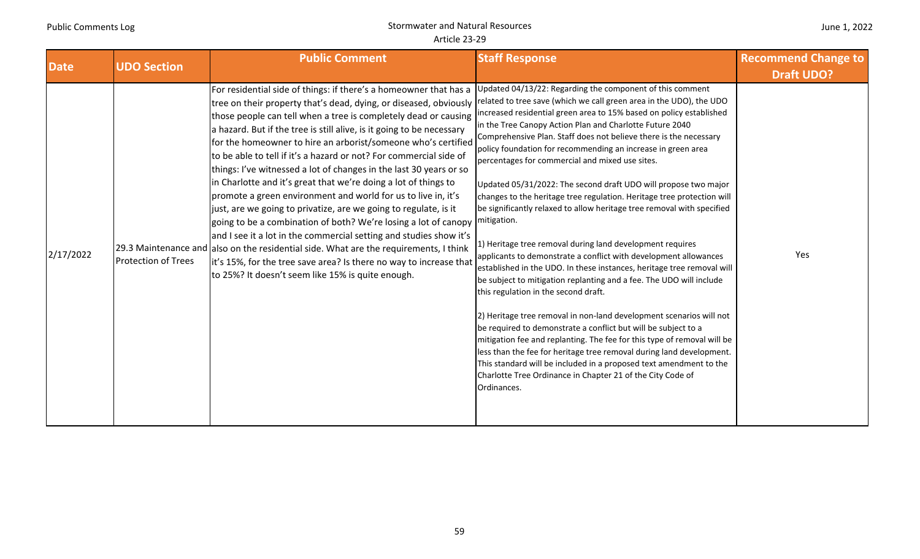| Date | UDO Section | Public Comment | Staff Response | Recommend Change to Draft UDO? |
|---|---|---|---|---|
| 2/17/2022 | 29.3 Maintenance and Protection of Trees | For residential side of things: if there's a homeowner that has a tree on their property that's dead, dying, or diseased, obviously those people can tell when a tree is completely dead or causing a hazard. But if the tree is still alive, is it going to be necessary for the homeowner to hire an arborist/someone who's certified to be able to tell if it's a hazard or not? For commercial side of things: I've witnessed a lot of changes in the last 30 years or so in Charlotte and it's great that we're doing a lot of things to promote a green environment and world for us to live in, it's just, are we going to privatize, are we going to regulate, is it going to be a combination of both? We're losing a lot of canopy and I see it a lot in the commercial setting and studies show it's also on the residential side. What are the requirements, I think it's 15%, for the tree save area? Is there no way to increase that to 25%? It doesn't seem like 15% is quite enough. | Updated 04/13/22: Regarding the component of this comment related to tree save (which we call green area in the UDO), the UDO increased residential green area to 15% based on policy established in the Tree Canopy Action Plan and Charlotte Future 2040 Comprehensive Plan. Staff does not believe there is the necessary policy foundation for recommending an increase in green area percentages for commercial and mixed use sites.<br><br>Updated 05/31/2022: The second draft UDO will propose two major changes to the heritage tree regulation. Heritage tree protection will be significantly relaxed to allow heritage tree removal with specified mitigation.<br><br>1) Heritage tree removal during land development requires applicants to demonstrate a conflict with development allowances established in the UDO. In these instances, heritage tree removal will be subject to mitigation replanting and a fee. The UDO will include this regulation in the second draft.<br><br>2) Heritage tree removal in non-land development scenarios will not be required to demonstrate a conflict but will be subject to a mitigation fee and replanting. The fee for this type of removal will be less than the fee for heritage tree removal during land development. This standard will be included in a proposed text amendment to the Charlotte Tree Ordinance in Chapter 21 of the City Code of Ordinances. | Yes |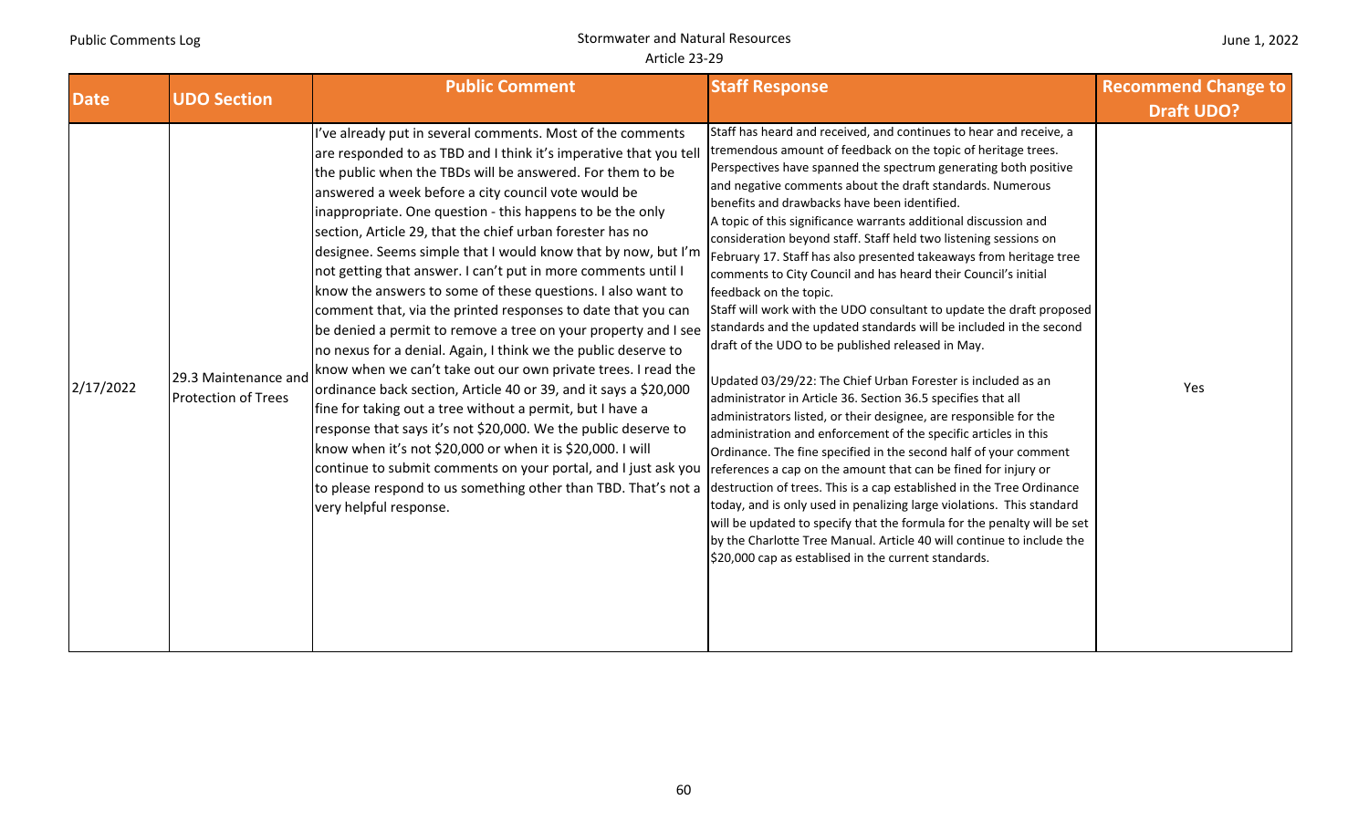| Date | UDO Section | Public Comment | Staff Response | Recommend Change to Draft UDO? |
|---|---|---|---|---|
| 2/17/2022 | 29.3 Maintenance and Protection of Trees | I've already put in several comments. Most of the comments are responded to as TBD and I think it's imperative that you tell the public when the TBDs will be answered. For them to be answered a week before a city council vote would be inappropriate. One question - this happens to be the only section, Article 29, that the chief urban forester has no designee. Seems simple that I would know that by now, but I'm not getting that answer. I can't put in more comments until I know the answers to some of these questions. I also want to comment that, via the printed responses to date that you can be denied a permit to remove a tree on your property and I see no nexus for a denial. Again, I think we the public deserve to know when we can't take out our own private trees. I read the ordinance back section, Article 40 or 39, and it says a $20,000 fine for taking out a tree without a permit, but I have a response that says it's not $20,000. We the public deserve to know when it's not $20,000 or when it is $20,000. I will continue to submit comments on your portal, and I just ask you to please respond to us something other than TBD. That's not a very helpful response. | Staff has heard and received, and continues to hear and receive, a tremendous amount of feedback on the topic of heritage trees. Perspectives have spanned the spectrum generating both positive and negative comments about the draft standards. Numerous benefits and drawbacks have been identified.<br>A topic of this significance warrants additional discussion and consideration beyond staff. Staff held two listening sessions on February 17. Staff has also presented takeaways from heritage tree comments to City Council and has heard their Council's initial feedback on the topic.<br>Staff will work with the UDO consultant to update the draft proposed standards and the updated standards will be included in the second draft of the UDO to be published released in May.<br><br>Updated 03/29/22: The Chief Urban Forester is included as an administrator in Article 36. Section 36.5 specifies that all administrators listed, or their designee, are responsible for the administration and enforcement of the specific articles in this Ordinance. The fine specified in the second half of your comment references a cap on the amount that can be fined for injury or destruction of trees. This is a cap established in the Tree Ordinance today, and is only used in penalizing large violations. This standard will be updated to specify that the formula for the penalty will be set by the Charlotte Tree Manual. Article 40 will continue to include the $20,000 cap as establised in the current standards. | Yes |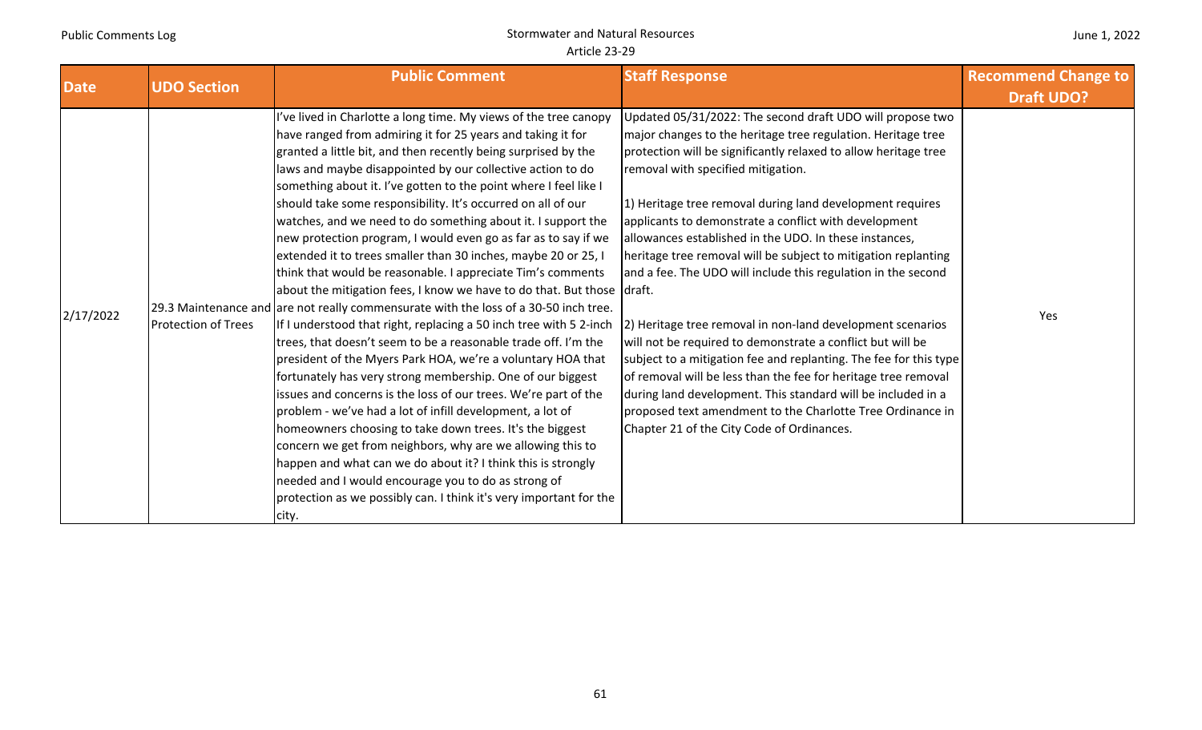| Date | UDO Section | Public Comment | Staff Response | Recommend Change to Draft UDO? |
|---|---|---|---|---|
| 2/17/2022 | 29.3 Maintenance and Protection of Trees | I've lived in Charlotte a long time. My views of the tree canopy have ranged from admiring it for 25 years and taking it for granted a little bit, and then recently being surprised by the laws and maybe disappointed by our collective action to do something about it. I've gotten to the point where I feel like I should take some responsibility. It's occurred on all of our watches, and we need to do something about it. I support the new protection program, I would even go as far as to say if we extended it to trees smaller than 30 inches, maybe 20 or 25, I think that would be reasonable. I appreciate Tim's comments about the mitigation fees, I know we have to do that. But those are not really commensurate with the loss of a 30-50 inch tree. If I understand that right, replacing a 50 inch tree with 5 2-inch trees, that doesn't seem to be a reasonable trade off. I'm the president of the Myers Park HOA, we're a voluntary HOA that fortunately has very strong membership. One of our biggest issues and concerns is the loss of our trees. We're part of the problem - we've had a lot of infill development, a lot of homeowners choosing to take down trees. It's the biggest concern we get from neighbors, why are we allowing this to happen and what can we do about it? I think this is strongly needed and I would encourage you to do as strong of protection as we possibly can. I think it's very important for the city. | Updated 05/31/2022: The second draft UDO will propose two major changes to the heritage tree regulation. Heritage tree protection will be significantly relaxed to allow heritage tree removal with specified mitigation.<br><br>1) Heritage tree removal during land development requires applicants to demonstrate a conflict with development allowances established in the UDO. In these instances, heritage tree removal will be subject to mitigation replanting and a fee. The UDO will include this regulation in the second draft.<br><br>2) Heritage tree removal in non-land development scenarios will not be required to demonstrate a conflict but will be subject to a mitigation fee and replanting. The fee for this type of removal will be less than the fee for heritage tree removal during land development. This standard will be included in a proposed text amendment to the Charlotte Tree Ordinance in Chapter 21 of the City Code of Ordinances. | Yes |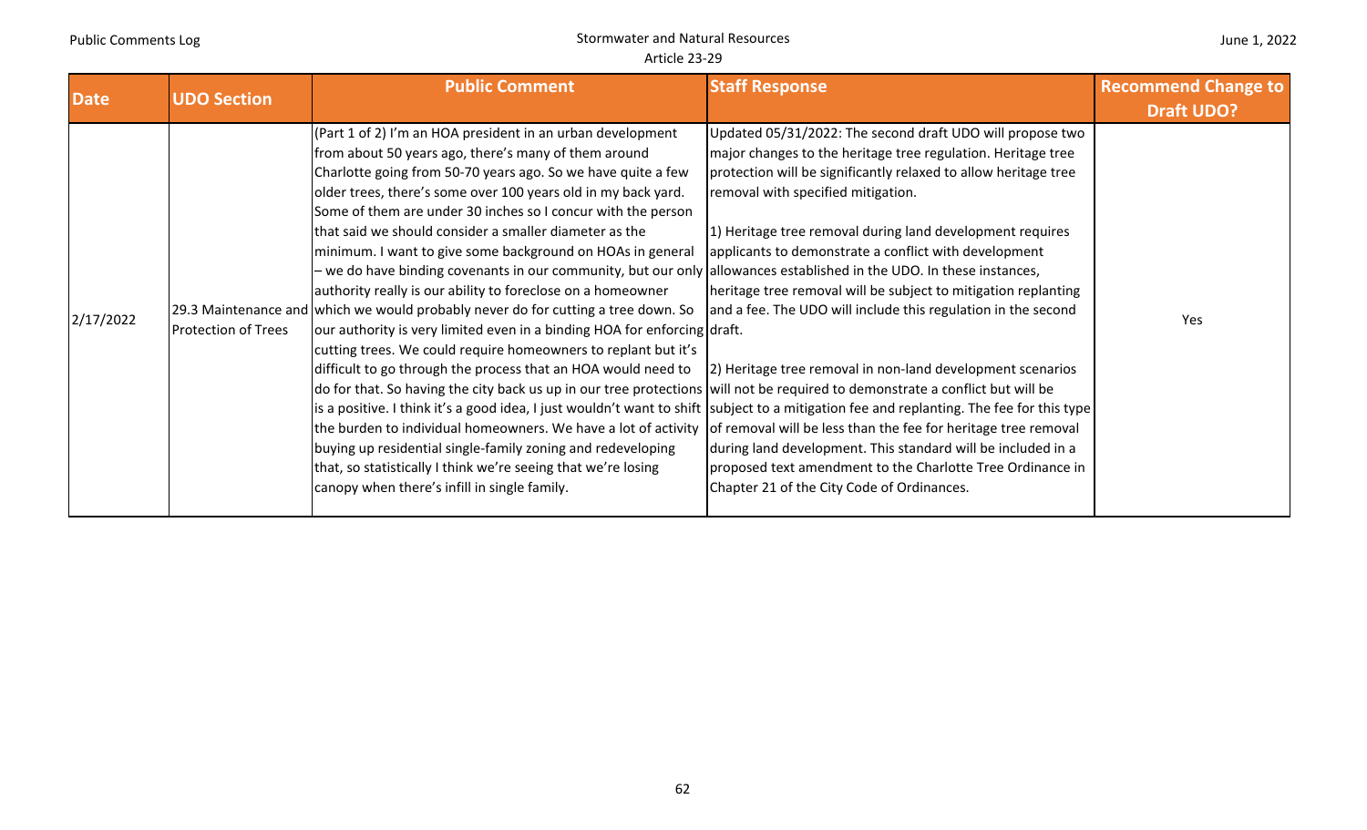| Date | UDO Section | Public Comment | Staff Response | Recommend Change to Draft UDO? |
|---|---|---|---|---|
| 2/17/2022 | 29.3 Maintenance and Protection of Trees | (Part 1 of 2) I'm an HOA president in an urban development from about 50 years ago, there's many of them around Charlotte going from 50-70 years ago. So we have quite a few older trees, there's some over 100 years old in my back yard. Some of them are under 30 inches so I concur with the person that said we should consider a smaller diameter as the minimum. I want to give some background on HOAs in general – we do have binding covenants in our community, but our only authority really is our ability to foreclose on a homeowner which we would probably never do for cutting a tree down. So our authority is very limited even in a binding HOA for enforcing cutting trees. We could require homeowners to replant but it's difficult to go through the process that an HOA would need to do for that. So having the city back us up in our tree protections is a positive. I think it's a good idea, I just wouldn't want to shift the burden to individual homeowners. We have a lot of activity buying up residential single-family zoning and redeveloping that, so statistically I think we're seeing that we're losing canopy when there's infill in single family. | Updated 05/31/2022: The second draft UDO will propose two major changes to the heritage tree regulation. Heritage tree protection will be significantly relaxed to allow heritage tree removal with specified mitigation.<br><br>1) Heritage tree removal during land development requires applicants to demonstrate a conflict with development allowances established in the UDO. In these instances, heritage tree removal will be subject to mitigation replanting and a fee. The UDO will include this regulation in the second draft.<br><br>2) Heritage tree removal in non-land development scenarios will not be required to demonstrate a conflict but will be subject to a mitigation fee and replanting. The fee for this type of removal will be less than the fee for heritage tree removal during land development. This standard will be included in a proposed text amendment to the Charlotte Tree Ordinance in Chapter 21 of the City Code of Ordinances. | Yes |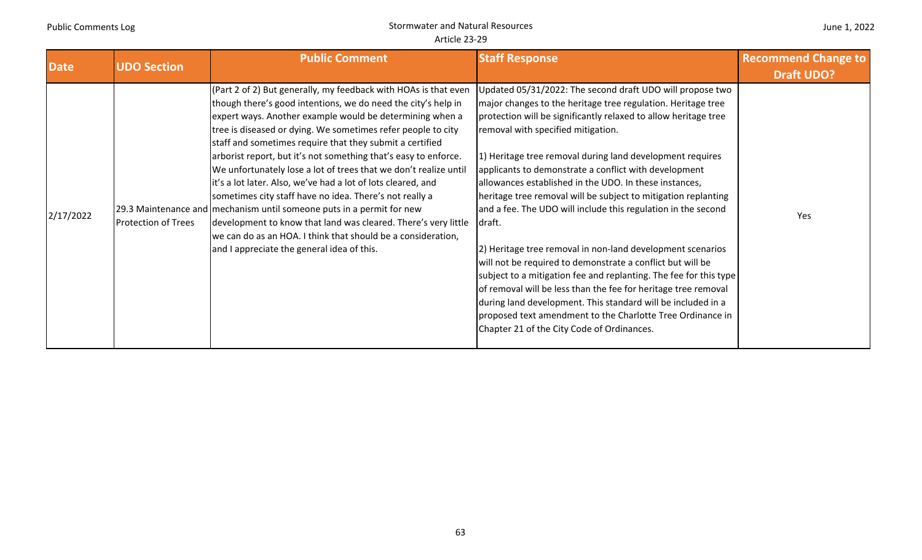| Date | UDO Section | Public Comment | Staff Response | Recommend Change to Draft UDO? |
|---|---|---|---|---|
| 2/17/2022 | 29.3 Maintenance and Protection of Trees | (Part 2 of 2) But generally, my feedback with HOAs is that even though there's good intentions, we do need the city's help in expert ways. Another example would be determining when a tree is diseased or dying. We sometimes refer people to city staff and sometimes require that they submit a certified arborist report, but it's not something that's easy to enforce. We unfortunately lose a lot of trees that we don't realize until it's a lot later. Also, we've had a lot of lots cleared, and sometimes city staff have no idea. There's not really a mechanism until someone puts in a permit for new development to know that land was cleared. There's very little we can do as an HOA. I think that should be a consideration, and I appreciate the general idea of this. | Updated 05/31/2022: The second draft UDO will propose two major changes to the heritage tree regulation. Heritage tree protection will be significantly relaxed to allow heritage tree removal with specified mitigation.<br><br>1) Heritage tree removal during land development requires applicants to demonstrate a conflict with development allowances established in the UDO. In these instances, heritage tree removal will be subject to mitigation replanting and a fee. The UDO will include this regulation in the second draft.<br><br>2) Heritage tree removal in non-land development scenarios will not be required to demonstrate a conflict but will be subject to a mitigation fee and replanting. The fee for this type of removal will be less than the fee for heritage tree removal during land development. This standard will be included in a proposed text amendment to the Charlotte Tree Ordinance in Chapter 21 of the City Code of Ordinances. | Yes |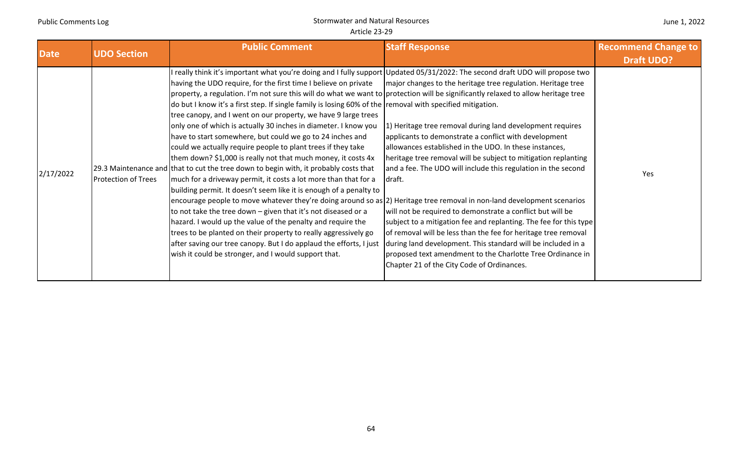| Date | UDO Section | Public Comment | Staff Response | Recommend Change to Draft UDO? |
|---|---|---|---|---|
| 2/17/2022 | 29.3 Maintenance and Protection of Trees | I really think it's important what you're doing and I fully support having the UDO require, for the first time I believe on private property, a regulation. I'm not sure this will do what we want to do but I know it's a first step. If single family is losing 60% of the tree canopy, and I went on our property, we have 9 large trees only one of which is actually 30 inches in diameter. I know you have to start somewhere, but could we go to 24 inches and could we actually require people to plant trees if they take them down? \$1,000 is really not that much money, it costs 4x that to cut the tree down to begin with, it probably costs that much for a driveway permit, it costs a lot more than that for a building permit. It doesn't seem like it is enough of a penalty to encourage people to move whatever they're doing around so as to not take the tree down – given that it's not diseased or a hazard. I would up the value of the penalty and require the trees to be planted on their property to really aggressively go after saving our tree canopy. But I do applaud the efforts, I just wish it could be stronger, and I would support that. | Updated 05/31/2022: The second draft UDO will propose two major changes to the heritage tree regulation. Heritage tree protection will be significantly relaxed to allow heritage tree removal with specified mitigation.<br><br>1) Heritage tree removal during land development requires applicants to demonstrate a conflict with development allowances established in the UDO. In these instances, heritage tree removal will be subject to mitigation replanting and a fee. The UDO will include this regulation in the second draft.<br><br>2) Heritage tree removal in non-land development scenarios will not be required to demonstrate a conflict but will be subject to a mitigation fee and replanting. The fee for this type of removal will be less than the fee for heritage tree removal during land development. This standard will be included in a proposed text amendment to the Charlotte Tree Ordinance in Chapter 21 of the City Code of Ordinances. | Yes |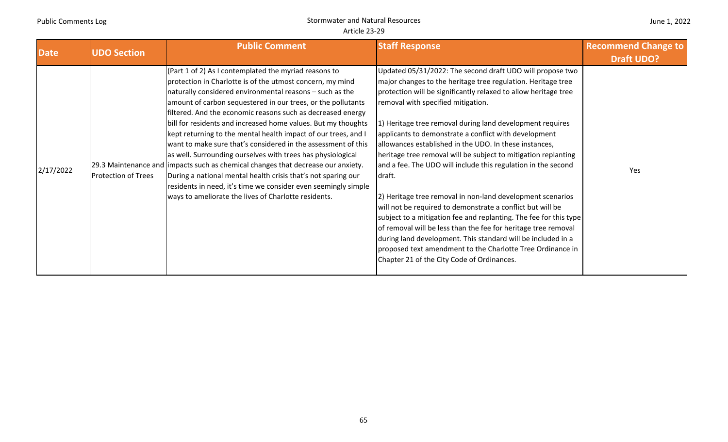| Date | UDO Section | Public Comment | Staff Response | Recommend Change to Draft UDO? |
|---|---|---|---|---|
| 2/17/2022 | 29.3 Maintenance and Protection of Trees | (Part 1 of 2) As I contemplated the myriad reasons to protection in Charlotte is of the utmost concern, my mind naturally considered environmental reasons – such as the amount of carbon sequestered in our trees, or the pollutants filtered. And the economic reasons such as decreased energy bill for residents and increased home values. But my thoughts kept returning to the mental health impact of our trees, and I want to make sure that's considered in the assessment of this as well. Surrounding ourselves with trees has physiological impacts such as chemical changes that decrease our anxiety. During a national mental health crisis that's not sparing our residents in need, it's time we consider even seemingly simple ways to ameliorate the lives of Charlotte residents. | Updated 05/31/2022: The second draft UDO will propose two major changes to the heritage tree regulation. Heritage tree protection will be significantly relaxed to allow heritage tree removal with specified mitigation.<br><br>1) Heritage tree removal during land development requires applicants to demonstrate a conflict with development allowances established in the UDO. In these instances, heritage tree removal will be subject to mitigation replanting and a fee. The UDO will include this regulation in the second draft.<br><br>2) Heritage tree removal in non-land development scenarios will not be required to demonstrate a conflict but will be subject to a mitigation fee and replanting. The fee for this type of removal will be less than the fee for heritage tree removal during land development. This standard will be included in a proposed text amendment to the Charlotte Tree Ordinance in Chapter 21 of the City Code of Ordinances. | Yes |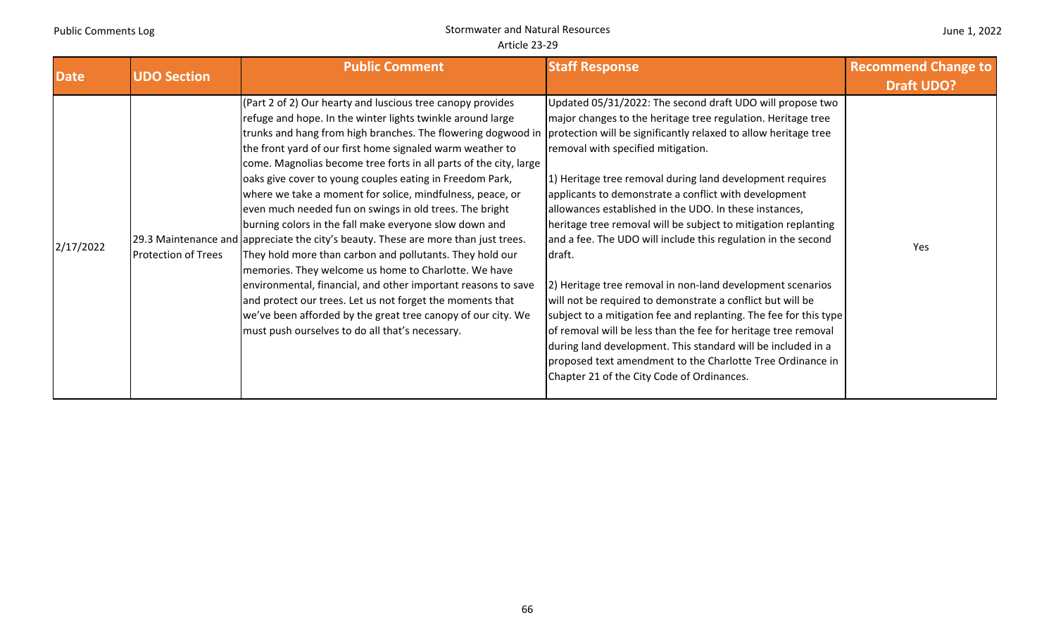| Date | UDO Section | Public Comment | Staff Response | Recommend Change to Draft UDO? |
|---|---|---|---|---|
| 2/17/2022 | 29.3 Maintenance and Protection of Trees | (Part 2 of 2) Our hearty and luscious tree canopy provides refuge and hope. In the winter lights twinkle around large trunks and hang from high branches. The flowering dogwood in the front yard of our first home signaled warm weather to come. Magnolias become tree forts in all parts of the city, large oaks give cover to young couples eating in Freedom Park, where we take a moment for solice, mindfulness, peace, or even much needed fun on swings in old trees. The bright burning colors in the fall make everyone slow down and appreciate the city's beauty. These are more than just trees. They hold more than carbon and pollutants. They hold our memories. They welcome us home to Charlotte. We have environmental, financial, and other important reasons to save and protect our trees. Let us not forget the moments that we've been afforded by the great tree canopy of our city. We must push ourselves to do all that's necessary. | Updated 05/31/2022: The second draft UDO will propose two major changes to the heritage tree regulation. Heritage tree protection will be significantly relaxed to allow heritage tree removal with specified mitigation.<br><br>1) Heritage tree removal during land development requires applicants to demonstrate a conflict with development allowances established in the UDO. In these instances, heritage tree removal will be subject to mitigation replanting and a fee. The UDO will include this regulation in the second draft.<br><br>2) Heritage tree removal in non-land development scenarios will not be required to demonstrate a conflict but will be subject to a mitigation fee and replanting. The fee for this type of removal will be less than the fee for heritage tree removal during land development. This standard will be included in a proposed text amendment to the Charlotte Tree Ordinance in Chapter 21 of the City Code of Ordinances. | Yes |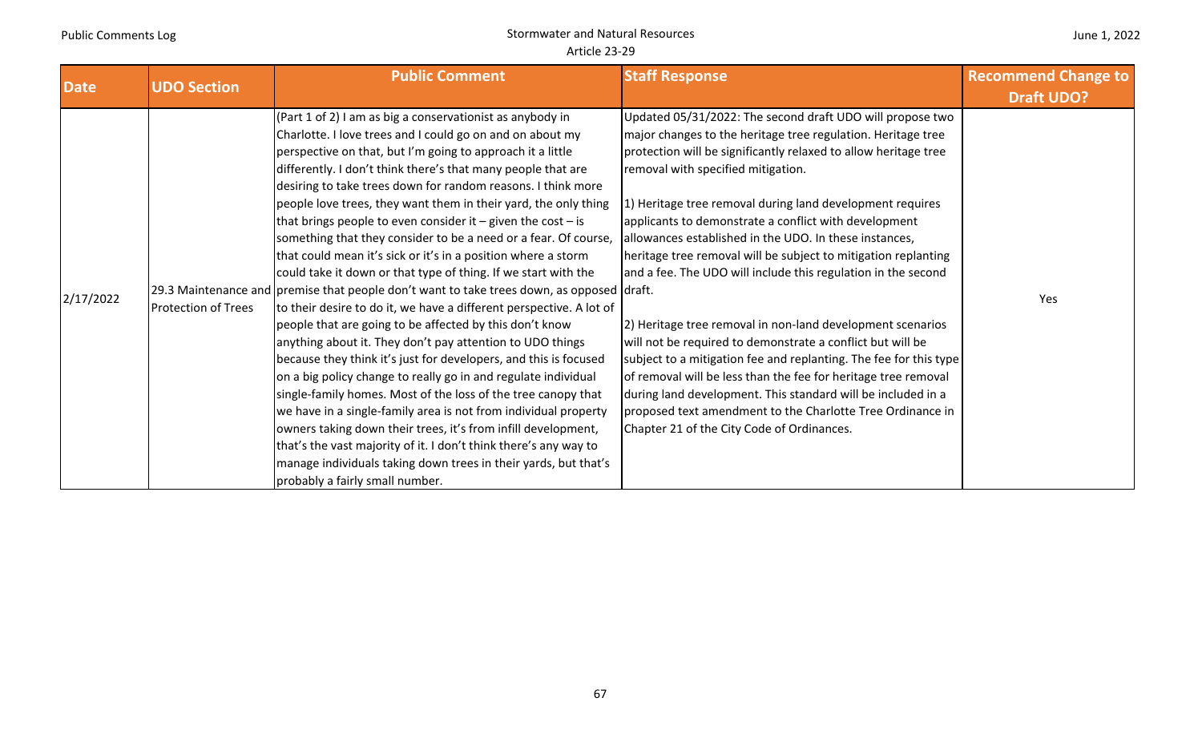| Date | UDO Section | Public Comment | Staff Response | Recommend Change to Draft UDO? |
|---|---|---|---|---|
| 2/17/2022 | 29.3 Maintenance and Protection of Trees | (Part 1 of 2) I am as big a conservationist as anybody in Charlotte. I love trees and I could go on and on about my perspective on that, but I'm going to approach it a little differently. I don't think there's that many people that are desiring to take trees down for random reasons. I think more people love trees, they want them in their yard, the only thing that brings people to even consider it – given the cost – is something that they consider to be a need or a fear. Of course, that could mean it's sick or it's in a position where a storm could take it down or that type of thing. If we start with the premise that people don't want to take trees down, as opposed to their desire to do it, we have a different perspective. A lot of people that are going to be affected by this don't know anything about it. They don't pay attention to UDO things because they think it's just for developers, and this is focused on a big policy change to really go in and regulate individual single-family homes. Most of the loss of the tree canopy that we have in a single-family area is not from individual property owners taking down their trees, it's from infill development, that's the vast majority of it. I don't think there's any way to manage individuals taking down trees in their yards, but that's probably a fairly small number. | Updated 05/31/2022: The second draft UDO will propose two major changes to the heritage tree regulation. Heritage tree protection will be significantly relaxed to allow heritage tree removal with specified mitigation.<br><br>1) Heritage tree removal during land development requires applicants to demonstrate a conflict with development allowances established in the UDO. In these instances, heritage tree removal will be subject to mitigation replanting and a fee. The UDO will include this regulation in the second draft.<br><br>2) Heritage tree removal in non-land development scenarios will not be required to demonstrate a conflict but will be subject to a mitigation fee and replanting. The fee for this type of removal will be less than the fee for heritage tree removal during land development. This standard will be included in a proposed text amendment to the Charlotte Tree Ordinance in Chapter 21 of the City Code of Ordinances. | Yes |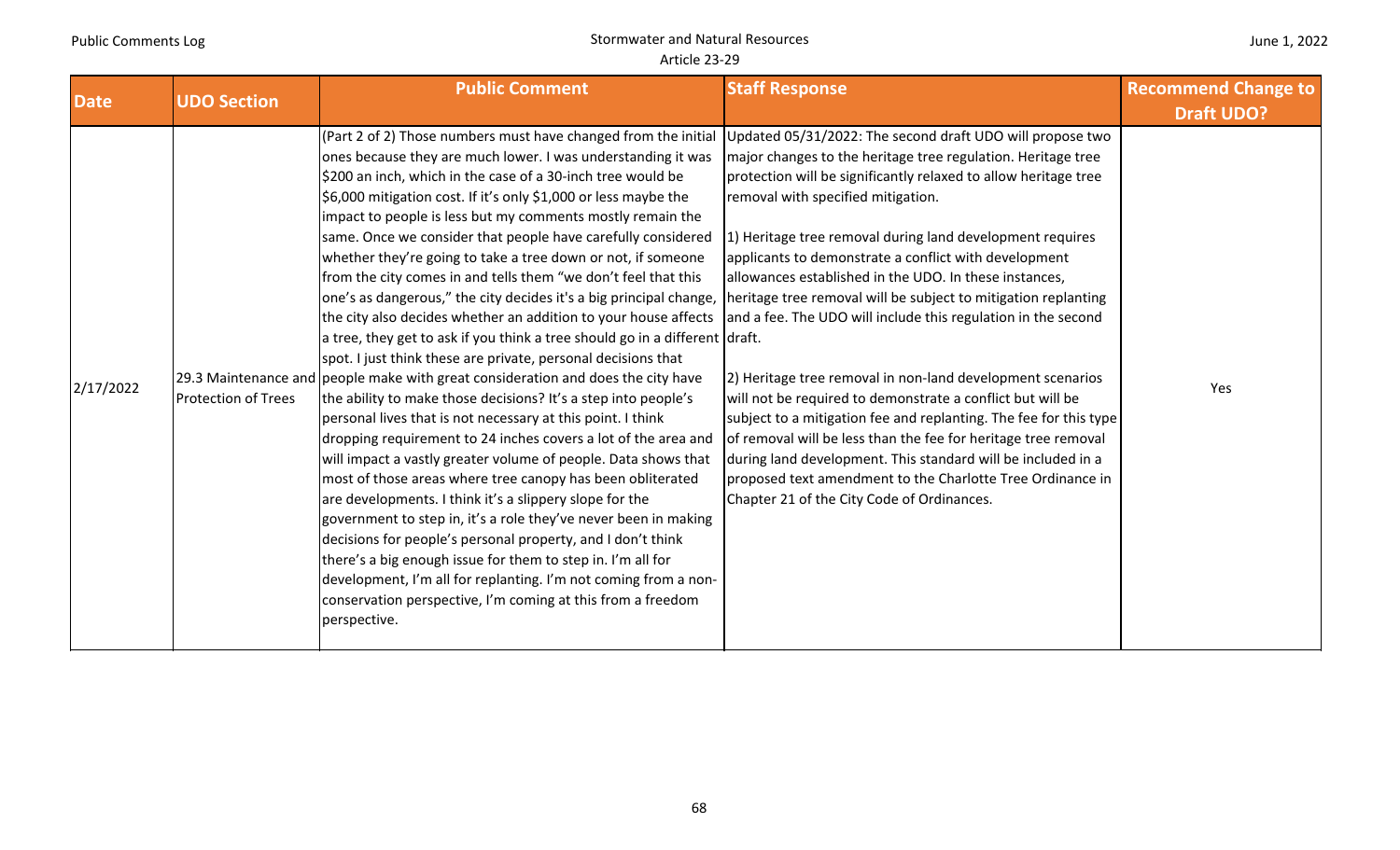| Date | UDO Section | Public Comment | Staff Response | Recommend Change to Draft UDO? |
|---|---|---|---|---|
| 2/17/2022 | 29.3 Maintenance and Protection of Trees | (Part 2 of 2) Those numbers must have changed from the initial ones because they are much lower. I was understanding it was $200 an inch, which in the case of a 30-inch tree would be $6,000 mitigation cost. If it's only $1,000 or less maybe the impact to people is less but my comments mostly remain the same. Once we consider that people have carefully considered whether they're going to take a tree down or not, if someone from the city comes in and tells them "we don't feel that this one's as dangerous," the city decides it's a big principal change, the city also decides whether an addition to your house affects a tree, they get to ask if you think a tree should go in a different spot. I just think these are private, personal decisions that people make with great consideration and does the city have the ability to make those decisions? It's a step into people's personal lives that is not necessary at this point. I think dropping requirement to 24 inches covers a lot of the area and will impact a vastly greater volume of people. Data shows that most of those areas where tree canopy has been obliterated are developments. I think it's a slippery slope for the government to step in, it's a role they've never been in making decisions for people's personal property, and I don't think there's a big enough issue for them to step in. I'm all for development, I'm all for replanting. I'm not coming from a non-conservation perspective, I'm coming at this from a freedom perspective. | Updated 05/31/2022: The second draft UDO will propose two major changes to the heritage tree regulation. Heritage tree protection will be significantly relaxed to allow heritage tree removal with specified mitigation.<br><br>1) Heritage tree removal during land development requires applicants to demonstrate a conflict with development allowances established in the UDO. In these instances, heritage tree removal will be subject to mitigation replanting and a fee. The UDO will include this regulation in the second draft.<br><br>2) Heritage tree removal in non-land development scenarios will not be required to demonstrate a conflict but will be subject to a mitigation fee and replanting. The fee for this type of removal will be less than the fee for heritage tree removal during land development. This standard will be included in a proposed text amendment to the Charlotte Tree Ordinance in Chapter 21 of the City Code of Ordinances. | Yes |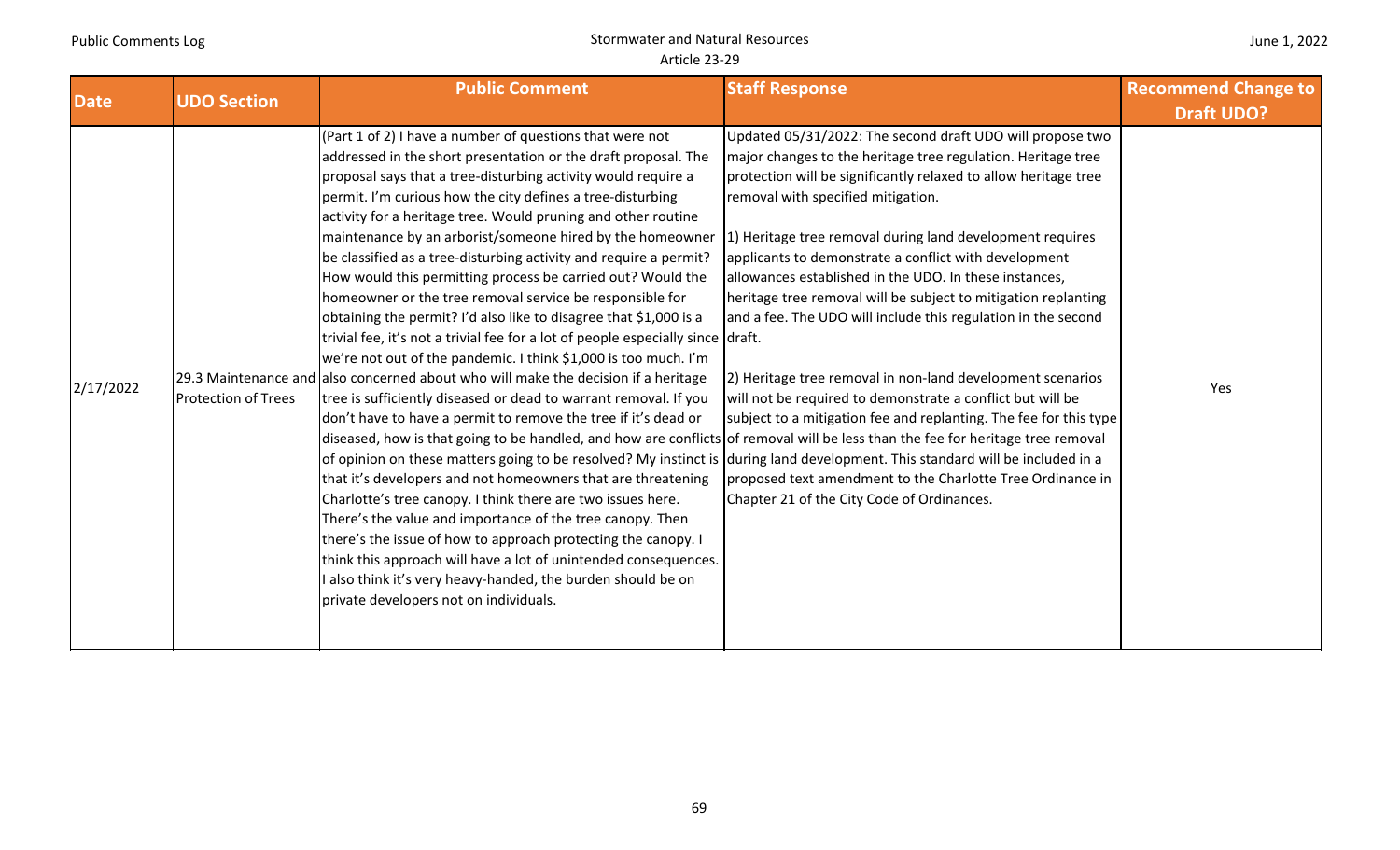| Date | UDO Section | Public Comment | Staff Response | Recommend Change to Draft UDO? |
|---|---|---|---|---|
| 2/17/2022 | 29.3 Maintenance and Protection of Trees | (Part 1 of 2) I have a number of questions that were not addressed in the short presentation or the draft proposal. The proposal says that a tree-disturbing activity would require a permit. I'm curious how the city defines a tree-disturbing activity for a heritage tree. Would pruning and other routine maintenance by an arborist/someone hired by the homeowner be classified as a tree-disturbing activity and require a permit? How would this permitting process be carried out? Would the homeowner or the tree removal service be responsible for obtaining the permit? I'd also like to disagree that $1,000 is a trivial fee, it's not a trivial fee for a lot of people especially since we're not out of the pandemic. I think $1,000 is too much. I'm also concerned about who will make the decision if a heritage tree is sufficiently diseased or dead to warrant removal. If you don't have to have a permit to remove the tree if it's dead or diseased, how is that going to be handled, and how are conflicts of opinion on these matters going to be resolved? My instinct is that it's developers and not homeowners that are threatening Charlotte's tree canopy. I think there are two issues here. There's the value and importance of the tree canopy. Then there's the issue of how to approach protecting the canopy. I think this approach will have a lot of unintended consequences. I also think it's very heavy-handed, the burden should be on private developers not on individuals. | Updated 05/31/2022: The second draft UDO will propose two major changes to the heritage tree regulation. Heritage tree protection will be significantly relaxed to allow heritage tree removal with specified mitigation.<br><br>1) Heritage tree removal during land development requires applicants to demonstrate a conflict with development allowances established in the UDO. In these instances, heritage tree removal will be subject to mitigation replanting and a fee. The UDO will include this regulation in the second draft.<br><br>2) Heritage tree removal in non-land development scenarios will not be required to demonstrate a conflict but will be subject to a mitigation fee and replanting. The fee for this type of removal will be less than the fee for heritage tree removal during land development. This standard will be included in a proposed text amendment to the Charlotte Tree Ordinance in Chapter 21 of the City Code of Ordinances. | Yes |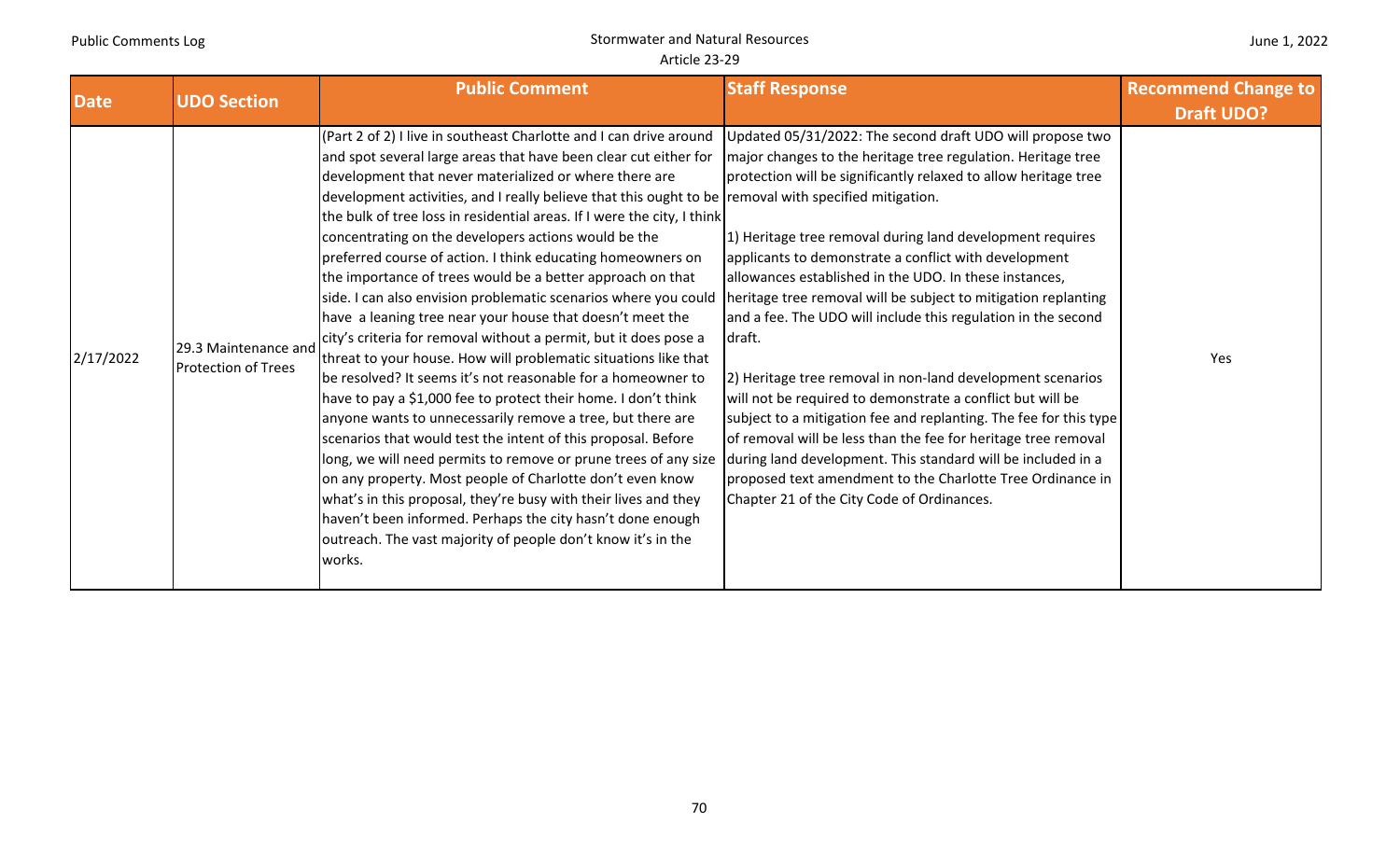| Date | UDO Section | Public Comment | Staff Response | Recommend Change to Draft UDO? |
|---|---|---|---|---|
| 2/17/2022 | 29.3 Maintenance and Protection of Trees | (Part 2 of 2) I live in southeast Charlotte and I can drive around and spot several large areas that have been clear cut either for development that never materialized or where there are development activities, and I really believe that this ought to be the bulk of tree loss in residential areas. If I were the city, I think concentrating on the developers actions would be the preferred course of action. I think educating homeowners on the importance of trees would be a better approach on that side. I can also envision problematic scenarios where you could have a leaning tree near your house that doesn't meet the city's criteria for removal without a permit, but it does pose a threat to your house. How will problematic situations like that be resolved? It seems it's not reasonable for a homeowner to have to pay a $1,000 fee to protect their home. I don't think anyone wants to unnecessarily remove a tree, but there are scenarios that would test the intent of this proposal. Before long, we will need permits to remove or prune trees of any size on any property. Most people of Charlotte don't even know what's in this proposal, they're busy with their lives and they haven't been informed. Perhaps the city hasn't done enough outreach. The vast majority of people don't know it's in the works. | Updated 05/31/2022: The second draft UDO will propose two major changes to the heritage tree regulation. Heritage tree protection will be significantly relaxed to allow heritage tree removal with specified mitigation.<br><br>1) Heritage tree removal during land development requires applicants to demonstrate a conflict with development allowances established in the UDO. In these instances, heritage tree removal will be subject to mitigation replanting and a fee. The UDO will include this regulation in the second draft.<br><br>2) Heritage tree removal in non-land development scenarios will not be required to demonstrate a conflict but will be subject to a mitigation fee and replanting. The fee for this type of removal will be less than the fee for heritage tree removal during land development. This standard will be included in a proposed text amendment to the Charlotte Tree Ordinance in Chapter 21 of the City Code of Ordinances. | Yes |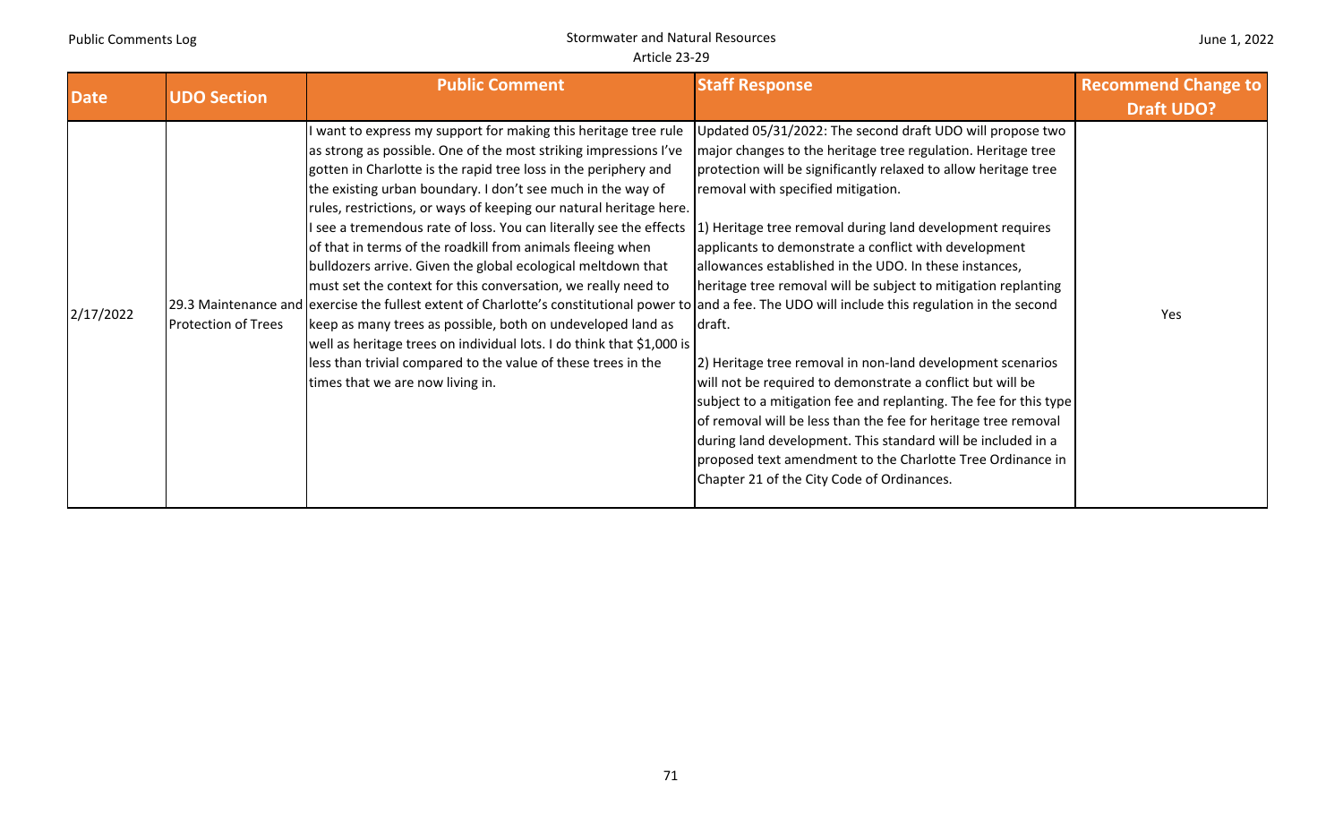| Date | UDO Section | Public Comment | Staff Response | Recommend Change to Draft UDO? |
| --- | --- | --- | --- | --- |
| 2/17/2022 | 29.3 Maintenance and Protection of Trees | I want to express my support for making this heritage tree rule as strong as possible. One of the most striking impressions I've gotten in Charlotte is the rapid tree loss in the periphery and the existing urban boundary. I don't see much in the way of rules, restrictions, or ways of keeping our natural heritage here. I see a tremendous rate of loss. You can literally see the effects of that in terms of the roadkill from animals fleeing when bulldozers arrive. Given the global ecological meltdown that must set the context for this conversation, we really need to exercise the fullest extent of Charlotte's constitutional power to keep as many trees as possible, both on undeveloped land as well as heritage trees on individual lots. I do think that $1,000 is less than trivial compared to the value of these trees in the times that we are now living in. | Updated 05/31/2022: The second draft UDO will propose two major changes to the heritage tree regulation. Heritage tree protection will be significantly relaxed to allow heritage tree removal with specified mitigation.<br><br>1) Heritage tree removal during land development requires applicants to demonstrate a conflict with development allowances established in the UDO. In these instances, heritage tree removal will be subject to mitigation replanting and a fee. The UDO will include this regulation in the second draft.<br><br>2) Heritage tree removal in non-land development scenarios will not be required to demonstrate a conflict but will be subject to a mitigation fee and replanting. The fee for this type of removal will be less than the fee for heritage tree removal during land development. This standard will be included in a proposed text amendment to the Charlotte Tree Ordinance in Chapter 21 of the City Code of Ordinances. | Yes |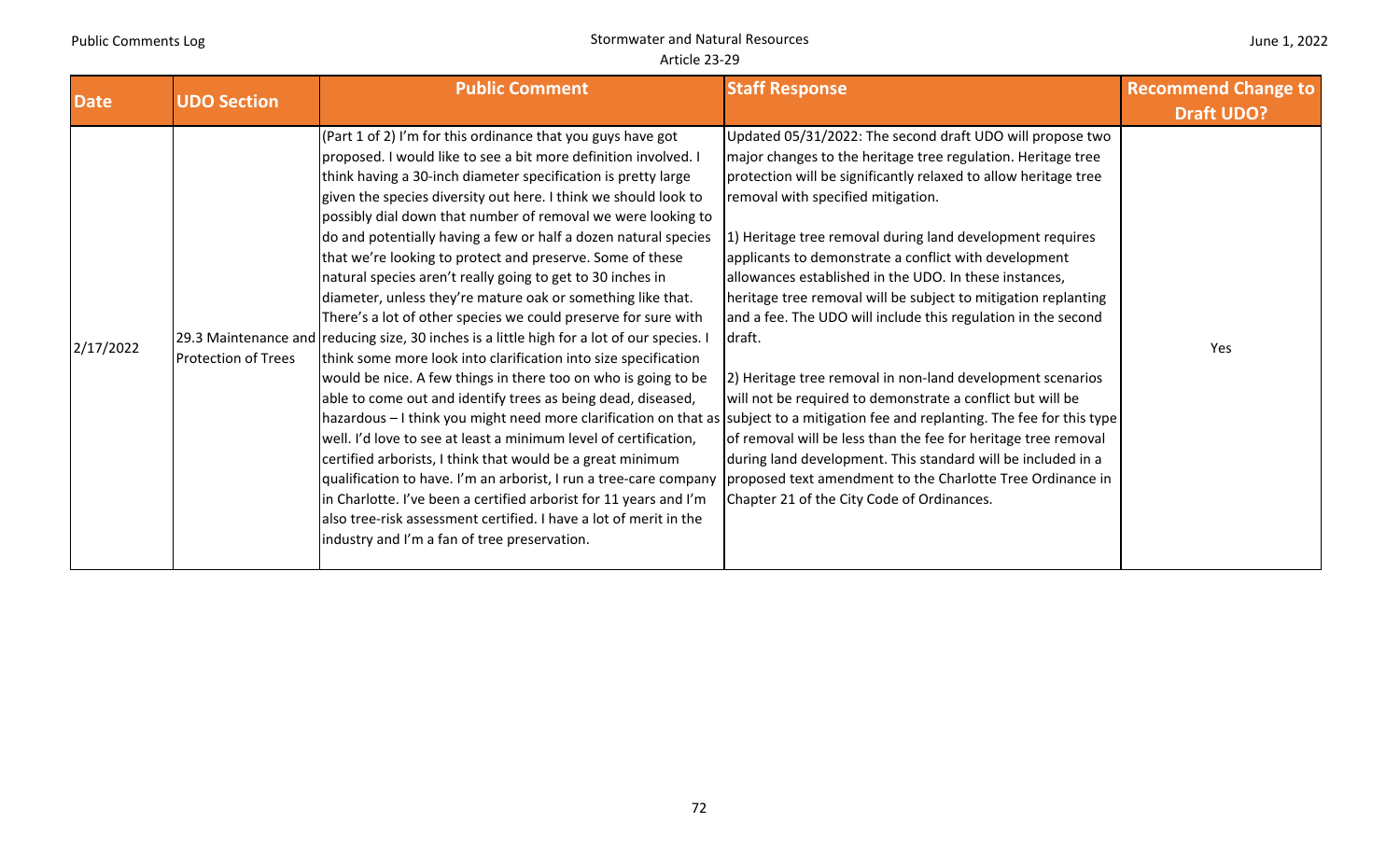| Date | UDO Section | Public Comment | Staff Response | Recommend Change to Draft UDO? |
|---|---|---|---|---|
| 2/17/2022 | 29.3 Maintenance and Protection of Trees | (Part 1 of 2) I'm for this ordinance that you guys have got proposed. I would like to see a bit more definition involved. I think having a 30-inch diameter specification is pretty large given the species diversity out here. I think we should look to possibly dial down that number of removal we were looking to do and potentially having a few or half a dozen natural species that we're looking to protect and preserve. Some of these natural species aren't really going to get to 30 inches in diameter, unless they're mature oak or something like that. There's a lot of other species we could preserve for sure with reducing size, 30 inches is a little high for a lot of our species. I think some more look into clarification into size specification would be nice. A few things in there too on who is going to be able to come out and identify trees as being dead, diseased, hazardous – I think you might need more clarification on that as well. I'd love to see at least a minimum level of certification, certified arborists, I think that would be a great minimum qualification to have. I'm an arborist, I run a tree-care company in Charlotte. I've been a certified arborist for 11 years and I'm also tree-risk assessment certified. I have a lot of merit in the industry and I'm a fan of tree preservation. | Updated 05/31/2022: The second draft UDO will propose two major changes to the heritage tree regulation. Heritage tree protection will be significantly relaxed to allow heritage tree removal with specified mitigation.<br><br>1) Heritage tree removal during land development requires applicants to demonstrate a conflict with development allowances established in the UDO. In these instances, heritage tree removal will be subject to mitigation replanting and a fee. The UDO will include this regulation in the second draft.<br><br>2) Heritage tree removal in non-land development scenarios will not be required to demonstrate a conflict but will be subject to a mitigation fee and replanting. The fee for this type of removal will be less than the fee for heritage tree removal during land development. This standard will be included in a proposed text amendment to the Charlotte Tree Ordinance in Chapter 21 of the City Code of Ordinances. | Yes |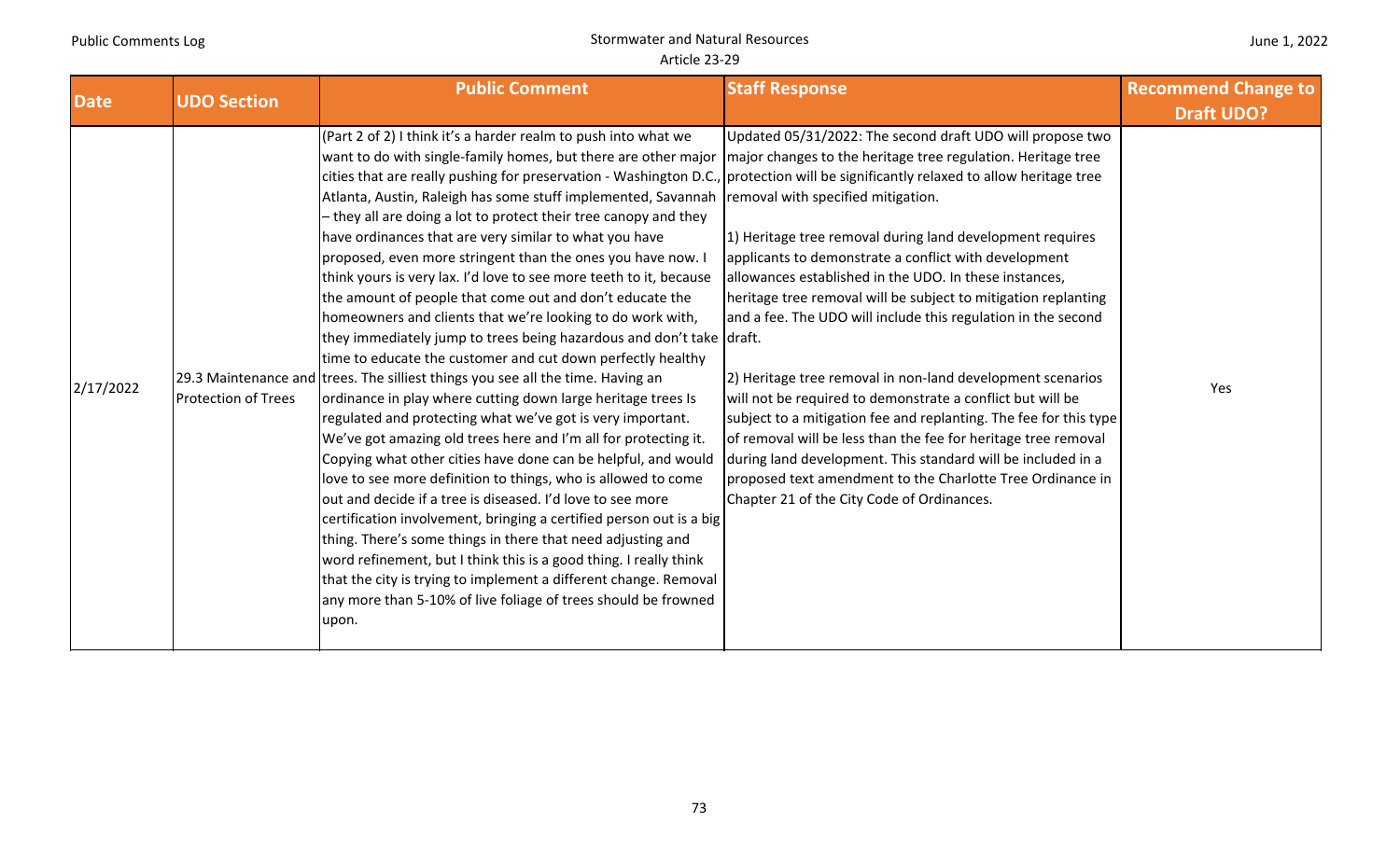| Date | UDO Section | Public Comment | Staff Response | Recommend Change to Draft UDO? |
|---|---|---|---|---|
| 2/17/2022 | 29.3 Maintenance and Protection of Trees | (Part 2 of 2) I think it's a harder realm to push into what we want to do with single-family homes, but there are other major cities that are really pushing for preservation - Washington D.C., Atlanta, Austin, Raleigh has some stuff implemented, Savannah – they all are doing a lot to protect their tree canopy and they have ordinances that are very similar to what you have proposed, even more stringent than the ones you have now. I think yours is very lax. I'd love to see more teeth to it, because the amount of people that come out and don't educate the homeowners and clients that we're looking to do work with, they immediately jump to trees being hazardous and don't take time to educate the customer and cut down perfectly healthy trees. The silliest things you see all the time. Having an ordinance in play where cutting down large heritage trees Is regulated and protecting what we've got is very important. We've got amazing old trees here and I'm all for protecting it. Copying what other cities have done can be helpful, and would love to see more definition to things, who is allowed to come out and decide if a tree is diseased. I'd love to see more certification involvement, bringing a certified person out is a big thing. There's some things in there that need adjusting and word refinement, but I think this is a good thing. I really think that the city is trying to implement a different change. Removal any more than 5-10% of live foliage of trees should be frowned upon. | Updated 05/31/2022: The second draft UDO will propose two major changes to the heritage tree regulation. Heritage tree protection will be significantly relaxed to allow heritage tree removal with specified mitigation.<br><br>1) Heritage tree removal during land development requires applicants to demonstrate a conflict with development allowances established in the UDO. In these instances, heritage tree removal will be subject to mitigation replanting and a fee. The UDO will include this regulation in the second draft.<br><br>2) Heritage tree removal in non-land development scenarios will not be required to demonstrate a conflict but will be subject to a mitigation fee and replanting. The fee for this type of removal will be less than the fee for heritage tree removal during land development. This standard will be included in a proposed text amendment to the Charlotte Tree Ordinance in Chapter 21 of the City Code of Ordinances. | Yes |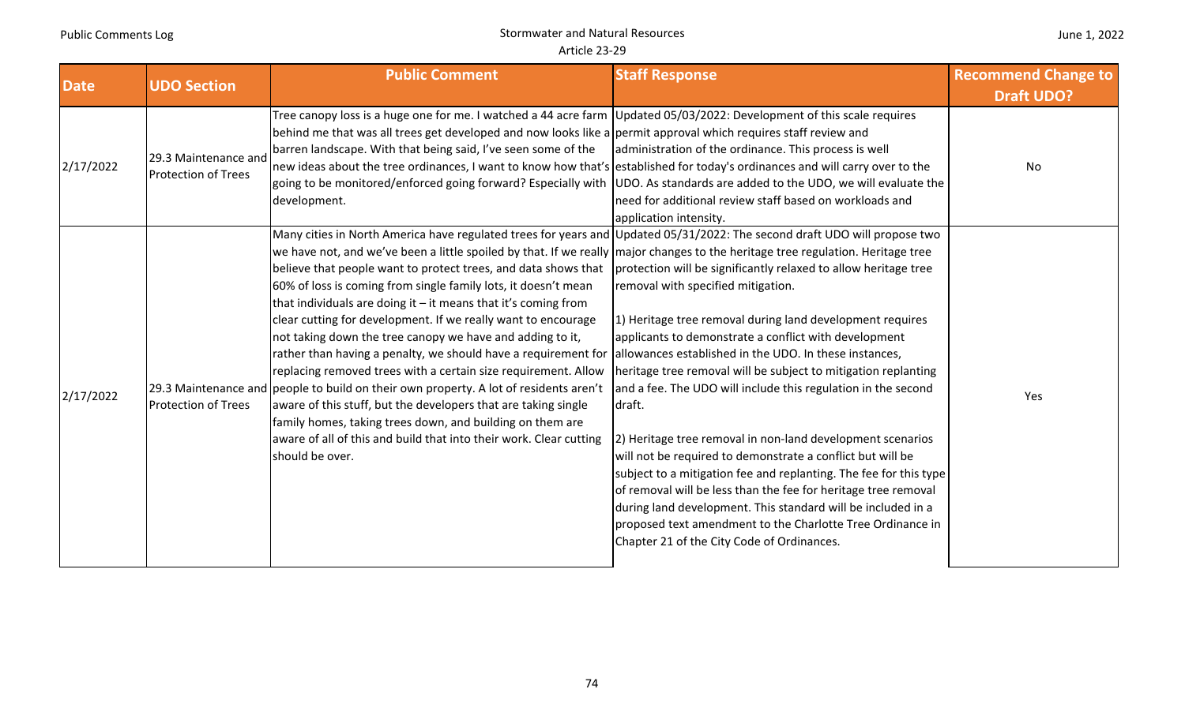| Date | UDO Section | Public Comment | Staff Response | Recommend Change to Draft UDO? |
|---|---|---|---|---|
| 2/17/2022 | 29.3 Maintenance and Protection of Trees | Tree canopy loss is a huge one for me. I watched a 44 acre farm behind me that was all trees get developed and now looks like a barren landscape. With that being said, I've seen some of the new ideas about the tree ordinances, I want to know how that's going to be monitored/enforced going forward? Especially with development. | Updated 05/03/2022: Development of this scale requires permit approval which requires staff review and administration of the ordinance. This process is well established for today's ordinances and will carry over to the UDO. As standards are added to the UDO, we will evaluate the need for additional review staff based on workloads and application intensity. | No |
| 2/17/2022 | 29.3 Maintenance and Protection of Trees | Many cities in North America have regulated trees for years and we have not, and we've been a little spoiled by that. If we really believe that people want to protect trees, and data shows that 60% of loss is coming from single family lots, it doesn't mean that individuals are doing it – it means that it's coming from clear cutting for development. If we really want to encourage not taking down the tree canopy we have and adding to it, rather than having a penalty, we should have a requirement for replacing removed trees with a certain size requirement. Allow people to build on their own property. A lot of residents aren't aware of this stuff, but the developers that are taking single family homes, taking trees down, and building on them are aware of all of this and build that into their work. Clear cutting should be over. | Updated 05/31/2022: The second draft UDO will propose two major changes to the heritage tree regulation. Heritage tree protection will be significantly relaxed to allow heritage tree removal with specified mitigation.<br><br>1) Heritage tree removal during land development requires applicants to demonstrate a conflict with development allowances established in the UDO. In these instances, heritage tree removal will be subject to mitigation replanting and a fee. The UDO will include this regulation in the second draft.<br><br>2) Heritage tree removal in non-land development scenarios will not be required to demonstrate a conflict but will be subject to a mitigation fee and replanting. The fee for this type of removal will be less than the fee for heritage tree removal during land development. This standard will be included in a proposed text amendment to the Charlotte Tree Ordinance in Chapter 21 of the City Code of Ordinances. | Yes |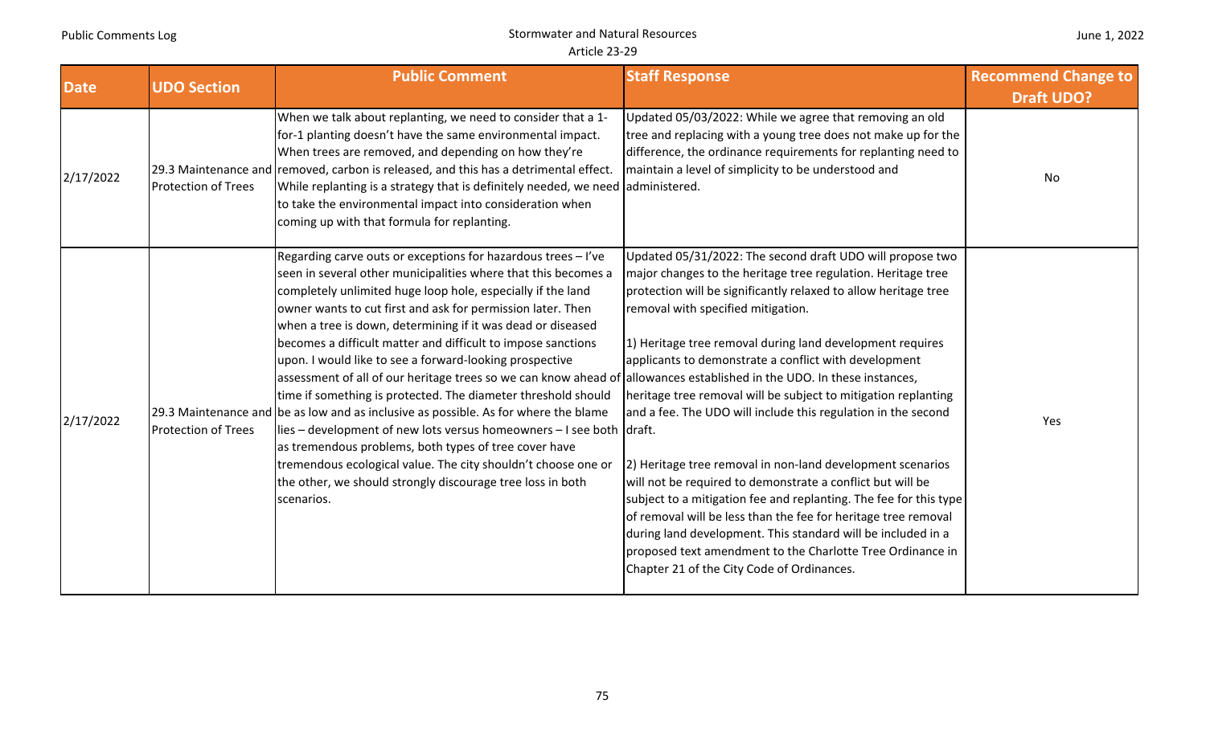| Date | UDO Section | Public Comment | Staff Response | Recommend Change to Draft UDO? |
|---|---|---|---|---|
| 2/17/2022 | 29.3 Maintenance and Protection of Trees | When we talk about replanting, we need to consider that a 1-for-1 planting doesn't have the same environmental impact. When trees are removed, and depending on how they're removed, carbon is released, and this has a detrimental effect. While replanting is a strategy that is definitely needed, we need to take the environmental impact into consideration when coming up with that formula for replanting. | Updated 05/03/2022: While we agree that removing an old tree and replacing with a young tree does not make up for the difference, the ordinance requirements for replanting need to maintain a level of simplicity to be understood and administered. | No |
| 2/17/2022 | 29.3 Maintenance and Protection of Trees | Regarding carve outs or exceptions for hazardous trees – I've seen in several other municipalities where that this becomes a completely unlimited huge loop hole, especially if the land owner wants to cut first and ask for permission later. Then when a tree is down, determining if it was dead or diseased becomes a difficult matter and difficult to impose sanctions upon. I would like to see a forward-looking prospective assessment of all of our heritage trees so we can know ahead of time if something is protected. The diameter threshold should be as low and as inclusive as possible. As for where the blame lies – development of new lots versus homeowners – I see both as tremendous problems, both types of tree cover have tremendous ecological value. The city shouldn't choose one or the other, we should strongly discourage tree loss in both scenarios. | Updated 05/31/2022: The second draft UDO will propose two major changes to the heritage tree regulation. Heritage tree protection will be significantly relaxed to allow heritage tree removal with specified mitigation.<br><br>1) Heritage tree removal during land development requires applicants to demonstrate a conflict with development allowances established in the UDO. In these instances, heritage tree removal will be subject to mitigation replanting and a fee. The UDO will include this regulation in the second draft.<br><br>2) Heritage tree removal in non-land development scenarios will not be required to demonstrate a conflict but will be subject to a mitigation fee and replanting. The fee for this type of removal will be less than the fee for heritage tree removal during land development. This standard will be included in a proposed text amendment to the Charlotte Tree Ordinance in Chapter 21 of the City Code of Ordinances. | Yes |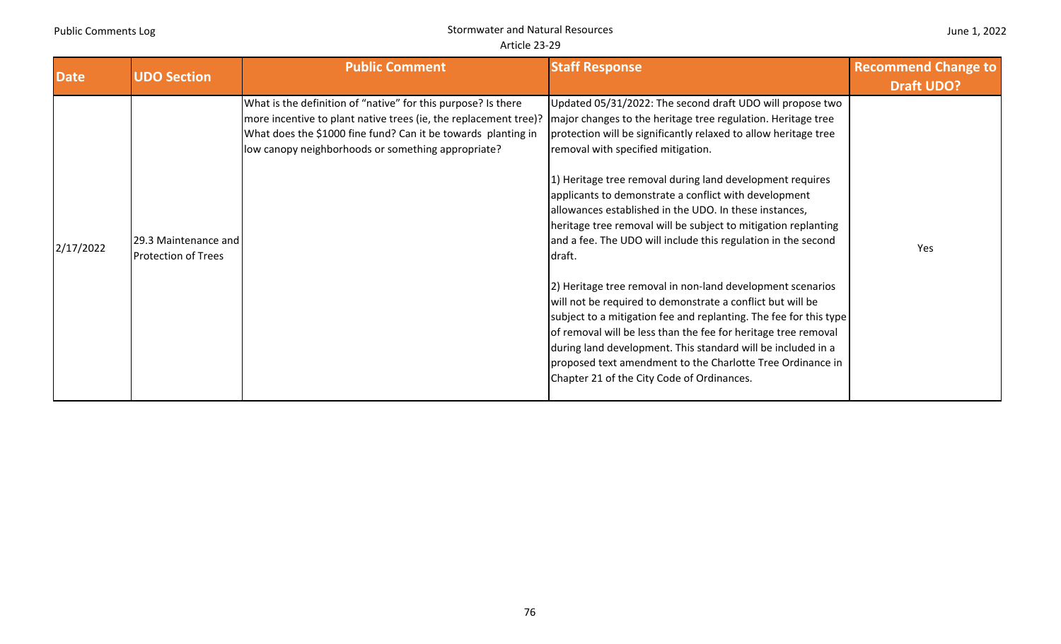| Date | UDO Section | Public Comment | Staff Response | Recommend Change to Draft UDO? |
|---|---|---|---|---|
| 2/17/2022 | 29.3 Maintenance and Protection of Trees | What is the definition of "native" for this purpose? Is there more incentive to plant native trees (ie, the replacement tree)? What does the $1000 fine fund? Can it be towards planting in low canopy neighborhoods or something appropriate? | Updated 05/31/2022: The second draft UDO will propose two major changes to the heritage tree regulation. Heritage tree protection will be significantly relaxed to allow heritage tree removal with specified mitigation.<br><br>1) Heritage tree removal during land development requires applicants to demonstrate a conflict with development allowances established in the UDO. In these instances, heritage tree removal will be subject to mitigation replanting and a fee. The UDO will include this regulation in the second draft.<br><br>2) Heritage tree removal in non-land development scenarios will not be required to demonstrate a conflict but will be subject to a mitigation fee and replanting. The fee for this type of removal will be less than the fee for heritage tree removal during land development. This standard will be included in a proposed text amendment to the Charlotte Tree Ordinance in Chapter 21 of the City Code of Ordinances. | Yes |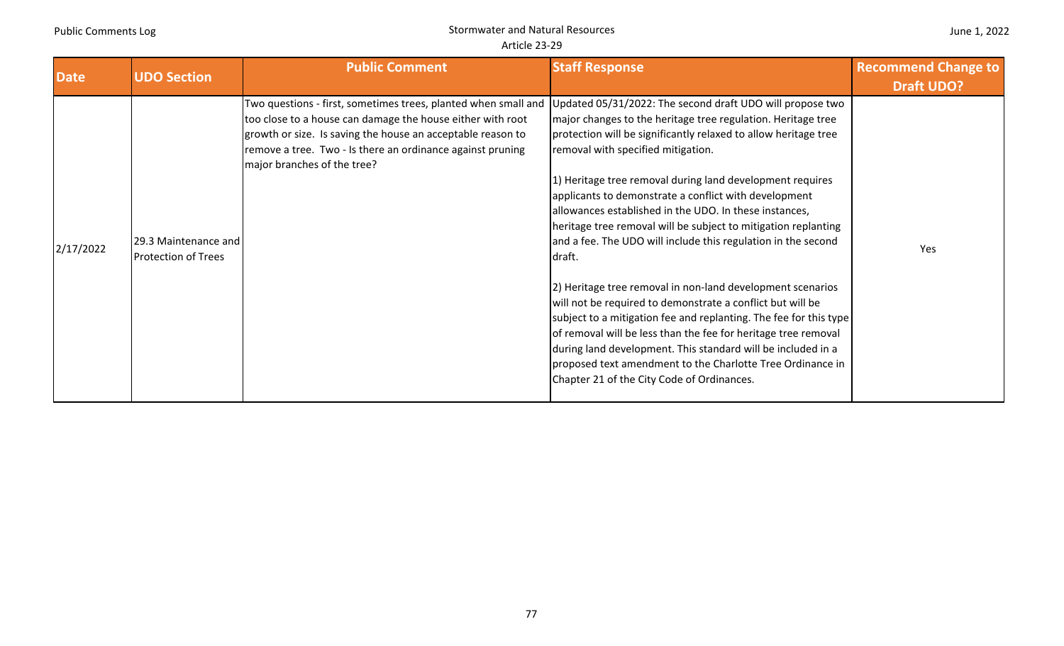| Date | UDO Section | Public Comment | Staff Response | Recommend Change to Draft UDO? |
|---|---|---|---|---|
| 2/17/2022 | 29.3 Maintenance and Protection of Trees | Two questions - first, sometimes trees, planted when small and too close to a house can damage the house either with root growth or size. Is saving the house an acceptable reason to remove a tree. Two - Is there an ordinance against pruning major branches of the tree? | Updated 05/31/2022: The second draft UDO will propose two major changes to the heritage tree regulation. Heritage tree protection will be significantly relaxed to allow heritage tree removal with specified mitigation.<br><br>1) Heritage tree removal during land development requires applicants to demonstrate a conflict with development allowances established in the UDO. In these instances, heritage tree removal will be subject to mitigation replanting and a fee. The UDO will include this regulation in the second draft.<br><br>2) Heritage tree removal in non-land development scenarios will not be required to demonstrate a conflict but will be subject to a mitigation fee and replanting. The fee for this type of removal will be less than the fee for heritage tree removal during land development. This standard will be included in a proposed text amendment to the Charlotte Tree Ordinance in Chapter 21 of the City Code of Ordinances. | Yes |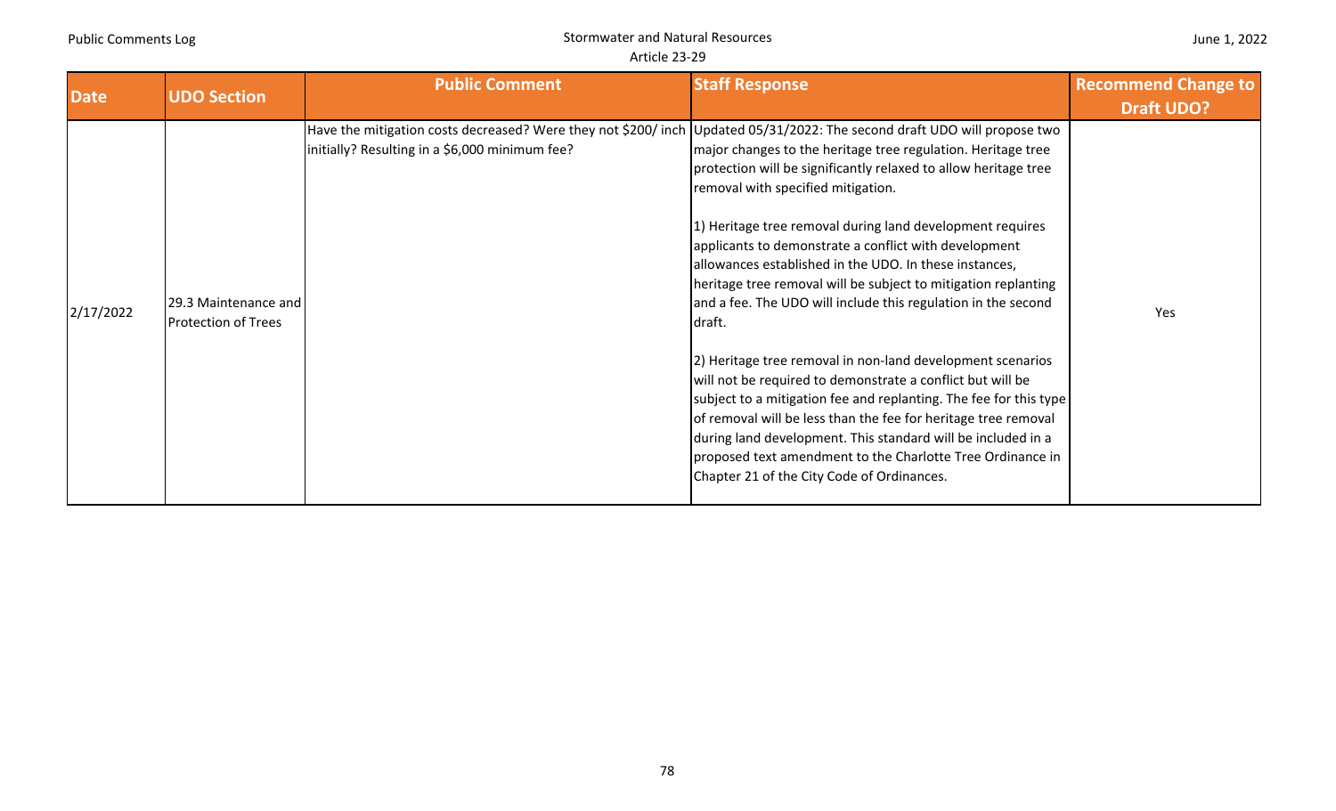| Date | UDO Section | Public Comment | Staff Response | Recommend Change to Draft UDO? |
|---|---|---|---|---|
| 2/17/2022 | 29.3 Maintenance and Protection of Trees | Have the mitigation costs decreased? Were they not $200/ inch initially? Resulting in a $6,000 minimum fee? | Updated 05/31/2022: The second draft UDO will propose two major changes to the heritage tree regulation. Heritage tree protection will be significantly relaxed to allow heritage tree removal with specified mitigation.<br><br>1) Heritage tree removal during land development requires applicants to demonstrate a conflict with development allowances established in the UDO. In these instances, heritage tree removal will be subject to mitigation replanting and a fee. The UDO will include this regulation in the second draft.<br><br>2) Heritage tree removal in non-land development scenarios will not be required to demonstrate a conflict but will be subject to a mitigation fee and replanting. The fee for this type of removal will be less than the fee for heritage tree removal during land development. This standard will be included in a proposed text amendment to the Charlotte Tree Ordinance in Chapter 21 of the City Code of Ordinances. | Yes |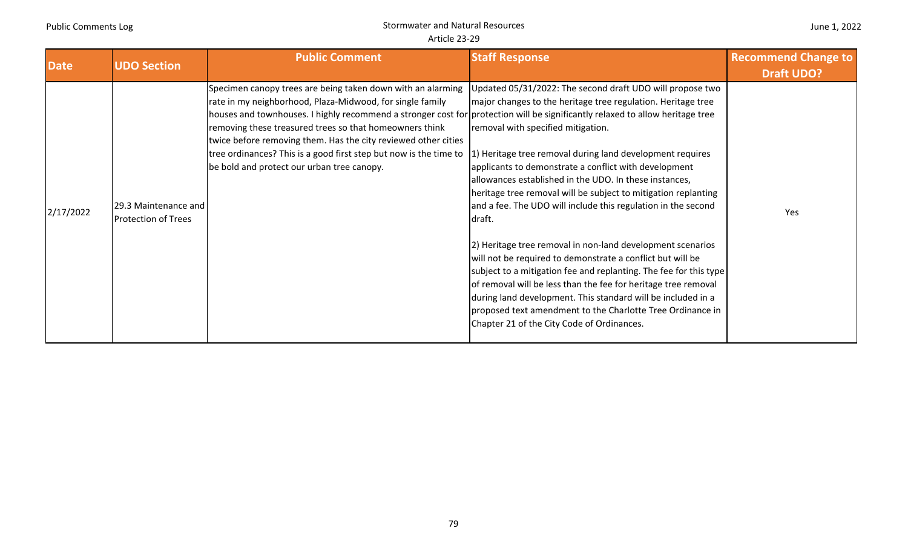| Date | UDO Section | Public Comment | Staff Response | Recommend Change to Draft UDO? |
|---|---|---|---|---|
| 2/17/2022 | 29.3 Maintenance and Protection of Trees | Specimen canopy trees are being taken down with an alarming rate in my neighborhood, Plaza-Midwood, for single family houses and townhouses. I highly recommend a stronger cost for removing these treasured trees so that homeowners think twice before removing them. Has the city reviewed other cities tree ordinances? This is a good first step but now is the time to be bold and protect our urban tree canopy. | Updated 05/31/2022: The second draft UDO will propose two major changes to the heritage tree regulation. Heritage tree protection will be significantly relaxed to allow heritage tree removal with specified mitigation.<br><br>1) Heritage tree removal during land development requires applicants to demonstrate a conflict with development allowances established in the UDO. In these instances, heritage tree removal will be subject to mitigation replanting and a fee. The UDO will include this regulation in the second draft.<br><br>2) Heritage tree removal in non-land development scenarios will not be required to demonstrate a conflict but will be subject to a mitigation fee and replanting. The fee for this type of removal will be less than the fee for heritage tree removal during land development. This standard will be included in a proposed text amendment to the Charlotte Tree Ordinance in Chapter 21 of the City Code of Ordinances. | Yes |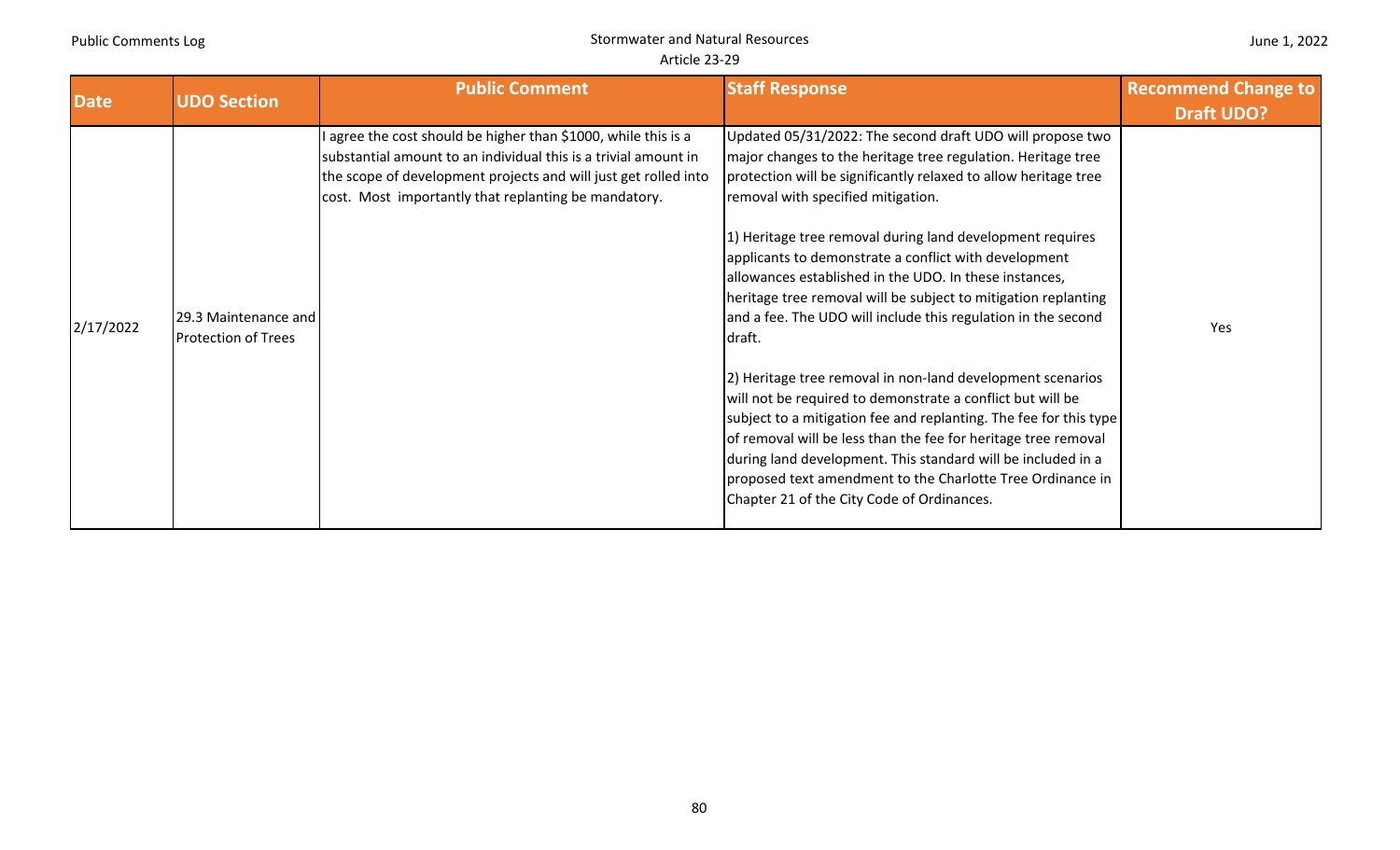| Date | UDO Section | Public Comment | Staff Response | Recommend Change to Draft UDO? |
|---|---|---|---|---|
| 2/17/2022 | 29.3 Maintenance and Protection of Trees | I agree the cost should be higher than $1000, while this is a substantial amount to an individual this is a trivial amount in the scope of development projects and will just get rolled into cost. Most importantly that replanting be mandatory. | Updated 05/31/2022: The second draft UDO will propose two major changes to the heritage tree regulation. Heritage tree protection will be significantly relaxed to allow heritage tree removal with specified mitigation.<br><br>1) Heritage tree removal during land development requires applicants to demonstrate a conflict with development allowances established in the UDO. In these instances, heritage tree removal will be subject to mitigation replanting and a fee. The UDO will include this regulation in the second draft.<br><br>2) Heritage tree removal in non-land development scenarios will not be required to demonstrate a conflict but will be subject to a mitigation fee and replanting. The fee for this type of removal will be less than the fee for heritage tree removal during land development. This standard will be included in a proposed text amendment to the Charlotte Tree Ordinance in Chapter 21 of the City Code of Ordinances. | Yes |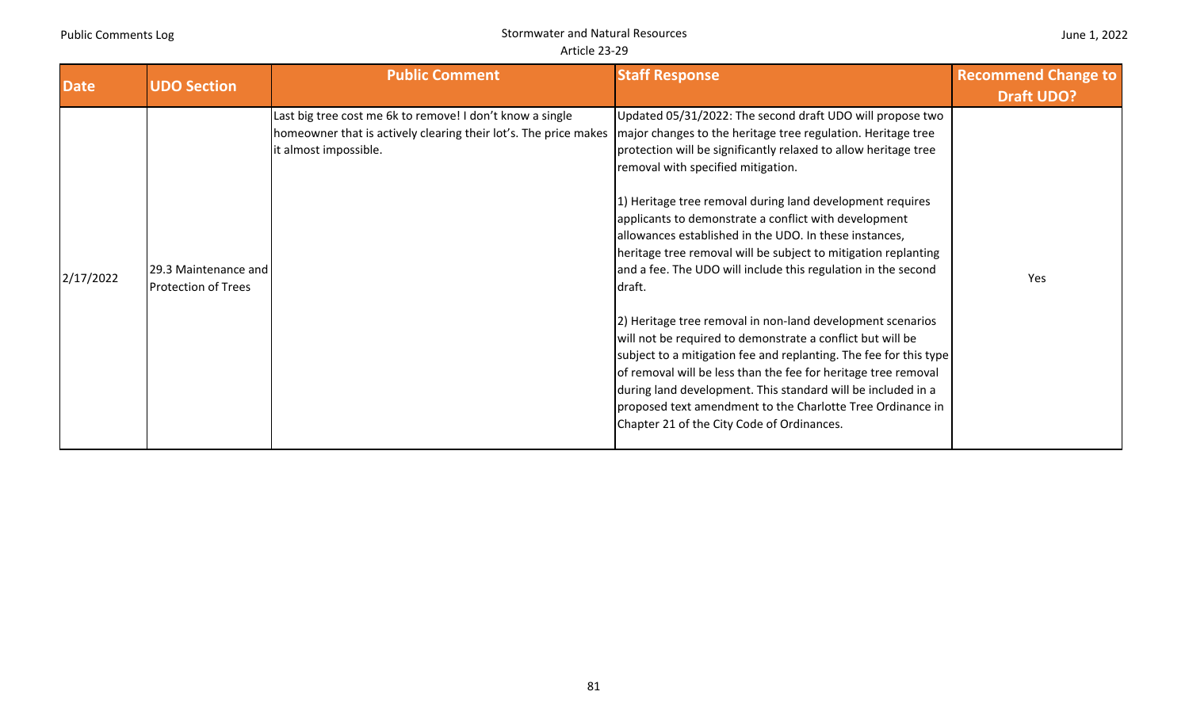| Date | UDO Section | Public Comment | Staff Response | Recommend Change to Draft UDO? |
|---|---|---|---|---|
| 2/17/2022 | 29.3 Maintenance and Protection of Trees | Last big tree cost me 6k to remove! I don't know a single homeowner that is actively clearing their lot's. The price makes it almost impossible. | Updated 05/31/2022: The second draft UDO will propose two major changes to the heritage tree regulation. Heritage tree protection will be significantly relaxed to allow heritage tree removal with specified mitigation.<br><br>1) Heritage tree removal during land development requires applicants to demonstrate a conflict with development allowances established in the UDO. In these instances, heritage tree removal will be subject to mitigation replanting and a fee. The UDO will include this regulation in the second draft.<br><br>2) Heritage tree removal in non-land development scenarios will not be required to demonstrate a conflict but will be subject to a mitigation fee and replanting. The fee for this type of removal will be less than the fee for heritage tree removal during land development. This standard will be included in a proposed text amendment to the Charlotte Tree Ordinance in Chapter 21 of the City Code of Ordinances. | Yes |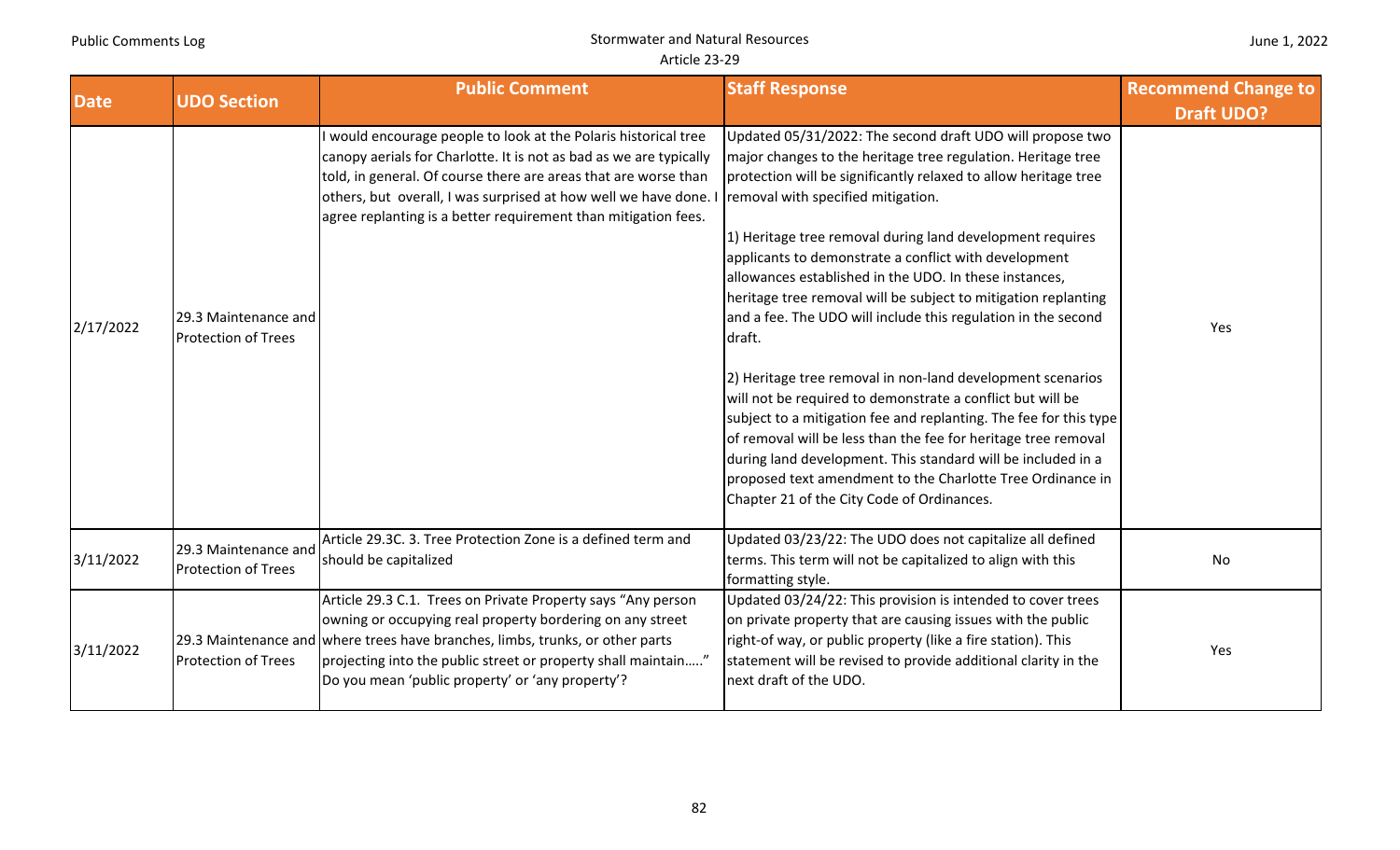| Date | UDO Section | Public Comment | Staff Response | Recommend Change to Draft UDO? |
|---|---|---|---|---|
| 2/17/2022 | 29.3 Maintenance and Protection of Trees | I would encourage people to look at the Polaris historical tree canopy aerials for Charlotte. It is not as bad as we are typically told, in general. Of course there are areas that are worse than others, but overall, I was surprised at how well we have done. I agree replanting is a better requirement than mitigation fees. | Updated 05/31/2022: The second draft UDO will propose two major changes to the heritage tree regulation. Heritage tree protection will be significantly relaxed to allow heritage tree removal with specified mitigation.<br><br>1) Heritage tree removal during land development requires applicants to demonstrate a conflict with development allowances established in the UDO. In these instances, heritage tree removal will be subject to mitigation replanting and a fee. The UDO will include this regulation in the second draft.<br><br>2) Heritage tree removal in non-land development scenarios will not be required to demonstrate a conflict but will be subject to a mitigation fee and replanting. The fee for this type of removal will be less than the fee for heritage tree removal during land development. This standard will be included in a proposed text amendment to the Charlotte Tree Ordinance in Chapter 21 of the City Code of Ordinances. | Yes |
| 3/11/2022 | 29.3 Maintenance and Protection of Trees | Article 29.3C. 3. Tree Protection Zone is a defined term and should be capitalized | Updated 03/23/22: The UDO does not capitalize all defined terms. This term will not be capitalized to align with this formatting style. | No |
| 3/11/2022 | 29.3 Maintenance and Protection of Trees | Article 29.3 C.1. Trees on Private Property says "Any person owning or occupying real property bordering on any street where trees have branches, limbs, trunks, or other parts projecting into the public street or property shall maintain….." Do you mean 'public property' or 'any property'? | Updated 03/24/22: This provision is intended to cover trees on private property that are causing issues with the public right-of way, or public property (like a fire station). This statement will be revised to provide additional clarity in the next draft of the UDO. | Yes |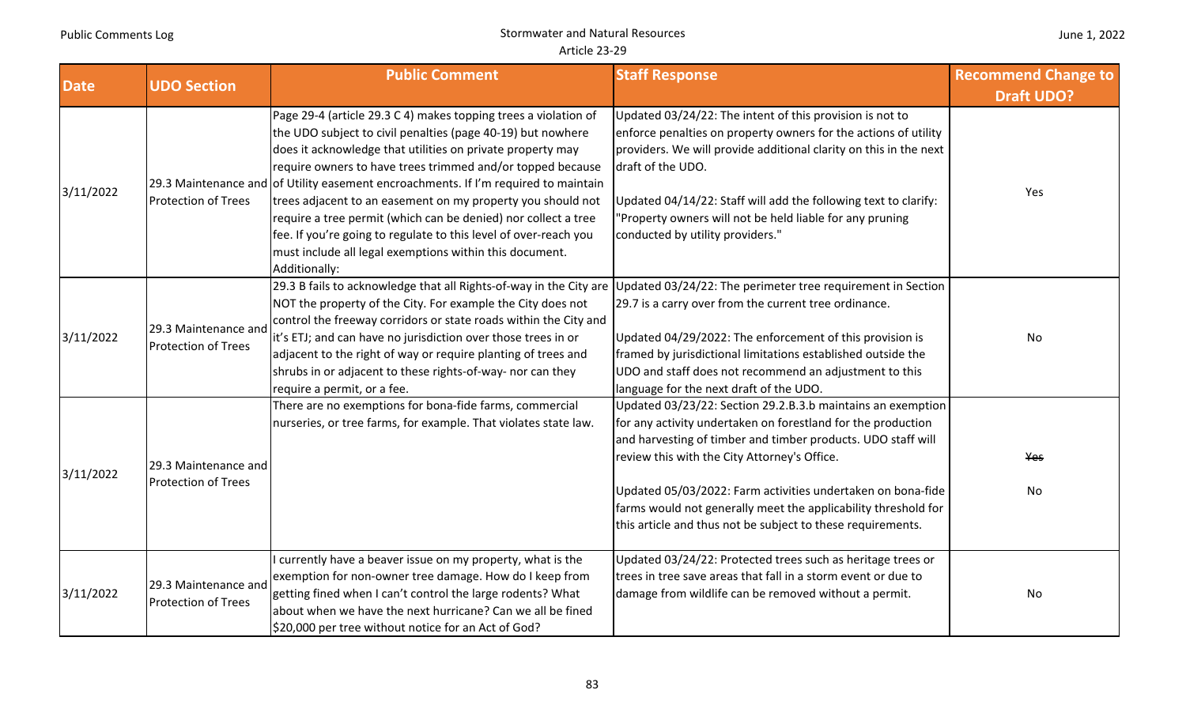| Date | UDO Section | Public Comment | Staff Response | Recommend Change to Draft UDO? |
|---|---|---|---|---|
| 3/11/2022 | 29.3 Maintenance and Protection of Trees | Page 29-4 (article 29.3 C 4) makes topping trees a violation of the UDO subject to civil penalties (page 40-19) but nowhere does it acknowledge that utilities on private property may require owners to have trees trimmed and/or topped because of Utility easement encroachments. If I'm required to maintain trees adjacent to an easement on my property you should not require a tree permit (which can be denied) nor collect a tree fee. If you're going to regulate to this level of over-reach you must include all legal exemptions within this document. Additionally: | Updated 03/24/22: The intent of this provision is not to enforce penalties on property owners for the actions of utility providers. We will provide additional clarity on this in the next draft of the UDO.<br><br>Updated 04/14/22: Staff will add the following text to clarify: "Property owners will not be held liable for any pruning conducted by utility providers." | Yes |
| 3/11/2022 | 29.3 Maintenance and Protection of Trees | 29.3 B fails to acknowledge that all Rights-of-way in the City are NOT the property of the City. For example the City does not control the freeway corridors or state roads within the City and it's ETJ; and can have no jurisdiction over those trees in or adjacent to the right of way or require planting of trees and shrubs in or adjacent to these rights-of-way- nor can they require a permit, or a fee. | Updated 03/24/22: The perimeter tree requirement in Section 29.7 is a carry over from the current tree ordinance.<br><br>Updated 04/29/2022: The enforcement of this provision is framed by jurisdictional limitations established outside the UDO and staff does not recommend an adjustment to this language for the next draft of the UDO. | No |
| 3/11/2022 | 29.3 Maintenance and Protection of Trees | There are no exemptions for bona-fide farms, commercial nurseries, or tree farms, for example. That violates state law. | Updated 03/23/22: Section 29.2.B.3.b maintains an exemption for any activity undertaken on forestland for the production and harvesting of timber and timber products. UDO staff will review this with the City Attorney's Office.<br><br>Updated 05/03/2022: Farm activities undertaken on bona-fide farms would not generally meet the applicability threshold for this article and thus not be subject to these requirements. | ~~Yes~~<br><br>No |
| 3/11/2022 | 29.3 Maintenance and Protection of Trees | I currently have a beaver issue on my property, what is the exemption for non-owner tree damage. How do I keep from getting fined when I can't control the large rodents? What about when we have the next hurricane? Can we all be fined $20,000 per tree without notice for an Act of God? | Updated 03/24/22: Protected trees such as heritage trees or trees in tree save areas that fall in a storm event or due to damage from wildlife can be removed without a permit. | No |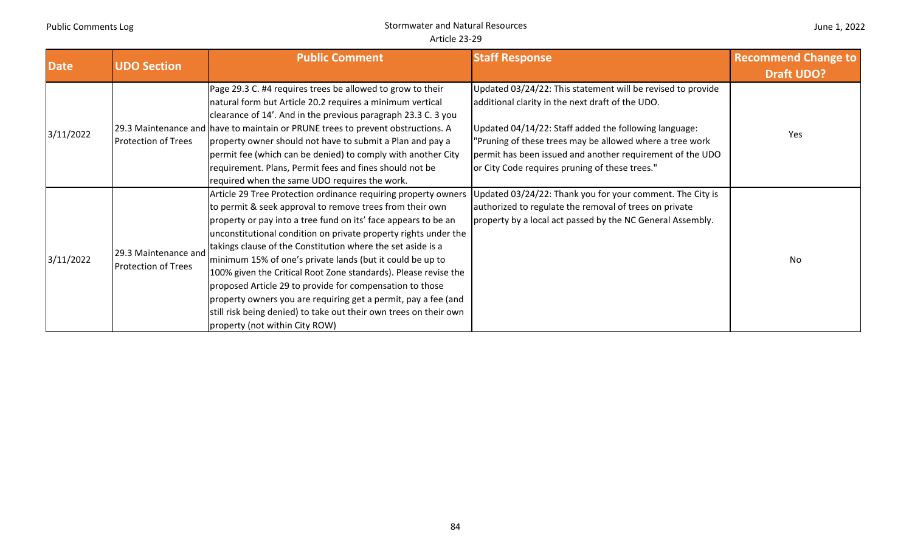| Date | UDO Section | Public Comment | Staff Response | Recommend Change to Draft UDO? |
|---|---|---|---|---|
| 3/11/2022 | 29.3 Maintenance and Protection of Trees | Page 29.3 C. #4 requires trees be allowed to grow to their natural form but Article 20.2 requires a minimum vertical clearance of 14'. And in the previous paragraph 23.3 C. 3 you have to maintain or PRUNE trees to prevent obstructions. A property owner should not have to submit a Plan and pay a permit fee (which can be denied) to comply with another City requirement. Plans, Permit fees and fines should not be required when the same UDO requires the work. | Updated 03/24/22: This statement will be revised to provide additional clarity in the next draft of the UDO.<br><br>Updated 04/14/22: Staff added the following language: "Pruning of these trees may be allowed where a tree work permit has been issued and another requirement of the UDO or City Code requires pruning of these trees." | Yes |
| 3/11/2022 | 29.3 Maintenance and Protection of Trees | Article 29 Tree Protection ordinance requiring property owners to permit & seek approval to remove trees from their own property or pay into a tree fund on its' face appears to be an unconstitutional condition on private property rights under the takings clause of the Constitution where the set aside is a minimum 15% of one's private lands (but it could be up to 100% given the Critical Root Zone standards). Please revise the proposed Article 29 to provide for compensation to those property owners you are requiring get a permit, pay a fee (and still risk being denied) to take out their own trees on their own property (not within City ROW) | Updated 03/24/22: Thank you for your comment. The City is authorized to regulate the removal of trees on private property by a local act passed by the NC General Assembly. | No |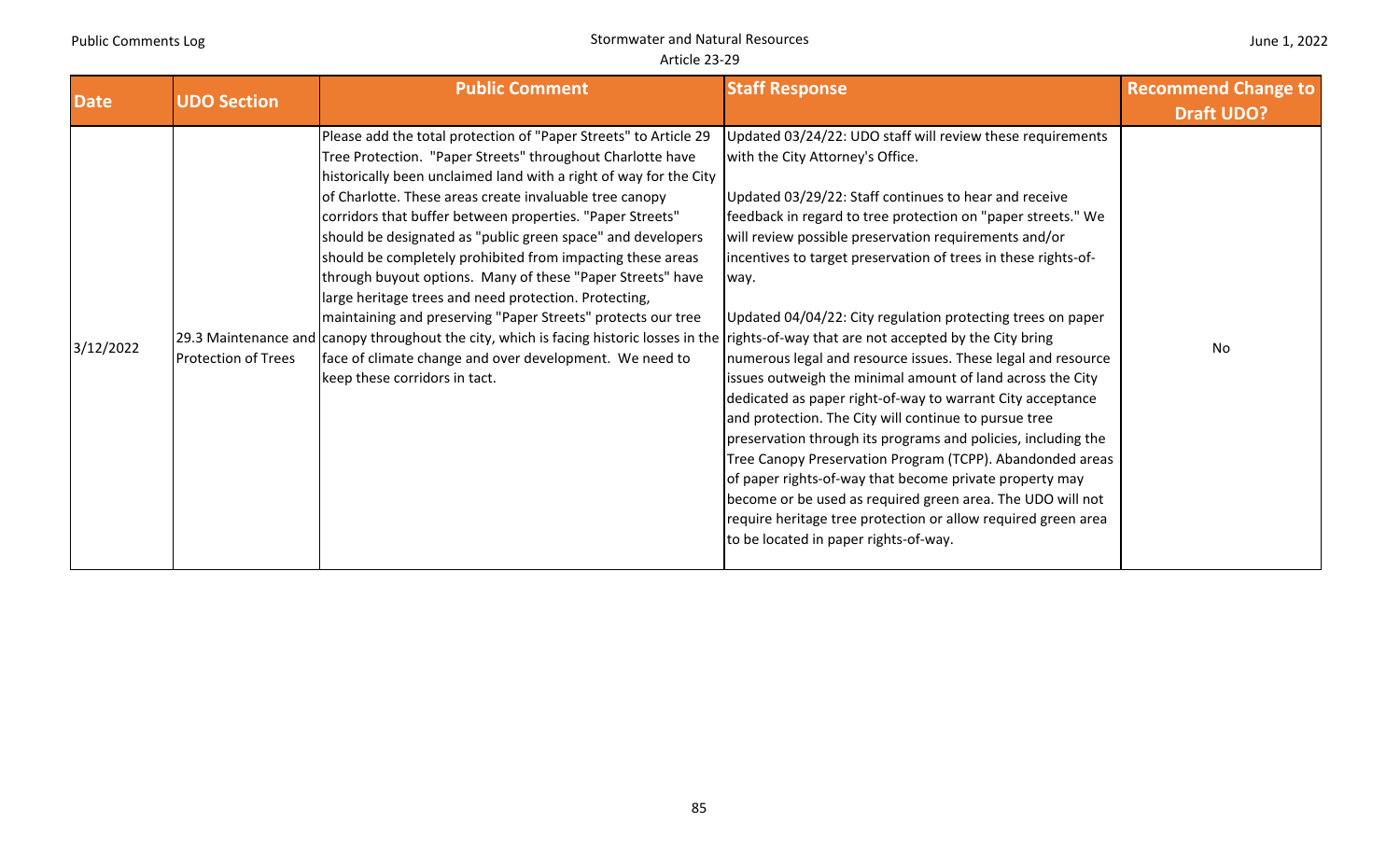| Date | UDO Section | Public Comment | Staff Response | Recommend Change to Draft UDO? |
|---|---|---|---|---|
| 3/12/2022 | 29.3 Maintenance and Protection of Trees | Please add the total protection of "Paper Streets" to Article 29 Tree Protection. "Paper Streets" throughout Charlotte have historically been unclaimed land with a right of way for the City of Charlotte. These areas create invaluable tree canopy corridors that buffer between properties. "Paper Streets" should be designated as "public green space" and developers should be completely prohibited from impacting these areas through buyout options. Many of these "Paper Streets" have large heritage trees and need protection. Protecting, maintaining and preserving "Paper Streets" protects our tree canopy throughout the city, which is facing historic losses in the face of climate change and over development. We need to keep these corridors in tact. | Updated 03/24/22: UDO staff will review these requirements with the City Attorney's Office.<br><br>Updated 03/29/22: Staff continues to hear and receive feedback in regard to tree protection on "paper streets." We will review possible preservation requirements and/or incentives to target preservation of trees in these rights-of-way.<br><br>Updated 04/04/22: City regulation protecting trees on paper rights-of-way that are not accepted by the City bring numerous legal and resource issues. These legal and resource issues outweigh the minimal amount of land across the City dedicated as paper right-of-way to warrant City acceptance and protection. The City will continue to pursue tree preservation through its programs and policies, including the Tree Canopy Preservation Program (TCPP). Abandonded areas of paper rights-of-way that become private property may become or be used as required green area. The UDO will not require heritage tree protection or allow required green area to be located in paper rights-of-way. | No |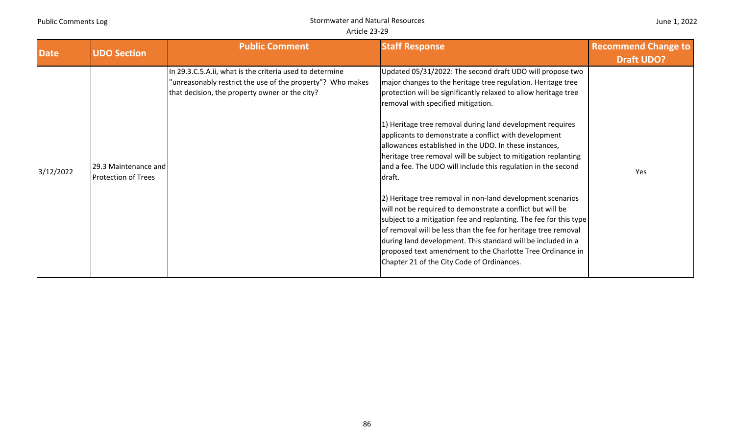| Date | UDO Section | Public Comment | Staff Response | Recommend Change to Draft UDO? |
|---|---|---|---|---|
| 3/12/2022 | 29.3 Maintenance and Protection of Trees | In 29.3.C.5.A.ii, what is the criteria used to determine "unreasonably restrict the use of the property"? Who makes that decision, the property owner or the city? | Updated 05/31/2022: The second draft UDO will propose two major changes to the heritage tree regulation. Heritage tree protection will be significantly relaxed to allow heritage tree removal with specified mitigation.<br><br>1) Heritage tree removal during land development requires applicants to demonstrate a conflict with development allowances established in the UDO. In these instances, heritage tree removal will be subject to mitigation replanting and a fee. The UDO will include this regulation in the second draft.<br><br>2) Heritage tree removal in non-land development scenarios will not be required to demonstrate a conflict but will be subject to a mitigation fee and replanting. The fee for this type of removal will be less than the fee for heritage tree removal during land development. This standard will be included in a proposed text amendment to the Charlotte Tree Ordinance in Chapter 21 of the City Code of Ordinances. | Yes |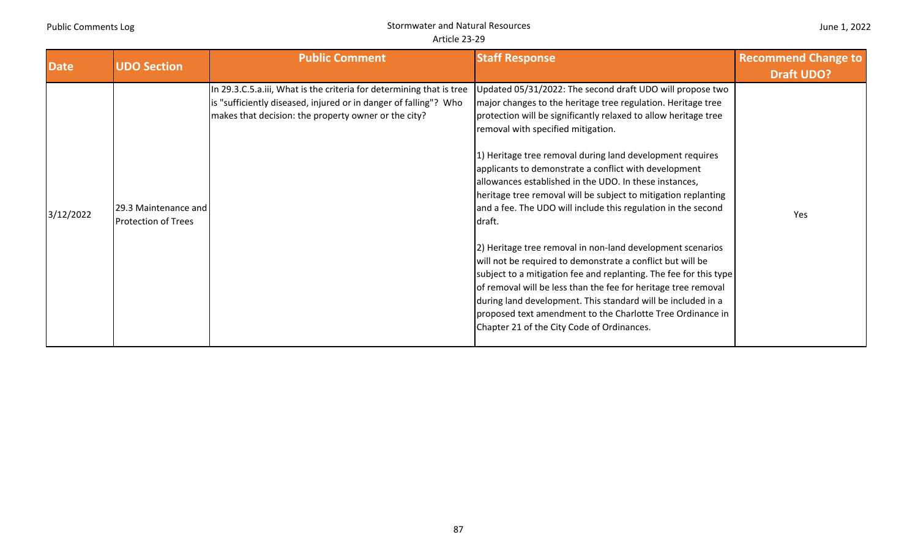| Date | UDO Section | Public Comment | Staff Response | Recommend Change to Draft UDO? |
|---|---|---|---|---|
| 3/12/2022 | 29.3 Maintenance and Protection of Trees | In 29.3.C.5.a.iii, What is the criteria for determining that is tree is "sufficiently diseased, injured or in danger of falling"? Who makes that decision: the property owner or the city? | Updated 05/31/2022: The second draft UDO will propose two major changes to the heritage tree regulation. Heritage tree protection will be significantly relaxed to allow heritage tree removal with specified mitigation.<br><br>1) Heritage tree removal during land development requires applicants to demonstrate a conflict with development allowances established in the UDO. In these instances, heritage tree removal will be subject to mitigation replanting and a fee. The UDO will include this regulation in the second draft.<br><br>2) Heritage tree removal in non-land development scenarios will not be required to demonstrate a conflict but will be subject to a mitigation fee and replanting. The fee for this type of removal will be less than the fee for heritage tree removal during land development. This standard will be included in a proposed text amendment to the Charlotte Tree Ordinance in Chapter 21 of the City Code of Ordinances. | Yes |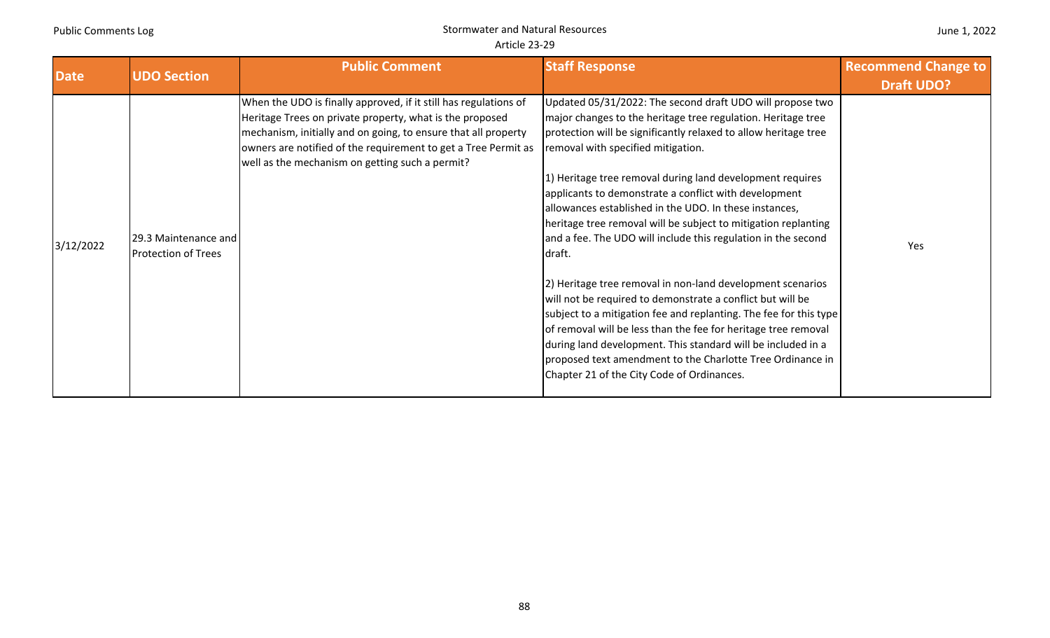| Date | UDO Section | Public Comment | Staff Response | Recommend Change to Draft UDO? |
|---|---|---|---|---|
| 3/12/2022 | 29.3 Maintenance and Protection of Trees | When the UDO is finally approved, if it still has regulations of Heritage Trees on private property, what is the proposed mechanism, initially and on going, to ensure that all property owners are notified of the requirement to get a Tree Permit as well as the mechanism on getting such a permit? | Updated 05/31/2022: The second draft UDO will propose two major changes to the heritage tree regulation. Heritage tree protection will be significantly relaxed to allow heritage tree removal with specified mitigation.<br><br>1) Heritage tree removal during land development requires applicants to demonstrate a conflict with development allowances established in the UDO. In these instances, heritage tree removal will be subject to mitigation replanting and a fee. The UDO will include this regulation in the second draft.<br><br>2) Heritage tree removal in non-land development scenarios will not be required to demonstrate a conflict but will be subject to a mitigation fee and replanting. The fee for this type of removal will be less than the fee for heritage tree removal during land development. This standard will be included in a proposed text amendment to the Charlotte Tree Ordinance in Chapter 21 of the City Code of Ordinances. | Yes |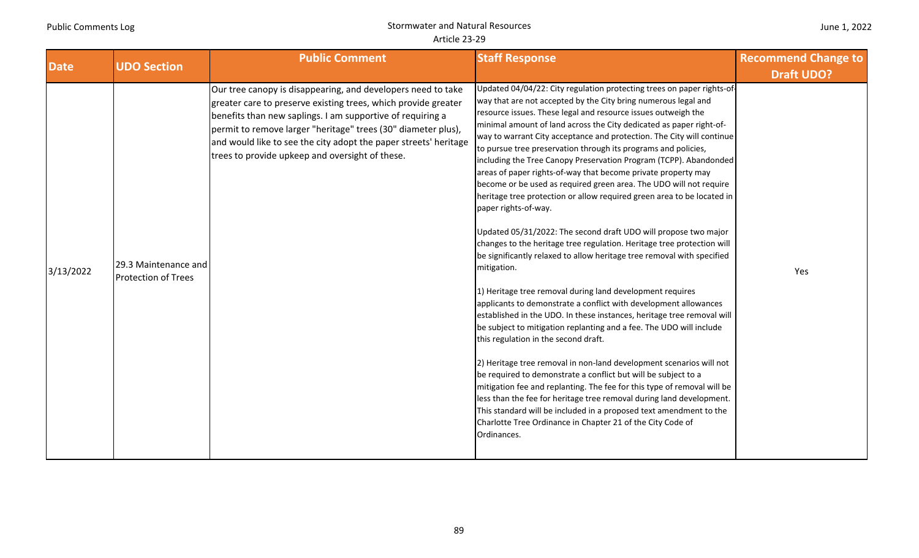| Date | UDO Section | Public Comment | Staff Response | Recommend Change to Draft UDO? |
|---|---|---|---|---|
| 3/13/2022 | 29.3 Maintenance and Protection of Trees | Our tree canopy is disappearing, and developers need to take greater care to preserve existing trees, which provide greater benefits than new saplings. I am supportive of requiring a permit to remove larger "heritage" trees (30" diameter plus), and would like to see the city adopt the paper streets' heritage trees to provide upkeep and oversight of these. | Updated 04/04/22: City regulation protecting trees on paper rights-of-way that are not accepted by the City bring numerous legal and resource issues. These legal and resource issues outweigh the minimal amount of land across the City dedicated as paper right-of-way to warrant City acceptance and protection. The City will continue to pursue tree preservation through its programs and policies, including the Tree Canopy Preservation Program (TCPP). Abandonded areas of paper rights-of-way that become private property may become or be used as required green area. The UDO will not require heritage tree protection or allow required green area to be located in paper rights-of-way.<br><br>Updated 05/31/2022: The second draft UDO will propose two major changes to the heritage tree regulation. Heritage tree protection will be significantly relaxed to allow heritage tree removal with specified mitigation.<br><br>1) Heritage tree removal during land development requires applicants to demonstrate a conflict with development allowances established in the UDO. In these instances, heritage tree removal will be subject to mitigation replanting and a fee. The UDO will include this regulation in the second draft.<br><br>2) Heritage tree removal in non-land development scenarios will not be required to demonstrate a conflict but will be subject to a mitigation fee and replanting. The fee for this type of removal will be less than the fee for heritage tree removal during land development. This standard will be included in a proposed text amendment to the Charlotte Tree Ordinance in Chapter 21 of the City Code of Ordinances. | Yes |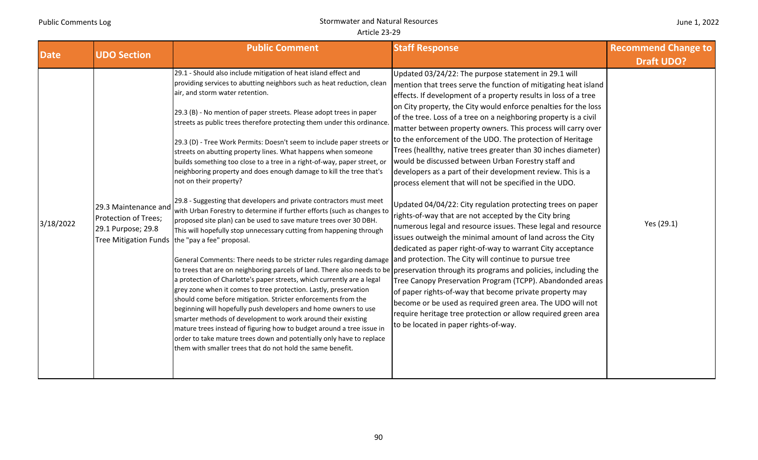| Date | UDO Section | Public Comment | Staff Response | Recommend Change to Draft UDO? |
|---|---|---|---|---|
| 3/18/2022 | 29.3 Maintenance and Protection of Trees; 29.1 Purpose; 29.8 Tree Mitigation Funds | 29.1 - Should also include mitigation of heat island effect and providing services to abutting neighbors such as heat reduction, clean air, and storm water retention.<br><br>29.3 (B) - No mention of paper streets. Please adopt trees in paper streets as public trees therefore protecting them under this ordinance.<br><br>29.3 (D) - Tree Work Permits: Doesn't seem to include paper streets or streets on abutting property lines. What happens when someone builds something too close to a tree in a right-of-way, paper street, or neighboring property and does enough damage to kill the tree that's not on their property?<br><br>29.8 - Suggesting that developers and private contractors must meet with Urban Forestry to determine if further efforts (such as changes to proposed site plan) can be used to save mature trees over 30 DBH. This will hopefully stop unnecessary cutting from happening through the "pay a fee" proposal.<br><br>General Comments: There needs to be stricter rules regarding damage to trees that are on neighboring parcels of land. There also needs to be a protection of Charlotte's paper streets, which currently are a legal grey zone when it comes to tree protection. Lastly, preservation should come before mitigation. Stricter enforcements from the beginning will hopefully push developers and home owners to use smarter methods of development to work around their existing mature trees instead of figuring how to budget around a tree issue in order to take mature trees down and potentially only have to replace them with smaller trees that do not hold the same benefit. | Updated 03/24/22: The purpose statement in 29.1 will mention that trees serve the function of mitigating heat island effects. If development of a property results in loss of a tree on City property, the City would enforce penalties for the loss of the tree. Loss of a tree on a neighboring property is a civil matter between property owners. This process will carry over to the enforcement of the UDO. The protection of Heritage Trees (heallthy, native trees greater than 30 inches diameter) would be discussed between Urban Forestry staff and developers as a part of their development review. This is a process element that will not be specified in the UDO.<br><br>Updated 04/04/22: City regulation protecting trees on paper rights-of-way that are not accepted by the City bring numerous legal and resource issues. These legal and resource issues outweigh the minimal amount of land across the City dedicated as paper right-of-way to warrant City acceptance and protection. The City will continue to pursue tree preservation through its programs and policies, including the Tree Canopy Preservation Program (TCPP). Abandonded areas of paper rights-of-way that become private property may become or be used as required green area. The UDO will not require heritage tree protection or allow required green area to be located in paper rights-of-way. | Yes (29.1) |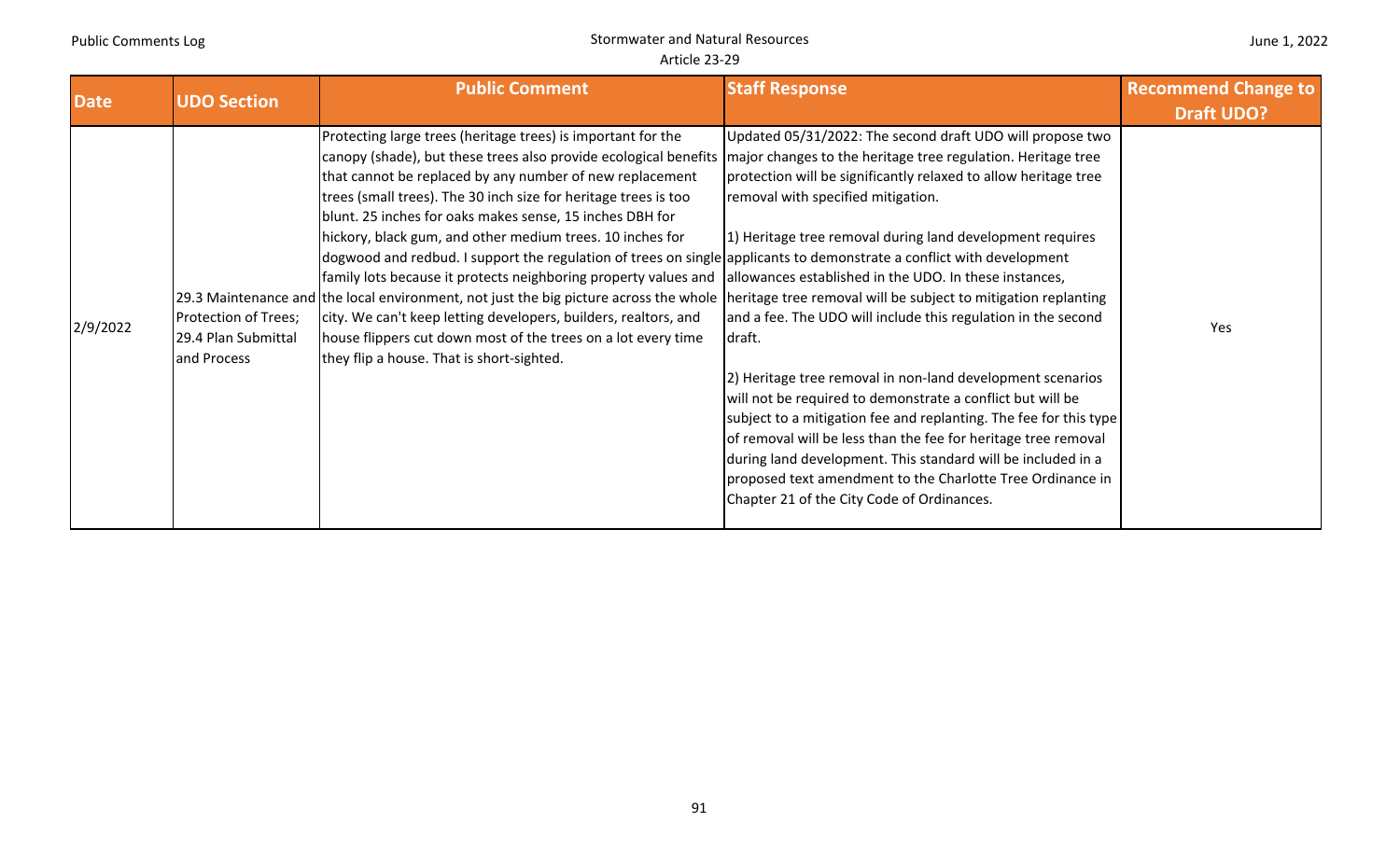| Date | UDO Section | Public Comment | Staff Response | Recommend Change to Draft UDO? |
|---|---|---|---|---|
| 2/9/2022 | 29.3 Maintenance and Protection of Trees; 29.4 Plan Submittal and Process | Protecting large trees (heritage trees) is important for the canopy (shade), but these trees also provide ecological benefits that cannot be replaced by any number of new replacement trees (small trees). The 30 inch size for heritage trees is too blunt. 25 inches for oaks makes sense, 15 inches DBH for hickory, black gum, and other medium trees. 10 inches for dogwood and redbud. I support the regulation of trees on single family lots because it protects neighboring property values and the local environment, not just the big picture across the whole city. We can't keep letting developers, builders, realtors, and house flippers cut down most of the trees on a lot every time they flip a house. That is short-sighted. | Updated 05/31/2022: The second draft UDO will propose two major changes to the heritage tree regulation. Heritage tree protection will be significantly relaxed to allow heritage tree removal with specified mitigation.<br><br>1) Heritage tree removal during land development requires applicants to demonstrate a conflict with development allowances established in the UDO. In these instances, heritage tree removal will be subject to mitigation replanting and a fee. The UDO will include this regulation in the second draft.<br><br>2) Heritage tree removal in non-land development scenarios will not be required to demonstrate a conflict but will be subject to a mitigation fee and replanting. The fee for this type of removal will be less than the fee for heritage tree removal during land development. This standard will be included in a proposed text amendment to the Charlotte Tree Ordinance in Chapter 21 of the City Code of Ordinances. | Yes |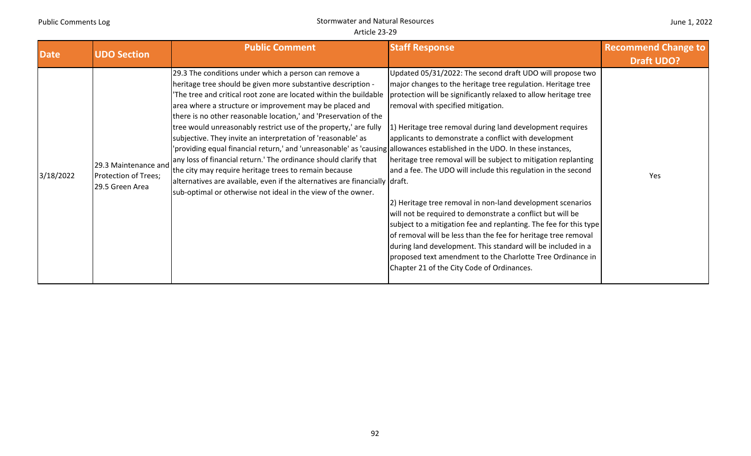| Date | UDO Section | Public Comment | Staff Response | Recommend Change to Draft UDO? |
|---|---|---|---|---|
| 3/18/2022 | 29.3 Maintenance and Protection of Trees; 29.5 Green Area | 29.3 The conditions under which a person can remove a heritage tree should be given more substantive description - 'The tree and critical root zone are located within the buildable area where a structure or improvement may be placed and there is no other reasonable location,' and 'Preservation of the tree would unreasonably restrict use of the property,' are fully subjective. They invite an interpretation of 'reasonable' as 'providing equal financial return,' and 'unreasonable' as 'causing any loss of financial return.' The ordinance should clarify that the city may require heritage trees to remain because alternatives are available, even if the alternatives are financially sub-optimal or otherwise not ideal in the view of the owner. | Updated 05/31/2022: The second draft UDO will propose two major changes to the heritage tree regulation. Heritage tree protection will be significantly relaxed to allow heritage tree removal with specified mitigation.<br><br>1) Heritage tree removal during land development requires applicants to demonstrate a conflict with development allowances established in the UDO. In these instances, heritage tree removal will be subject to mitigation replanting and a fee. The UDO will include this regulation in the second draft.<br><br>2) Heritage tree removal in non-land development scenarios will not be required to demonstrate a conflict but will be subject to a mitigation fee and replanting. The fee for this type of removal will be less than the fee for heritage tree removal during land development. This standard will be included in a proposed text amendment to the Charlotte Tree Ordinance in Chapter 21 of the City Code of Ordinances. | Yes |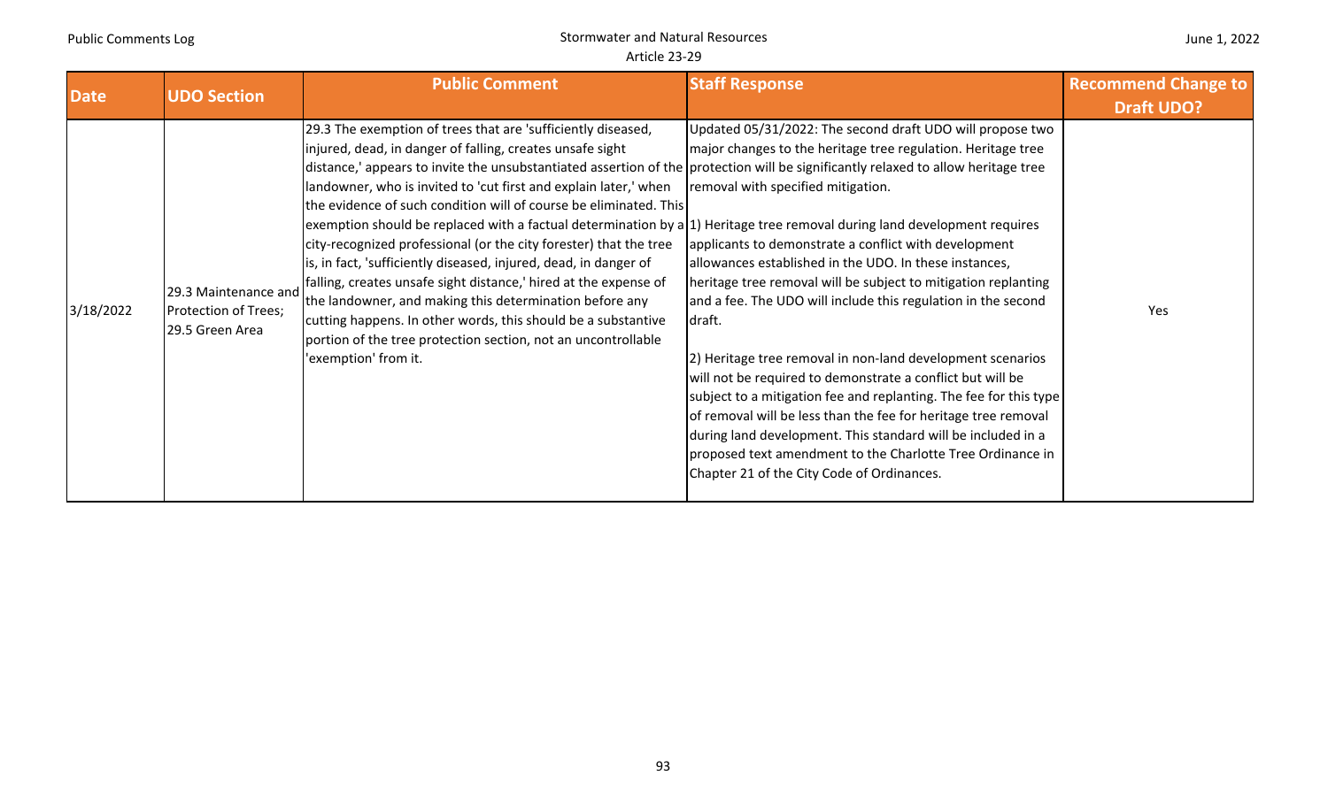| Date | UDO Section | Public Comment | Staff Response | Recommend Change to Draft UDO? |
|---|---|---|---|---|
| 3/18/2022 | 29.3 Maintenance and Protection of Trees; 29.5 Green Area | 29.3 The exemption of trees that are 'sufficiently diseased, injured, dead, in danger of falling, creates unsafe sight distance,' appears to invite the unsubstantiated assertion of the landowner, who is invited to 'cut first and explain later,' when the evidence of such condition will of course be eliminated. This exemption should be replaced with a factual determination by a city-recognized professional (or the city forester) that the tree is, in fact, 'sufficiently diseased, injured, dead, in danger of falling, creates unsafe sight distance,' hired at the expense of the landowner, and making this determination before any cutting happens. In other words, this should be a substantive portion of the tree protection section, not an uncontrollable 'exemption' from it. | Updated 05/31/2022: The second draft UDO will propose two major changes to the heritage tree regulation. Heritage tree protection will be significantly relaxed to allow heritage tree removal with specified mitigation.<br><br>1) Heritage tree removal during land development requires applicants to demonstrate a conflict with development allowances established in the UDO. In these instances, heritage tree removal will be subject to mitigation replanting and a fee. The UDO will include this regulation in the second draft.<br><br>2) Heritage tree removal in non-land development scenarios will not be required to demonstrate a conflict but will be subject to a mitigation fee and replanting. The fee for this type of removal will be less than the fee for heritage tree removal during land development. This standard will be included in a proposed text amendment to the Charlotte Tree Ordinance in Chapter 21 of the City Code of Ordinances. | Yes |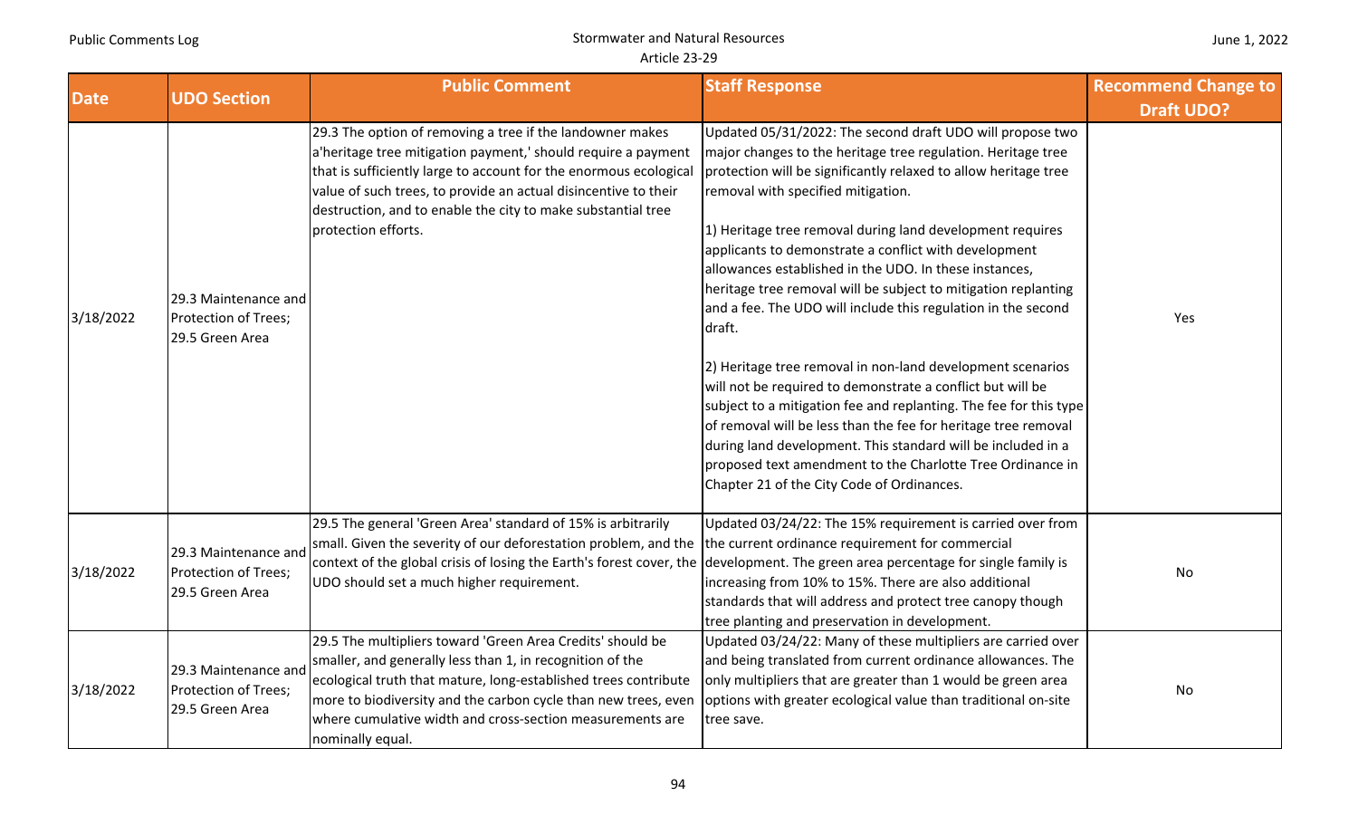| Date | UDO Section | Public Comment | Staff Response | Recommend Change to Draft UDO? |
|---|---|---|---|---|
| 3/18/2022 | 29.3 Maintenance and Protection of Trees; 29.5 Green Area | 29.3 The option of removing a tree if the landowner makes a'heritage tree mitigation payment,' should require a payment that is sufficiently large to account for the enormous ecological value of such trees, to provide an actual disincentive to their destruction, and to enable the city to make substantial tree protection efforts. | Updated 05/31/2022: The second draft UDO will propose two major changes to the heritage tree regulation. Heritage tree protection will be significantly relaxed to allow heritage tree removal with specified mitigation.<br><br>1) Heritage tree removal during land development requires applicants to demonstrate a conflict with development allowances established in the UDO. In these instances, heritage tree removal will be subject to mitigation replanting and a fee. The UDO will include this regulation in the second draft.<br><br>2) Heritage tree removal in non-land development scenarios will not be required to demonstrate a conflict but will be subject to a mitigation fee and replanting. The fee for this type of removal will be less than the fee for heritage tree removal during land development. This standard will be included in a proposed text amendment to the Charlotte Tree Ordinance in Chapter 21 of the City Code of Ordinances. | Yes |
| 3/18/2022 | 29.3 Maintenance and Protection of Trees; 29.5 Green Area | 29.5 The general 'Green Area' standard of 15% is arbitrarily small. Given the severity of our deforestation problem, and the context of the global crisis of losing the Earth's forest cover, the UDO should set a much higher requirement. | Updated 03/24/22: The 15% requirement is carried over from the current ordinance requirement for commercial development. The green area percentage for single family is increasing from 10% to 15%. There are also additional standards that will address and protect tree canopy though tree planting and preservation in development. | No |
| 3/18/2022 | 29.3 Maintenance and Protection of Trees; 29.5 Green Area | 29.5 The multipliers toward 'Green Area Credits' should be smaller, and generally less than 1, in recognition of the ecological truth that mature, long-established trees contribute more to biodiversity and the carbon cycle than new trees, even where cumulative width and cross-section measurements are nominally equal. | Updated 03/24/22: Many of these multipliers are carried over and being translated from current ordinance allowances. The only multipliers that are greater than 1 would be green area options with greater ecological value than traditional on-site tree save. | No |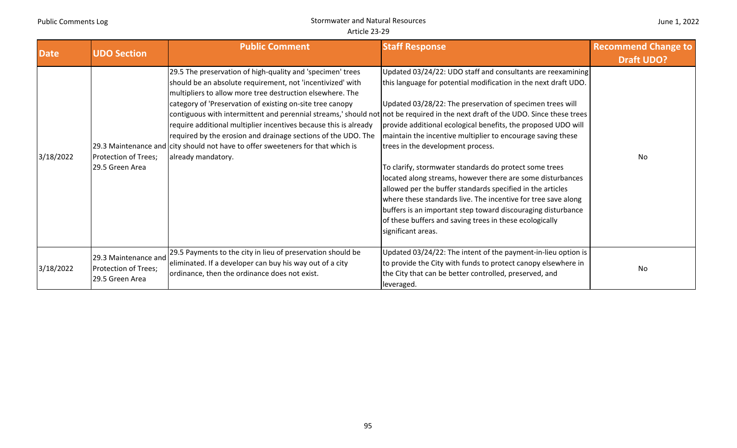| Date | UDO Section | Public Comment | Staff Response | Recommend Change to Draft UDO? |
| --- | --- | --- | --- | --- |
| 3/18/2022 | 29.3 Maintenance and Protection of Trees; 29.5 Green Area | 29.5 The preservation of high-quality and 'specimen' trees should be an absolute requirement, not 'incentivized' with multipliers to allow more tree destruction elsewhere. The category of 'Preservation of existing on-site tree canopy contiguous with intermittent and perennial streams,' should not require additional multiplier incentives because this is already required by the erosion and drainage sections of the UDO. The city should not have to offer sweeteners for that which is already mandatory. | Updated 03/24/22: UDO staff and consultants are reexamining this language for potential modification in the next draft UDO.<br><br>Updated 03/28/22: The preservation of specimen trees will not be required in the next draft of the UDO. Since these trees provide additional ecological benefits, the proposed UDO will maintain the incentive multiplier to encourage saving these trees in the development process.<br><br>To clarify, stormwater standards do protect some trees located along streams, however there are some disturbances allowed per the buffer standards specified in the articles where these standards live. The incentive for tree save along buffers is an important step toward discouraging disturbance of these buffers and saving trees in these ecologically significant areas. | No |
| 3/18/2022 | 29.3 Maintenance and Protection of Trees; 29.5 Green Area | 29.5 Payments to the city in lieu of preservation should be eliminated. If a developer can buy his way out of a city ordinance, then the ordinance does not exist. | Updated 03/24/22: The intent of the payment-in-lieu option is to provide the City with funds to protect canopy elsewhere in the City that can be better controlled, preserved, and leveraged. | No |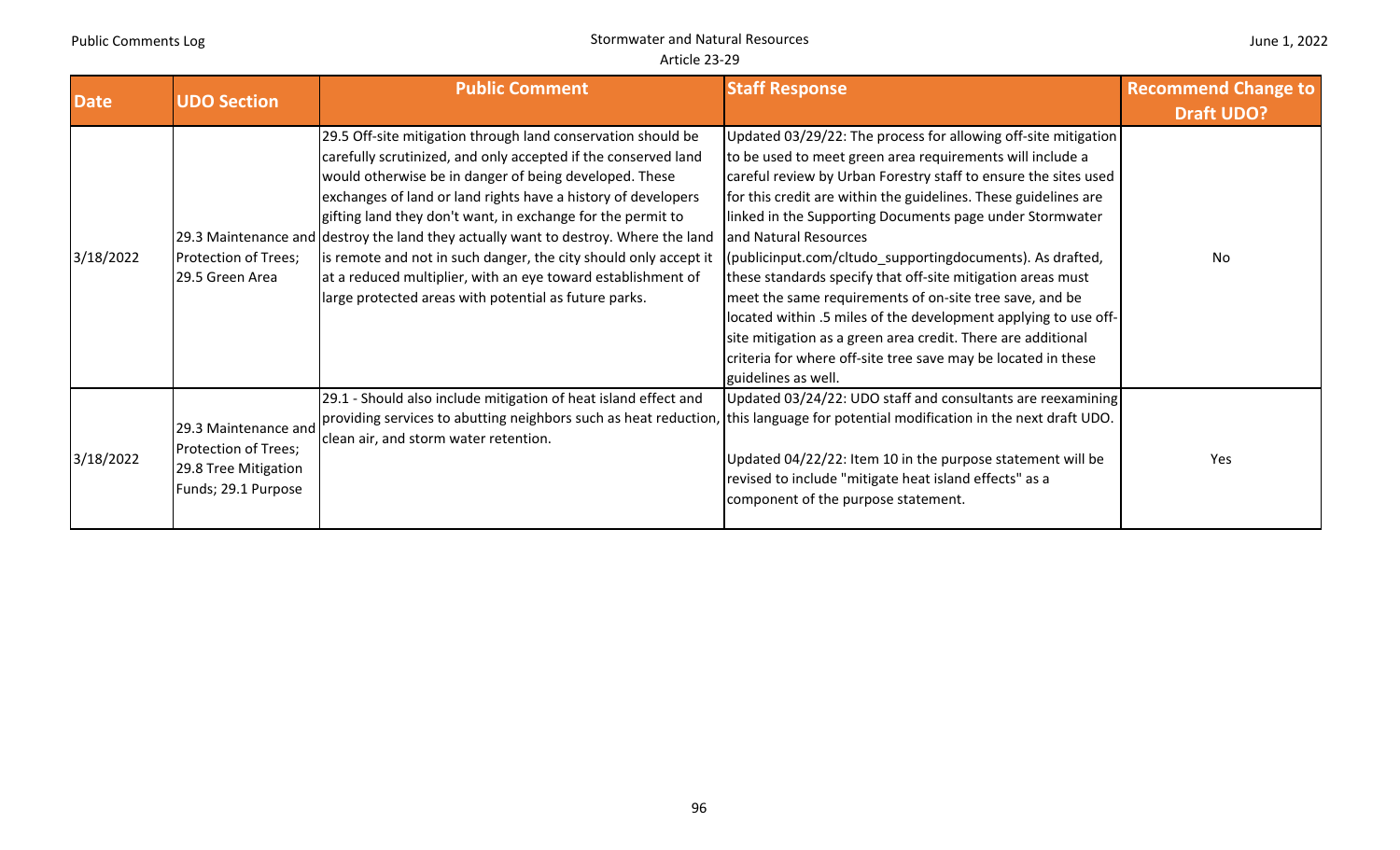| Date | UDO Section | Public Comment | Staff Response | Recommend Change to Draft UDO? |
|---|---|---|---|---|
| 3/18/2022 | 29.3 Maintenance and Protection of Trees; 29.5 Green Area | 29.5 Off-site mitigation through land conservation should be carefully scrutinized, and only accepted if the conserved land would otherwise be in danger of being developed. These exchanges of land or land rights have a history of developers gifting land they don't want, in exchange for the permit to destroy the land they actually want to destroy. Where the land is remote and not in such danger, the city should only accept it at a reduced multiplier, with an eye toward establishment of large protected areas with potential as future parks. | Updated 03/29/22: The process for allowing off-site mitigation to be used to meet green area requirements will include a careful review by Urban Forestry staff to ensure the sites used for this credit are within the guidelines. These guidelines are linked in the Supporting Documents page under Stormwater and Natural Resources (publicinput.com/cltudo_supportingdocuments). As drafted, these standards specify that off-site mitigation areas must meet the same requirements of on-site tree save, and be located within .5 miles of the development applying to use off-site mitigation as a green area credit. There are additional criteria for where off-site tree save may be located in these guidelines as well. | No |
| 3/18/2022 | 29.3 Maintenance and Protection of Trees; 29.8 Tree Mitigation Funds; 29.1 Purpose | 29.1 - Should also include mitigation of heat island effect and providing services to abutting neighbors such as heat reduction, clean air, and storm water retention. | Updated 03/24/22: UDO staff and consultants are reexamining this language for potential modification in the next draft UDO.<br><br>Updated 04/22/22: Item 10 in the purpose statement will be revised to include "mitigate heat island effects" as a component of the purpose statement. | Yes |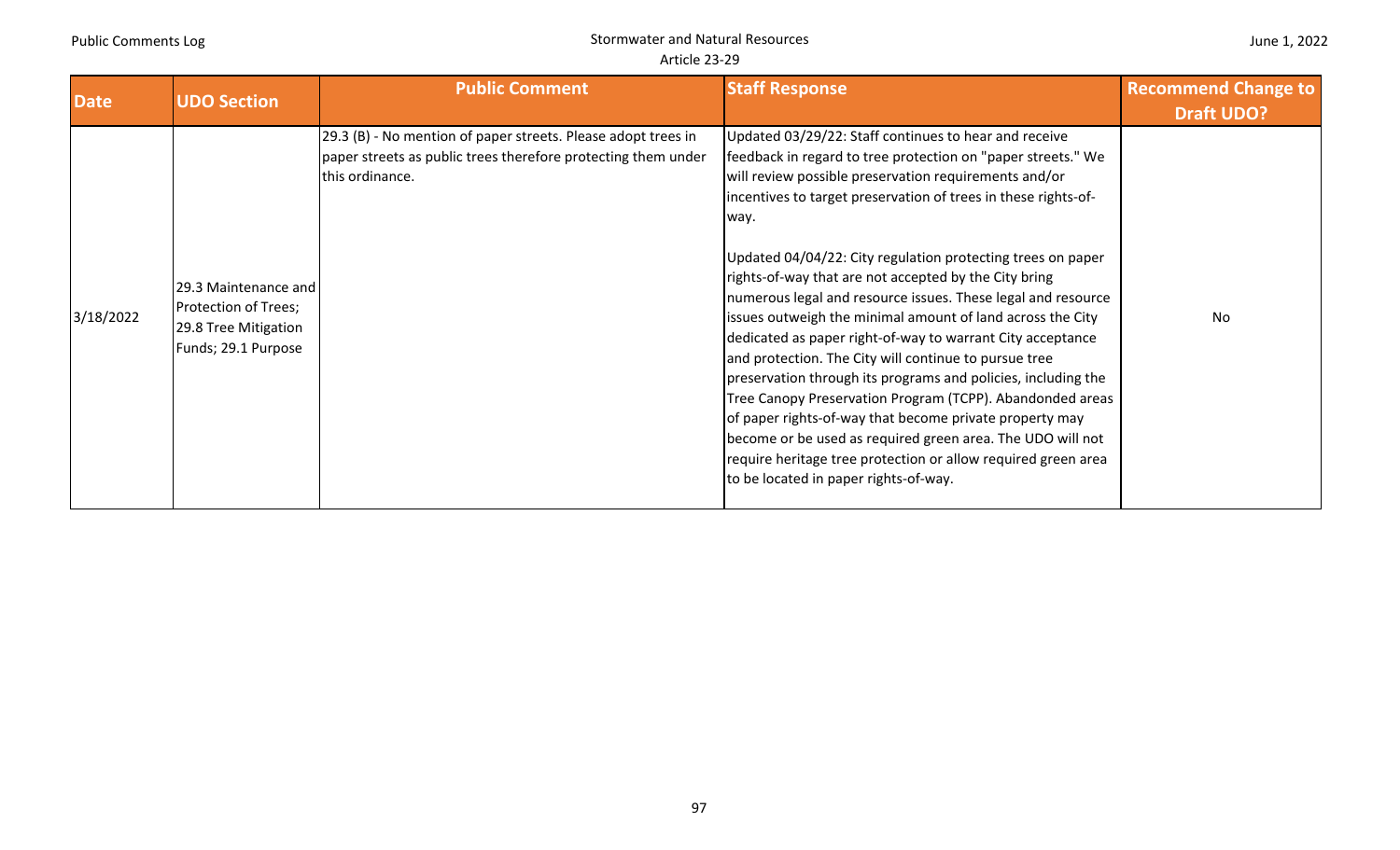| Date | UDO Section | Public Comment | Staff Response | Recommend Change to Draft UDO? |
| --- | --- | --- | --- | --- |
| 3/18/2022 | 29.3 Maintenance and Protection of Trees; 29.8 Tree Mitigation Funds; 29.1 Purpose | 29.3 (B) - No mention of paper streets. Please adopt trees in paper streets as public trees therefore protecting them under this ordinance. | Updated 03/29/22: Staff continues to hear and receive feedback in regard to tree protection on "paper streets." We will review possible preservation requirements and/or incentives to target preservation of trees in these rights-of-way.<br><br>Updated 04/04/22: City regulation protecting trees on paper rights-of-way that are not accepted by the City bring numerous legal and resource issues. These legal and resource issues outweigh the minimal amount of land across the City dedicated as paper right-of-way to warrant City acceptance and protection. The City will continue to pursue tree preservation through its programs and policies, including the Tree Canopy Preservation Program (TCPP). Abandonded areas of paper rights-of-way that become private property may become or be used as required green area. The UDO will not require heritage tree protection or allow required green area to be located in paper rights-of-way. | No |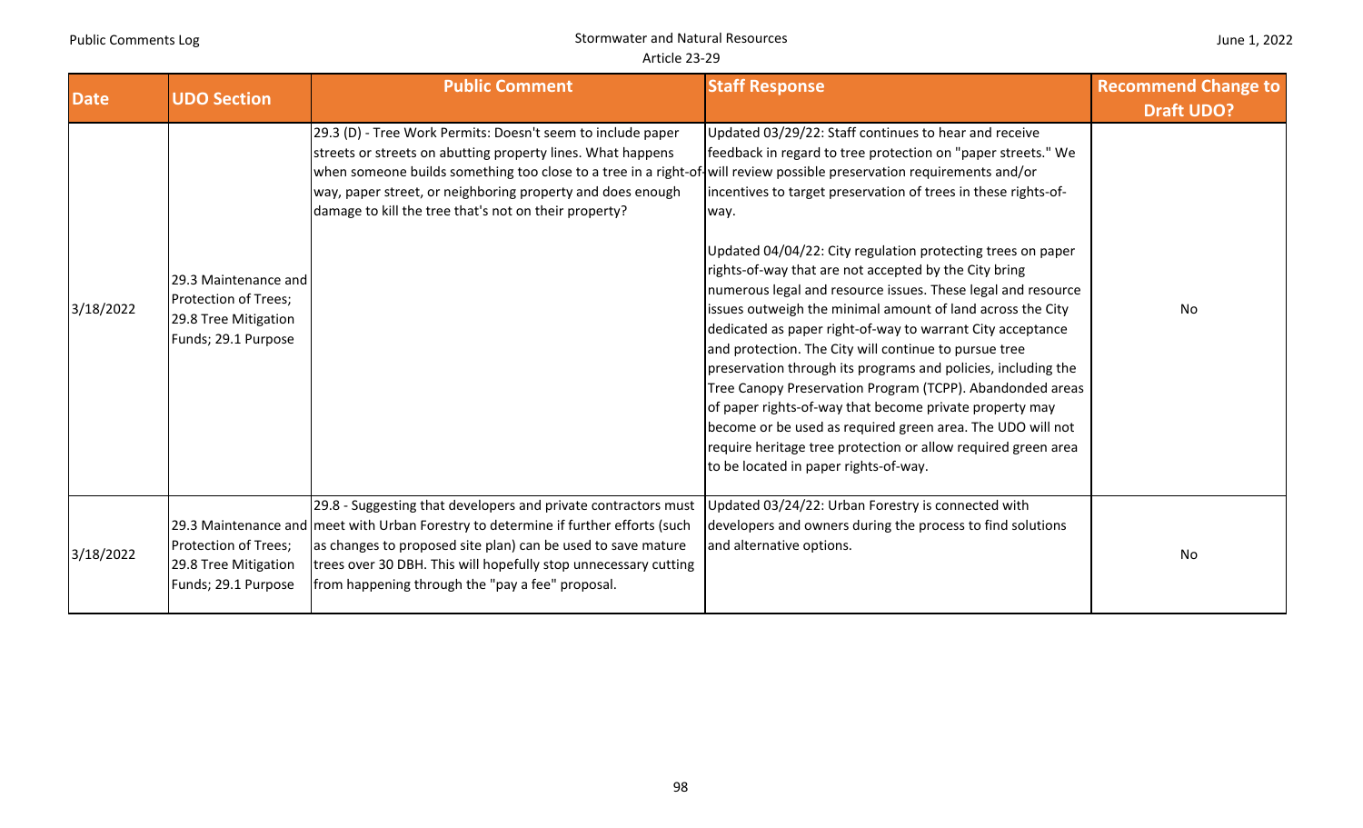| Date | UDO Section | Public Comment | Staff Response | Recommend Change to Draft UDO? |
|---|---|---|---|---|
| 3/18/2022 | 29.3 Maintenance and Protection of Trees; 29.8 Tree Mitigation Funds; 29.1 Purpose | 29.3 (D) - Tree Work Permits: Doesn't seem to include paper streets or streets on abutting property lines. What happens when someone builds something too close to a tree in a right-of-way, paper street, or neighboring property and does enough damage to kill the tree that's not on their property? | Updated 03/29/22: Staff continues to hear and receive feedback in regard to tree protection on "paper streets." We will review possible preservation requirements and/or incentives to target preservation of trees in these rights-of-way.<br><br>Updated 04/04/22: City regulation protecting trees on paper rights-of-way that are not accepted by the City bring numerous legal and resource issues. These legal and resource issues outweigh the minimal amount of land across the City dedicated as paper right-of-way to warrant City acceptance and protection. The City will continue to pursue tree preservation through its programs and policies, including the Tree Canopy Preservation Program (TCPP). Abandonded areas of paper rights-of-way that become private property may become or be used as required green area. The UDO will not require heritage tree protection or allow required green area to be located in paper rights-of-way. | No |
| 3/18/2022 | 29.3 Maintenance and Protection of Trees; 29.8 Tree Mitigation Funds; 29.1 Purpose | 29.8 - Suggesting that developers and private contractors must meet with Urban Forestry to determine if further efforts (such as changes to proposed site plan) can be used to save mature trees over 30 DBH. This will hopefully stop unnecessary cutting from happening through the "pay a fee" proposal. | Updated 03/24/22: Urban Forestry is connected with developers and owners during the process to find solutions and alternative options. | No |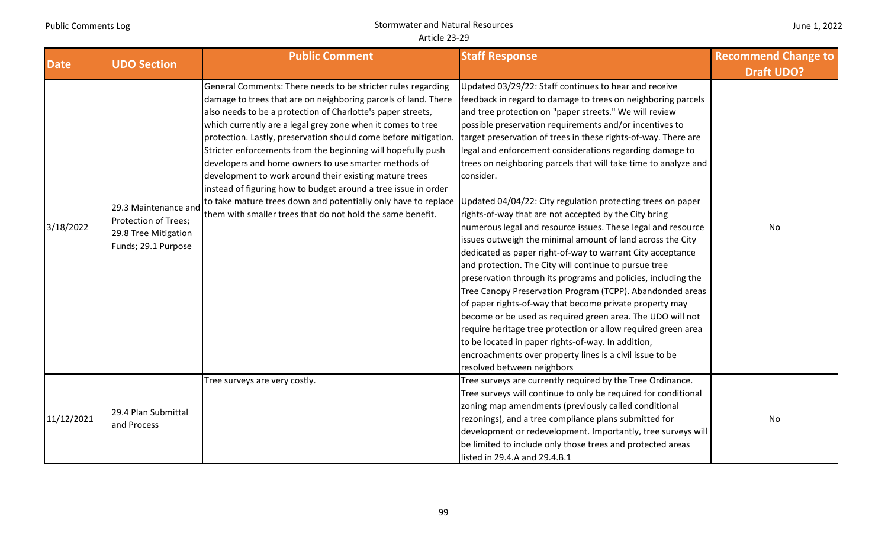| Date | UDO Section | Public Comment | Staff Response | Recommend Change to Draft UDO? |
|---|---|---|---|---|
| 3/18/2022 | 29.3 Maintenance and Protection of Trees; 29.8 Tree Mitigation Funds; 29.1 Purpose | General Comments: There needs to be stricter rules regarding damage to trees that are on neighboring parcels of land. There also needs to be a protection of Charlotte's paper streets, which currently are a legal grey zone when it comes to tree protection. Lastly, preservation should come before mitigation. Stricter enforcements from the beginning will hopefully push developers and home owners to use smarter methods of development to work around their existing mature trees instead of figuring how to budget around a tree issue in order to take mature trees down and potentially only have to replace them with smaller trees that do not hold the same benefit. | Updated 03/29/22: Staff continues to hear and receive feedback in regard to damage to trees on neighboring parcels and tree protection on "paper streets." We will review possible preservation requirements and/or incentives to target preservation of trees in these rights-of-way. There are legal and enforcement considerations regarding damage to trees on neighboring parcels that will take time to analyze and consider.<br><br>Updated 04/04/22: City regulation protecting trees on paper rights-of-way that are not accepted by the City bring numerous legal and resource issues. These legal and resource issues outweigh the minimal amount of land across the City dedicated as paper right-of-way to warrant City acceptance and protection. The City will continue to pursue tree preservation through its programs and policies, including the Tree Canopy Preservation Program (TCPP). Abandonded areas of paper rights-of-way that become private property may become or be used as required green area. The UDO will not require heritage tree protection or allow required green area to be located in paper rights-of-way. In addition, encroachments over property lines is a civil issue to be resolved between neighbors | No |
| 11/12/2021 | 29.4 Plan Submittal and Process | Tree surveys are very costly. | Tree surveys are currently required by the Tree Ordinance. Tree surveys will continue to only be required for conditional zoning map amendments (previously called conditional rezonings), and a tree compliance plans submitted for development or redevelopment. Importantly, tree surveys will be limited to include only those trees and protected areas listed in 29.4.A and 29.4.B.1 | No |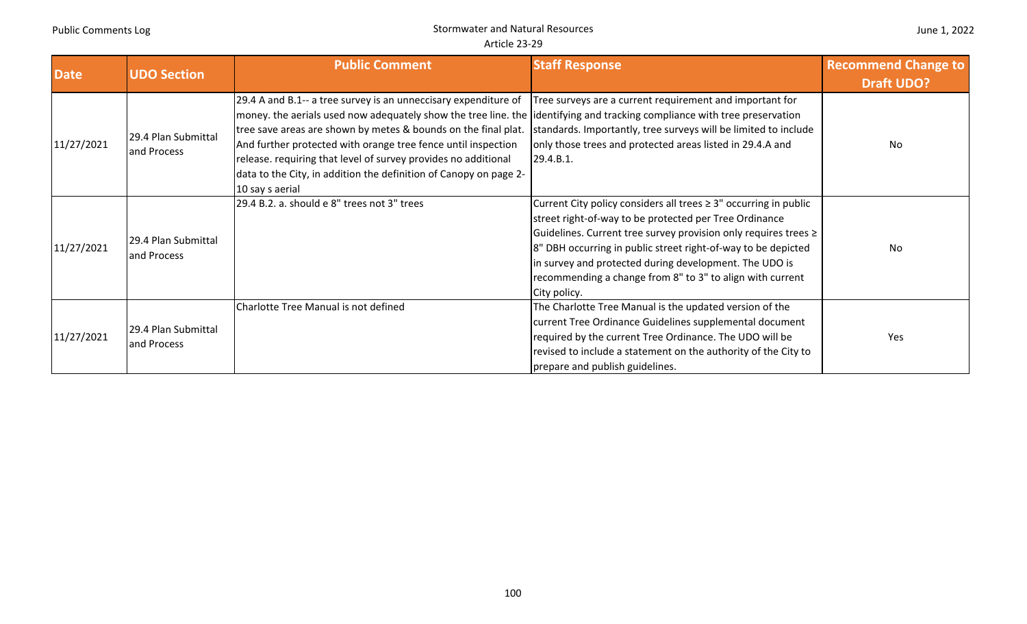| Date | UDO Section | Public Comment | Staff Response | Recommend Change to Draft UDO? |
|---|---|---|---|---|
| 11/27/2021 | 29.4 Plan Submittal and Process | 29.4 A and B.1-- a tree survey is an unneccisary expenditure of money. the aerials used now adequately show the tree line. the tree save areas are shown by metes & bounds on the final plat. And further protected with orange tree fence until inspection release. requiring that level of survey provides no additional data to the City, in addition the definition of Canopy on page 2-10 say s aerial | Tree surveys are a current requirement and important for identifying and tracking compliance with tree preservation standards. Importantly, tree surveys will be limited to include only those trees and protected areas listed in 29.4.A and 29.4.B.1. | No |
| 11/27/2021 | 29.4 Plan Submittal and Process | 29.4 B.2. a. should e 8" trees not 3" trees | Current City policy considers all trees ≥ 3" occurring in public street right-of-way to be protected per Tree Ordinance Guidelines. Current tree survey provision only requires trees ≥ 8" DBH occurring in public street right-of-way to be depicted in survey and protected during development. The UDO is recommending a change from 8" to 3" to align with current City policy. | No |
| 11/27/2021 | 29.4 Plan Submittal and Process | Charlotte Tree Manual is not defined | The Charlotte Tree Manual is the updated version of the current Tree Ordinance Guidelines supplemental document required by the current Tree Ordinance. The UDO will be revised to include a statement on the authority of the City to prepare and publish guidelines. | Yes |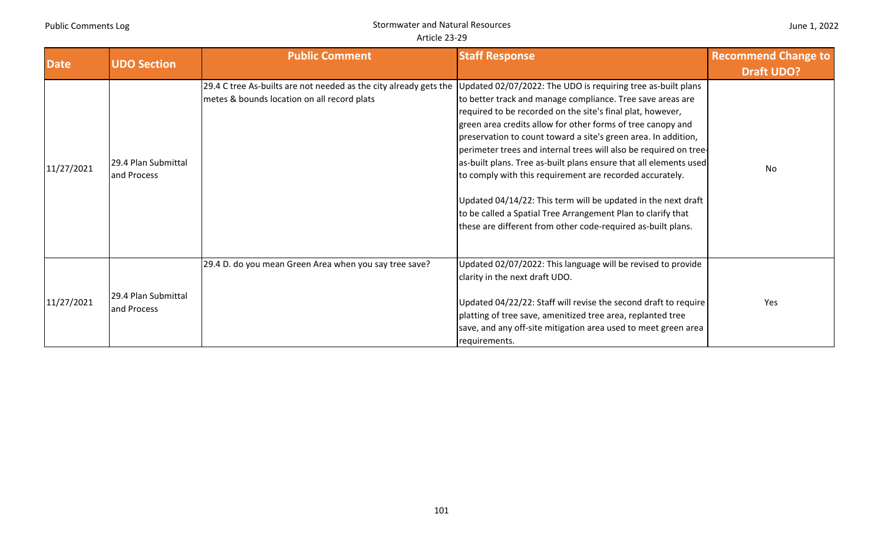| Date | UDO Section | Public Comment | Staff Response | Recommend Change to Draft UDO? |
|---|---|---|---|---|
| 11/27/2021 | 29.4 Plan Submittal and Process | 29.4 C tree As-builts are not needed as the city already gets the metes & bounds location on all record plats | Updated 02/07/2022: The UDO is requiring tree as-built plans to better track and manage compliance. Tree save areas are required to be recorded on the site's final plat, however, green area credits allow for other forms of tree canopy and preservation to count toward a site's green area. In addition, perimeter trees and internal trees will also be required on tree-as-built plans. Tree as-built plans ensure that all elements used to comply with this requirement are recorded accurately.<br><br>Updated 04/14/22: This term will be updated in the next draft to be called a Spatial Tree Arrangement Plan to clarify that these are different from other code-required as-built plans. | No |
| 11/27/2021 | 29.4 Plan Submittal and Process | 29.4 D. do you mean Green Area when you say tree save? | Updated 02/07/2022: This language will be revised to provide clarity in the next draft UDO.<br><br>Updated 04/22/22: Staff will revise the second draft to require platting of tree save, amenitized tree area, replanted tree save, and any off-site mitigation area used to meet green area requirements. | Yes |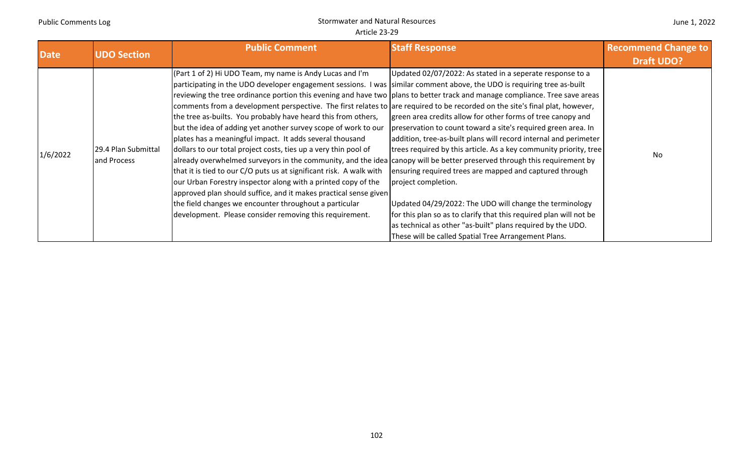| Date | UDO Section | Public Comment | Staff Response | Recommend Change to Draft UDO? |
| --- | --- | --- | --- | --- |
| 1/6/2022 | 29.4 Plan Submittal and Process | (Part 1 of 2) Hi UDO Team, my name is Andy Lucas and I'm participating in the UDO developer engagement sessions. I was reviewing the tree ordinance portion this evening and have two comments from a development perspective. The first relates to the tree as-builts. You probably have heard this from others, but the idea of adding yet another survey scope of work to our plates has a meaningful impact. It adds several thousand dollars to our total project costs, ties up a very thin pool of already overwhelmed surveyors in the community, and the idea that it is tied to our C/O puts us at significant risk. A walk with our Urban Forestry inspector along with a printed copy of the approved plan should suffice, and it makes practical sense given the field changes we encounter throughout a particular development. Please consider removing this requirement. | Updated 02/07/2022: As stated in a seperate response to a similar comment above, the UDO is requiring tree as-built plans to better track and manage compliance. Tree save areas are required to be recorded on the site's final plat, however, green area credits allow for other forms of tree canopy and preservation to count toward a site's required green area. In addition, tree-as-built plans will record internal and perimeter trees required by this article. As a key community priority, tree canopy will be better preserved through this requirement by ensuring required trees are mapped and captured through project completion.<br><br>Updated 04/29/2022: The UDO will change the terminology for this plan so as to clarify that this required plan will not be as technical as other "as-built" plans required by the UDO. These will be called Spatial Tree Arrangement Plans. | No |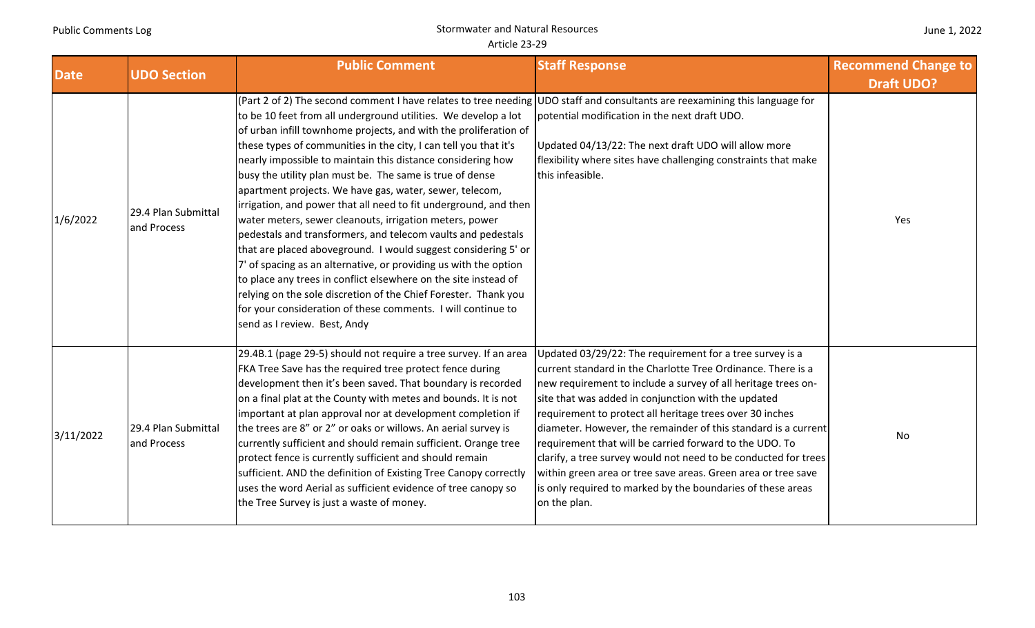| Date | UDO Section | Public Comment | Staff Response | Recommend Change to Draft UDO? |
|---|---|---|---|---|
| 1/6/2022 | 29.4 Plan Submittal and Process | (Part 2 of 2) The second comment I have relates to tree needing to be 10 feet from all underground utilities. We develop a lot of urban infill townhome projects, and with the proliferation of these types of communities in the city, I can tell you that it's nearly impossible to maintain this distance considering how busy the utility plan must be. The same is true of dense apartment projects. We have gas, water, sewer, telecom, irrigation, and power that all need to fit underground, and then water meters, sewer cleanouts, irrigation meters, power pedestals and transformers, and telecom vaults and pedestals that are placed aboveground. I would suggest considering 5' or 7' of spacing as an alternative, or providing us with the option to place any trees in conflict elsewhere on the site instead of relying on the sole discretion of the Chief Forester. Thank you for your consideration of these comments. I will continue to send as I review. Best, Andy | UDO staff and consultants are reexamining this language for potential modification in the next draft UDO.<br><br>Updated 04/13/22: The next draft UDO will allow more flexibility where sites have challenging constraints that make this infeasible. | Yes |
| 3/11/2022 | 29.4 Plan Submittal and Process | 29.4B.1 (page 29-5) should not require a tree survey. If an area FKA Tree Save has the required tree protect fence during development then it's been saved. That boundary is recorded on a final plat at the County with metes and bounds. It is not important at plan approval nor at development completion if the trees are 8" or 2" or oaks or willows. An aerial survey is currently sufficient and should remain sufficient. Orange tree protect fence is currently sufficient and should remain sufficient. AND the definition of Existing Tree Canopy correctly uses the word Aerial as sufficient evidence of tree canopy so the Tree Survey is just a waste of money. | Updated 03/29/22: The requirement for a tree survey is a current standard in the Charlotte Tree Ordinance. There is a new requirement to include a survey of all heritage trees on-site that was added in conjunction with the updated requirement to protect all heritage trees over 30 inches diameter. However, the remainder of this standard is a current requirement that will be carried forward to the UDO. To clarify, a tree survey would not need to be conducted for trees within green area or tree save areas. Green area or tree save is only required to marked by the boundaries of these areas on the plan. | No |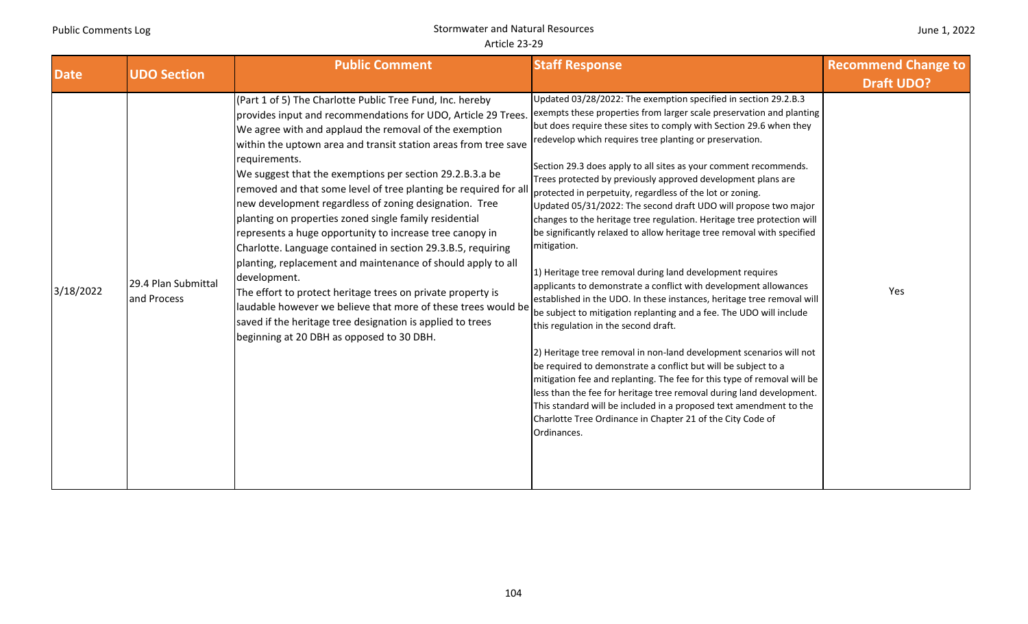| Date | UDO Section | Public Comment | Staff Response | Recommend Change to Draft UDO? |
|---|---|---|---|---|
| 3/18/2022 | 29.4 Plan Submittal and Process | (Part 1 of 5) The Charlotte Public Tree Fund, Inc. hereby provides input and recommendations for UDO, Article 29 Trees. We agree with and applaud the removal of the exemption within the uptown area and transit station areas from tree save requirements.<br>We suggest that the exemptions per section 29.2.B.3.a be removed and that some level of tree planting be required for all new development regardless of zoning designation. Tree planting on properties zoned single family residential represents a huge opportunity to increase tree canopy in Charlotte. Language contained in section 29.3.B.5, requiring planting, replacement and maintenance of should apply to all development.<br>The effort to protect heritage trees on private property is laudable however we believe that more of these trees would be saved if the heritage tree designation is applied to trees beginning at 20 DBH as opposed to 30 DBH. | Updated 03/28/2022: The exemption specified in section 29.2.B.3 exempts these properties from larger scale preservation and planting but does require these sites to comply with Section 29.6 when they redevelop which requires tree planting or preservation.<br><br>Section 29.3 does apply to all sites as your comment recommends. Trees protected by previously approved development plans are protected in perpetuity, regardless of the lot or zoning.<br>Updated 05/31/2022: The second draft UDO will propose two major changes to the heritage tree regulation. Heritage tree protection will be significantly relaxed to allow heritage tree removal with specified mitigation.<br><br>1) Heritage tree removal during land development requires applicants to demonstrate a conflict with development allowances established in the UDO. In these instances, heritage tree removal will be subject to mitigation replanting and a fee. The UDO will include this regulation in the second draft.<br><br>2) Heritage tree removal in non-land development scenarios will not be required to demonstrate a conflict but will be subject to a mitigation fee and replanting. The fee for this type of removal will be less than the fee for heritage tree removal during land development. This standard will be included in a proposed text amendment to the Charlotte Tree Ordinance in Chapter 21 of the City Code of Ordinances. | Yes |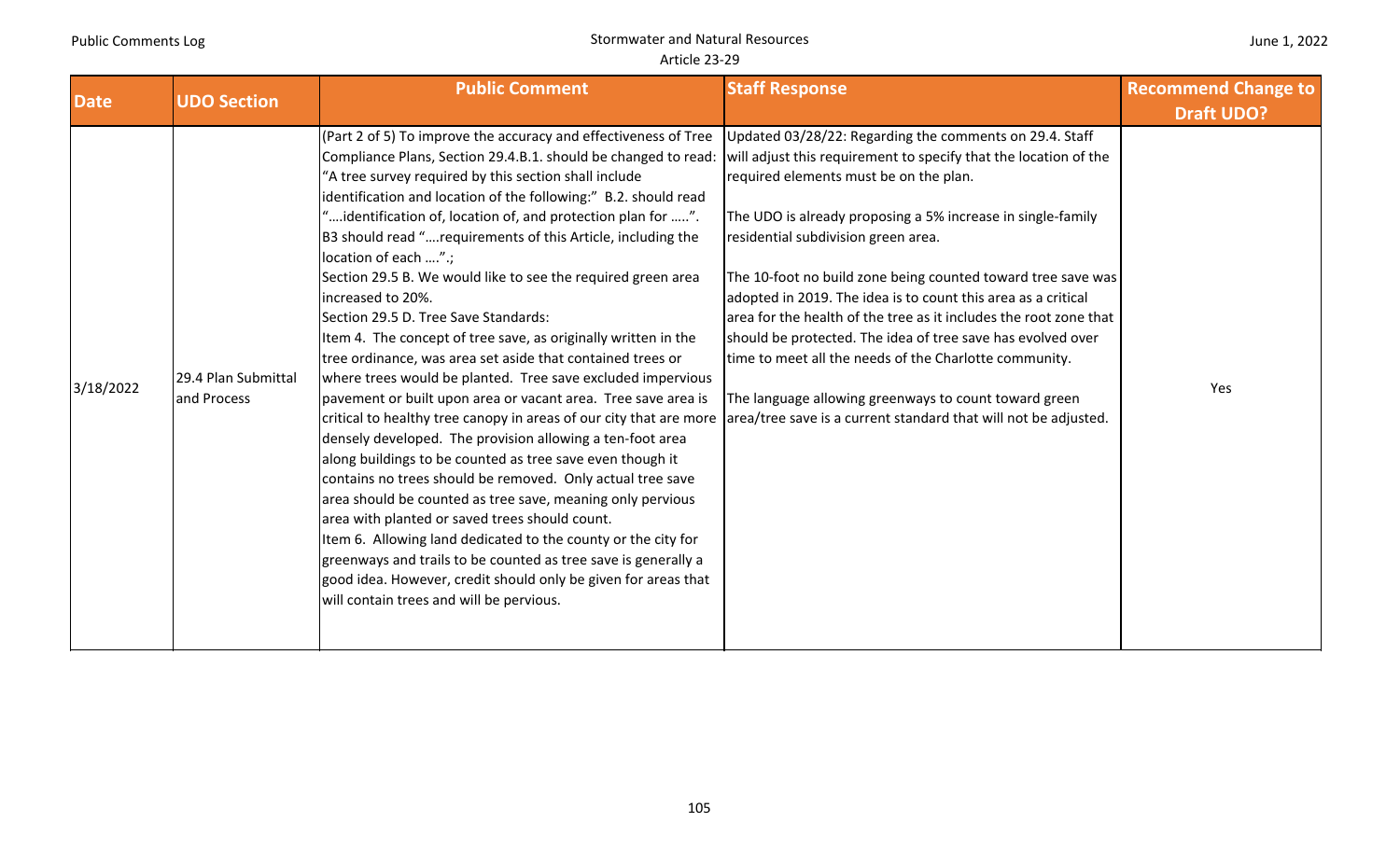| Date | UDO Section | Public Comment | Staff Response | Recommend Change to Draft UDO? |
|---|---|---|---|---|
| 3/18/2022 | 29.4 Plan Submittal and Process | (Part 2 of 5) To improve the accuracy and effectiveness of Tree Compliance Plans, Section 29.4.B.1. should be changed to read: "A tree survey required by this section shall include identification and location of the following:" B.2. should read "….identification of, location of, and protection plan for …..". B3 should read "….requirements of this Article, including the location of each ….".;<br>Section 29.5 B. We would like to see the required green area increased to 20%.<br>Section 29.5 D. Tree Save Standards:<br>Item 4. The concept of tree save, as originally written in the tree ordinance, was area set aside that contained trees or where trees would be planted. Tree save excluded impervious pavement or built upon area or vacant area. Tree save area is critical to healthy tree canopy in areas of our city that are more densely developed. The provision allowing a ten-foot area along buildings to be counted as tree save even though it contains no trees should be removed. Only actual tree save area should be counted as tree save, meaning only pervious area with planted or saved trees should count.<br>Item 6. Allowing land dedicated to the county or the city for greenways and trails to be counted as tree save is generally a good idea. However, credit should only be given for areas that will contain trees and will be pervious. | Updated 03/28/22: Regarding the comments on 29.4. Staff will adjust this requirement to specify that the location of the required elements must be on the plan.<br><br>The UDO is already proposing a 5% increase in single-family residential subdivision green area.<br><br>The 10-foot no build zone being counted toward tree save was adopted in 2019. The idea is to count this area as a critical area for the health of the tree as it includes the root zone that should be protected. The idea of tree save has evolved over time to meet all the needs of the Charlotte community.<br><br>The language allowing greenways to count toward green area/tree save is a current standard that will not be adjusted. | Yes |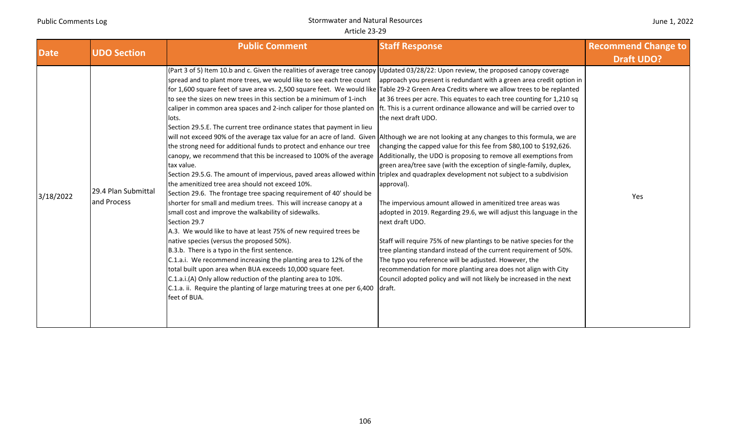| Date | UDO Section | Public Comment | Staff Response | Recommend Change to Draft UDO? |
|---|---|---|---|---|
| 3/18/2022 | 29.4 Plan Submittal and Process | (Part 3 of 5) Item 10.b and c. Given the realities of average tree canopy spread and to plant more trees, we would like to see each tree count for 1,600 square feet of save area vs. 2,500 square feet. We would like to see the sizes on new trees in this section be a minimum of 1-inch caliper in common area spaces and 2-inch caliper for those planted on lots.<br>Section 29.5.E. The current tree ordinance states that payment in lieu will not exceed 90% of the average tax value for an acre of land. Given the strong need for additional funds to protect and enhance our tree canopy, we recommend that this be increased to 100% of the average tax value.<br>Section 29.5.G. The amount of impervious, paved areas allowed within the amenitized tree area should not exceed 10%.<br>Section 29.6. The frontage tree spacing requirement of 40' should be shorter for small and medium trees. This will increase canopy at a small cost and improve the walkability of sidewalks.<br>Section 29.7<br>A.3. We would like to have at least 75% of new required trees be native species (versus the proposed 50%).<br>B.3.b. There is a typo in the first sentence.<br>C.1.a.i. We recommend increasing the planting area to 12% of the total built upon area when BUA exceeds 10,000 square feet.<br>C.1.a.i.(A) Only allow reduction of the planting area to 10%.<br>C.1.a. ii. Require the planting of large maturing trees at one per 6,400 feet of BUA. | Updated 03/28/22: Upon review, the proposed canopy coverage approach you present is redundant with a green area credit option in Table 29-2 Green Area Credits where we allow trees to be replanted at 36 trees per acre. This equates to each tree counting for 1,210 sq ft. This is a current ordinance allowance and will be carried over to the next draft UDO.<br><br>Although we are not looking at any changes to this formula, we are changing the capped value for this fee from $80,100 to $192,626. Additionally, the UDO is proposing to remove all exemptions from green area/tree save (with the exception of single-family, duplex, triplex and quadraplex development not subject to a subdivision approval).<br><br>The impervious amount allowed in amenitized tree areas was adopted in 2019. Regarding 29.6, we will adjust this language in the next draft UDO.<br><br>Staff will require 75% of new plantings to be native species for the tree planting standard instead of the current requirement of 50%. The typo you reference will be adjusted. However, the recommendation for more planting area does not align with City Council adopted policy and will not likely be increased in the next draft. | Yes |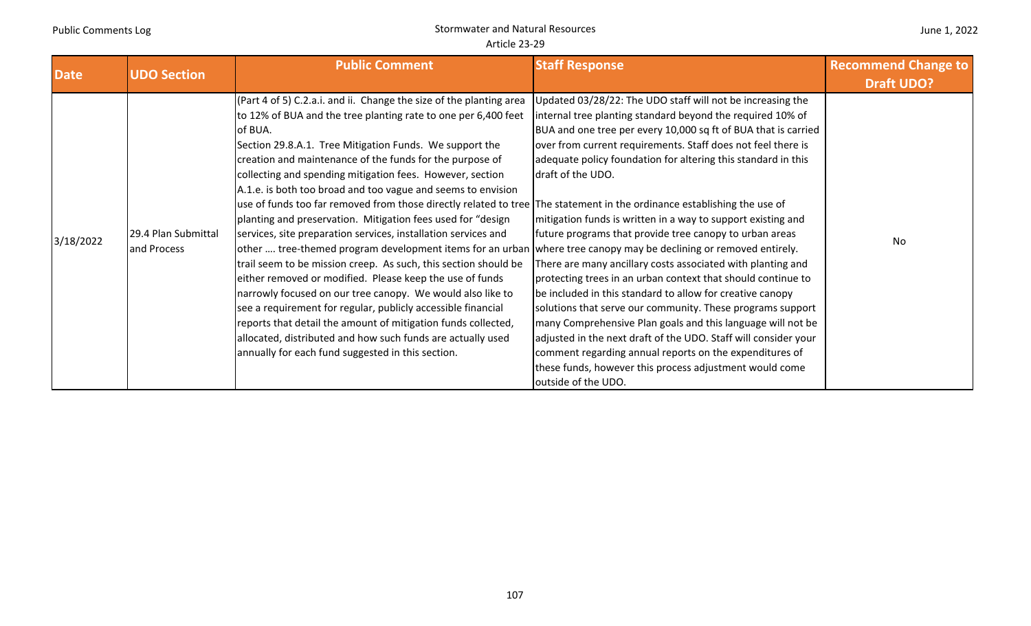| Date | UDO Section | Public Comment | Staff Response | Recommend Change to Draft UDO? |
| --- | --- | --- | --- | --- |
| 3/18/2022 | 29.4 Plan Submittal and Process | (Part 4 of 5) C.2.a.i. and ii. Change the size of the planting area to 12% of BUA and the tree planting rate to one per 6,400 feet of BUA.<br>Section 29.8.A.1. Tree Mitigation Funds. We support the creation and maintenance of the funds for the purpose of collecting and spending mitigation fees. However, section A.1.e. is both too broad and too vague and seems to envision use of funds too far removed from those directly related to tree planting and preservation. Mitigation fees used for "design services, site preparation services, installation services and other …. tree-themed program development items for an urban trail seem to be mission creep. As such, this section should be either removed or modified. Please keep the use of funds narrowly focused on our tree canopy. We would also like to see a requirement for regular, publicly accessible financial reports that detail the amount of mitigation funds collected, allocated, distributed and how such funds are actually used annually for each fund suggested in this section. | Updated 03/28/22: The UDO staff will not be increasing the internal tree planting standard beyond the required 10% of BUA and one tree per every 10,000 sq ft of BUA that is carried over from current requirements. Staff does not feel there is adequate policy foundation for altering this standard in this draft of the UDO.<br><br>The statement in the ordinance establishing the use of mitigation funds is written in a way to support existing and future programs that provide tree canopy to urban areas where tree canopy may be declining or removed entirely. There are many ancillary costs associated with planting and protecting trees in an urban context that should continue to be included in this standard to allow for creative canopy solutions that serve our community. These programs support many Comprehensive Plan goals and this language will not be adjusted in the next draft of the UDO. Staff will consider your comment regarding annual reports on the expenditures of these funds, however this process adjustment would come outside of the UDO. | No |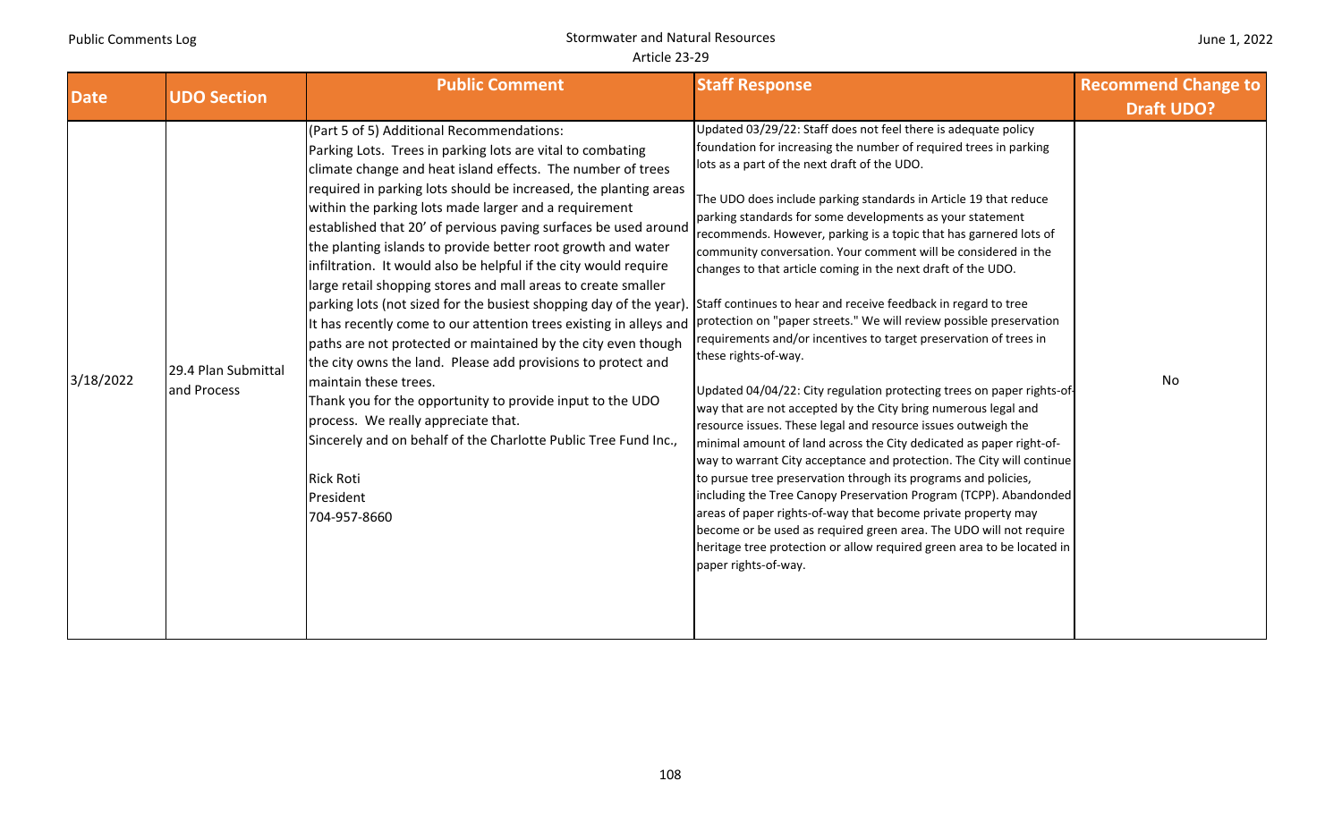| Date | UDO Section | Public Comment | Staff Response | Recommend Change to Draft UDO? |
|---|---|---|---|---|
| 3/18/2022 | 29.4 Plan Submittal and Process | (Part 5 of 5) Additional Recommendations:<br>Parking Lots. Trees in parking lots are vital to combating climate change and heat island effects. The number of trees required in parking lots should be increased, the planting areas within the parking lots made larger and a requirement established that 20' of pervious paving surfaces be used around the planting islands to provide better root growth and water infiltration. It would also be helpful if the city would require large retail shopping stores and mall areas to create smaller parking lots (not sized for the busiest shopping day of the year). It has recently come to our attention trees existing in alleys and paths are not protected or maintained by the city even though the city owns the land. Please add provisions to protect and maintain these trees.<br>Thank you for the opportunity to provide input to the UDO process. We really appreciate that.<br>Sincerely and on behalf of the Charlotte Public Tree Fund Inc.,<br><br>Rick Roti<br>President<br>704-957-8660 | Updated 03/29/22: Staff does not feel there is adequate policy foundation for increasing the number of required trees in parking lots as a part of the next draft of the UDO.<br><br>The UDO does include parking standards in Article 19 that reduce parking standards for some developments as your statement recommends. However, parking is a topic that has garnered lots of community conversation. Your comment will be considered in the changes to that article coming in the next draft of the UDO.<br><br>Staff continues to hear and receive feedback in regard to tree protection on "paper streets." We will review possible preservation requirements and/or incentives to target preservation of trees in these rights-of-way.<br><br>Updated 04/04/22: City regulation protecting trees on paper rights-of-way that are not accepted by the City bring numerous legal and resource issues. These legal and resource issues outweigh the minimal amount of land across the City dedicated as paper right-of-way to warrant City acceptance and protection. The City will continue to pursue tree preservation through its programs and policies, including the Tree Canopy Preservation Program (TCPP). Abandoned areas of paper rights-of-way that become private property may become or be used as required green area. The UDO will not require heritage tree protection or allow required green area to be located in paper rights-of-way. | No |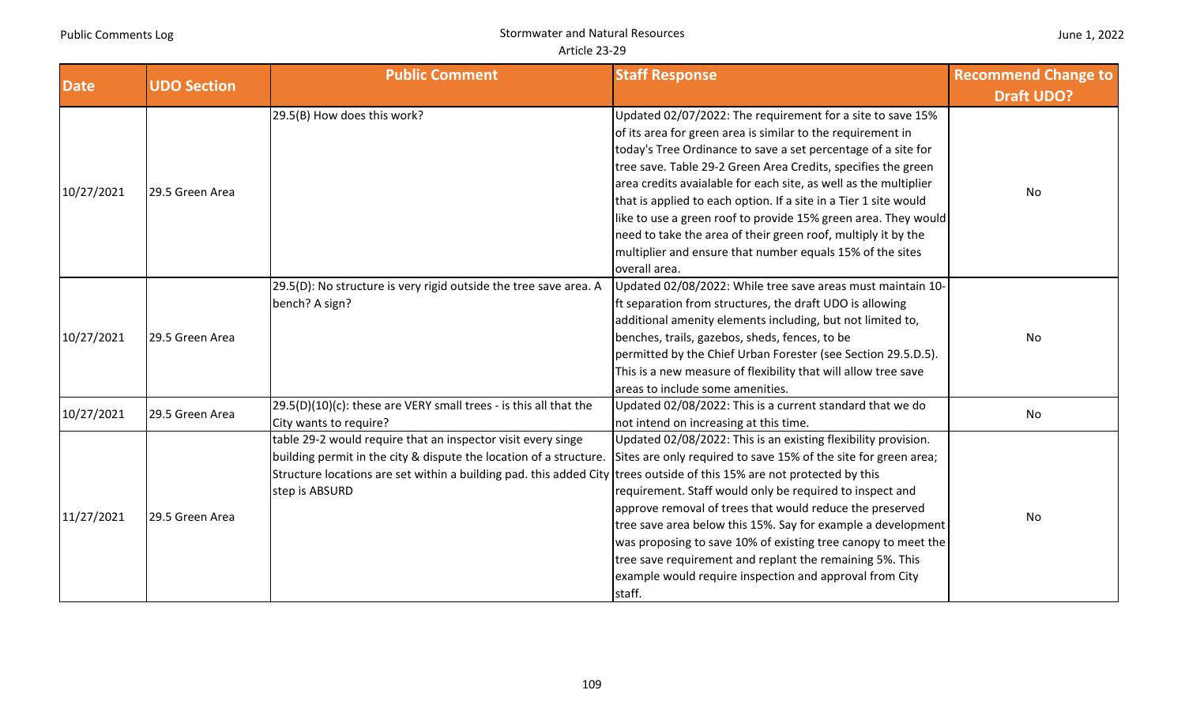| Date | UDO Section | Public Comment | Staff Response | Recommend Change to Draft UDO? |
|---|---|---|---|---|
| 10/27/2021 | 29.5 Green Area | 29.5(B) How does this work? | Updated 02/07/2022: The requirement for a site to save 15% of its area for green area is similar to the requirement in today's Tree Ordinance to save a set percentage of a site for tree save. Table 29-2 Green Area Credits, specifies the green area credits avaialable for each site, as well as the multiplier that is applied to each option. If a site in a Tier 1 site would like to use a green roof to provide 15% green area. They would need to take the area of their green roof, multiply it by the multiplier and ensure that number equals 15% of the sites overall area. | No |
| 10/27/2021 | 29.5 Green Area | 29.5(D): No structure is very rigid outside the tree save area. A bench? A sign? | Updated 02/08/2022: While tree save areas must maintain 10-ft separation from structures, the draft UDO is allowing additional amenity elements including, but not limited to, benches, trails, gazebos, sheds, fences, to be permitted by the Chief Urban Forester (see Section 29.5.D.5). This is a new measure of flexibility that will allow tree save areas to include some amenities. | No |
| 10/27/2021 | 29.5 Green Area | 29.5(D)(10)(c): these are VERY small trees - is this all that the City wants to require? | Updated 02/08/2022: This is a current standard that we do not intend on increasing at this time. | No |
| 11/27/2021 | 29.5 Green Area | table 29-2 would require that an inspector visit every singe building permit in the city & dispute the location of a structure. Structure locations are set within a building pad. this added City step is ABSURD | Updated 02/08/2022: This is an existing flexibility provision. Sites are only required to save 15% of the site for green area; trees outside of this 15% are not protected by this requirement. Staff would only be required to inspect and approve removal of trees that would reduce the preserved tree save area below this 15%. Say for example a development was proposing to save 10% of existing tree canopy to meet the tree save requirement and replant the remaining 5%. This example would require inspection and approval from City staff. | No |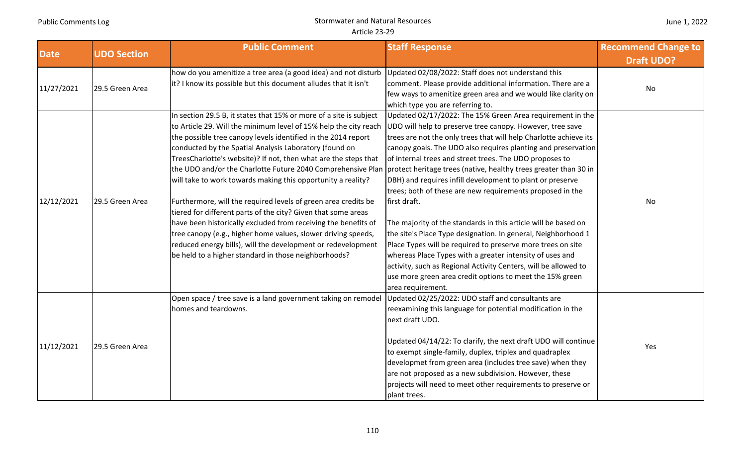| Date | UDO Section | Public Comment | Staff Response | Recommend Change to Draft UDO? |
|---|---|---|---|---|
| 11/27/2021 | 29.5 Green Area | how do you amenitize a tree area (a good idea) and not disturb it? I know its possible but this document alludes that it isn't | Updated 02/08/2022: Staff does not understand this comment. Please provide additional information. There are a few ways to amenitize green area and we would like clarity on which type you are referring to. | No |
| 12/12/2021 | 29.5 Green Area | In section 29.5 B, it states that 15% or more of a site is subject to Article 29. Will the minimum level of 15% help the city reach the possible tree canopy levels identified in the 2014 report conducted by the Spatial Analysis Laboratory (found on TreesCharlotte's website)? If not, then what are the steps that the UDO and/or the Charlotte Future 2040 Comprehensive Plan will take to work towards making this opportunity a reality?<br><br>Furthermore, will the required levels of green area credits be tiered for different parts of the city? Given that some areas have been historically excluded from receiving the benefits of tree canopy (e.g., higher home values, slower driving speeds, reduced energy bills), will the development or redevelopment be held to a higher standard in those neighborhoods? | Updated 02/17/2022: The 15% Green Area requirement in the UDO will help to preserve tree canopy. However, tree save trees are not the only trees that will help Charlotte achieve its canopy goals. The UDO also requires planting and preservation of internal trees and street trees. The UDO proposes to protect heritage trees (native, healthy trees greater than 30 in DBH) and requires infill development to plant or preserve trees; both of these are new requirements proposed in the first draft.<br><br>The majority of the standards in this article will be based on the site's Place Type designation. In general, Neighborhood 1 Place Types will be required to preserve more trees on site whereas Place Types with a greater intensity of uses and activity, such as Regional Activity Centers, will be allowed to use more green area credit options to meet the 15% green area requirement. | No |
| 11/12/2021 | 29.5 Green Area | Open space / tree save is a land government taking on remodel homes and teardowns. | Updated 02/25/2022: UDO staff and consultants are reexamining this language for potential modification in the next draft UDO.<br><br>Updated 04/14/22: To clarify, the next draft UDO will continue to exempt single-family, duplex, triplex and quadraplex developmet from green area (includes tree save) when they are not proposed as a new subdivision. However, these projects will need to meet other requirements to preserve or plant trees. | Yes |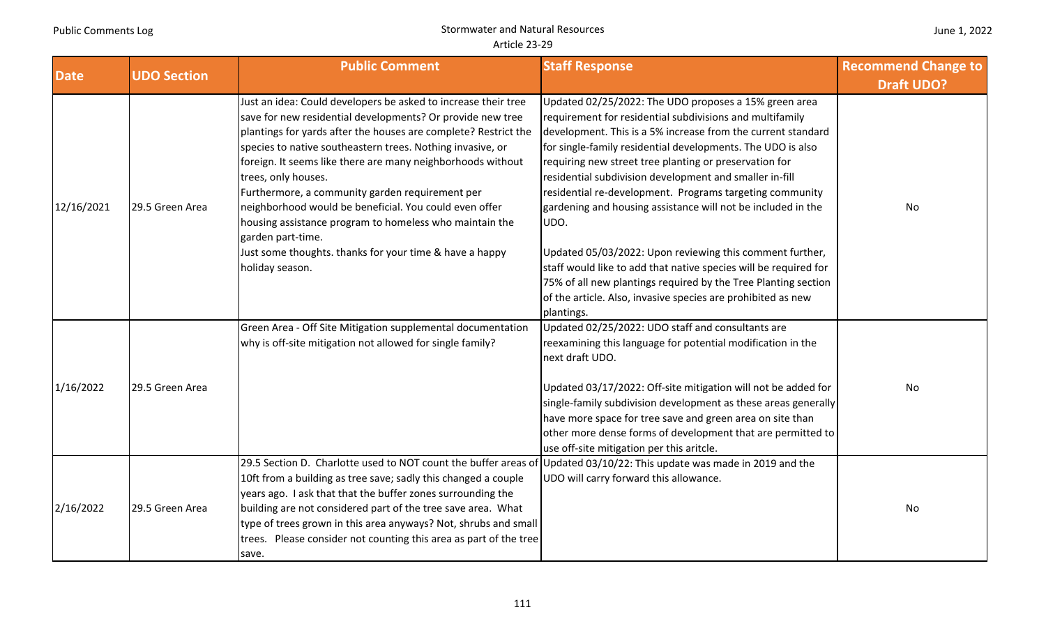| Date | UDO Section | Public Comment | Staff Response | Recommend Change to Draft UDO? |
|---|---|---|---|---|
| 12/16/2021 | 29.5 Green Area | Just an idea: Could developers be asked to increase their tree save for new residential developments? Or provide new tree plantings for yards after the houses are complete? Restrict the species to native southeastern trees. Nothing invasive, or foreign. It seems like there are many neighborhoods without trees, only houses.<br>Furthermore, a community garden requirement per neighborhood would be beneficial. You could even offer housing assistance program to homeless who maintain the garden part-time.<br>Just some thoughts. thanks for your time & have a happy holiday season. | Updated 02/25/2022: The UDO proposes a 15% green area requirement for residential subdivisions and multifamily development. This is a 5% increase from the current standard for single-family residential developments. The UDO is also requiring new street tree planting or preservation for residential subdivision development and smaller in-fill residential re-development. Programs targeting community gardening and housing assistance will not be included in the UDO.<br><br>Updated 05/03/2022: Upon reviewing this comment further, staff would like to add that native species will be required for 75% of all new plantings required by the Tree Planting section of the article. Also, invasive species are prohibited as new plantings. | No |
| 1/16/2022 | 29.5 Green Area | Green Area - Off Site Mitigation supplemental documentation why is off-site mitigation not allowed for single family? | Updated 02/25/2022: UDO staff and consultants are reexamining this language for potential modification in the next draft UDO.<br><br>Updated 03/17/2022: Off-site mitigation will not be added for single-family subdivision development as these areas generally have more space for tree save and green area on site than other more dense forms of development that are permitted to use off-site mitigation per this aritcle. | No |
| 2/16/2022 | 29.5 Green Area | 29.5 Section D. Charlotte used to NOT count the buffer areas of 10ft from a building as tree save; sadly this changed a couple years ago. I ask that that the buffer zones surrounding the building are not considered part of the tree save area. What type of trees grown in this area anyways? Not, shrubs and small trees. Please consider not counting this area as part of the tree save. | Updated 03/10/22: This update was made in 2019 and the UDO will carry forward this allowance. | No |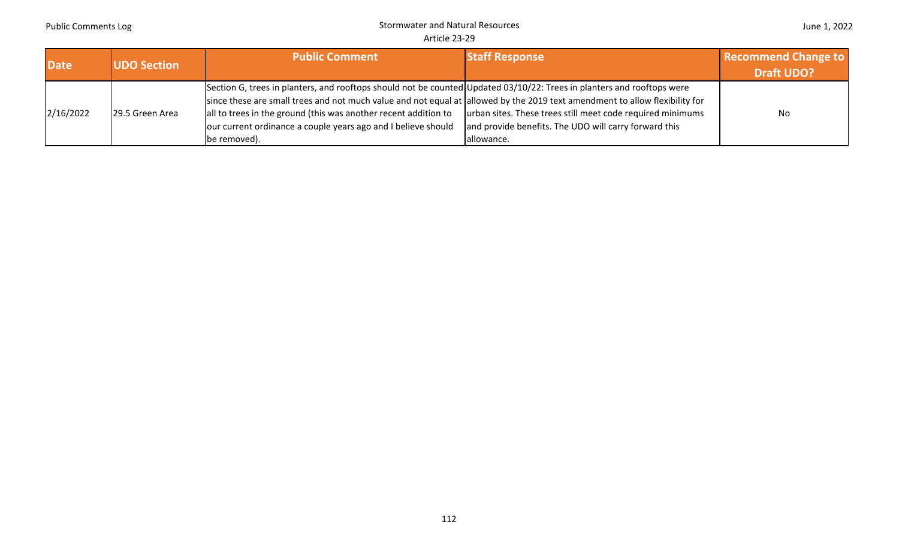| Date | UDO Section | Public Comment | Staff Response | Recommend Change to Draft UDO? |
|---|---|---|---|---|
| 2/16/2022 | 29.5 Green Area | Section G, trees in planters, and rooftops should not be counted since these are small trees and not much value and not equal at all to trees in the ground (this was another recent addition to our current ordinance a couple years ago and I believe should be removed). | Updated 03/10/22: Trees in planters and rooftops were allowed by the 2019 text amendment to allow flexibility for urban sites. These trees still meet code required minimums and provide benefits. The UDO will carry forward this allowance. | No |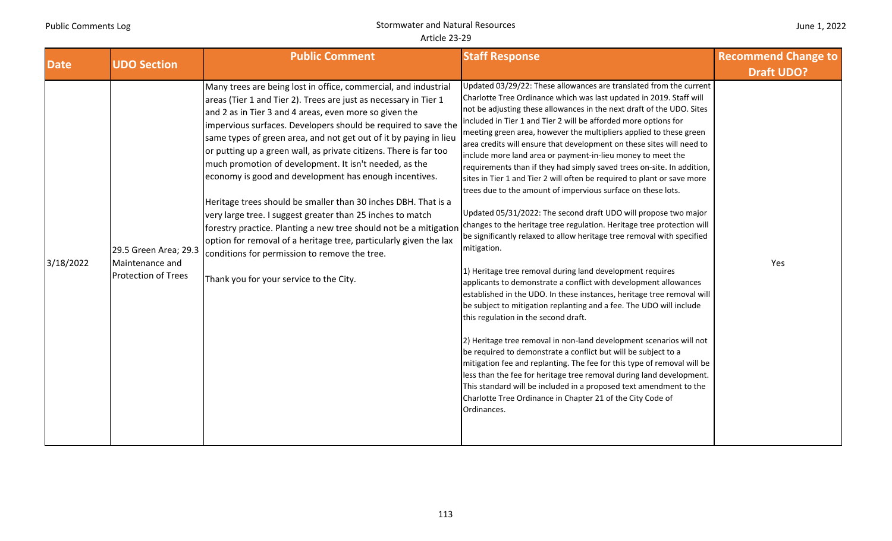| Date | UDO Section | Public Comment | Staff Response | Recommend Change to Draft UDO? |
|---|---|---|---|---|
| 3/18/2022 | 29.5 Green Area; 29.3 Maintenance and Protection of Trees | Many trees are being lost in office, commercial, and industrial areas (Tier 1 and Tier 2). Trees are just as necessary in Tier 1 and 2 as in Tier 3 and 4 areas, even more so given the impervious surfaces. Developers should be required to save the same types of green area, and not get out of it by paying in lieu or putting up a green wall, as private citizens. There is far too much promotion of development. It isn't needed, as the economy is good and development has enough incentives.<br><br>Heritage trees should be smaller than 30 inches DBH. That is a very large tree. I suggest greater than 25 inches to match forestry practice. Planting a new tree should not be a mitigation option for removal of a heritage tree, particularly given the lax conditions for permission to remove the tree.<br><br>Thank you for your service to the City. | Updated 03/29/22: These allowances are translated from the current Charlotte Tree Ordinance which was last updated in 2019. Staff will not be adjusting these allowances in the next draft of the UDO. Sites included in Tier 1 and Tier 2 will be afforded more options for meeting green area, however the multipliers applied to these green area credits will ensure that development on these sites will need to include more land area or payment-in-lieu money to meet the requirements than if they had simply saved trees on-site. In addition, sites in Tier 1 and Tier 2 will often be required to plant or save more trees due to the amount of impervious surface on these lots.<br><br>Updated 05/31/2022: The second draft UDO will propose two major changes to the heritage tree regulation. Heritage tree protection will be significantly relaxed to allow heritage tree removal with specified mitigation.<br><br>1) Heritage tree removal during land development requires applicants to demonstrate a conflict with development allowances established in the UDO. In these instances, heritage tree removal will be subject to mitigation replanting and a fee. The UDO will include this regulation in the second draft.<br><br>2) Heritage tree removal in non-land development scenarios will not be required to demonstrate a conflict but will be subject to a mitigation fee and replanting. The fee for this type of removal will be less than the fee for heritage tree removal during land development. This standard will be included in a proposed text amendment to the Charlotte Tree Ordinance in Chapter 21 of the City Code of Ordinances. | Yes |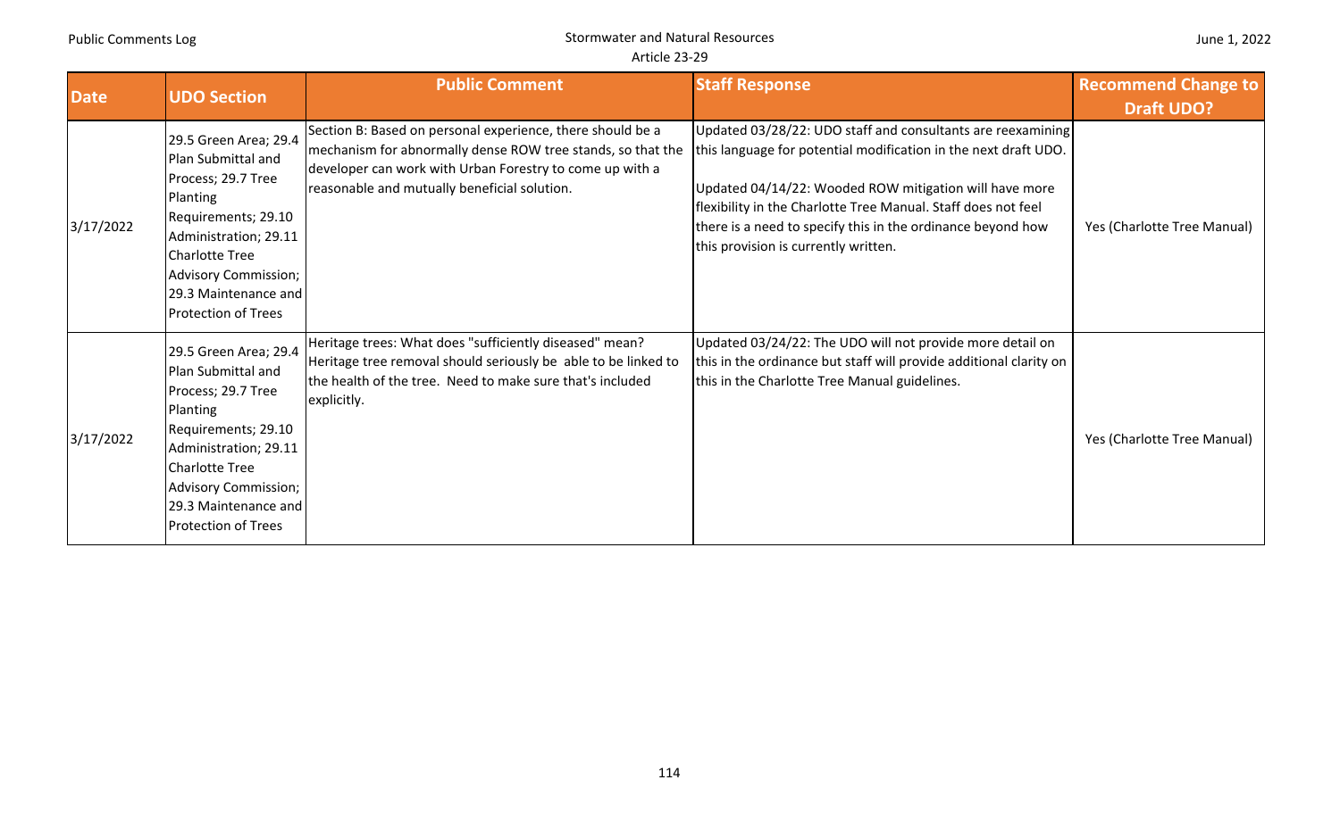| Date | UDO Section | Public Comment | Staff Response | Recommend Change to Draft UDO? |
|---|---|---|---|---|
| 3/17/2022 | 29.5 Green Area; 29.4 Plan Submittal and Process; 29.7 Tree Planting Requirements; 29.10 Administration; 29.11 Charlotte Tree Advisory Commission; 29.3 Maintenance and Protection of Trees | Section B: Based on personal experience, there should be a mechanism for abnormally dense ROW tree stands, so that the developer can work with Urban Forestry to come up with a reasonable and mutually beneficial solution. | Updated 03/28/22: UDO staff and consultants are reexamining this language for potential modification in the next draft UDO.<br><br>Updated 04/14/22: Wooded ROW mitigation will have more flexibility in the Charlotte Tree Manual. Staff does not feel there is a need to specify this in the ordinance beyond how this provision is currently written. | Yes (Charlotte Tree Manual) |
| 3/17/2022 | 29.5 Green Area; 29.4 Plan Submittal and Process; 29.7 Tree Planting Requirements; 29.10 Administration; 29.11 Charlotte Tree Advisory Commission; 29.3 Maintenance and Protection of Trees | Heritage trees: What does "sufficiently diseased" mean? Heritage tree removal should seriously be able to be linked to the health of the tree. Need to make sure that's included explicitly. | Updated 03/24/22: The UDO will not provide more detail on this in the ordinance but staff will provide additional clarity on this in the Charlotte Tree Manual guidelines. | Yes (Charlotte Tree Manual) |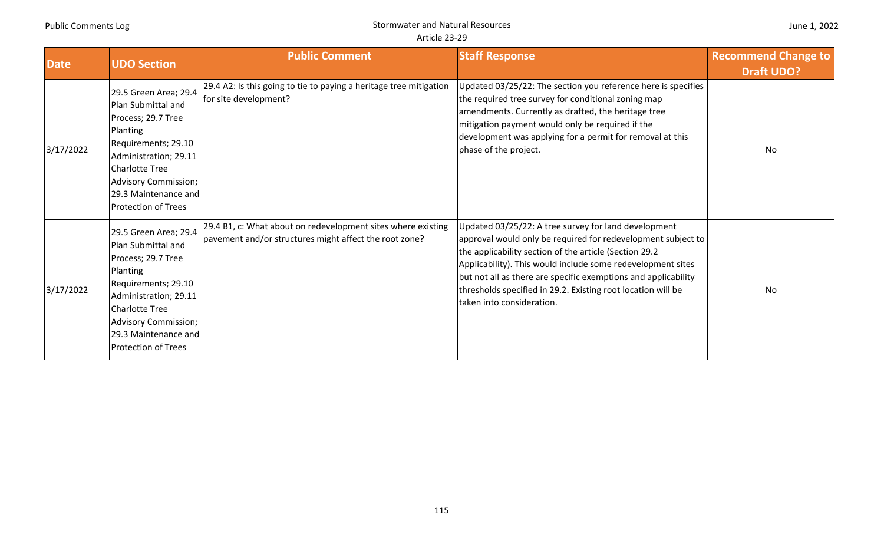| Date | UDO Section | Public Comment | Staff Response | Recommend Change to Draft UDO? |
|---|---|---|---|---|
| 3/17/2022 | 29.5 Green Area; 29.4 Plan Submittal and Process; 29.7 Tree Planting Requirements; 29.10 Administration; 29.11 Charlotte Tree Advisory Commission; 29.3 Maintenance and Protection of Trees | 29.4 A2: Is this going to tie to paying a heritage tree mitigation for site development? | Updated 03/25/22: The section you reference here is specifies the required tree survey for conditional zoning map amendments. Currently as drafted, the heritage tree mitigation payment would only be required if the development was applying for a permit for removal at this phase of the project. | No |
| 3/17/2022 | 29.5 Green Area; 29.4 Plan Submittal and Process; 29.7 Tree Planting Requirements; 29.10 Administration; 29.11 Charlotte Tree Advisory Commission; 29.3 Maintenance and Protection of Trees | 29.4 B1, c: What about on redevelopment sites where existing pavement and/or structures might affect the root zone? | Updated 03/25/22: A tree survey for land development approval would only be required for redevelopment subject to the applicability section of the article (Section 29.2 Applicability). This would include some redevelopment sites but not all as there are specific exemptions and applicability thresholds specified in 29.2. Existing root location will be taken into consideration. | No |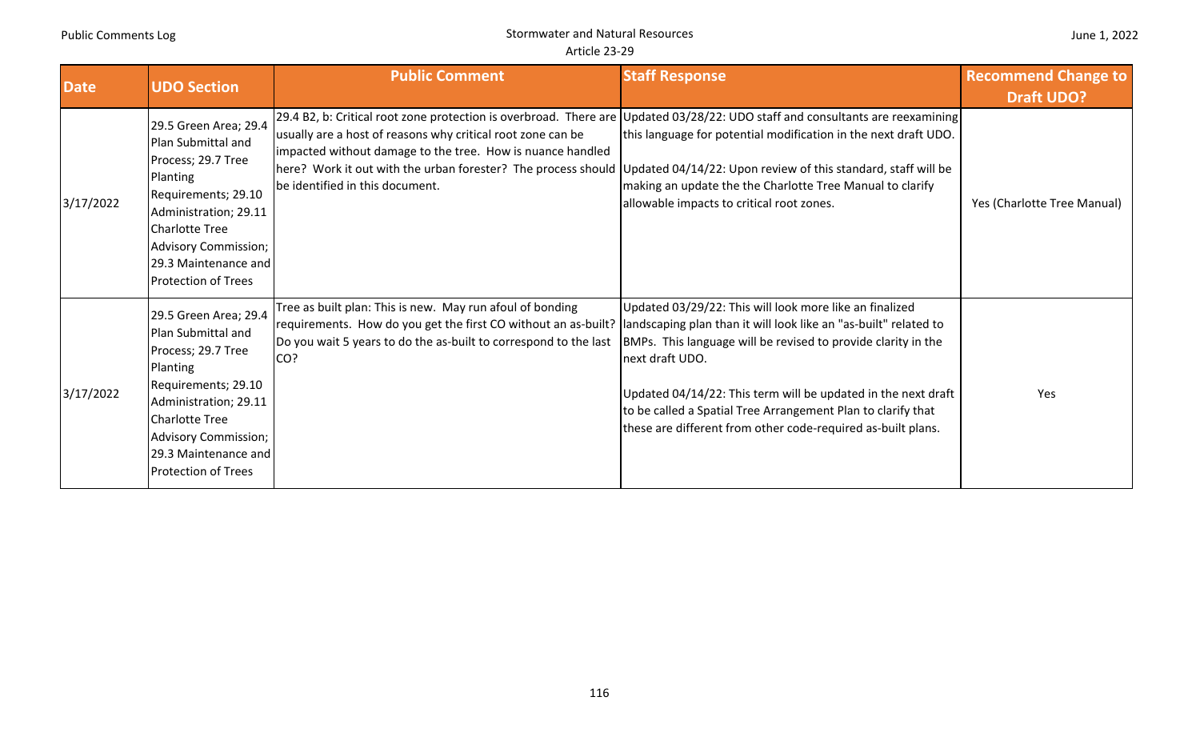| Date | UDO Section | Public Comment | Staff Response | Recommend Change to Draft UDO? |
|---|---|---|---|---|
| 3/17/2022 | 29.5 Green Area; 29.4 Plan Submittal and Process; 29.7 Tree Planting Requirements; 29.10 Administration; 29.11 Charlotte Tree Advisory Commission; 29.3 Maintenance and Protection of Trees | 29.4 B2, b: Critical root zone protection is overbroad. There are usually are a host of reasons why critical root zone can be impacted without damage to the tree. How is nuance handled here? Work it out with the urban forester? The process should be identified in this document. | Updated 03/28/22: UDO staff and consultants are reexamining this language for potential modification in the next draft UDO.<br><br>Updated 04/14/22: Upon review of this standard, staff will be making an update the the Charlotte Tree Manual to clarify allowable impacts to critical root zones. | Yes (Charlotte Tree Manual) |
| 3/17/2022 | 29.5 Green Area; 29.4 Plan Submittal and Process; 29.7 Tree Planting Requirements; 29.10 Administration; 29.11 Charlotte Tree Advisory Commission; 29.3 Maintenance and Protection of Trees | Tree as built plan: This is new. May run afoul of bonding requirements. How do you get the first CO without an as-built? Do you wait 5 years to do the as-built to correspond to the last CO? | Updated 03/29/22: This will look more like an finalized landscaping plan than it will look like an "as-built" related to BMPs. This language will be revised to provide clarity in the next draft UDO.<br><br>Updated 04/14/22: This term will be updated in the next draft to be called a Spatial Tree Arrangement Plan to clarify that these are different from other code-required as-built plans. | Yes |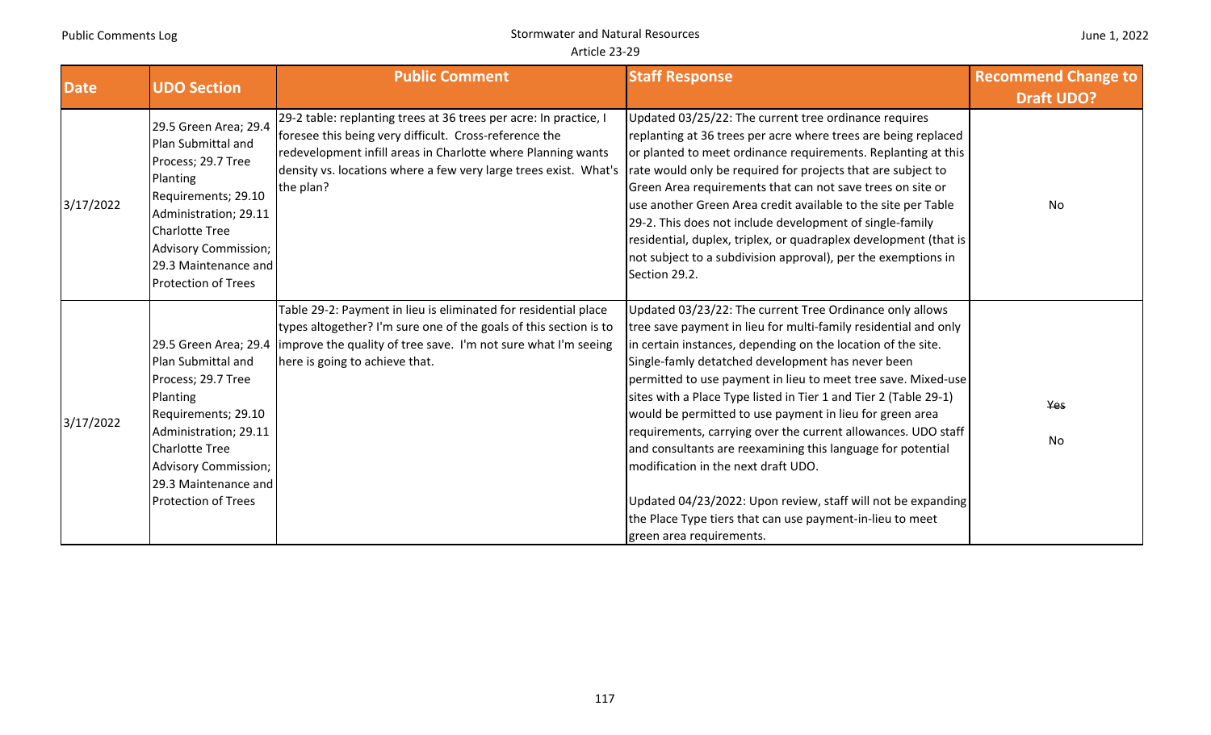| Date | UDO Section | Public Comment | Staff Response | Recommend Change to Draft UDO? |
|---|---|---|---|---|
| 3/17/2022 | 29.5 Green Area; 29.4 Plan Submittal and Process; 29.7 Tree Planting Requirements; 29.10 Administration; 29.11 Charlotte Tree Advisory Commission; 29.3 Maintenance and Protection of Trees | 29-2 table: replanting trees at 36 trees per acre: In practice, I foresee this being very difficult. Cross-reference the redevelopment infill areas in Charlotte where Planning wants density vs. locations where a few very large trees exist. What's the plan? | Updated 03/25/22: The current tree ordinance requires replanting at 36 trees per acre where trees are being replaced or planted to meet ordinance requirements. Replanting at this rate would only be required for projects that are subject to Green Area requirements that can not save trees on site or use another Green Area credit available to the site per Table 29-2. This does not include development of single-family residential, duplex, triplex, or quadraplex development (that is not subject to a subdivision approval), per the exemptions in Section 29.2. | No |
| 3/17/2022 | 29.5 Green Area; 29.4 Plan Submittal and Process; 29.7 Tree Planting Requirements; 29.10 Administration; 29.11 Charlotte Tree Advisory Commission; 29.3 Maintenance and Protection of Trees | Table 29-2: Payment in lieu is eliminated for residential place types altogether? I'm sure one of the goals of this section is to improve the quality of tree save. I'm not sure what I'm seeing here is going to achieve that. | Updated 03/23/22: The current Tree Ordinance only allows tree save payment in lieu for multi-family residential and only in certain instances, depending on the location of the site. Single-famly detatched development has never been permitted to use payment in lieu to meet tree save. Mixed-use sites with a Place Type listed in Tier 1 and Tier 2 (Table 29-1) would be permitted to use payment in lieu for green area requirements, carrying over the current allowances. UDO staff and consultants are reexamining this language for potential modification in the next draft UDO.<br><br>Updated 04/23/2022: Upon review, staff will not be expanding the Place Type tiers that can use payment-in-lieu to meet green area requirements. | ~~Yes~~<br><br>No |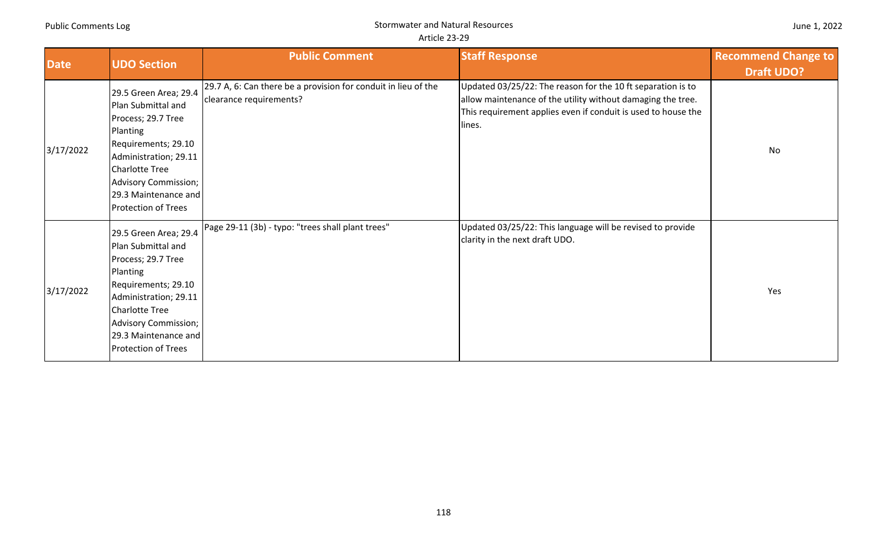| Date | UDO Section | Public Comment | Staff Response | Recommend Change to Draft UDO? |
|---|---|---|---|---|
| 3/17/2022 | 29.5 Green Area; 29.4 Plan Submittal and Process; 29.7 Tree Planting Requirements; 29.10 Administration; 29.11 Charlotte Tree Advisory Commission; 29.3 Maintenance and Protection of Trees | 29.7 A, 6: Can there be a provision for conduit in lieu of the clearance requirements? | Updated 03/25/22: The reason for the 10 ft separation is to allow maintenance of the utility without damaging the tree. This requirement applies even if conduit is used to house the lines. | No |
| 3/17/2022 | 29.5 Green Area; 29.4 Plan Submittal and Process; 29.7 Tree Planting Requirements; 29.10 Administration; 29.11 Charlotte Tree Advisory Commission; 29.3 Maintenance and Protection of Trees | Page 29-11 (3b) - typo: "trees shall plant trees" | Updated 03/25/22: This language will be revised to provide clarity in the next draft UDO. | Yes |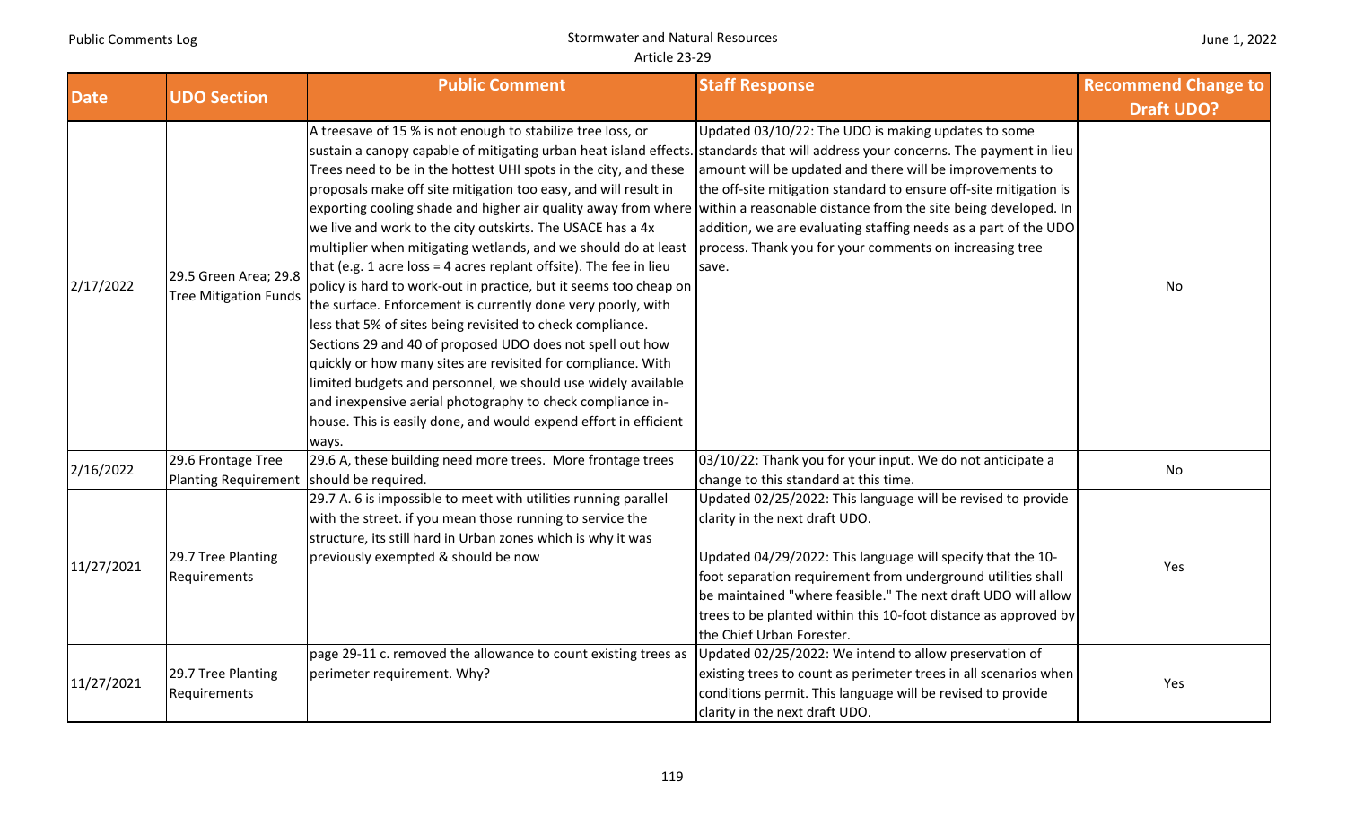| Date | UDO Section | Public Comment | Staff Response | Recommend Change to Draft UDO? |
|---|---|---|---|---|
| 2/17/2022 | 29.5 Green Area; 29.8 Tree Mitigation Funds | A treesave of 15 % is not enough to stabilize tree loss, or sustain a canopy capable of mitigating urban heat island effects. Trees need to be in the hottest UHI spots in the city, and these proposals make off site mitigation too easy, and will result in exporting cooling shade and higher air quality away from where we live and work to the city outskirts. The USACE has a 4x multiplier when mitigating wetlands, and we should do at least that (e.g. 1 acre loss = 4 acres replant offsite). The fee in lieu policy is hard to work-out in practice, but it seems too cheap on the surface. Enforcement is currently done very poorly, with less that 5% of sites being revisited to check compliance. Sections 29 and 40 of proposed UDO does not spell out how quickly or how many sites are revisited for compliance. With limited budgets and personnel, we should use widely available and inexpensive aerial photography to check compliance in-house. This is easily done, and would expend effort in efficient ways. | Updated 03/10/22: The UDO is making updates to some standards that will address your concerns. The payment in lieu amount will be updated and there will be improvements to the off-site mitigation standard to ensure off-site mitigation is within a reasonable distance from the site being developed. In addition, we are evaluating staffing needs as a part of the UDO process. Thank you for your comments on increasing tree save. | No |
| 2/16/2022 | 29.6 Frontage Tree Planting Requirement | 29.6 A, these building need more trees. More frontage trees should be required. | 03/10/22: Thank you for your input. We do not anticipate a change to this standard at this time. | No |
| 11/27/2021 | 29.7 Tree Planting Requirements | 29.7 A. 6 is impossible to meet with utilities running parallel with the street. if you mean those running to service the structure, its still hard in Urban zones which is why it was previously exempted & should be now | Updated 02/25/2022: This language will be revised to provide clarity in the next draft UDO.<br><br>Updated 04/29/2022: This language will specify that the 10-foot separation requirement from underground utilities shall be maintained "where feasible." The next draft UDO will allow trees to be planted within this 10-foot distance as approved by the Chief Urban Forester. | Yes |
| 11/27/2021 | 29.7 Tree Planting Requirements | page 29-11 c. removed the allowance to count existing trees as perimeter requirement. Why? | Updated 02/25/2022: We intend to allow preservation of existing trees to count as perimeter trees in all scenarios when conditions permit. This language will be revised to provide clarity in the next draft UDO. | Yes |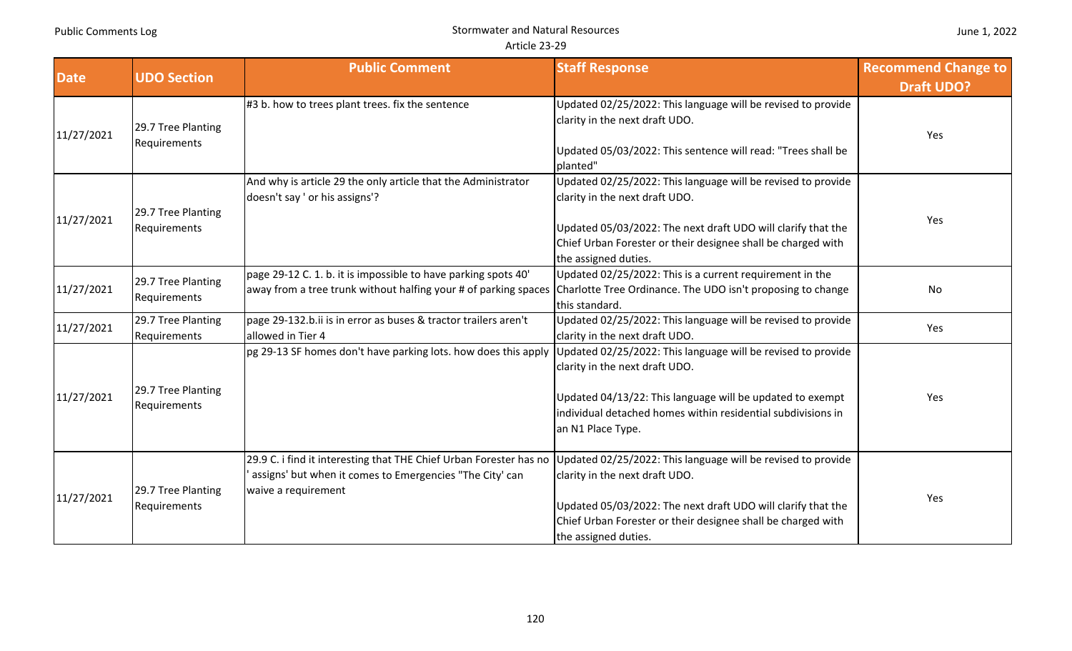| Date | UDO Section | Public Comment | Staff Response | Recommend Change to Draft UDO? |
|---|---|---|---|---|
| 11/27/2021 | 29.7 Tree Planting Requirements | #3 b. how to trees plant trees. fix the sentence | Updated 02/25/2022: This language will be revised to provide clarity in the next draft UDO.<br><br>Updated 05/03/2022: This sentence will read: "Trees shall be planted" | Yes |
| 11/27/2021 | 29.7 Tree Planting Requirements | And why is article 29 the only article that the Administrator doesn't say ' or his assigns'? | Updated 02/25/2022: This language will be revised to provide clarity in the next draft UDO.<br><br>Updated 05/03/2022: The next draft UDO will clarify that the Chief Urban Forester or their designee shall be charged with the assigned duties. | Yes |
| 11/27/2021 | 29.7 Tree Planting Requirements | page 29-12 C. 1. b. it is impossible to have parking spots 40' away from a tree trunk without halfing your # of parking spaces | Updated 02/25/2022: This is a current requirement in the Charlotte Tree Ordinance. The UDO isn't proposing to change this standard. | No |
| 11/27/2021 | 29.7 Tree Planting Requirements | page 29-132.b.ii is in error as buses & tractor trailers aren't allowed in Tier 4 | Updated 02/25/2022: This language will be revised to provide clarity in the next draft UDO. | Yes |
| 11/27/2021 | 29.7 Tree Planting Requirements | pg 29-13 SF homes don't have parking lots. how does this apply | Updated 02/25/2022: This language will be revised to provide clarity in the next draft UDO.<br><br>Updated 04/13/22: This language will be updated to exempt individual detached homes within residential subdivisions in an N1 Place Type. | Yes |
| 11/27/2021 | 29.7 Tree Planting Requirements | 29.9 C. i find it interesting that THE Chief Urban Forester has no ' assigns' but when it comes to Emergencies "The City' can waive a requirement | Updated 02/25/2022: This language will be revised to provide clarity in the next draft UDO.<br><br>Updated 05/03/2022: The next draft UDO will clarify that the Chief Urban Forester or their designee shall be charged with the assigned duties. | Yes |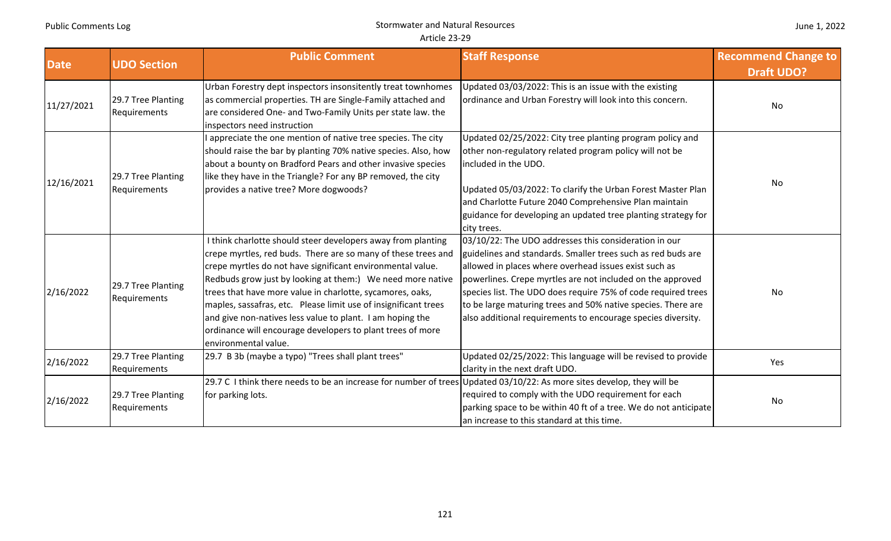| Date | UDO Section | Public Comment | Staff Response | Recommend Change to Draft UDO? |
|---|---|---|---|---|
| 11/27/2021 | 29.7 Tree Planting Requirements | Urban Forestry dept inspectors insonsitently treat townhomes as commercial properties. TH are Single-Family attached and are considered One- and Two-Family Units per state law. the inspectors need instruction | Updated 03/03/2022: This is an issue with the existing ordinance and Urban Forestry will look into this concern. | No |
| 12/16/2021 | 29.7 Tree Planting Requirements | I appreciate the one mention of native tree species. The city should raise the bar by planting 70% native species. Also, how about a bounty on Bradford Pears and other invasive species like they have in the Triangle? For any BP removed, the city provides a native tree? More dogwoods? | Updated 02/25/2022: City tree planting program policy and other non-regulatory related program policy will not be included in the UDO.<br><br>Updated 05/03/2022: To clarify the Urban Forest Master Plan and Charlotte Future 2040 Comprehensive Plan maintain guidance for developing an updated tree planting strategy for city trees. | No |
| 2/16/2022 | 29.7 Tree Planting Requirements | I think charlotte should steer developers away from planting crepe myrtles, red buds. There are so many of these trees and crepe myrtles do not have significant environmental value. Redbuds grow just by looking at them:) We need more native trees that have more value in charlotte, sycamores, oaks, maples, sassafras, etc. Please limit use of insignificant trees and give non-natives less value to plant. I am hoping the ordinance will encourage developers to plant trees of more environmental value. | 03/10/22: The UDO addresses this consideration in our guidelines and standards. Smaller trees such as red buds are allowed in places where overhead issues exist such as powerlines. Crepe myrtles are not included on the approved species list. The UDO does require 75% of code required trees to be large maturing trees and 50% native species. There are also additional requirements to encourage species diversity. | No |
| 2/16/2022 | 29.7 Tree Planting Requirements | 29.7 B 3b (maybe a typo) "Trees shall plant trees" | Updated 02/25/2022: This language will be revised to provide clarity in the next draft UDO. | Yes |
| 2/16/2022 | 29.7 Tree Planting Requirements | 29.7 C I think there needs to be an increase for number of trees for parking lots. | Updated 03/10/22: As more sites develop, they will be required to comply with the UDO requirement for each parking space to be within 40 ft of a tree. We do not anticipate an increase to this standard at this time. | No |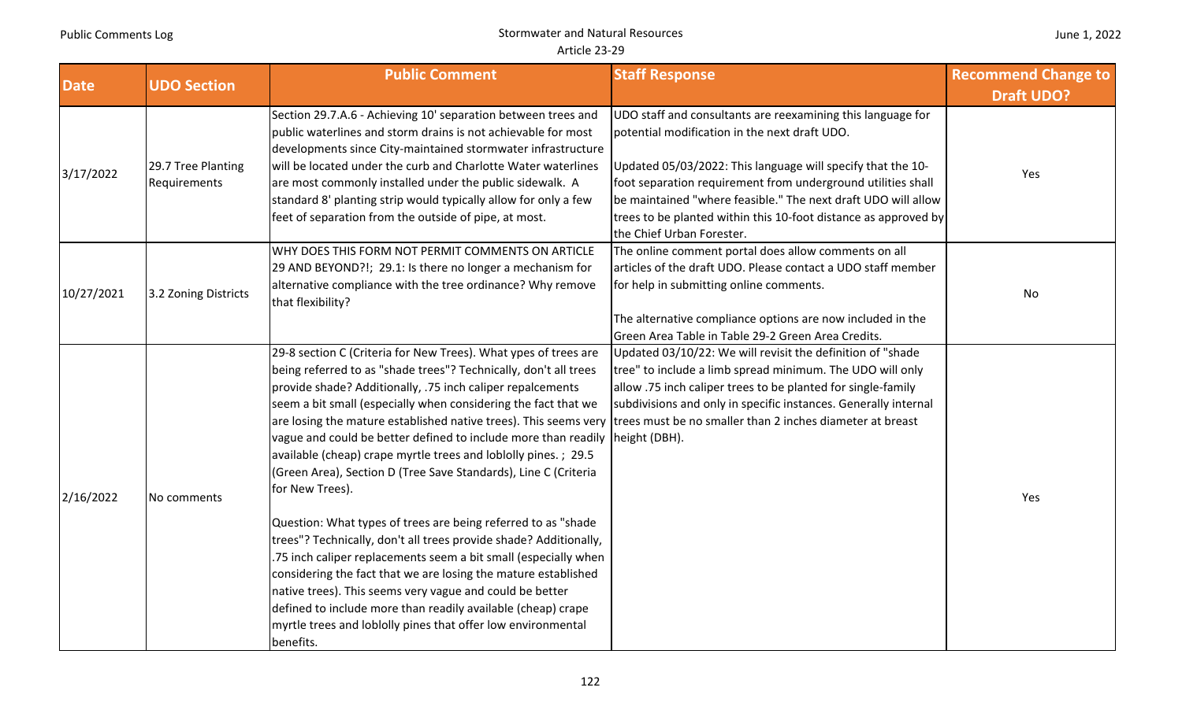| Date | UDO Section | Public Comment | Staff Response | Recommend Change to Draft UDO? |
|---|---|---|---|---|
| 3/17/2022 | 29.7 Tree Planting Requirements | Section 29.7.A.6 - Achieving 10' separation between trees and public waterlines and storm drains is not achievable for most developments since City-maintained stormwater infrastructure will be located under the curb and Charlotte Water waterlines are most commonly installed under the public sidewalk. A standard 8' planting strip would typically allow for only a few feet of separation from the outside of pipe, at most. | UDO staff and consultants are reexamining this language for potential modification in the next draft UDO.<br><br>Updated 05/03/2022: This language will specify that the 10-foot separation requirement from underground utilities shall be maintained "where feasible." The next draft UDO will allow trees to be planted within this 10-foot distance as approved by the Chief Urban Forester. | Yes |
| 10/27/2021 | 3.2 Zoning Districts | WHY DOES THIS FORM NOT PERMIT COMMENTS ON ARTICLE 29 AND BEYOND?!; 29.1: Is there no longer a mechanism for alternative compliance with the tree ordinance? Why remove that flexibility? | The online comment portal does allow comments on all articles of the draft UDO. Please contact a UDO staff member for help in submitting online comments.<br><br>The alternative compliance options are now included in the Green Area Table in Table 29-2 Green Area Credits. | No |
| 2/16/2022 | No comments | 29-8 section C (Criteria for New Trees). What ypes of trees are being referred to as "shade trees"? Technically, don't all trees provide shade? Additionally, .75 inch caliper repalcements seem a bit small (especially when considering the fact that we are losing the mature established native trees). This seems very vague and could be better defined to include more than readily available (cheap) crape myrtle trees and loblolly pines. ; 29.5 (Green Area), Section D (Tree Save Standards), Line C (Criteria for New Trees).<br><br>Question: What types of trees are being referred to as "shade trees"? Technically, don't all trees provide shade? Additionally, .75 inch caliper replacements seem a bit small (especially when considering the fact that we are losing the mature established native trees). This seems very vague and could be better defined to include more than readily available (cheap) crape myrtle trees and loblolly pines that offer low environmental benefits. | Updated 03/10/22: We will revisit the definition of "shade tree" to include a limb spread minimum. The UDO will only allow .75 inch caliper trees to be planted for single-family subdivisions and only in specific instances. Generally internal trees must be no smaller than 2 inches diameter at breast height (DBH). | Yes |